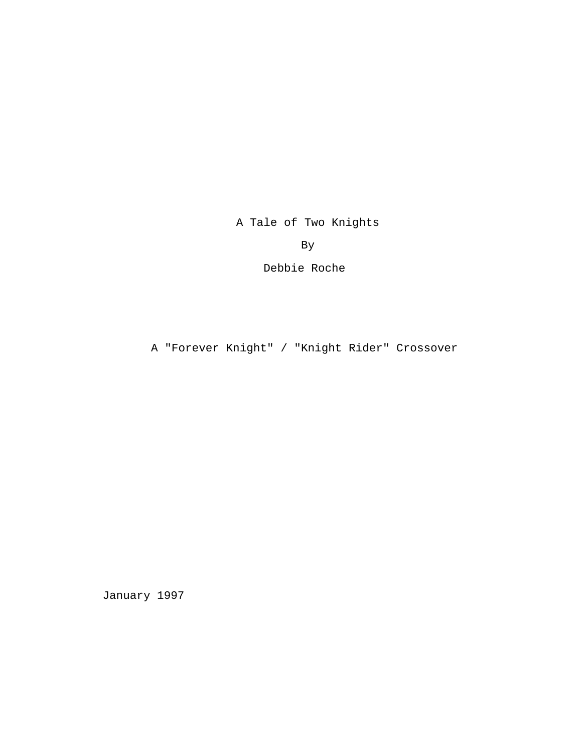# A Tale of Two Knights

By

Debbie Roche

A "Forever Knight" / "Knight Rider" Crossover

January 1997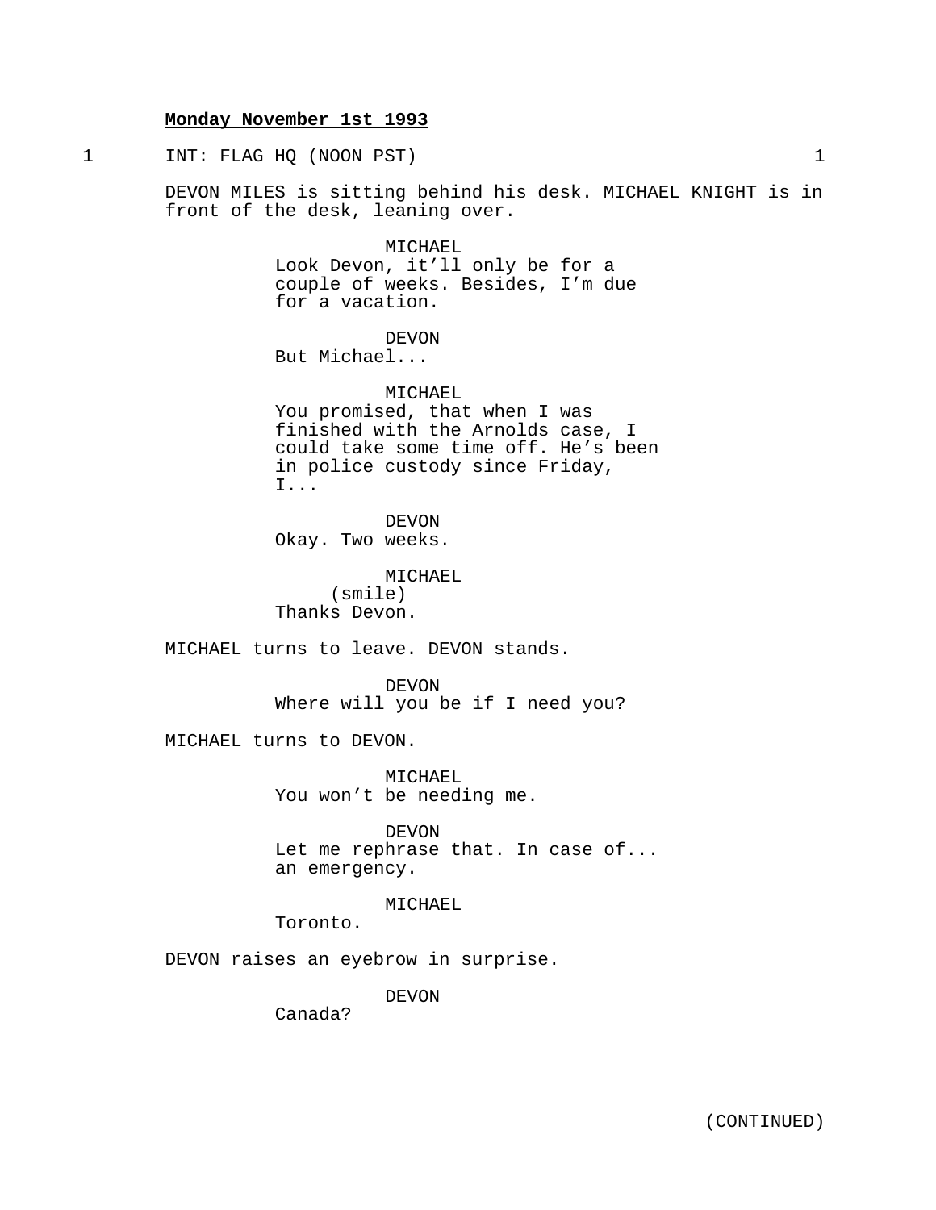**Monday November 1st 1993**

1 INT: FLAG HQ (NOON PST) 1

DEVON MILES is sitting behind his desk. MICHAEL KNIGHT is in front of the desk, leaning over.

MICHAEL
Look Devon, it'll only be for a couple of weeks. Besides, I'm due for a vacation.

DEVON
But Michael...

MICHAEL
You promised, that when I was finished with the Arnolds case, I could take some time off. He's been in police custody since Friday, I...

DEVON
Okay. Two weeks.

MICHAEL
(smile)
Thanks Devon.

MICHAEL turns to leave. DEVON stands.

DEVON
Where will you be if I need you?

MICHAEL turns to DEVON.

MICHAEL
You won't be needing me.

DEVON
Let me rephrase that. In case of... an emergency.

MICHAEL
Toronto.

DEVON raises an eyebrow in surprise.

DEVON
Canada?

(CONTINUED)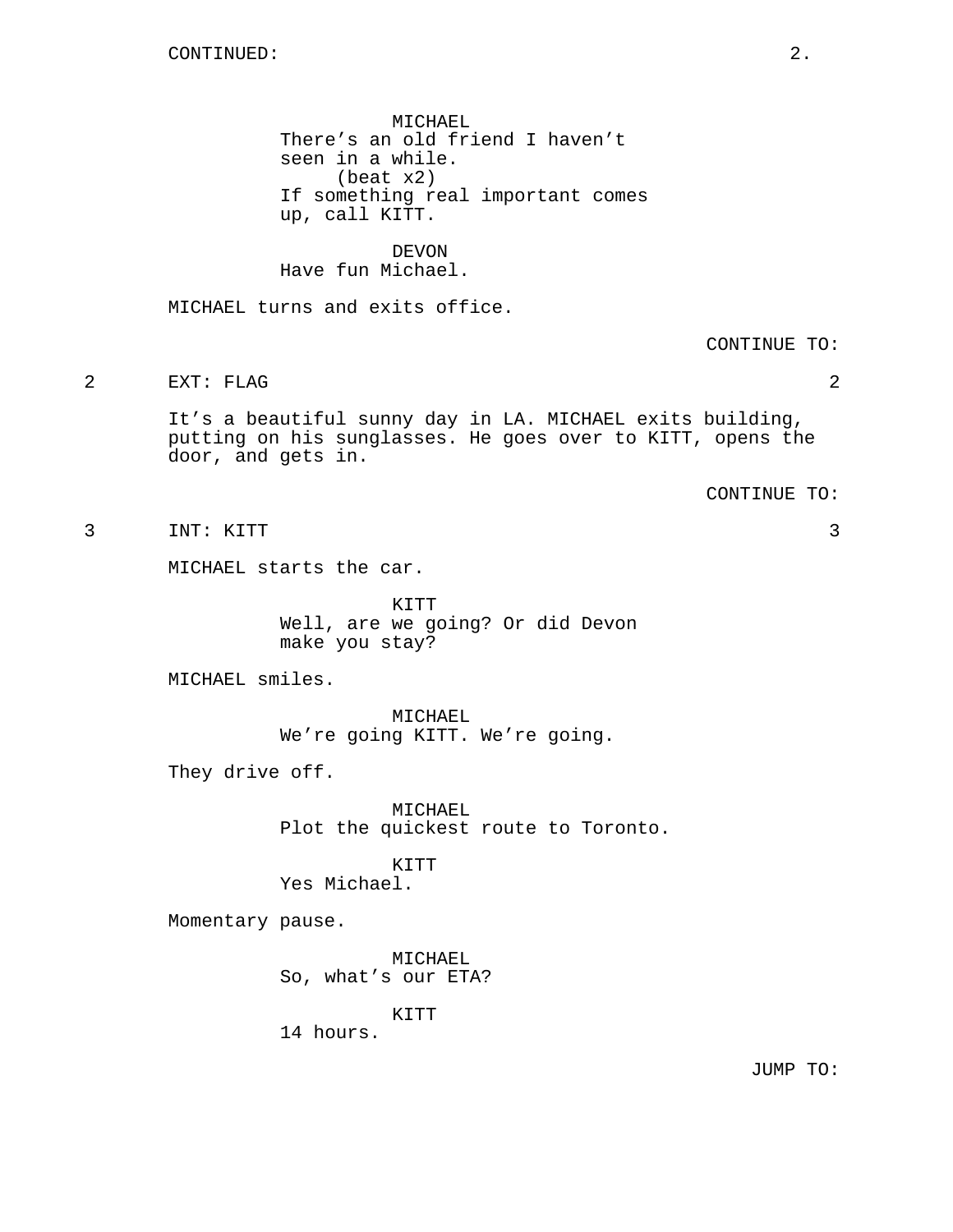CONTINUED:

MICHAEL
There's an old friend I haven't seen in a while.
(beat x2)
If something real important comes up, call KITT.

DEVON
Have fun Michael.

MICHAEL turns and exits office.

CONTINUE TO:

2 EXT: FLAG 2

It's a beautiful sunny day in LA. MICHAEL exits building, putting on his sunglasses. He goes over to KITT, opens the door, and gets in.

CONTINUE TO:

3 INT: KITT 3

MICHAEL starts the car.

KITT
Well, are we going? Or did Devon make you stay?

MICHAEL smiles.

MICHAEL
We're going KITT. We're going.

They drive off.

MICHAEL
Plot the quickest route to Toronto.

KITT
Yes Michael.

Momentary pause.

MICHAEL
So, what's our ETA?

KITT
14 hours.

JUMP TO: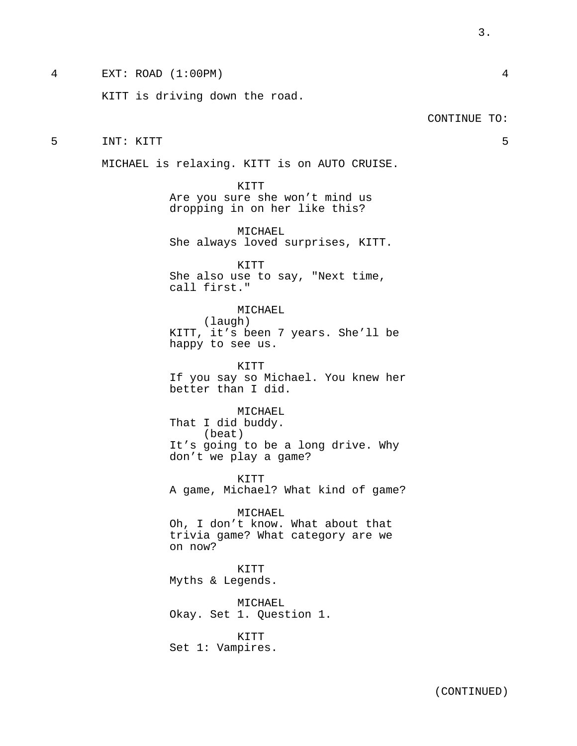4 EXT: ROAD (1:00PM) 4

KITT is driving down the road.

CONTINUE TO:

5 INT: KITT 5

MICHAEL is relaxing. KITT is on AUTO CRUISE.

KITT
Are you sure she won’t mind us dropping in on her like this?

MICHAEL
She always loved surprises, KITT.

KITT
She also use to say, "Next time, call first."

MICHAEL
(laugh)
KITT, it’s been 7 years. She’ll be happy to see us.

KITT
If you say so Michael. You knew her better than I did.

MICHAEL
That I did buddy.
(beat)
It’s going to be a long drive. Why don’t we play a game?

KITT
A game, Michael? What kind of game?

MICHAEL
Oh, I don’t know. What about that trivia game? What category are we on now?

KITT
Myths & Legends.

MICHAEL
Okay. Set 1. Question 1.

KITT
Set 1: Vampires.

(CONTINUED)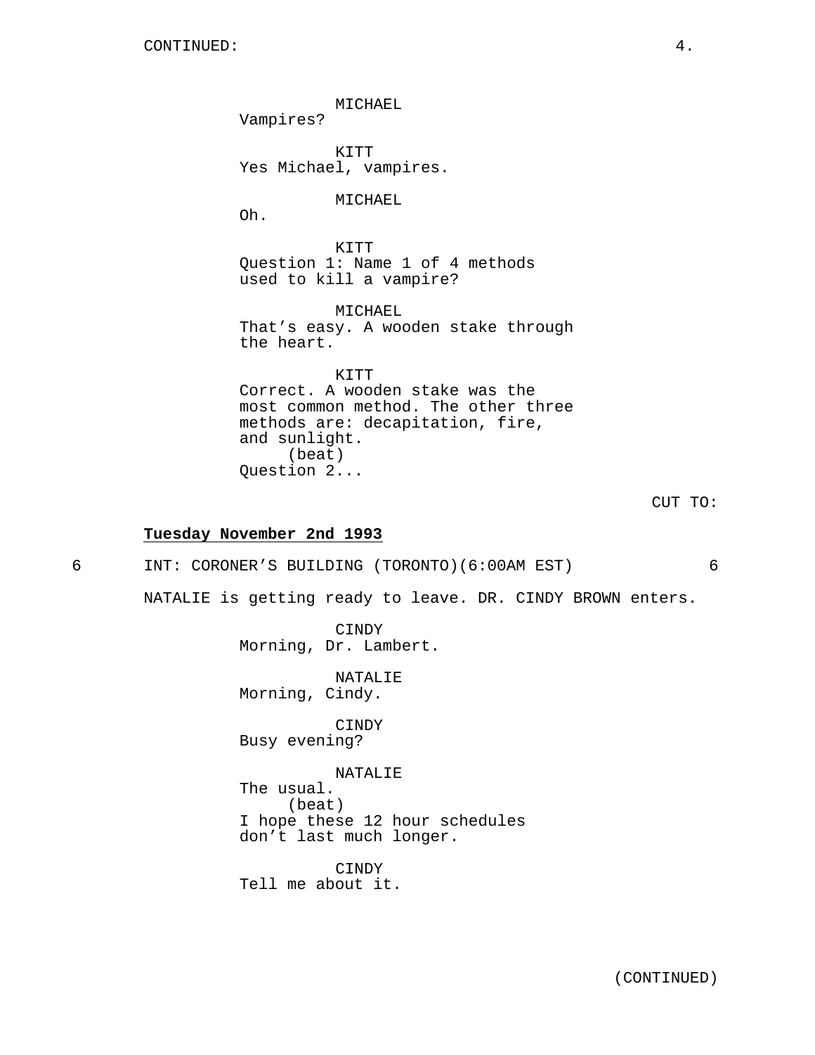CONTINUED:

MICHAEL
Vampires?

KITT
Yes Michael, vampires.

MICHAEL
Oh.

KITT
Question 1: Name 1 of 4 methods used to kill a vampire?

MICHAEL
That's easy. A wooden stake through the heart.

KITT
Correct. A wooden stake was the most common method. The other three methods are: decapitation, fire, and sunlight.
(beat)
Question 2...

CUT TO:

**Tuesday November 2nd 1993**

6 INT: CORONER'S BUILDING (TORONTO)(6:00AM EST) 6

NATALIE is getting ready to leave. DR. CINDY BROWN enters.

CINDY
Morning, Dr. Lambert.

NATALIE
Morning, Cindy.

CINDY
Busy evening?

NATALIE
The usual.
(beat)
I hope these 12 hour schedules don't last much longer.

CINDY
Tell me about it.

(CONTINUED)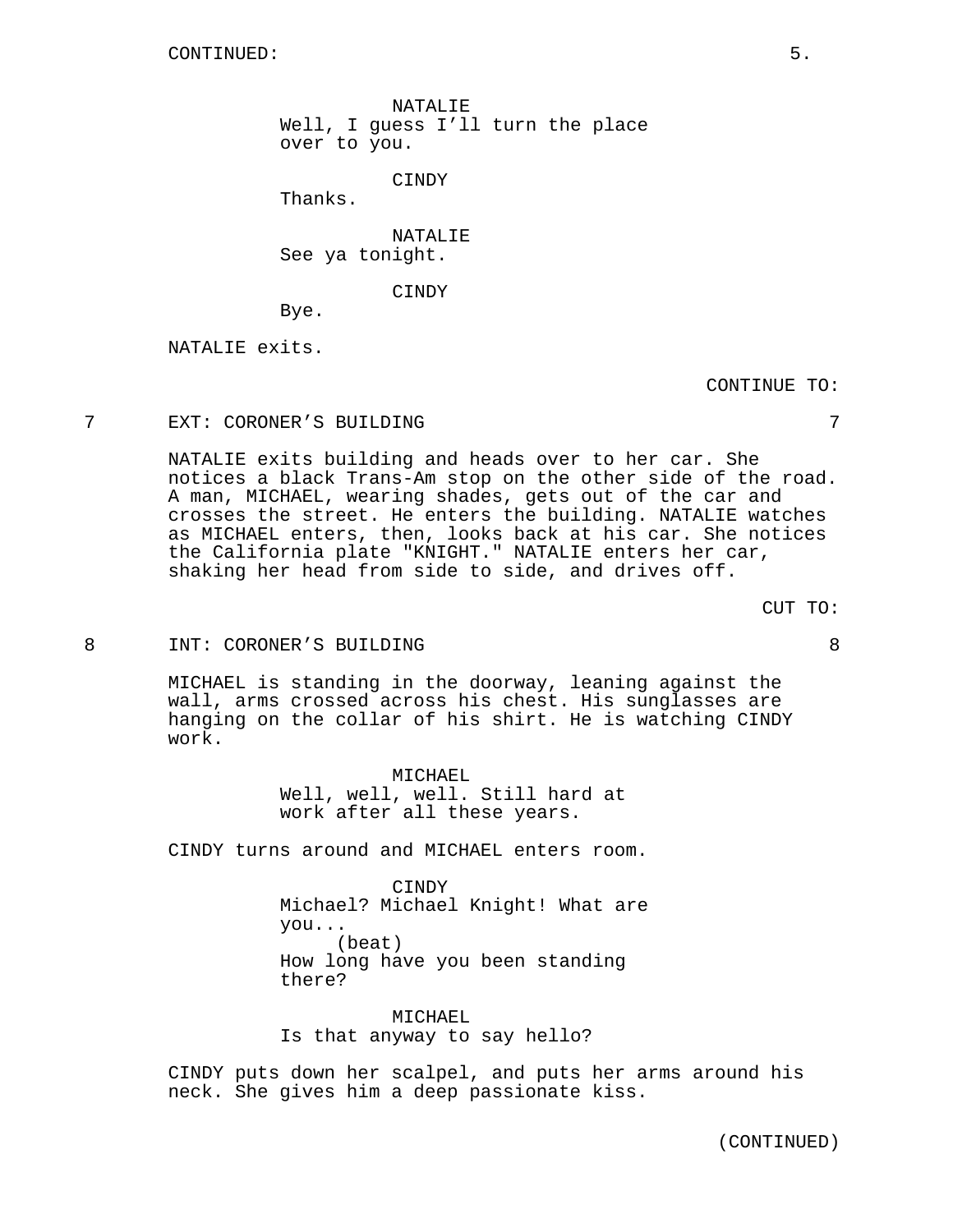NATALIE
Well, I guess I'll turn the place over to you.

CINDY
Thanks.

NATALIE
See ya tonight.

CINDY
Bye.

NATALIE exits.

CONTINUE TO:

7 EXT: CORONER'S BUILDING 7

NATALIE exits building and heads over to her car. She notices a black Trans-Am stop on the other side of the road. A man, MICHAEL, wearing shades, gets out of the car and crosses the street. He enters the building. NATALIE watches as MICHAEL enters, then, looks back at his car. She notices the California plate "KNIGHT." NATALIE enters her car, shaking her head from side to side, and drives off.

CUT TO:

8 INT: CORONER'S BUILDING 8

MICHAEL is standing in the doorway, leaning against the wall, arms crossed across his chest. His sunglasses are hanging on the collar of his shirt. He is watching CINDY work.

MICHAEL
Well, well, well. Still hard at work after all these years.

CINDY turns around and MICHAEL enters room.

CINDY
Michael? Michael Knight! What are you...
(beat)
How long have you been standing there?

MICHAEL
Is that anyway to say hello?

CINDY puts down her scalpel, and puts her arms around his neck. She gives him a deep passionate kiss.

(CONTINUED)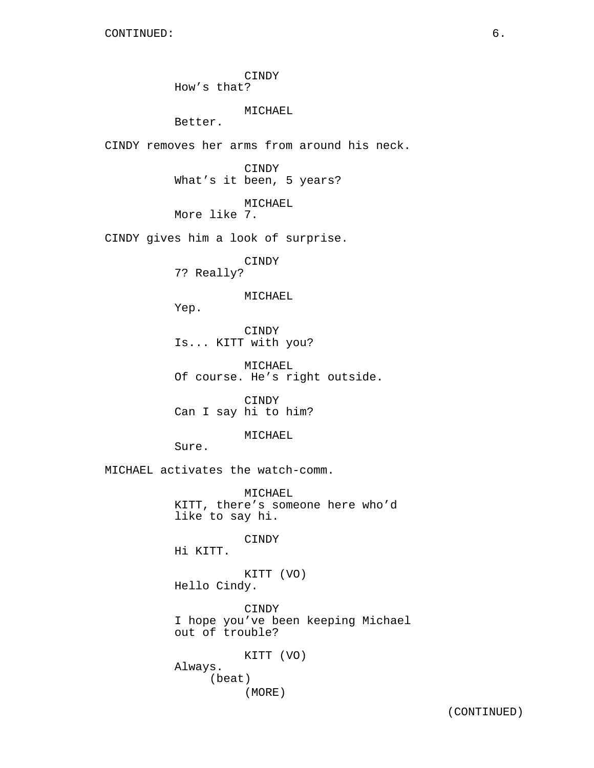CINDY
How's that?

MICHAEL
Better.

CINDY removes her arms from around his neck.

CINDY
What's it been, 5 years?

MICHAEL
More like 7.

CINDY gives him a look of surprise.

CINDY
7? Really?

MICHAEL
Yep.

CINDY
Is... KITT with you?

MICHAEL
Of course. He's right outside.

CINDY
Can I say hi to him?

MICHAEL
Sure.

MICHAEL activates the watch-comm.

MICHAEL
KITT, there's someone here who'd like to say hi.

CINDY
Hi KITT.

KITT (VO)
Hello Cindy.

CINDY
I hope you've been keeping Michael out of trouble?

KITT (VO)
Always.
(beat)
(MORE)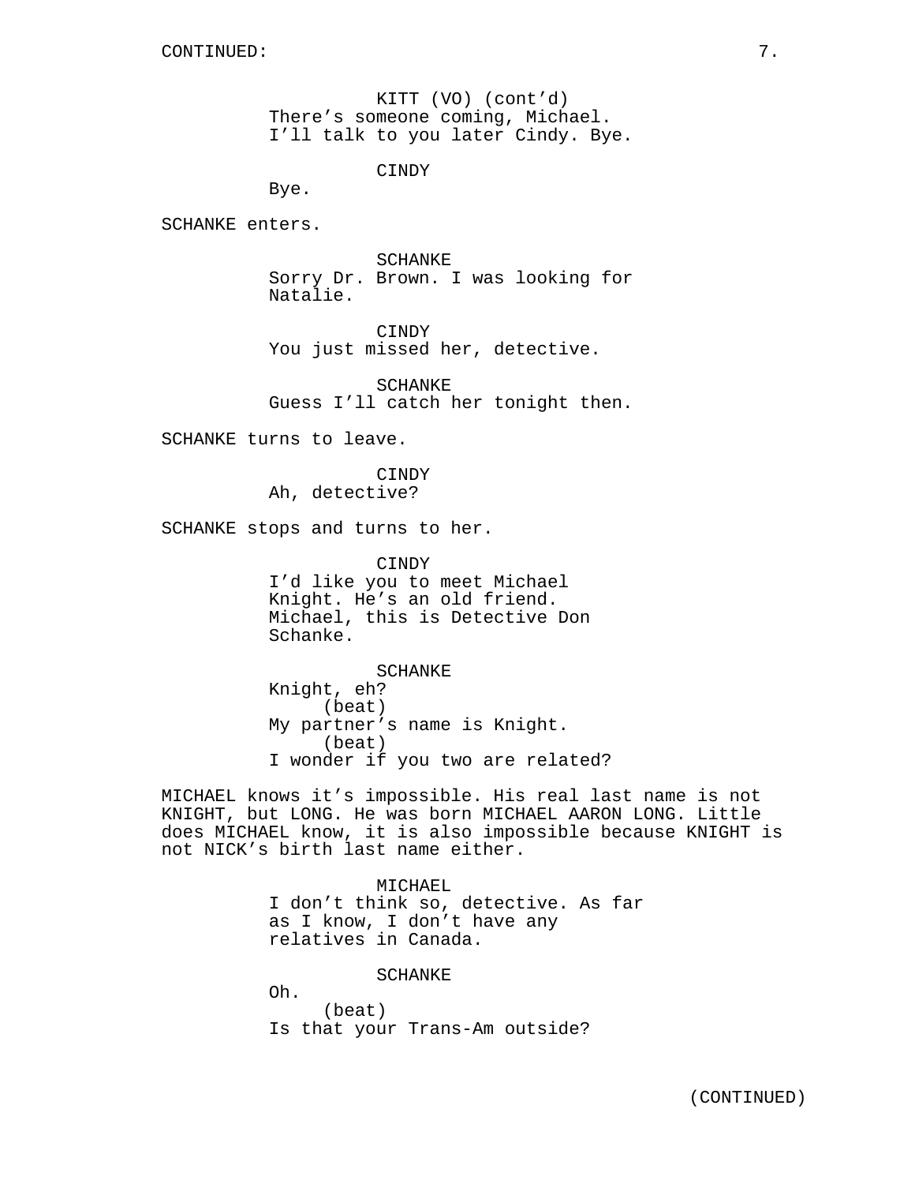KITT (VO) (cont'd)
There's someone coming, Michael.
I'll talk to you later Cindy. Bye.

CINDY
Bye.

SCHANKE enters.

SCHANKE
Sorry Dr. Brown. I was looking for Natalie.

CINDY
You just missed her, detective.

SCHANKE
Guess I'll catch her tonight then.

SCHANKE turns to leave.

CINDY
Ah, detective?

SCHANKE stops and turns to her.

CINDY
I'd like you to meet Michael Knight. He's an old friend. Michael, this is Detective Don Schanke.

SCHANKE
Knight, eh?
(beat)
My partner's name is Knight.
(beat)
I wonder if you two are related?

MICHAEL knows it's impossible. His real last name is not KNIGHT, but LONG. He was born MICHAEL AARON LONG. Little does MICHAEL know, it is also impossible because KNIGHT is not NICK's birth last name either.

MICHAEL
I don't think so, detective. As far as I know, I don't have any relatives in Canada.

SCHANKE
Oh.
(beat)
Is that your Trans-Am outside?

(CONTINUED)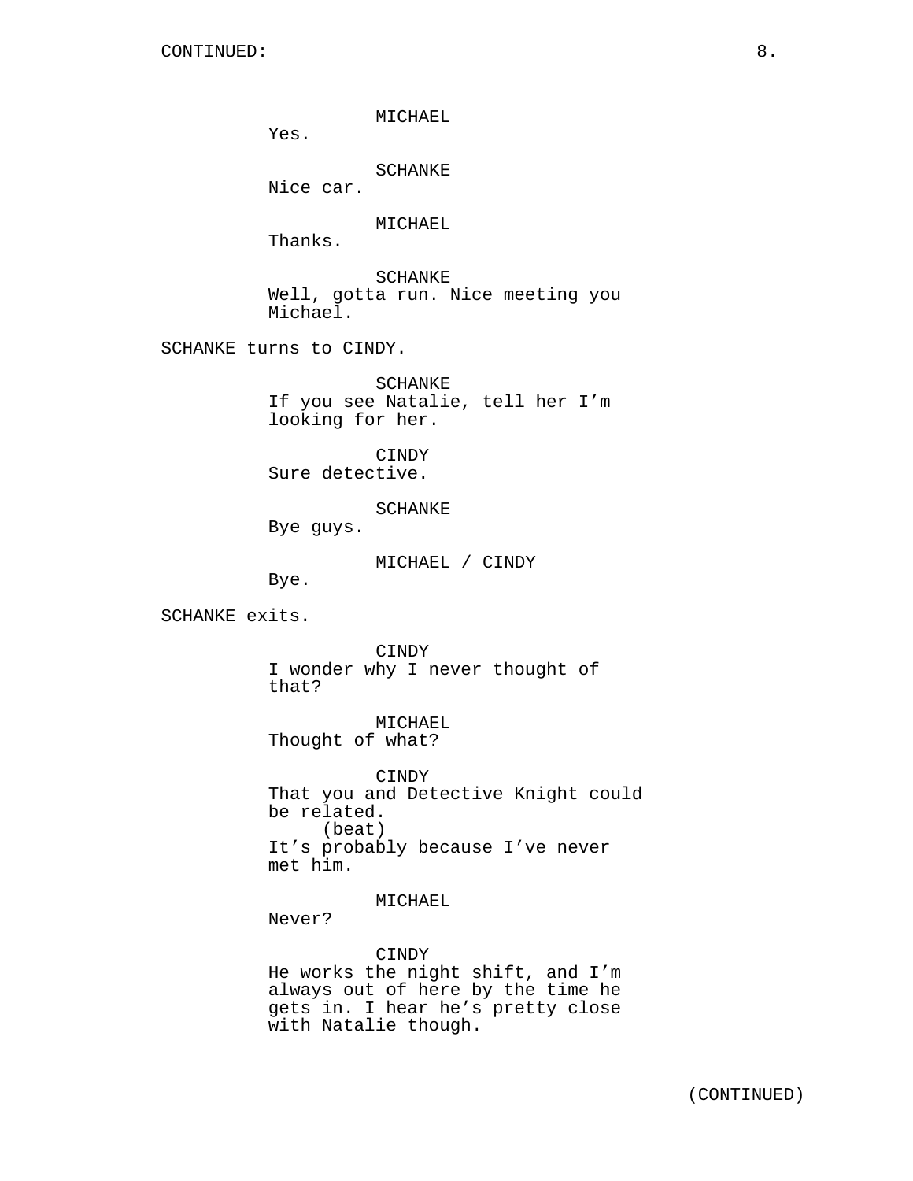CONTINUED:

MICHAEL
Yes.

SCHANKE
Nice car.

MICHAEL
Thanks.

SCHANKE
Well, gotta run. Nice meeting you Michael.

SCHANKE turns to CINDY.

SCHANKE
If you see Natalie, tell her I'm looking for her.

CINDY
Sure detective.

SCHANKE
Bye guys.

MICHAEL / CINDY
Bye.

SCHANKE exits.

CINDY
I wonder why I never thought of that?

MICHAEL
Thought of what?

CINDY
That you and Detective Knight could be related.
(beat)
It's probably because I've never met him.

MICHAEL
Never?

CINDY
He works the night shift, and I'm always out of here by the time he gets in. I hear he's pretty close with Natalie though.

(CONTINUED)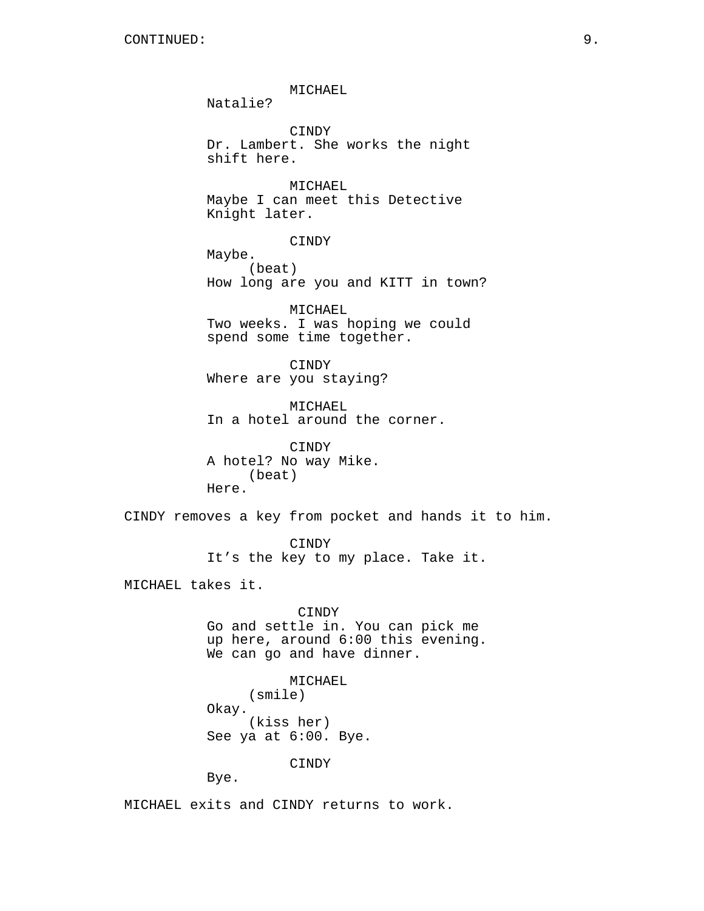MICHAEL
Natalie?

CINDY
Dr. Lambert. She works the night shift here.

MICHAEL
Maybe I can meet this Detective Knight later.

CINDY
Maybe.
(beat)
How long are you and KITT in town?

MICHAEL
Two weeks. I was hoping we could spend some time together.

CINDY
Where are you staying?

MICHAEL
In a hotel around the corner.

CINDY
A hotel? No way Mike.
(beat)
Here.

CINDY removes a key from pocket and hands it to him.

CINDY
It’s the key to my place. Take it.

MICHAEL takes it.

CINDY
Go and settle in. You can pick me up here, around 6:00 this evening. We can go and have dinner.

MICHAEL
(smile)
Okay.
(kiss her)
See ya at 6:00. Bye.

CINDY
Bye.

MICHAEL exits and CINDY returns to work.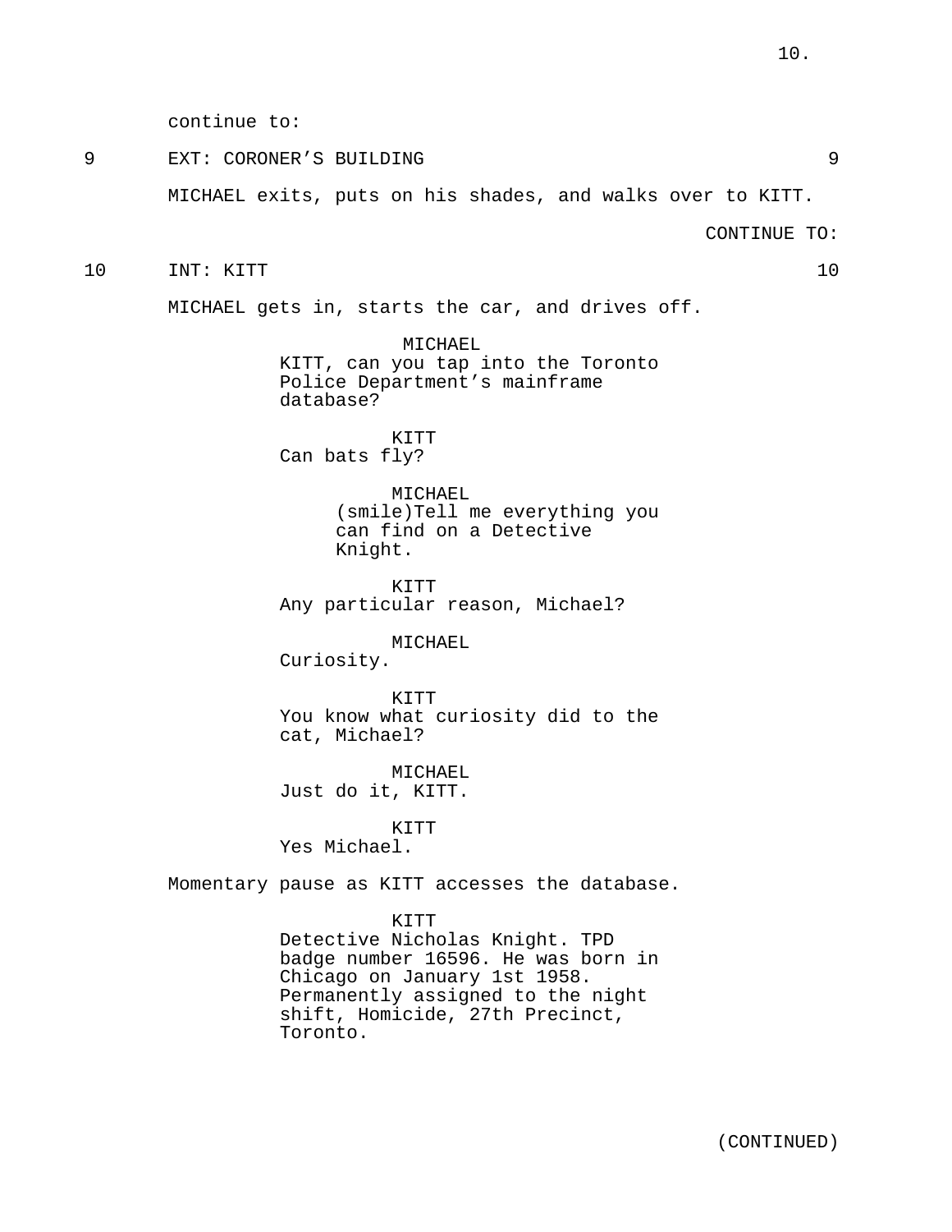continue to:

9 EXT: CORONER'S BUILDING 9

MICHAEL exits, puts on his shades, and walks over to KITT.

CONTINUE TO:

10 INT: KITT 10

MICHAEL gets in, starts the car, and drives off.

MICHAEL
KITT, can you tap into the Toronto Police Department's mainframe database?

KITT
Can bats fly?

MICHAEL
(smile)Tell me everything you can find on a Detective Knight.

KITT
Any particular reason, Michael?

MICHAEL
Curiosity.

KITT
You know what curiosity did to the cat, Michael?

MICHAEL
Just do it, KITT.

KITT
Yes Michael.

Momentary pause as KITT accesses the database.

KITT
Detective Nicholas Knight. TPD badge number 16596. He was born in Chicago on January 1st 1958. Permanently assigned to the night shift, Homicide, 27th Precinct, Toronto.

(CONTINUED)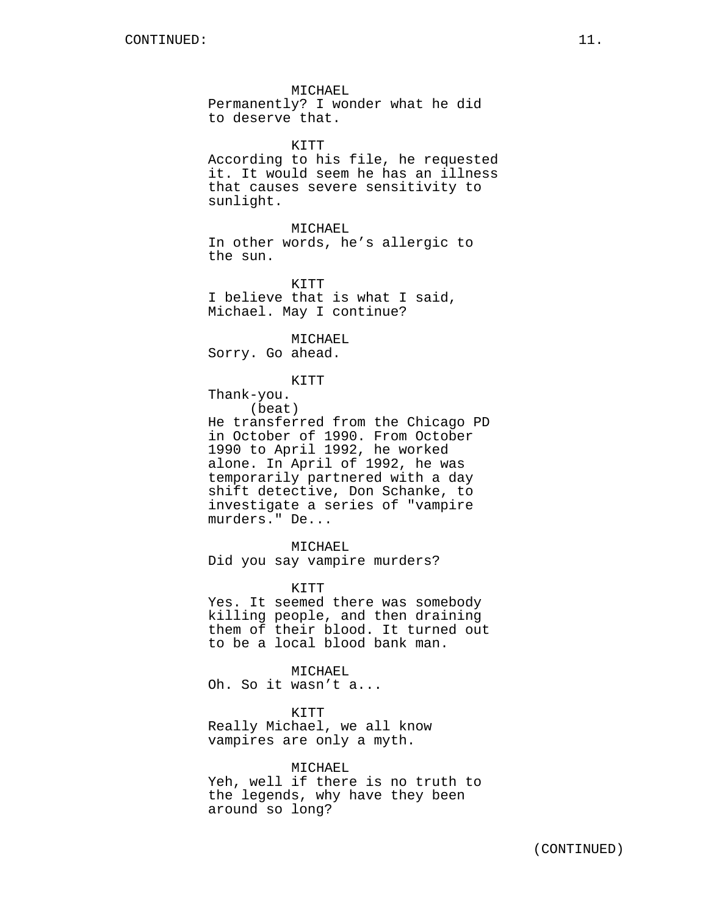MICHAEL
Permanently? I wonder what he did to deserve that.

KITT
According to his file, he requested it. It would seem he has an illness that causes severe sensitivity to sunlight.

MICHAEL
In other words, he's allergic to the sun.

KITT
I believe that is what I said, Michael. May I continue?

MICHAEL
Sorry. Go ahead.

KITT
Thank-you.
(beat)
He transferred from the Chicago PD in October of 1990. From October 1990 to April 1992, he worked alone. In April of 1992, he was temporarily partnered with a day shift detective, Don Schanke, to investigate a series of "vampire murders." De...

MICHAEL
Did you say vampire murders?

KITT
Yes. It seemed there was somebody killing people, and then draining them of their blood. It turned out to be a local blood bank man.

MICHAEL
Oh. So it wasn't a...

KITT
Really Michael, we all know vampires are only a myth.

MICHAEL
Yeh, well if there is no truth to the legends, why have they been around so long?

(CONTINUED)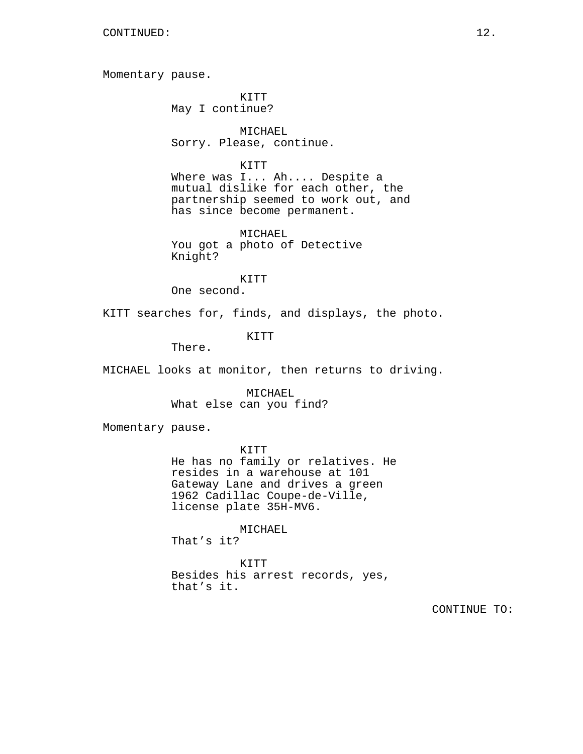CONTINUED:

Momentary pause.

KITT
May I continue?

MICHAEL
Sorry. Please, continue.

KITT
Where was I... Ah.... Despite a mutual dislike for each other, the partnership seemed to work out, and has since become permanent.

MICHAEL
You got a photo of Detective Knight?

KITT
One second.

KITT searches for, finds, and displays, the photo.

KITT
There.

MICHAEL looks at monitor, then returns to driving.

MICHAEL
What else can you find?

Momentary pause.

KITT
He has no family or relatives. He resides in a warehouse at 101 Gateway Lane and drives a green 1962 Cadillac Coupe-de-Ville, license plate 35H-MV6.

MICHAEL
That’s it?

KITT
Besides his arrest records, yes, that’s it.

CONTINUE TO: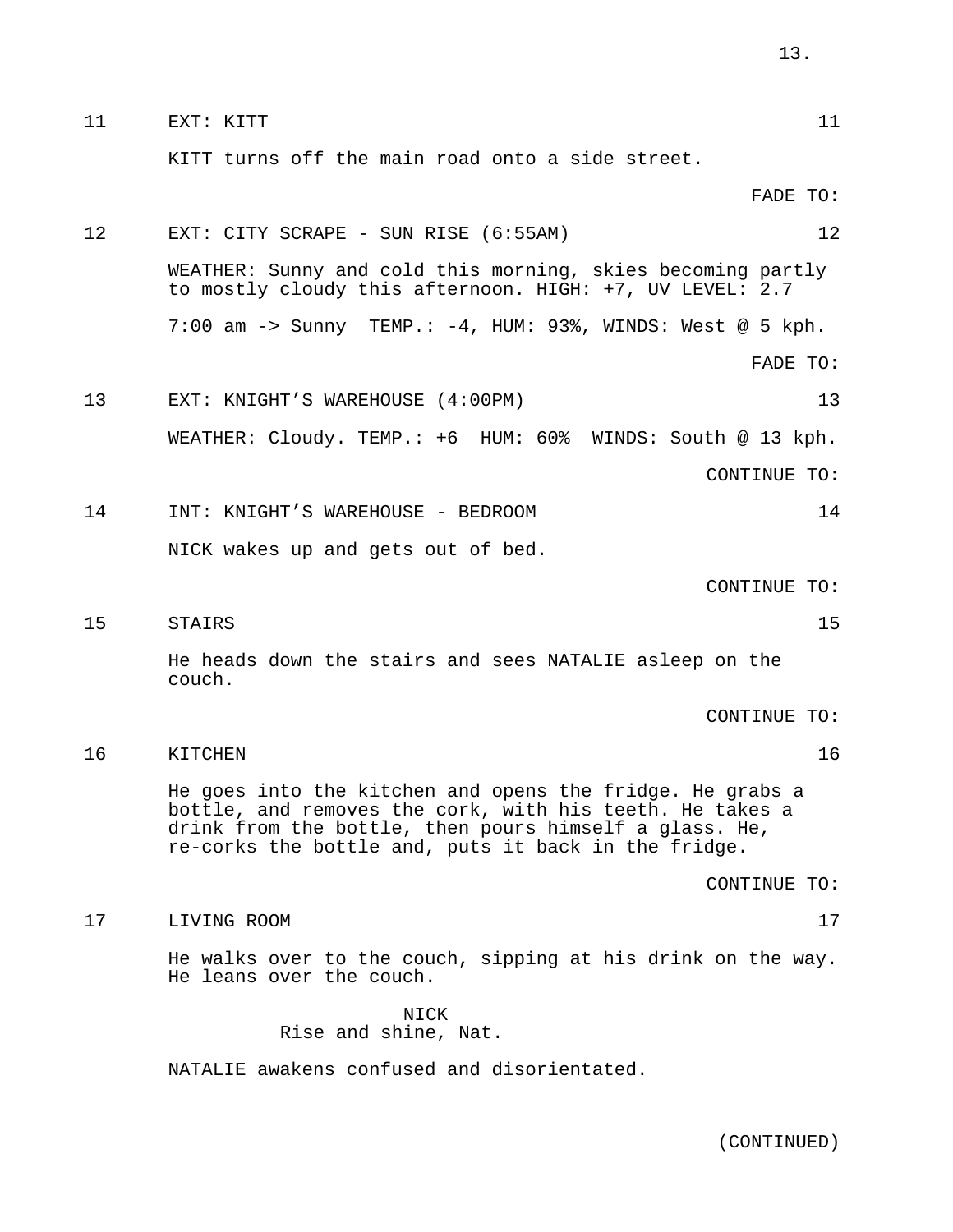11 EXT: KITT 11

KITT turns off the main road onto a side street.

FADE TO:

12 EXT: CITY SCRAPE - SUN RISE (6:55AM) 12

WEATHER: Sunny and cold this morning, skies becoming partly to mostly cloudy this afternoon. HIGH: +7, UV LEVEL: 2.7

7:00 am -> Sunny TEMP.: -4, HUM: 93%, WINDS: West @ 5 kph.

FADE TO:

13 EXT: KNIGHT'S WAREHOUSE (4:00PM) 13

WEATHER: Cloudy. TEMP.: +6 HUM: 60% WINDS: South @ 13 kph.

CONTINUE TO:

14 INT: KNIGHT'S WAREHOUSE - BEDROOM 14

NICK wakes up and gets out of bed.

CONTINUE TO:

15 STAIRS 15

He heads down the stairs and sees NATALIE asleep on the couch.

CONTINUE TO:

16 KITCHEN 16

He goes into the kitchen and opens the fridge. He grabs a bottle, and removes the cork, with his teeth. He takes a drink from the bottle, then pours himself a glass. He, re-corks the bottle and, puts it back in the fridge.

CONTINUE TO:

17 LIVING ROOM 17

He walks over to the couch, sipping at his drink on the way. He leans over the couch.

NICK
Rise and shine, Nat.

NATALIE awakens confused and disorientated.

(CONTINUED)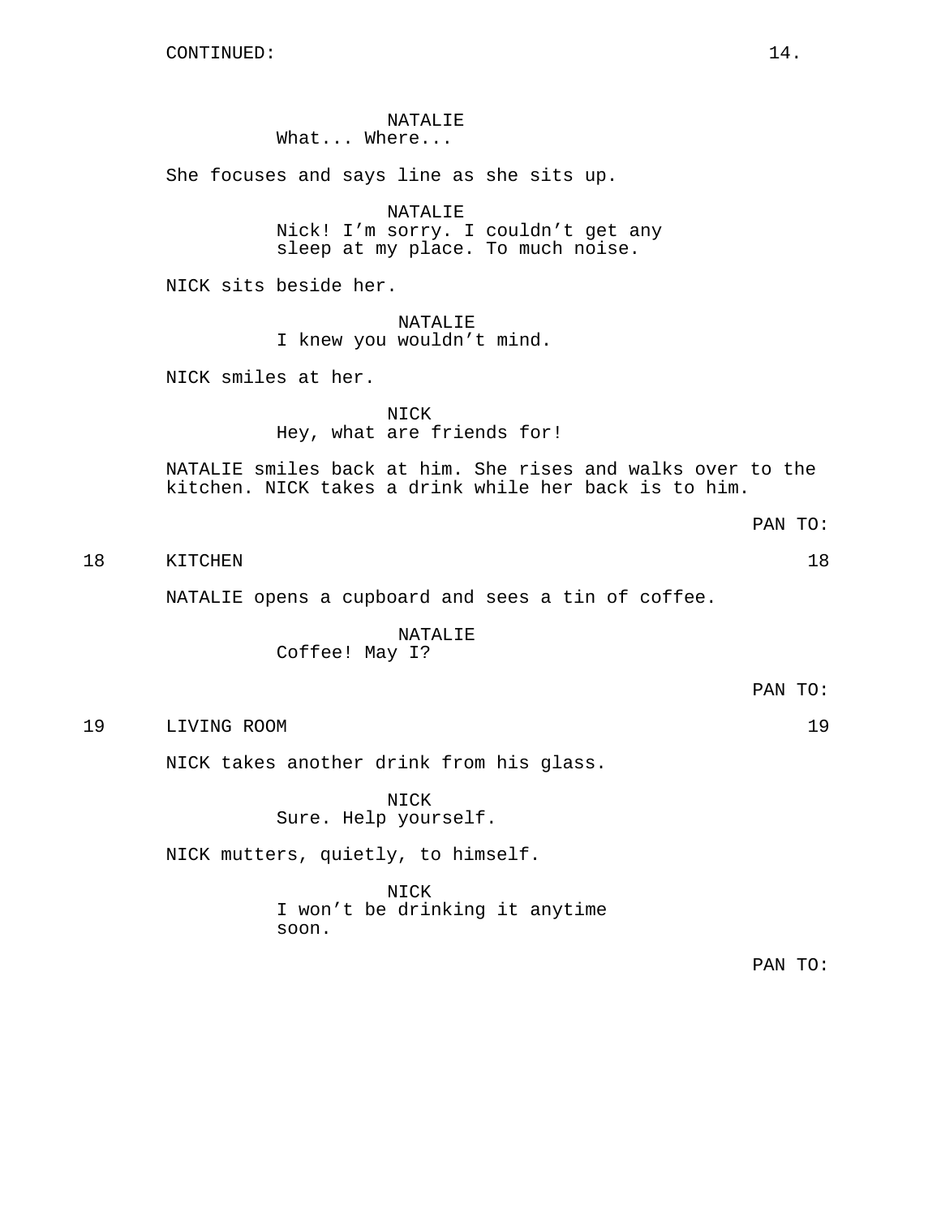NATALIE
What... Where...

She focuses and says line as she sits up.

NATALIE
Nick! I’m sorry. I couldn’t get any sleep at my place. To much noise.

NICK sits beside her.

NATALIE
I knew you wouldn’t mind.

NICK smiles at her.

NICK
Hey, what are friends for!

NATALIE smiles back at him. She rises and walks over to the kitchen. NICK takes a drink while her back is to him.

PAN TO:

18 KITCHEN 18

NATALIE opens a cupboard and sees a tin of coffee.

NATALIE
Coffee! May I?

PAN TO:

19 LIVING ROOM 19

NICK takes another drink from his glass.

NICK
Sure. Help yourself.

NICK mutters, quietly, to himself.

NICK
I won’t be drinking it anytime soon.

PAN TO: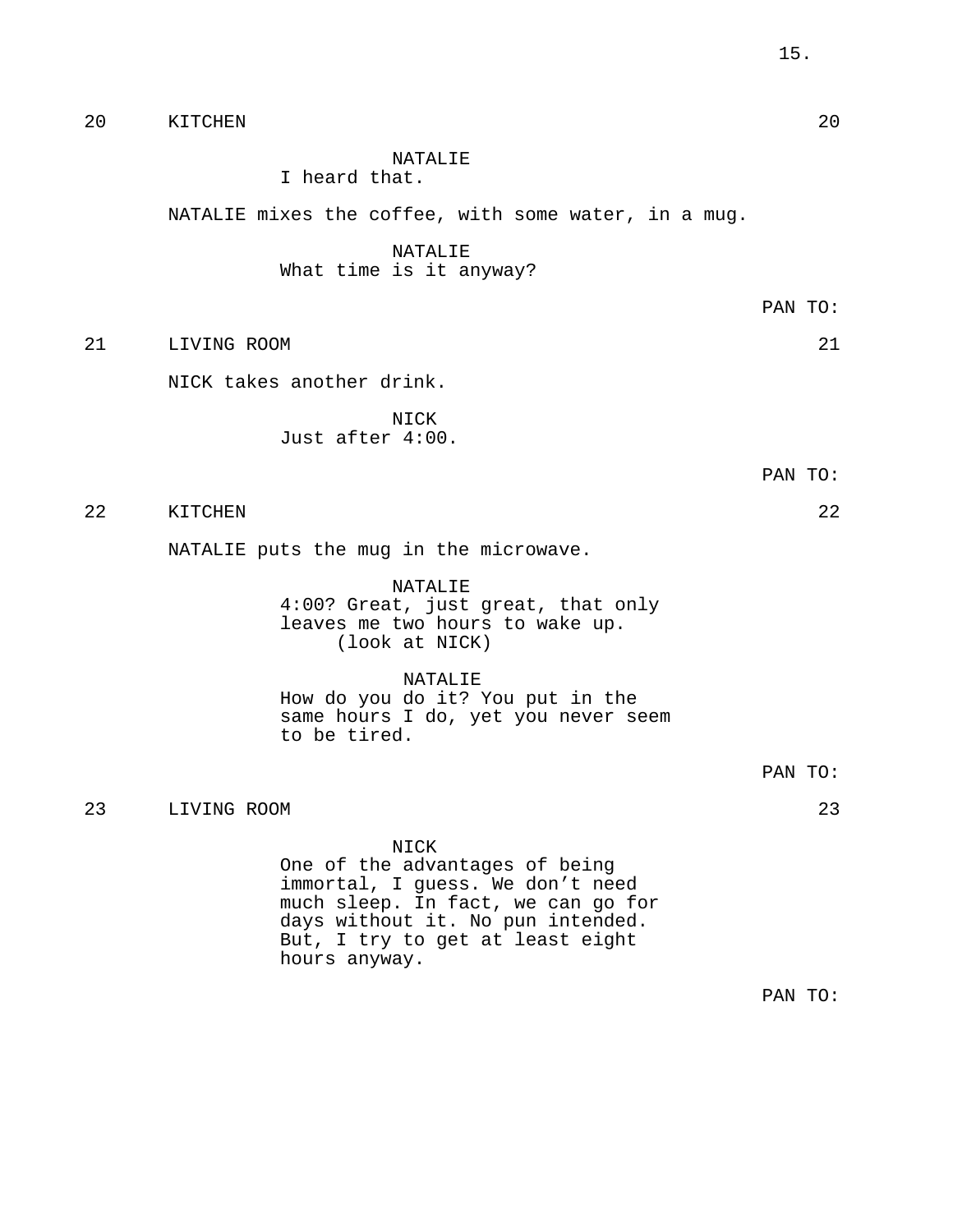20 KITCHEN 20

NATALIE
I heard that.

NATALIE mixes the coffee, with some water, in a mug.

NATALIE
What time is it anyway?

PAN TO:

21 LIVING ROOM 21

NICK takes another drink.

NICK
Just after 4:00.

PAN TO:

22 KITCHEN 22

NATALIE puts the mug in the microwave.

NATALIE
4:00? Great, just great, that only leaves me two hours to wake up.
(look at NICK)

NATALIE
How do you do it? You put in the same hours I do, yet you never seem to be tired.

PAN TO:

23 LIVING ROOM 23

NICK
One of the advantages of being immortal, I guess. We don't need much sleep. In fact, we can go for days without it. No pun intended. But, I try to get at least eight hours anyway.

PAN TO: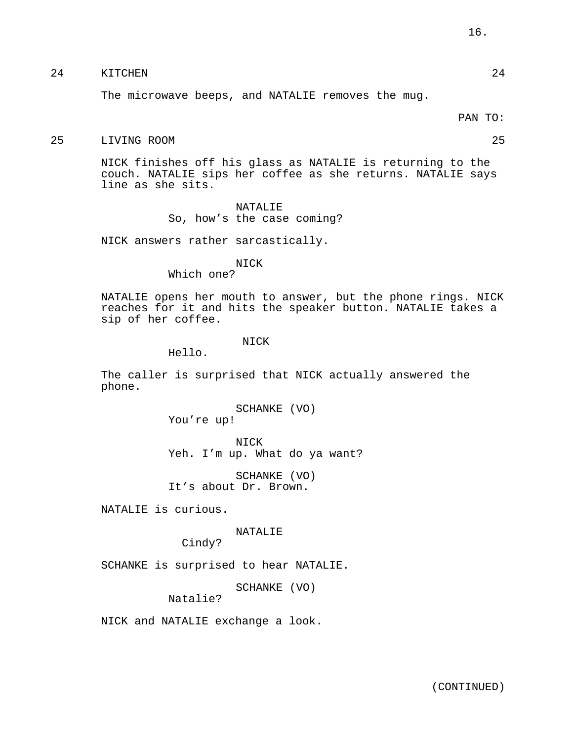24 KITCHEN 24

The microwave beeps, and NATALIE removes the mug.

PAN TO:

25 LIVING ROOM 25

NICK finishes off his glass as NATALIE is returning to the couch. NATALIE sips her coffee as she returns. NATALIE says line as she sits.

NATALIE
So, how's the case coming?

NICK answers rather sarcastically.

NICK
Which one?

NATALIE opens her mouth to answer, but the phone rings. NICK reaches for it and hits the speaker button. NATALIE takes a sip of her coffee.

NICK
Hello.

The caller is surprised that NICK actually answered the phone.

SCHANKE (VO)
You're up!

NICK
Yeh. I'm up. What do ya want?

SCHANKE (VO)
It's about Dr. Brown.

NATALIE is curious.

NATALIE
Cindy?

SCHANKE is surprised to hear NATALIE.

SCHANKE (VO)
Natalie?

NICK and NATALIE exchange a look.

(CONTINUED)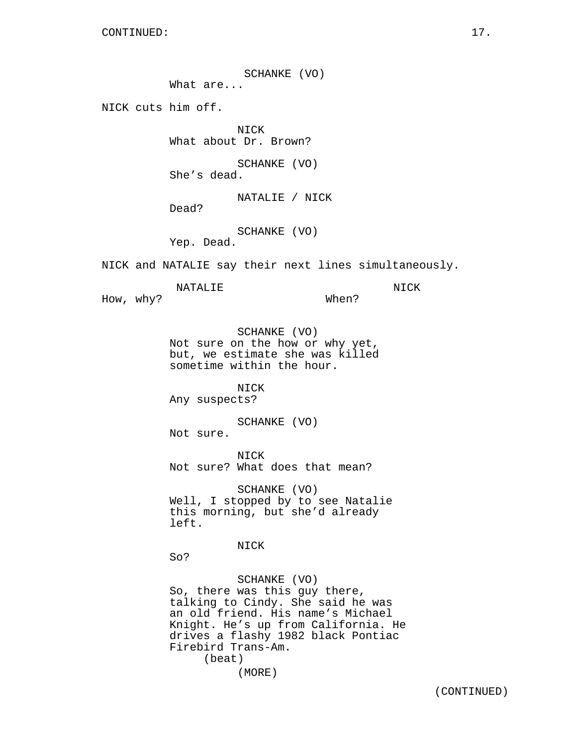SCHANKE (VO)
What are...

NICK cuts him off.

NICK
What about Dr. Brown?

SCHANKE (VO)
She's dead.

NATALIE / NICK
Dead?

SCHANKE (VO)
Yep. Dead.

NICK and NATALIE say their next lines simultaneously.

| NATALIE | NICK |
|---|---|
| How, why? | When? |

SCHANKE (VO)
Not sure on the how or why yet, but, we estimate she was killed sometime within the hour.

NICK
Any suspects?

SCHANKE (VO)
Not sure.

NICK
Not sure? What does that mean?

SCHANKE (VO)
Well, I stopped by to see Natalie this morning, but she'd already left.

NICK
So?

SCHANKE (VO)
So, there was this guy there, talking to Cindy. She said he was an old friend. His name's Michael Knight. He's up from California. He drives a flashy 1982 black Pontiac Firebird Trans-Am.
(beat)
(MORE)

(CONTINUED)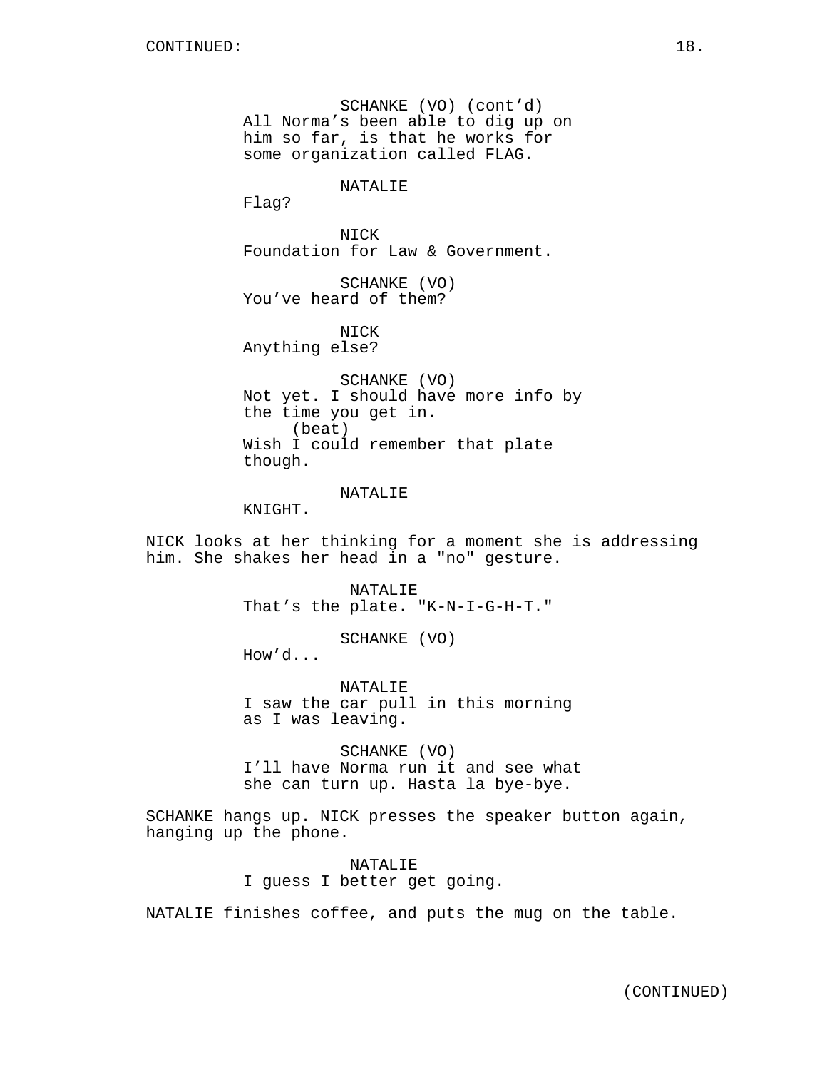CONTINUED:

SCHANKE (VO) (cont'd)
All Norma's been able to dig up on him so far, is that he works for some organization called FLAG.

NATALIE
Flag?

NICK
Foundation for Law & Government.

SCHANKE (VO)
You've heard of them?

NICK
Anything else?

SCHANKE (VO)
Not yet. I should have more info by the time you get in.
(beat)
Wish I could remember that plate though.

NATALIE
KNIGHT.

NICK looks at her thinking for a moment she is addressing him. She shakes her head in a "no" gesture.

NATALIE
That's the plate. "K-N-I-G-H-T."

SCHANKE (VO)
How'd...

NATALIE
I saw the car pull in this morning as I was leaving.

SCHANKE (VO)
I'll have Norma run it and see what she can turn up. Hasta la bye-bye.

SCHANKE hangs up. NICK presses the speaker button again, hanging up the phone.

NATALIE
I guess I better get going.

NATALIE finishes coffee, and puts the mug on the table.

(CONTINUED)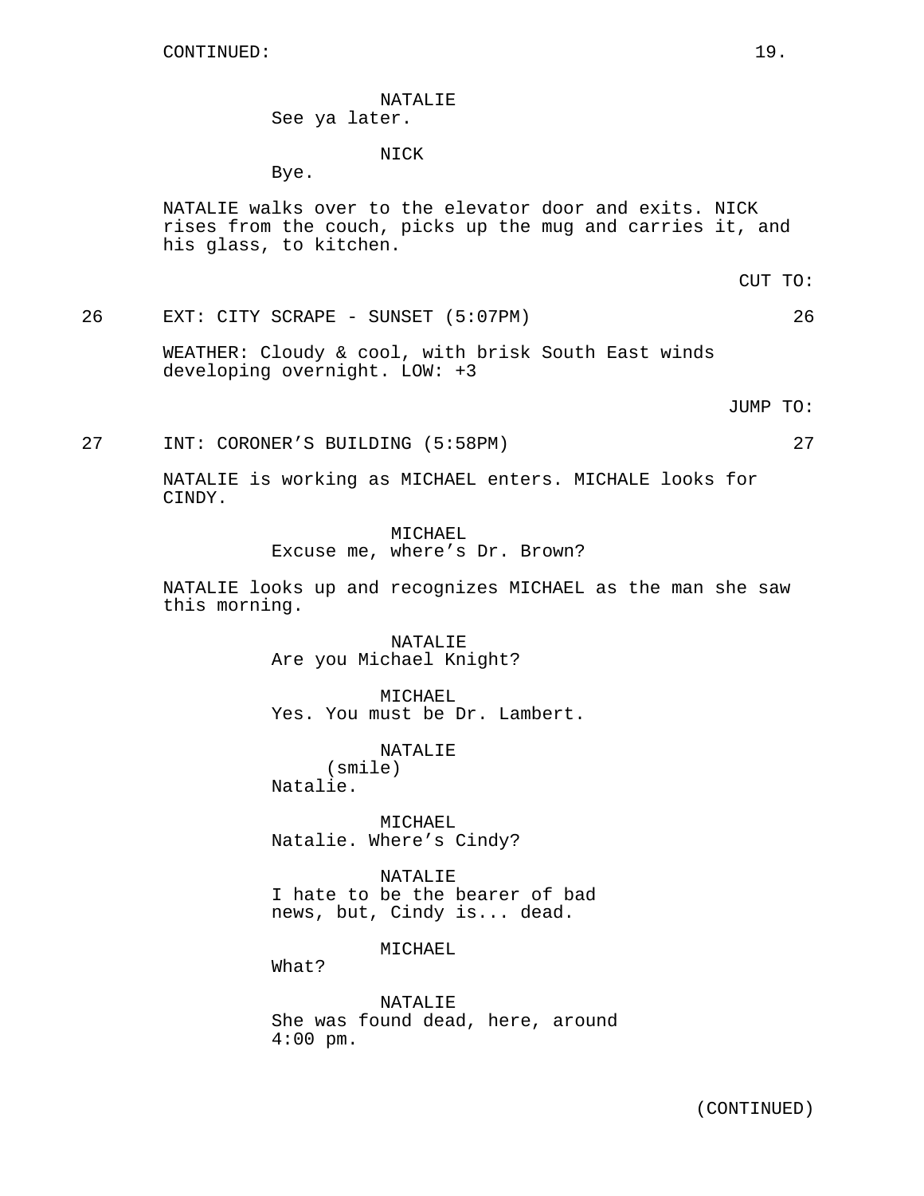NATALIE
See ya later.

NICK
Bye.

NATALIE walks over to the elevator door and exits. NICK rises from the couch, picks up the mug and carries it, and his glass, to kitchen.

CUT TO:

26 EXT: CITY SCRAPE - SUNSET (5:07PM) 26

WEATHER: Cloudy & cool, with brisk South East winds developing overnight. LOW: +3

JUMP TO:

27 INT: CORONER'S BUILDING (5:58PM) 27

NATALIE is working as MICHAEL enters. MICHALE looks for CINDY.

MICHAEL
Excuse me, where's Dr. Brown?

NATALIE looks up and recognizes MICHAEL as the man she saw this morning.

NATALIE
Are you Michael Knight?

MICHAEL
Yes. You must be Dr. Lambert.

NATALIE
(smile)
Natalie.

MICHAEL
Natalie. Where's Cindy?

NATALIE
I hate to be the bearer of bad news, but, Cindy is... dead.

MICHAEL
What?

NATALIE
She was found dead, here, around 4:00 pm.

(CONTINUED)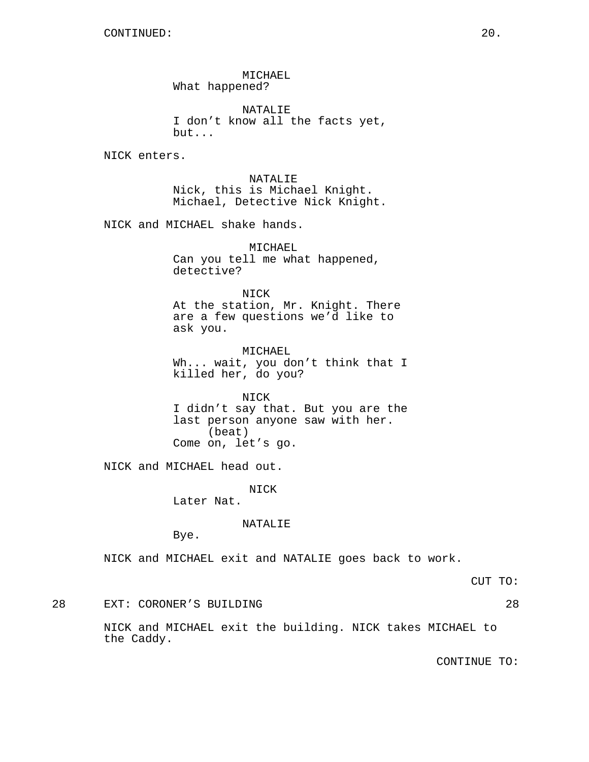CONTINUED:

MICHAEL
What happened?

NATALIE
I don't know all the facts yet, but...

NICK enters.

NATALIE
Nick, this is Michael Knight. Michael, Detective Nick Knight.

NICK and MICHAEL shake hands.

MICHAEL
Can you tell me what happened, detective?

NICK
At the station, Mr. Knight. There are a few questions we'd like to ask you.

MICHAEL
Wh... wait, you don't think that I killed her, do you?

NICK
I didn't say that. But you are the last person anyone saw with her.
(beat)
Come on, let's go.

NICK and MICHAEL head out.

NICK
Later Nat.

NATALIE
Bye.

NICK and MICHAEL exit and NATALIE goes back to work.

CUT TO:

28 EXT: CORONER'S BUILDING 28

NICK and MICHAEL exit the building. NICK takes MICHAEL to the Caddy.

CONTINUE TO: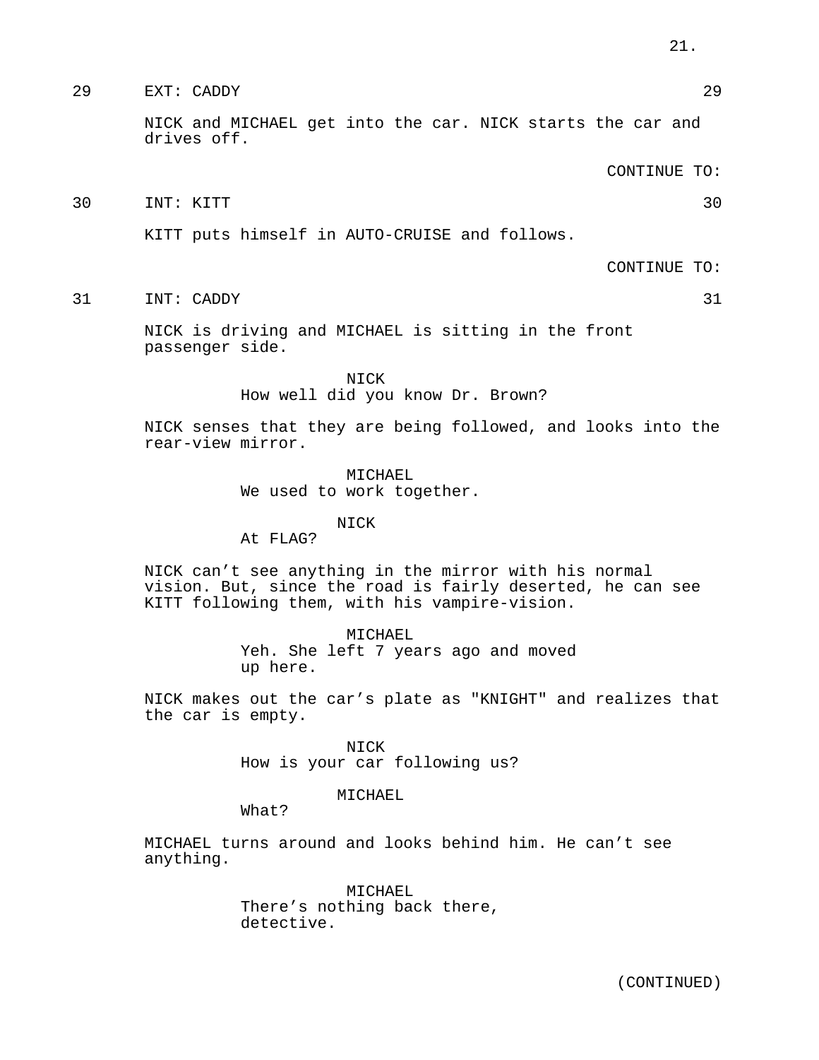29 EXT: CADDY 29

NICK and MICHAEL get into the car. NICK starts the car and drives off.

CONTINUE TO:

30 INT: KITT 30

KITT puts himself in AUTO-CRUISE and follows.

CONTINUE TO:

31 INT: CADDY 31

NICK is driving and MICHAEL is sitting in the front passenger side.

NICK
How well did you know Dr. Brown?

NICK senses that they are being followed, and looks into the rear-view mirror.

MICHAEL
We used to work together.

NICK
At FLAG?

NICK can't see anything in the mirror with his normal vision. But, since the road is fairly deserted, he can see KITT following them, with his vampire-vision.

MICHAEL
Yeh. She left 7 years ago and moved up here.

NICK makes out the car's plate as "KNIGHT" and realizes that the car is empty.

NICK
How is your car following us?

MICHAEL
What?

MICHAEL turns around and looks behind him. He can't see anything.

MICHAEL
There's nothing back there, detective.

(CONTINUED)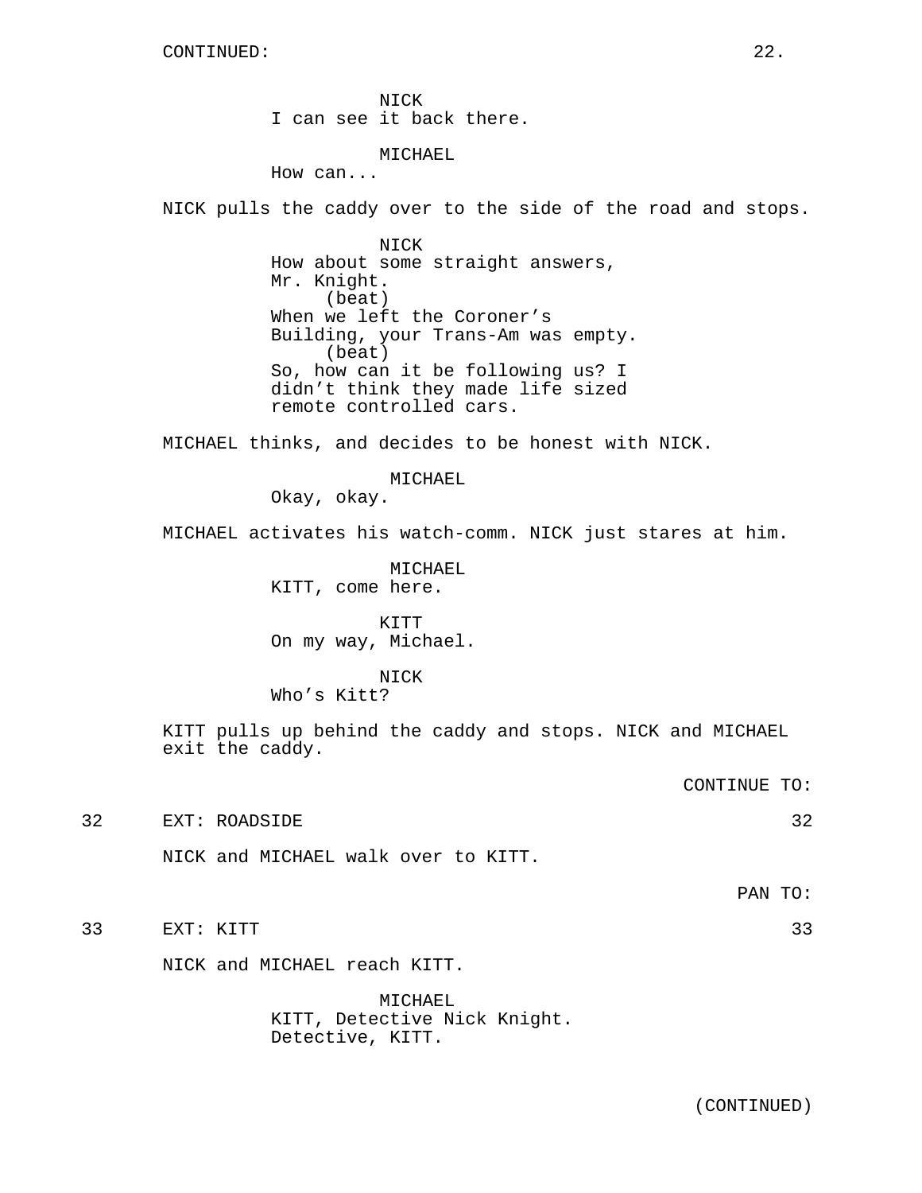CONTINUED:

NICK
I can see it back there.

MICHAEL
How can...

NICK pulls the caddy over to the side of the road and stops.

NICK
How about some straight answers, Mr. Knight.
(beat)
When we left the Coroner's Building, your Trans-Am was empty.
(beat)
So, how can it be following us? I didn't think they made life sized remote controlled cars.

MICHAEL thinks, and decides to be honest with NICK.

MICHAEL
Okay, okay.

MICHAEL activates his watch-comm. NICK just stares at him.

MICHAEL
KITT, come here.

KITT
On my way, Michael.

NICK
Who's Kitt?

KITT pulls up behind the caddy and stops. NICK and MICHAEL exit the caddy.

CONTINUE TO:

32 EXT: ROADSIDE 32

NICK and MICHAEL walk over to KITT.

PAN TO:

33 EXT: KITT 33

NICK and MICHAEL reach KITT.

MICHAEL
KITT, Detective Nick Knight.
Detective, KITT.

(CONTINUED)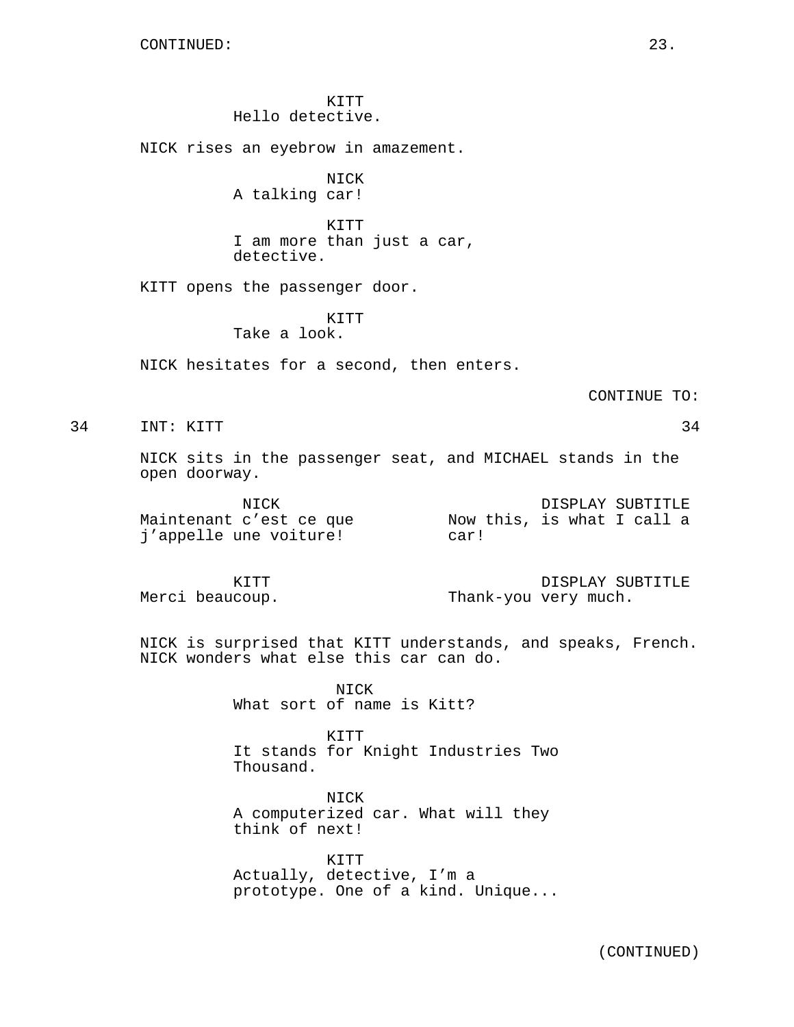CONTINUED:

KITT
Hello detective.

NICK rises an eyebrow in amazement.

NICK
A talking car!

KITT
I am more than just a car, detective.

KITT opens the passenger door.

KITT
Take a look.

NICK hesitates for a second, then enters.

CONTINUE TO:

34 INT: KITT 34

NICK sits in the passenger seat, and MICHAEL stands in the open doorway.

| NICK | DISPLAY SUBTITLE |
|---|---|
| Maintenant c’est ce que j’appelle une voiture! | Now this, is what I call a car! |

| KITT | DISPLAY SUBTITLE |
|---|---|
| Merci beaucoup. | Thank-you very much. |

NICK is surprised that KITT understands, and speaks, French. NICK wonders what else this car can do.

NICK
What sort of name is Kitt?

KITT
It stands for Knight Industries Two Thousand.

NICK
A computerized car. What will they think of next!

KITT
Actually, detective, I’m a prototype. One of a kind. Unique...

(CONTINUED)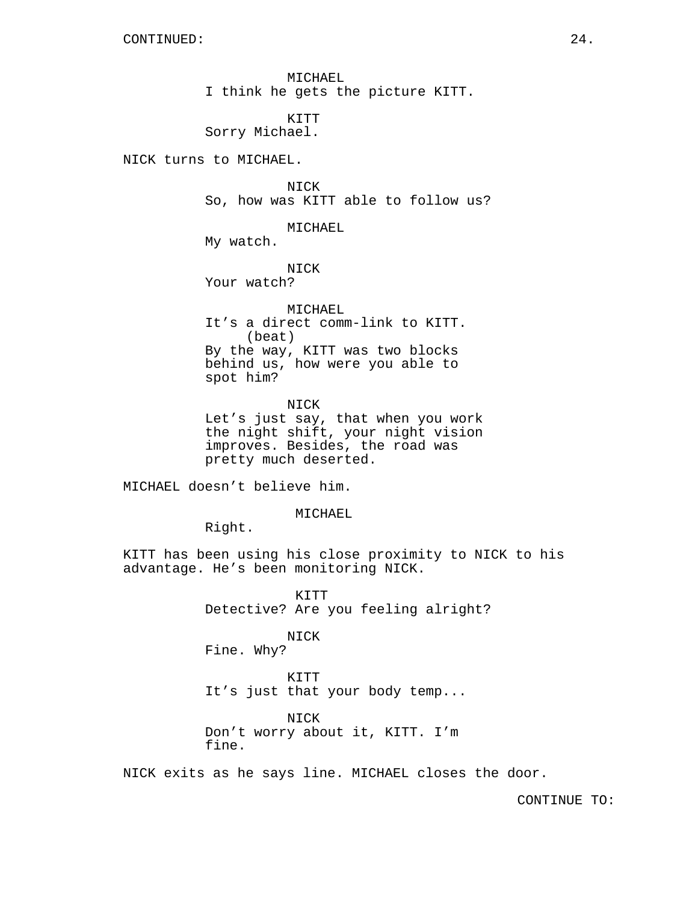CONTINUED:

MICHAEL
I think he gets the picture KITT.

KITT
Sorry Michael.

NICK turns to MICHAEL.

NICK
So, how was KITT able to follow us?

MICHAEL
My watch.

NICK
Your watch?

MICHAEL
It’s a direct comm-link to KITT.
(beat)
By the way, KITT was two blocks behind us, how were you able to spot him?

NICK
Let’s just say, that when you work the night shift, your night vision improves. Besides, the road was pretty much deserted.

MICHAEL doesn’t believe him.

MICHAEL
Right.

KITT has been using his close proximity to NICK to his advantage. He’s been monitoring NICK.

KITT
Detective? Are you feeling alright?

NICK
Fine. Why?

KITT
It’s just that your body temp...

NICK
Don’t worry about it, KITT. I’m fine.

NICK exits as he says line. MICHAEL closes the door.

CONTINUE TO: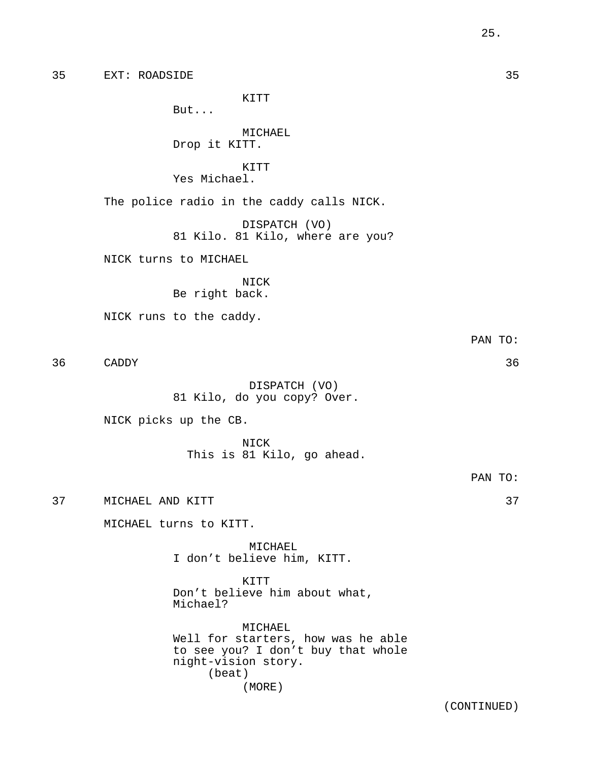35 EXT: ROADSIDE 35

KITT
But...

MICHAEL
Drop it KITT.

KITT
Yes Michael.

The police radio in the caddy calls NICK.

DISPATCH (VO)
81 Kilo. 81 Kilo, where are you?

NICK turns to MICHAEL

NICK
Be right back.

NICK runs to the caddy.

PAN TO:

36 CADDY 36

DISPATCH (VO)
81 Kilo, do you copy? Over.

NICK picks up the CB.

NICK
This is 81 Kilo, go ahead.

PAN TO:

37 MICHAEL AND KITT 37

MICHAEL turns to KITT.

MICHAEL
I don't believe him, KITT.

KITT
Don't believe him about what, Michael?

MICHAEL
Well for starters, how was he able to see you? I don't buy that whole night-vision story.
(beat)
(MORE)

(CONTINUED)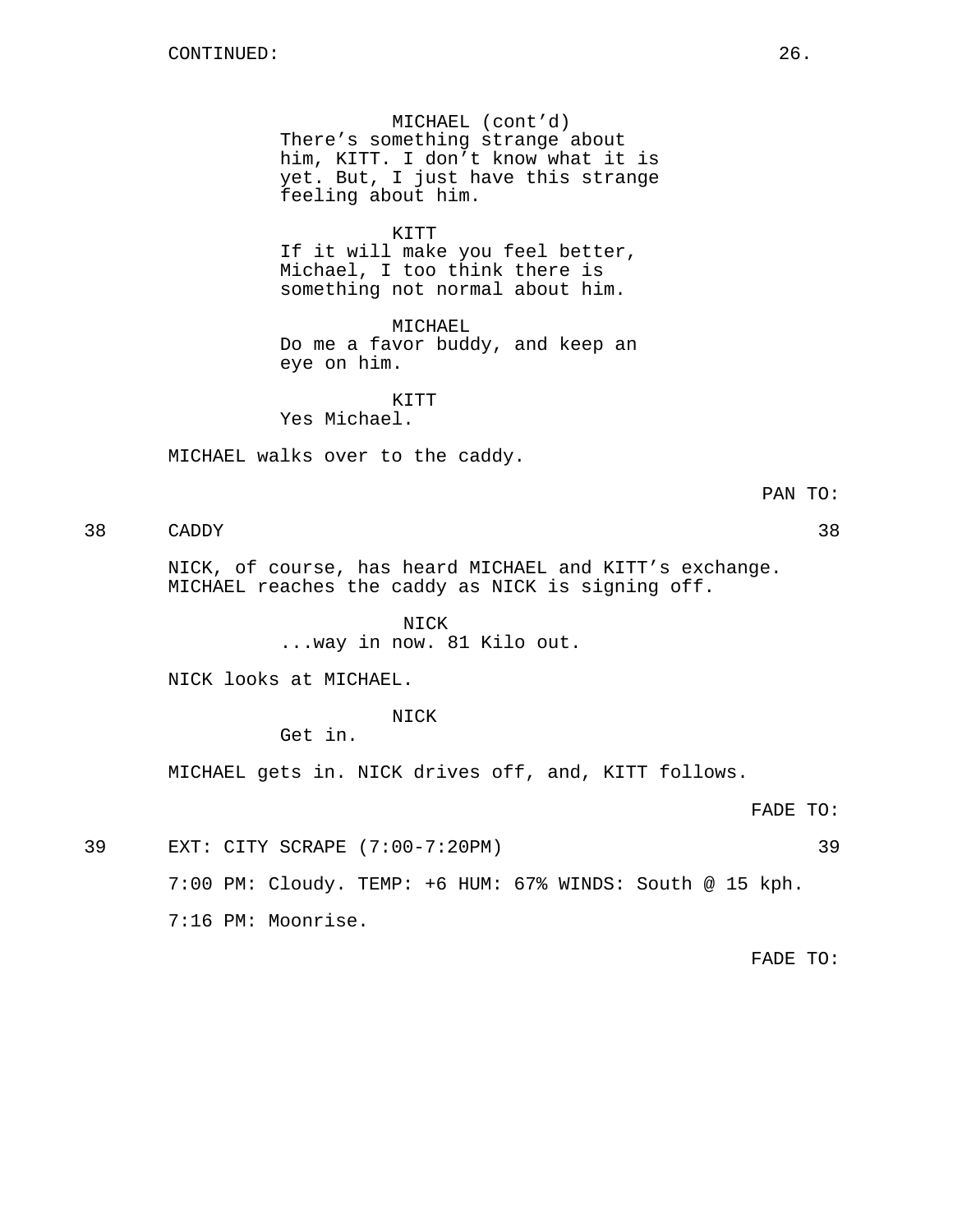MICHAEL (cont'd)
There's something strange about him, KITT. I don't know what it is yet. But, I just have this strange feeling about him.

KITT
If it will make you feel better, Michael, I too think there is something not normal about him.

MICHAEL
Do me a favor buddy, and keep an eye on him.

KITT
Yes Michael.

MICHAEL walks over to the caddy.

PAN TO:

38 CADDY 38

NICK, of course, has heard MICHAEL and KITT's exchange. MICHAEL reaches the caddy as NICK is signing off.

NICK
...way in now. 81 Kilo out.

NICK looks at MICHAEL.

NICK
Get in.

MICHAEL gets in. NICK drives off, and, KITT follows.

FADE TO:

39 EXT: CITY SCRAPE (7:00-7:20PM) 39

7:00 PM: Cloudy. TEMP: +6 HUM: 67% WINDS: South @ 15 kph.

7:16 PM: Moonrise.

FADE TO: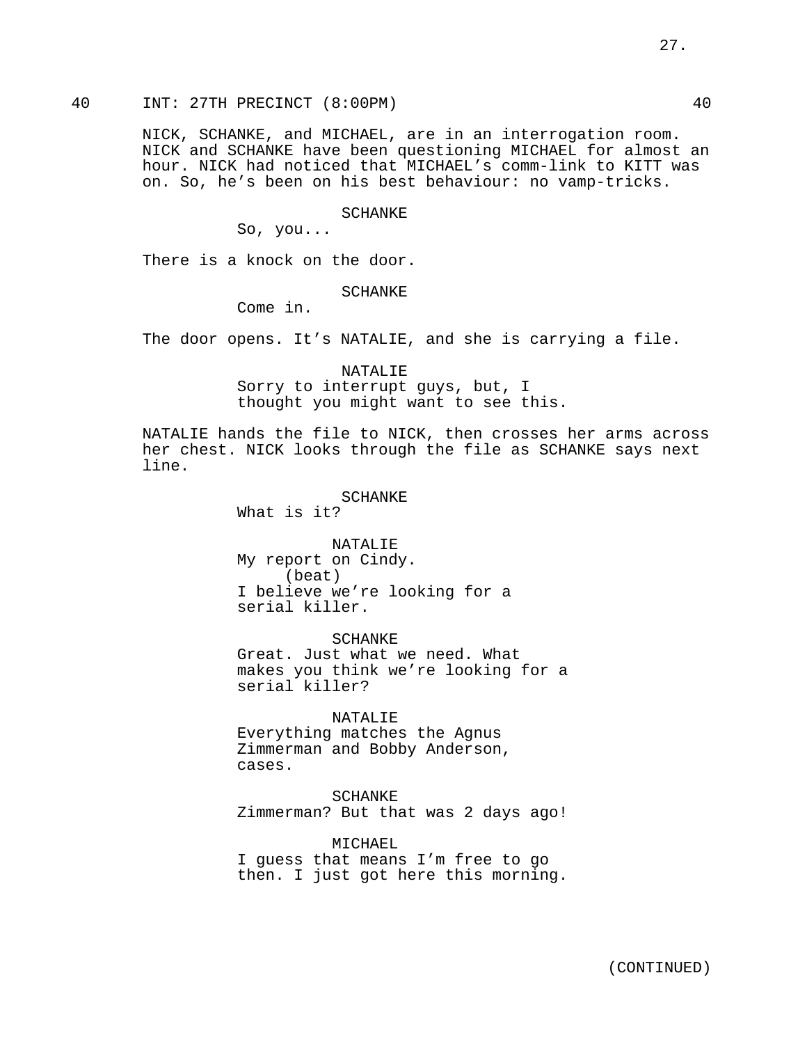40 INT: 27TH PRECINCT (8:00PM) 40

NICK, SCHANKE, and MICHAEL, are in an interrogation room. NICK and SCHANKE have been questioning MICHAEL for almost an hour. NICK had noticed that MICHAEL's comm-link to KITT was on. So, he's been on his best behaviour: no vamp-tricks.

SCHANKE
So, you...

There is a knock on the door.

SCHANKE
Come in.

The door opens. It's NATALIE, and she is carrying a file.

NATALIE
Sorry to interrupt guys, but, I thought you might want to see this.

NATALIE hands the file to NICK, then crosses her arms across her chest. NICK looks through the file as SCHANKE says next line.

SCHANKE
What is it?

NATALIE
My report on Cindy.
(beat)
I believe we're looking for a serial killer.

SCHANKE
Great. Just what we need. What makes you think we're looking for a serial killer?

NATALIE
Everything matches the Agnus Zimmerman and Bobby Anderson, cases.

SCHANKE
Zimmerman? But that was 2 days ago!

MICHAEL
I guess that means I'm free to go then. I just got here this morning.

(CONTINUED)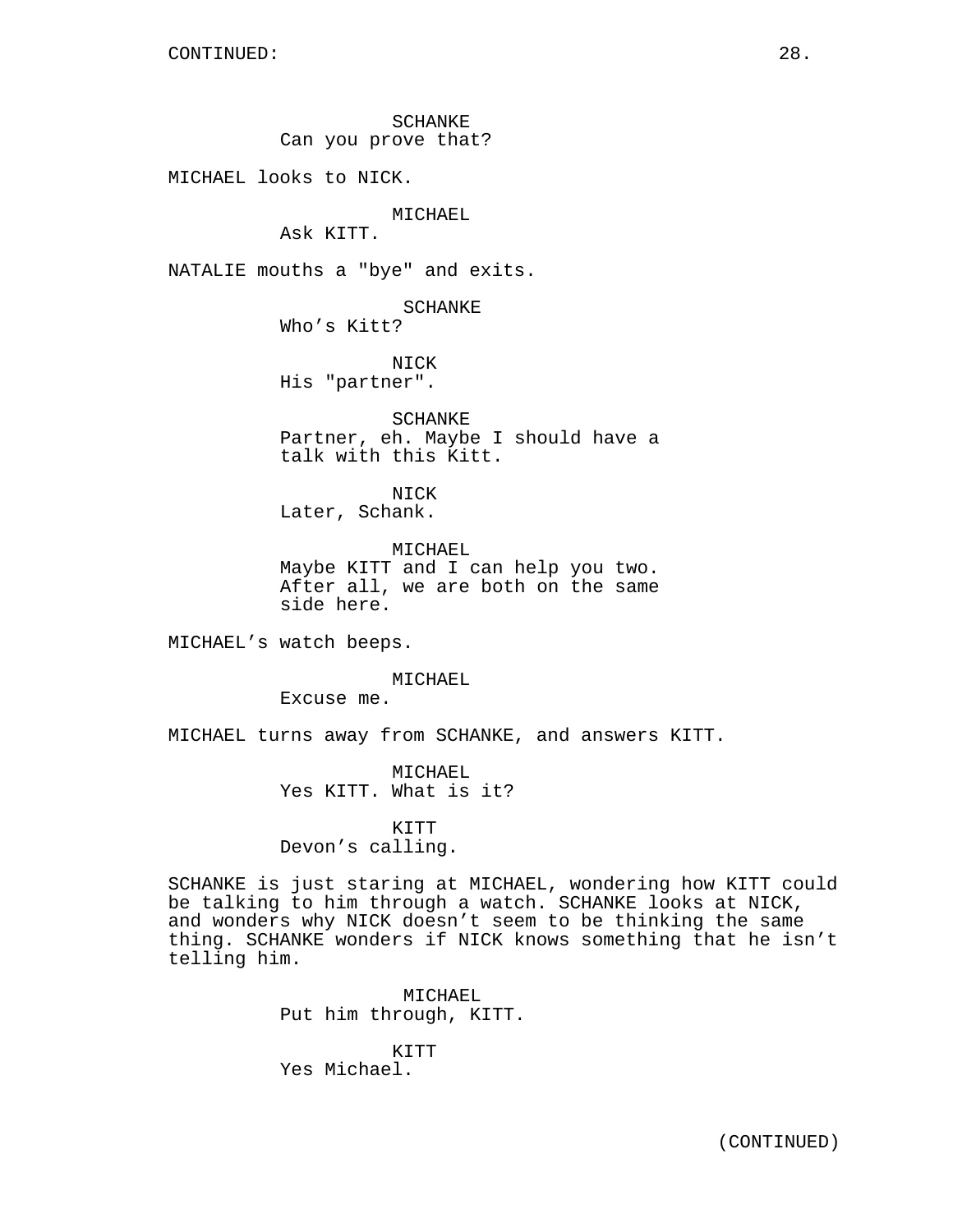CONTINUED:

SCHANKE
Can you prove that?

MICHAEL looks to NICK.

MICHAEL
Ask KITT.

NATALIE mouths a "bye" and exits.

SCHANKE
Who's Kitt?

NICK
His "partner".

SCHANKE
Partner, eh. Maybe I should have a talk with this Kitt.

NICK
Later, Schank.

MICHAEL
Maybe KITT and I can help you two. After all, we are both on the same side here.

MICHAEL's watch beeps.

MICHAEL
Excuse me.

MICHAEL turns away from SCHANKE, and answers KITT.

MICHAEL
Yes KITT. What is it?

KITT
Devon's calling.

SCHANKE is just staring at MICHAEL, wondering how KITT could be talking to him through a watch. SCHANKE looks at NICK, and wonders why NICK doesn't seem to be thinking the same thing. SCHANKE wonders if NICK knows something that he isn't telling him.

MICHAEL
Put him through, KITT.

KITT
Yes Michael.

(CONTINUED)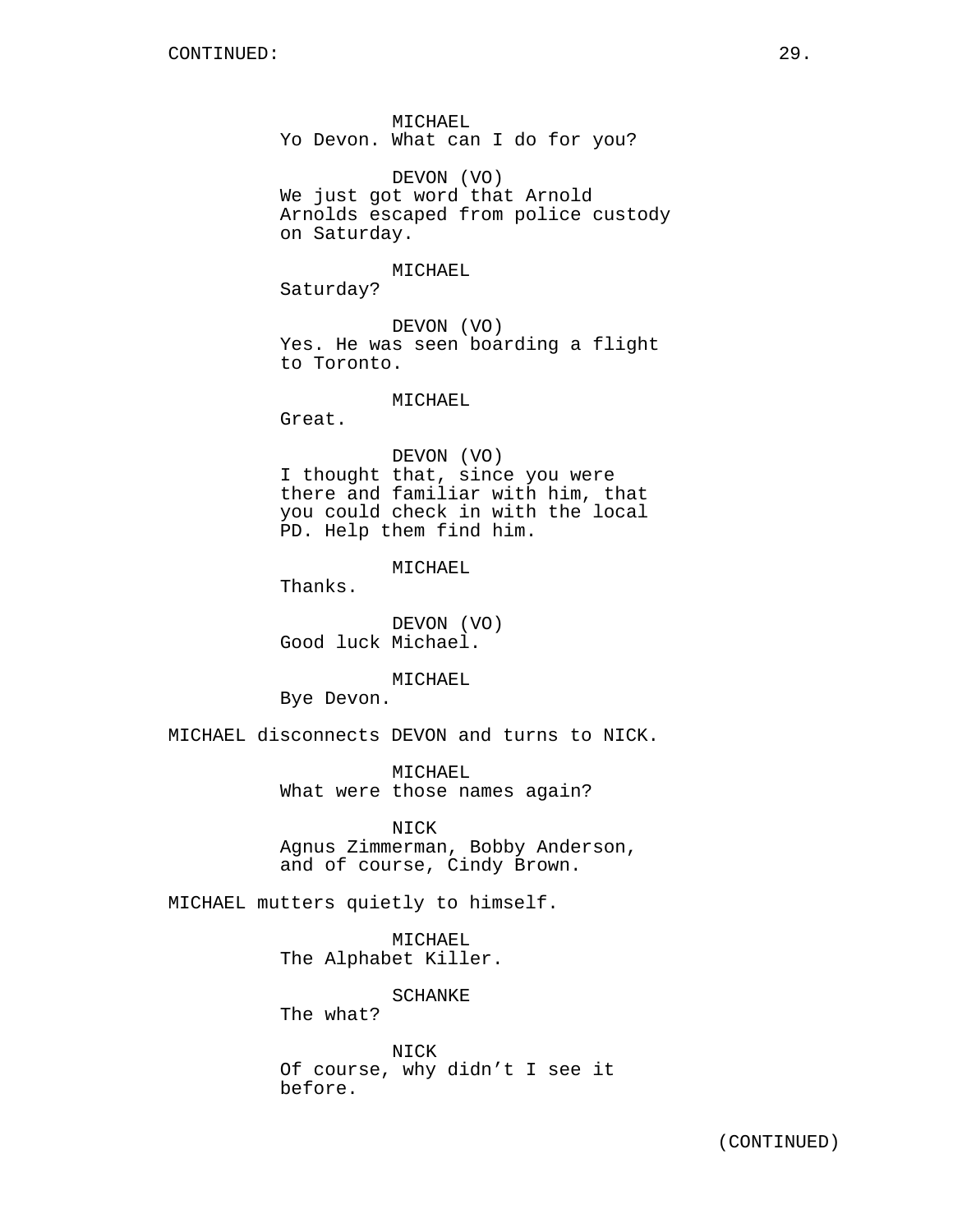CONTINUED:

MICHAEL
Yo Devon. What can I do for you?

DEVON (VO)
We just got word that Arnold Arnolds escaped from police custody on Saturday.

MICHAEL
Saturday?

DEVON (VO)
Yes. He was seen boarding a flight to Toronto.

MICHAEL
Great.

DEVON (VO)
I thought that, since you were there and familiar with him, that you could check in with the local PD. Help them find him.

MICHAEL
Thanks.

DEVON (VO)
Good luck Michael.

MICHAEL
Bye Devon.

MICHAEL disconnects DEVON and turns to NICK.

MICHAEL
What were those names again?

NICK
Agnus Zimmerman, Bobby Anderson, and of course, Cindy Brown.

MICHAEL mutters quietly to himself.

MICHAEL
The Alphabet Killer.

SCHANKE
The what?

NICK
Of course, why didn't I see it before.

(CONTINUED)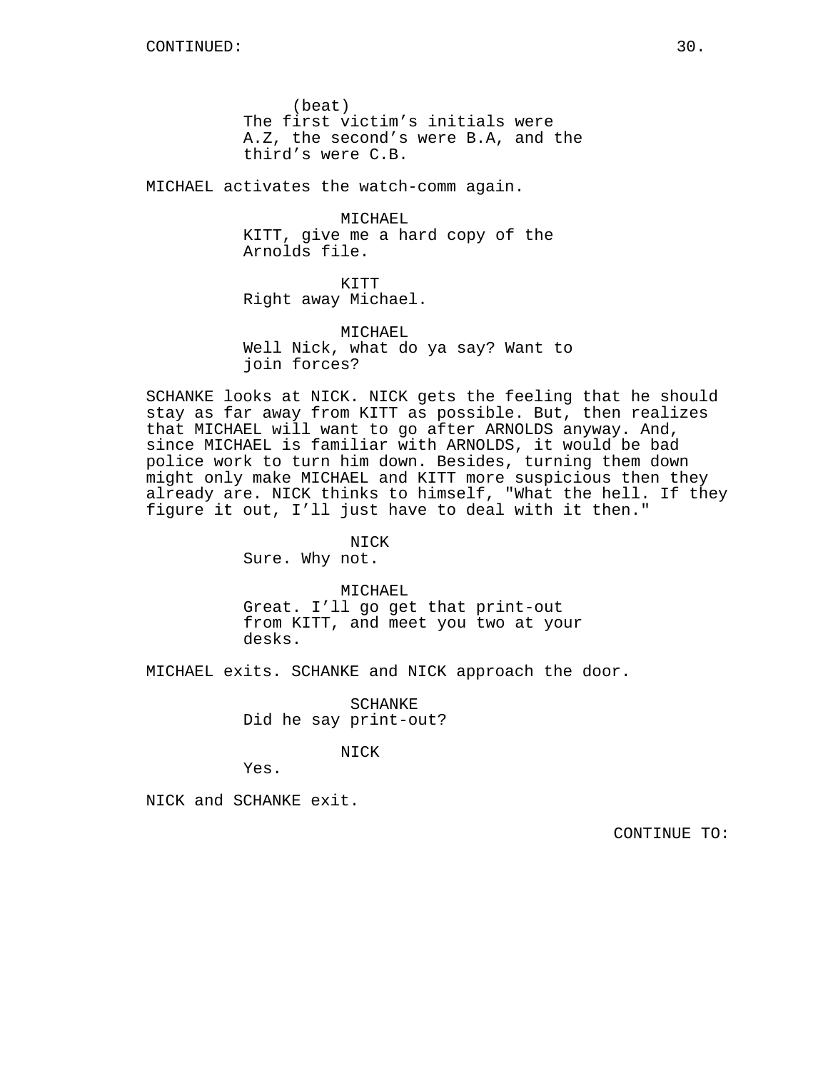CONTINUED:

(beat)
The first victim’s initials were A.Z, the second’s were B.A, and the third’s were C.B.

MICHAEL activates the watch-comm again.

MICHAEL
KITT, give me a hard copy of the Arnolds file.

KITT
Right away Michael.

MICHAEL
Well Nick, what do ya say? Want to join forces?

SCHANKE looks at NICK. NICK gets the feeling that he should stay as far away from KITT as possible. But, then realizes that MICHAEL will want to go after ARNOLDS anyway. And, since MICHAEL is familiar with ARNOLDS, it would be bad police work to turn him down. Besides, turning them down might only make MICHAEL and KITT more suspicious then they already are. NICK thinks to himself, "What the hell. If they figure it out, I’ll just have to deal with it then."

NICK
Sure. Why not.

MICHAEL
Great. I’ll go get that print-out from KITT, and meet you two at your desks.

MICHAEL exits. SCHANKE and NICK approach the door.

SCHANKE
Did he say print-out?

NICK
Yes.

NICK and SCHANKE exit.

CONTINUE TO: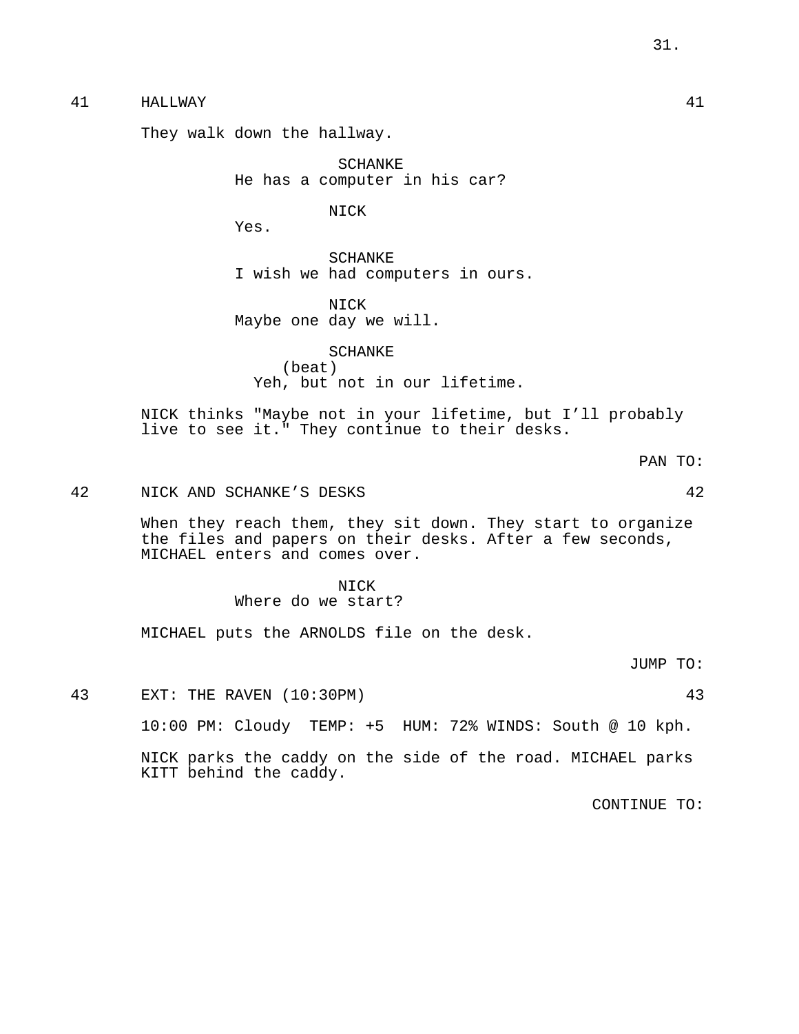41 HALLWAY 41

They walk down the hallway.

SCHANKE
He has a computer in his car?

NICK
Yes.

SCHANKE
I wish we had computers in ours.

NICK
Maybe one day we will.

SCHANKE
(beat)
Yeh, but not in our lifetime.

NICK thinks "Maybe not in your lifetime, but I'll probably live to see it." They continue to their desks.

PAN TO:

42 NICK AND SCHANKE'S DESKS 42

When they reach them, they sit down. They start to organize the files and papers on their desks. After a few seconds, MICHAEL enters and comes over.

NICK
Where do we start?

MICHAEL puts the ARNOLDS file on the desk.

JUMP TO:

43 EXT: THE RAVEN (10:30PM) 43

10:00 PM: Cloudy TEMP: +5 HUM: 72% WINDS: South @ 10 kph.

NICK parks the caddy on the side of the road. MICHAEL parks KITT behind the caddy.

CONTINUE TO: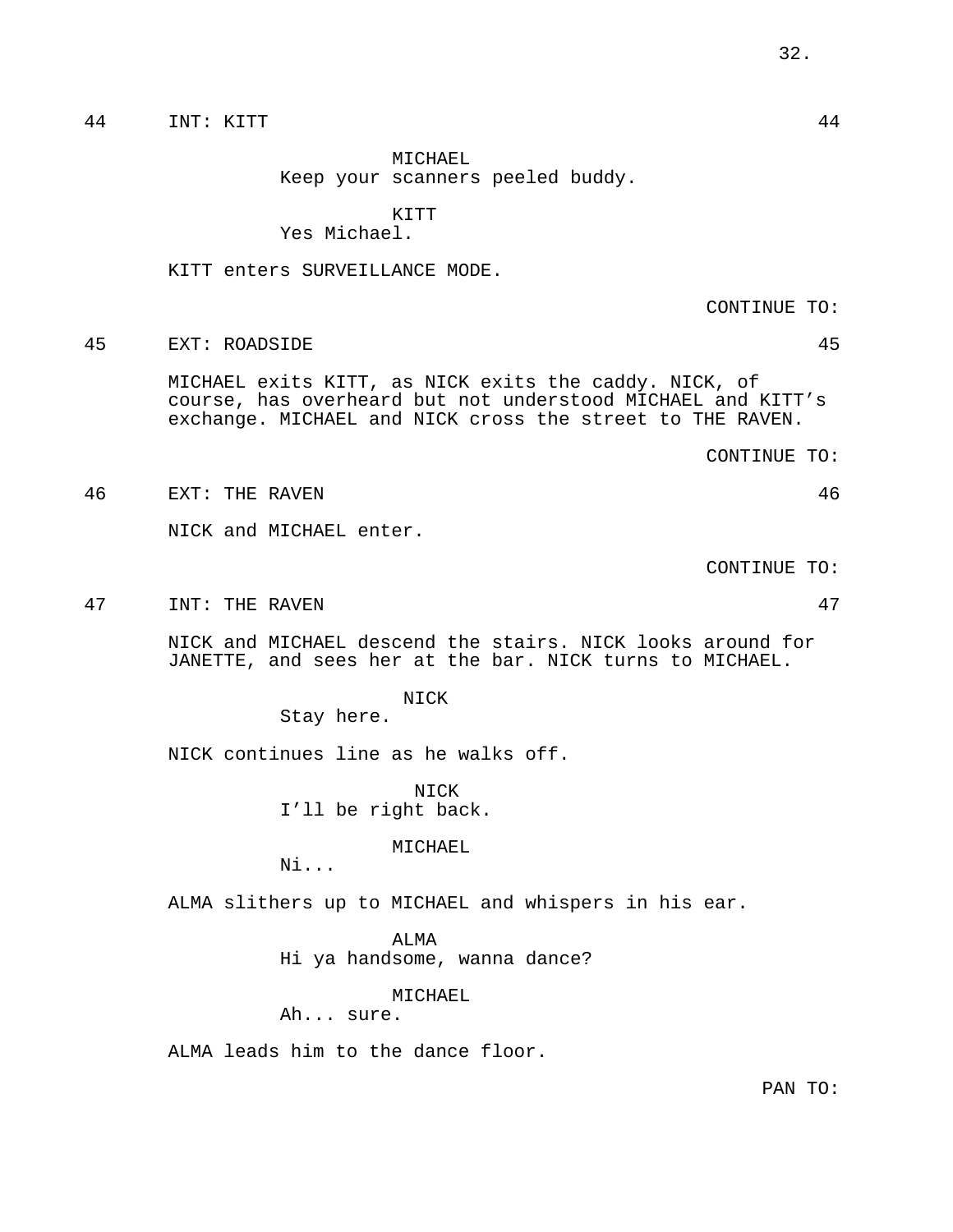44 INT: KITT 44

MICHAEL
Keep your scanners peeled buddy.

KITT
Yes Michael.

KITT enters SURVEILLANCE MODE.

CONTINUE TO:

45 EXT: ROADSIDE 45

MICHAEL exits KITT, as NICK exits the caddy. NICK, of course, has overheard but not understood MICHAEL and KITT's exchange. MICHAEL and NICK cross the street to THE RAVEN.

CONTINUE TO:

46 EXT: THE RAVEN 46

NICK and MICHAEL enter.

CONTINUE TO:

47 INT: THE RAVEN 47

NICK and MICHAEL descend the stairs. NICK looks around for JANETTE, and sees her at the bar. NICK turns to MICHAEL.

NICK
Stay here.

NICK continues line as he walks off.

NICK
I'll be right back.

MICHAEL
Ni...

ALMA slithers up to MICHAEL and whispers in his ear.

ALMA
Hi ya handsome, wanna dance?

MICHAEL
Ah... sure.

ALMA leads him to the dance floor.

PAN TO: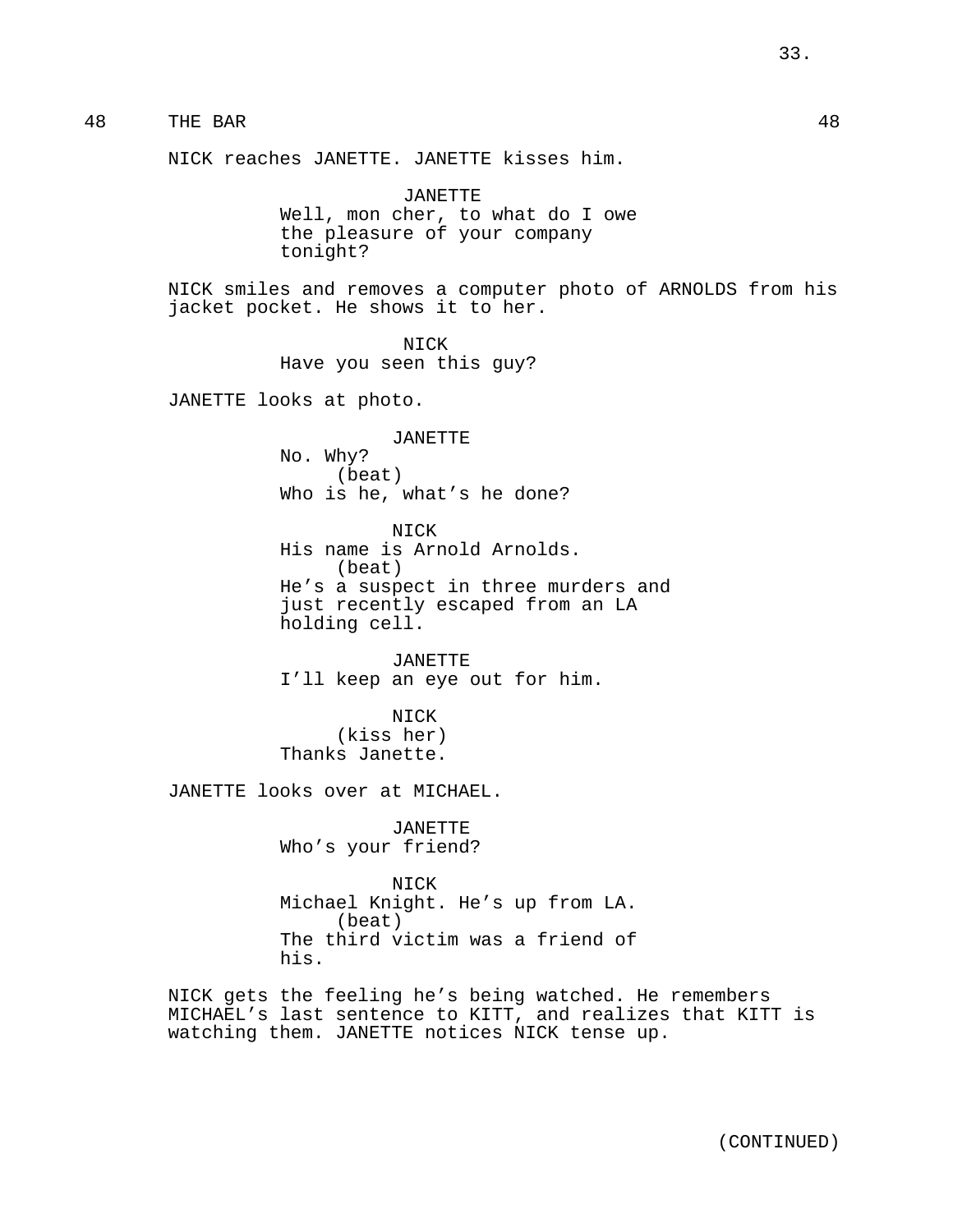48 THE BAR 48

NICK reaches JANETTE. JANETTE kisses him.

JANETTE
Well, mon cher, to what do I owe the pleasure of your company tonight?

NICK smiles and removes a computer photo of ARNOLDS from his jacket pocket. He shows it to her.

NICK
Have you seen this guy?

JANETTE looks at photo.

JANETTE
No. Why?
(beat)
Who is he, what's he done?

NICK
His name is Arnold Arnolds.
(beat)
He's a suspect in three murders and just recently escaped from an LA holding cell.

JANETTE
I'll keep an eye out for him.

NICK
(kiss her)
Thanks Janette.

JANETTE looks over at MICHAEL.

JANETTE
Who's your friend?

NICK
Michael Knight. He's up from LA.
(beat)
The third victim was a friend of his.

NICK gets the feeling he's being watched. He remembers MICHAEL's last sentence to KITT, and realizes that KITT is watching them. JANETTE notices NICK tense up.

(CONTINUED)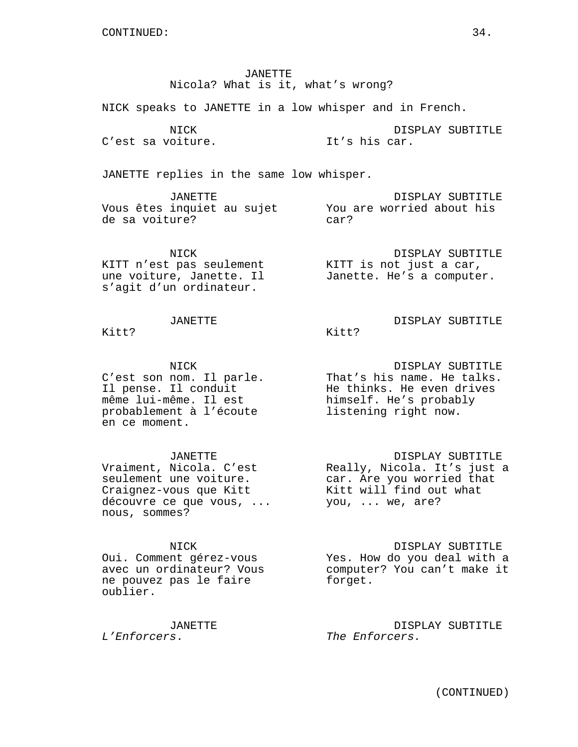CONTINUED:

JANETTE
Nicola? What is it, what's wrong?

NICK speaks to JANETTE in a low whisper and in French.

| NICK | DISPLAY SUBTITLE |
| --- | --- |
| C'est sa voiture. | It's his car. |

JANETTE replies in the same low whisper.

| JANETTE | DISPLAY SUBTITLE |
| --- | --- |
| Vous êtes inquiet au sujet de sa voiture? | You are worried about his car? |

| NICK | DISPLAY SUBTITLE |
| --- | --- |
| KITT n'est pas seulement une voiture, Janette. Il s'agit d'un ordinateur. | KITT is not just a car, Janette. He's a computer. |

| JANETTE | DISPLAY SUBTITLE |
| --- | --- |
| Kitt? | Kitt? |

| NICK | DISPLAY SUBTITLE |
| --- | --- |
| C'est son nom. Il parle. Il pense. Il conduit même lui-même. Il est probablement à l'écoute en ce moment. | That's his name. He talks. He thinks. He even drives himself. He's probably listening right now. |

| JANETTE | DISPLAY SUBTITLE |
| --- | --- |
| Vraiment, Nicola. C'est seulement une voiture. Craignez-vous que Kitt découvre ce que vous, ... nous, sommes? | Really, Nicola. It's just a car. Are you worried that Kitt will find out what you, ... we, are? |

| NICK | DISPLAY SUBTITLE |
| --- | --- |
| Oui. Comment gérez-vous avec un ordinateur? Vous ne pouvez pas le faire oublier. | Yes. How do you deal with a computer? You can't make it forget. |

| JANETTE | DISPLAY SUBTITLE |
| --- | --- |
| *L'Enforcers*. | *The Enforcers.* |

(CONTINUED)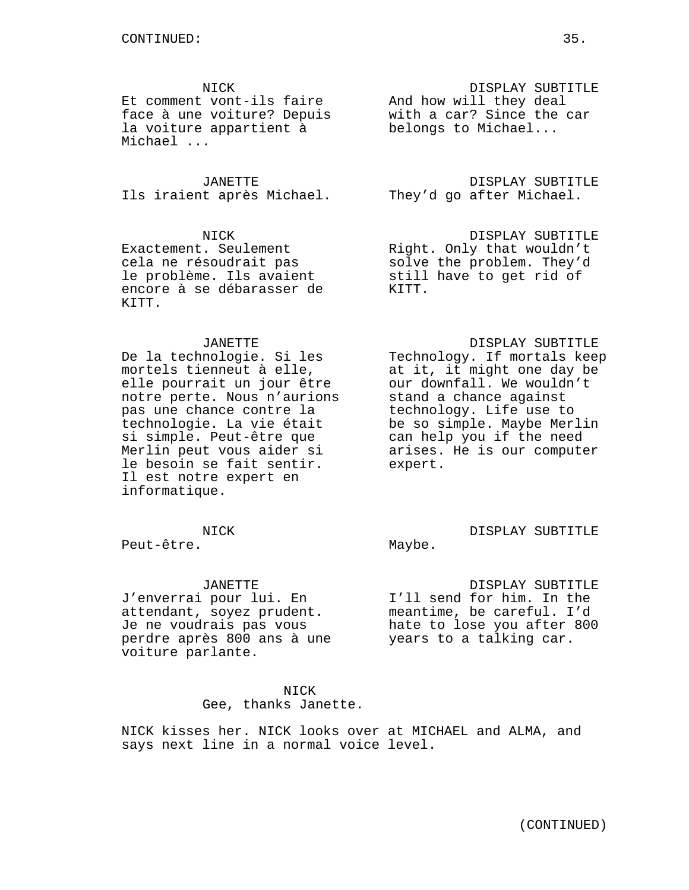CONTINUED:

| NICK | DISPLAY SUBTITLE |
| --- | --- |
| Et comment vont-ils faire face à une voiture? Depuis la voiture appartient à Michael ... | And how will they deal with a car? Since the car belongs to Michael... |

| JANETTE | DISPLAY SUBTITLE |
| --- | --- |
| Ils iraient après Michael. | They'd go after Michael. |

| NICK | DISPLAY SUBTITLE |
| --- | --- |
| Exactement. Seulement cela ne résoudrait pas le problème. Ils avaient encore à se débarasser de KITT. | Right. Only that wouldn't solve the problem. They'd still have to get rid of KITT. |

| JANETTE | DISPLAY SUBTITLE |
| --- | --- |
| De la technologie. Si les mortels tienneut à elle, elle pourrait un jour être notre perte. Nous n'aurions pas une chance contre la technologie. La vie était si simple. Peut-être que Merlin peut vous aider si le besoin se fait sentir. Il est notre expert en informatique. | Technology. If mortals keep at it, it might one day be our downfall. We wouldn't stand a chance against technology. Life use to be so simple. Maybe Merlin can help you if the need arises. He is our computer expert. |

| NICK | DISPLAY SUBTITLE |
| --- | --- |
| Peut-être. | Maybe. |

| JANETTE | DISPLAY SUBTITLE |
| --- | --- |
| J'enverrai pour lui. En attendant, soyez prudent. Je ne voudrais pas vous perdre après 800 ans à une voiture parlante. | I'll send for him. In the meantime, be careful. I'd hate to lose you after 800 years to a talking car. |

NICK
Gee, thanks Janette.

NICK kisses her. NICK looks over at MICHAEL and ALMA, and says next line in a normal voice level.

(CONTINUED)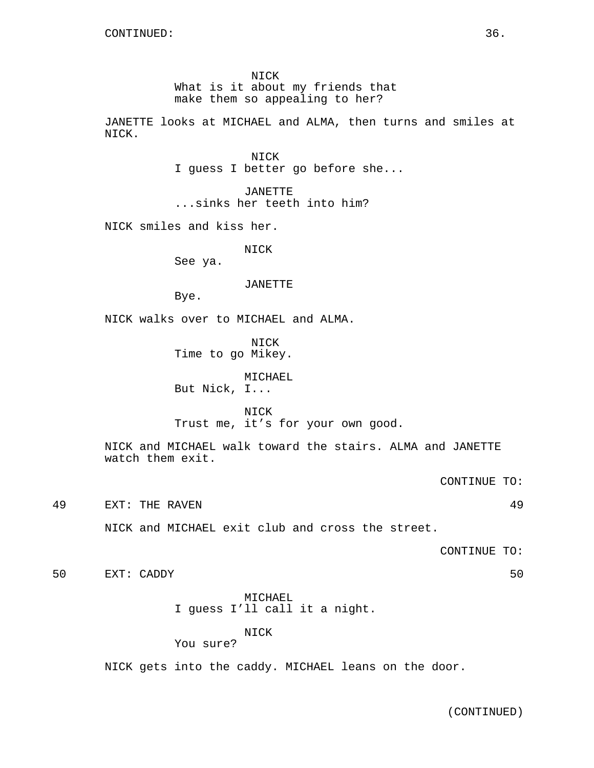CONTINUED:

NICK
What is it about my friends that make them so appealing to her?

JANETTE looks at MICHAEL and ALMA, then turns and smiles at NICK.

NICK
I guess I better go before she...

JANETTE
...sinks her teeth into him?

NICK smiles and kiss her.

NICK
See ya.

JANETTE
Bye.

NICK walks over to MICHAEL and ALMA.

NICK
Time to go Mikey.

MICHAEL
But Nick, I...

NICK
Trust me, it's for your own good.

NICK and MICHAEL walk toward the stairs. ALMA and JANETTE watch them exit.

CONTINUE TO:

49 EXT: THE RAVEN 49

NICK and MICHAEL exit club and cross the street.

CONTINUE TO:

50 EXT: CADDY 50

MICHAEL
I guess I'll call it a night.

NICK
You sure?

NICK gets into the caddy. MICHAEL leans on the door.

(CONTINUED)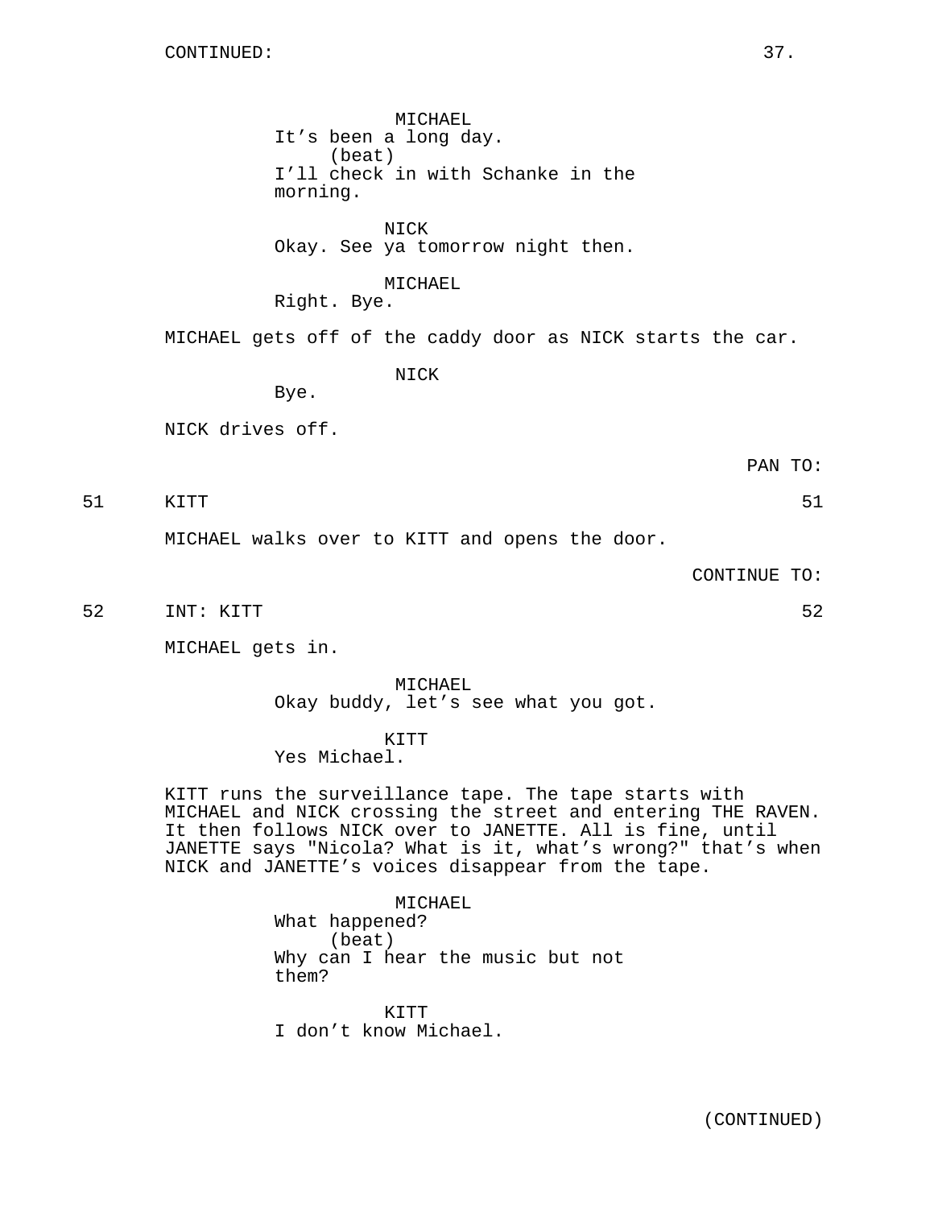CONTINUED:

MICHAEL
It’s been a long day.
(beat)
I’ll check in with Schanke in the morning.

NICK
Okay. See ya tomorrow night then.

MICHAEL
Right. Bye.

MICHAEL gets off of the caddy door as NICK starts the car.

NICK
Bye.

NICK drives off.

PAN TO:

51 KITT 51

MICHAEL walks over to KITT and opens the door.

CONTINUE TO:

52 INT: KITT 52

MICHAEL gets in.

MICHAEL
Okay buddy, let’s see what you got.

KITT
Yes Michael.

KITT runs the surveillance tape. The tape starts with MICHAEL and NICK crossing the street and entering THE RAVEN. It then follows NICK over to JANETTE. All is fine, until JANETTE says "Nicola? What is it, what’s wrong?" that’s when NICK and JANETTE’s voices disappear from the tape.

MICHAEL
What happened?
(beat)
Why can I hear the music but not them?

KITT
I don’t know Michael.

(CONTINUED)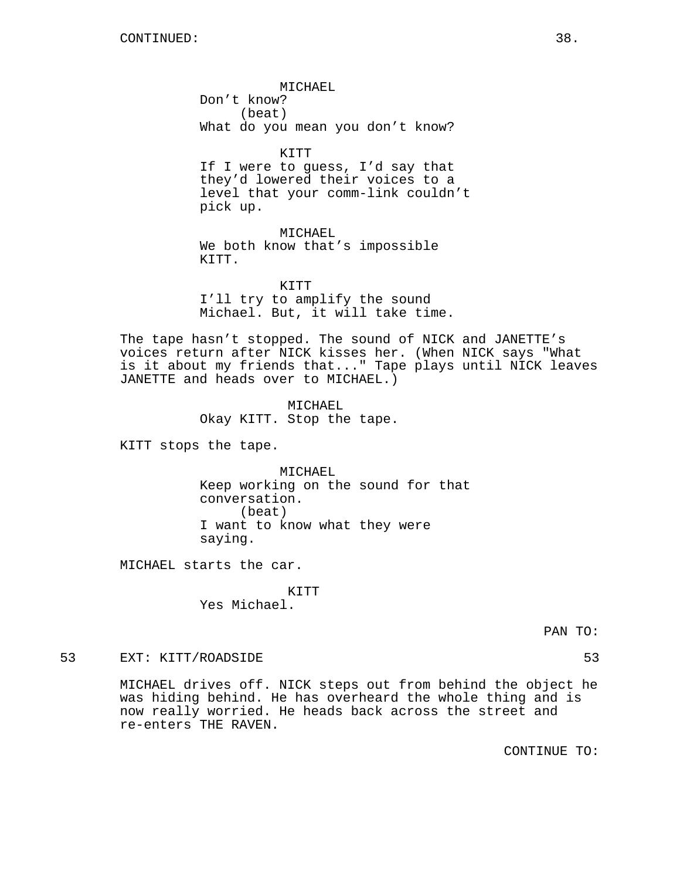CONTINUED:

MICHAEL
Don't know?
(beat)
What do you mean you don't know?

KITT
If I were to guess, I'd say that they'd lowered their voices to a level that your comm-link couldn't pick up.

MICHAEL
We both know that's impossible KITT.

KITT
I'll try to amplify the sound Michael. But, it will take time.

The tape hasn't stopped. The sound of NICK and JANETTE's voices return after NICK kisses her. (When NICK says "What is it about my friends that..." Tape plays until NICK leaves JANETTE and heads over to MICHAEL.)

MICHAEL
Okay KITT. Stop the tape.

KITT stops the tape.

MICHAEL
Keep working on the sound for that conversation.
(beat)
I want to know what they were saying.

MICHAEL starts the car.

KITT
Yes Michael.

PAN TO:

53 EXT: KITT/ROADSIDE 53

MICHAEL drives off. NICK steps out from behind the object he was hiding behind. He has overheard the whole thing and is now really worried. He heads back across the street and re-enters THE RAVEN.

CONTINUE TO: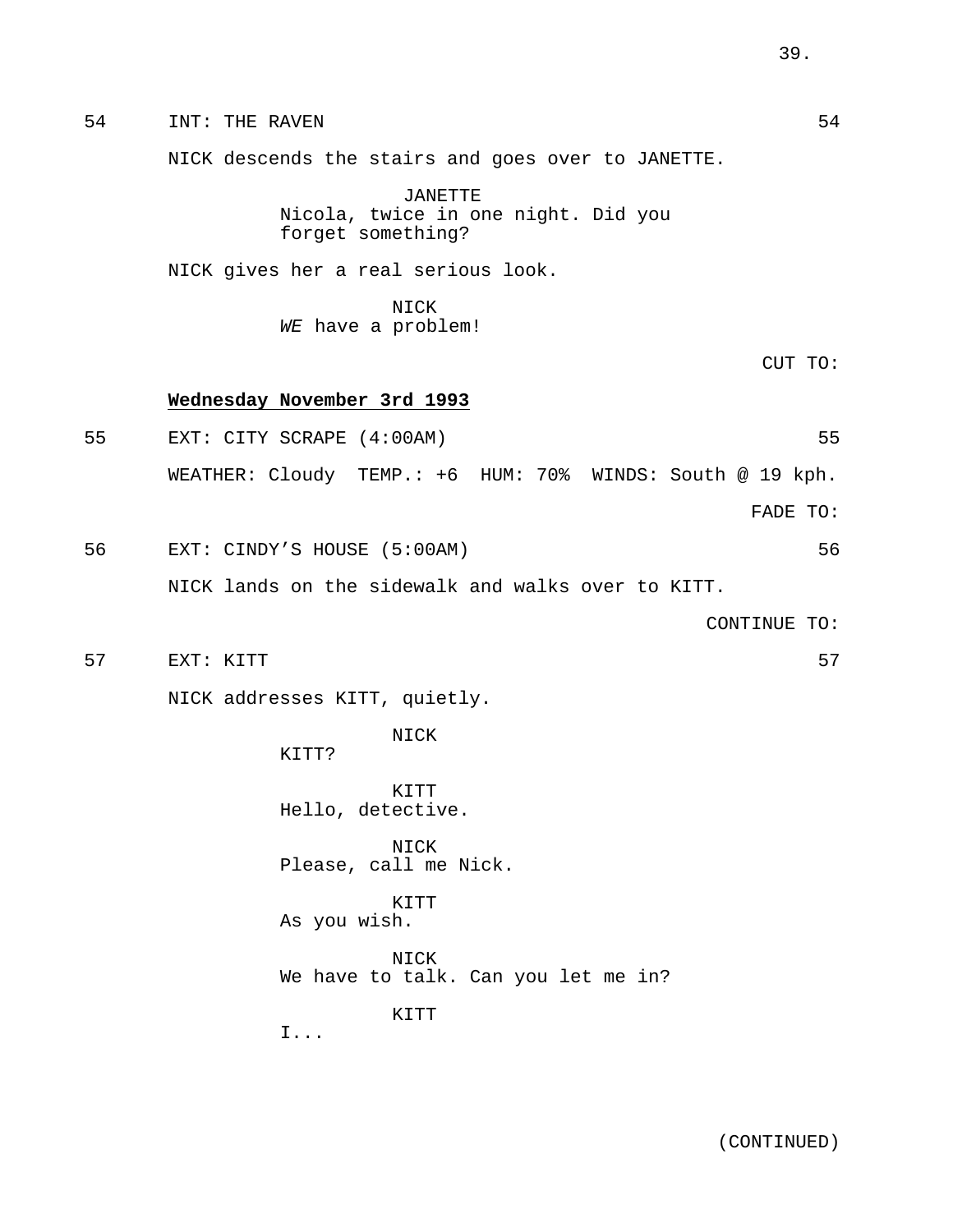54 INT: THE RAVEN 54

NICK descends the stairs and goes over to JANETTE.

JANETTE
Nicola, twice in one night. Did you forget something?

NICK gives her a real serious look.

NICK
*WE* have a problem!

CUT TO:

**Wednesday November 3rd 1993**

55 EXT: CITY SCRAPE (4:00AM) 55

WEATHER: Cloudy TEMP.: +6 HUM: 70% WINDS: South @ 19 kph.

FADE TO:

56 EXT: CINDY'S HOUSE (5:00AM) 56

NICK lands on the sidewalk and walks over to KITT.

CONTINUE TO:

57 EXT: KITT 57

NICK addresses KITT, quietly.

NICK
KITT?

KITT
Hello, detective.

NICK
Please, call me Nick.

KITT
As you wish.

NICK
We have to talk. Can you let me in?

KITT
I...

(CONTINUED)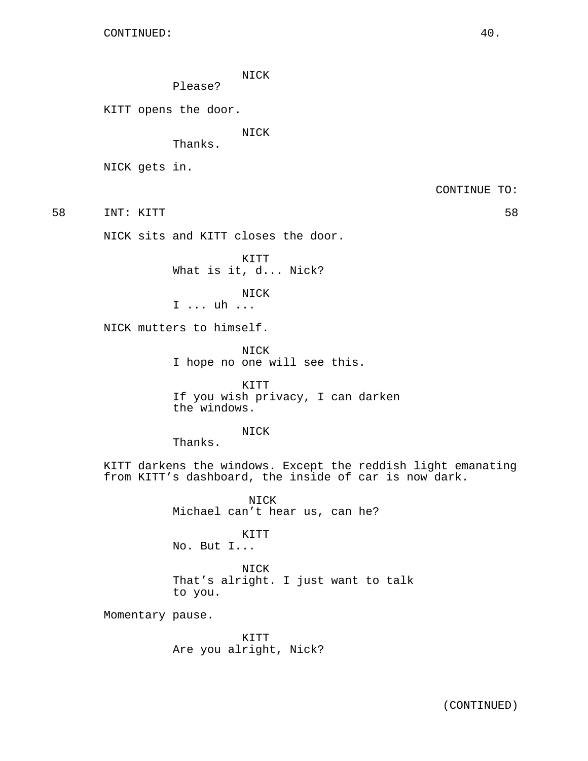NICK
Please?

KITT opens the door.

NICK
Thanks.

NICK gets in.

CONTINUE TO:

58 INT: KITT 58

NICK sits and KITT closes the door.

KITT
What is it, d... Nick?

NICK
I ... uh ...

NICK mutters to himself.

NICK
I hope no one will see this.

KITT
If you wish privacy, I can darken the windows.

NICK
Thanks.

KITT darkens the windows. Except the reddish light emanating from KITT’s dashboard, the inside of car is now dark.

NICK
Michael can’t hear us, can he?

KITT
No. But I...

NICK
That’s alright. I just want to talk to you.

Momentary pause.

KITT
Are you alright, Nick?

(CONTINUED)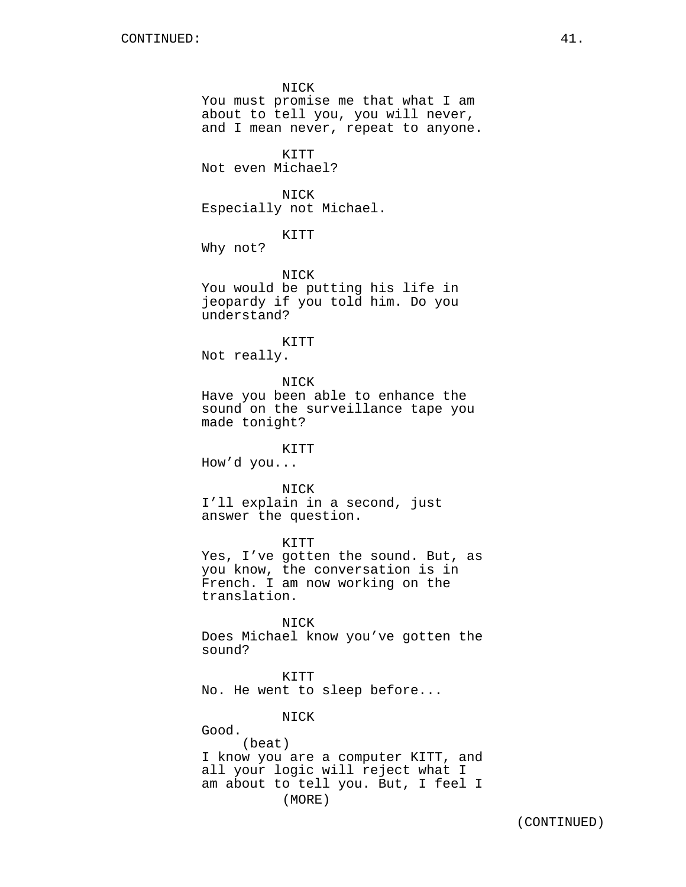NICK
You must promise me that what I am about to tell you, you will never, and I mean never, repeat to anyone.

KITT
Not even Michael?

NICK
Especially not Michael.

KITT
Why not?

NICK
You would be putting his life in jeopardy if you told him. Do you understand?

KITT
Not really.

NICK
Have you been able to enhance the sound on the surveillance tape you made tonight?

KITT
How'd you...

NICK
I'll explain in a second, just answer the question.

KITT
Yes, I've gotten the sound. But, as you know, the conversation is in French. I am now working on the translation.

NICK
Does Michael know you've gotten the sound?

KITT
No. He went to sleep before...

NICK
Good.
(beat)
I know you are a computer KITT, and all your logic will reject what I am about to tell you. But, I feel I
(MORE)

(CONTINUED)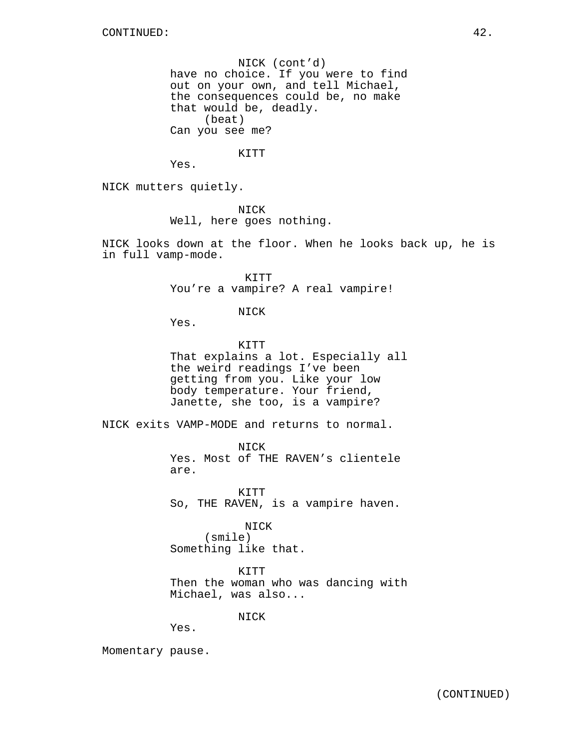NICK (cont'd)
have no choice. If you were to find out on your own, and tell Michael, the consequences could be, no make that would be, deadly.
(beat)
Can you see me?

KITT
Yes.

NICK mutters quietly.

NICK
Well, here goes nothing.

NICK looks down at the floor. When he looks back up, he is in full vamp-mode.

KITT
You're a vampire? A real vampire!

NICK
Yes.

KITT
That explains a lot. Especially all the weird readings I've been getting from you. Like your low body temperature. Your friend, Janette, she too, is a vampire?

NICK exits VAMP-MODE and returns to normal.

NICK
Yes. Most of THE RAVEN's clientele are.

KITT
So, THE RAVEN, is a vampire haven.

NICK
(smile)
Something like that.

KITT
Then the woman who was dancing with Michael, was also...

NICK
Yes.

Momentary pause.

(CONTINUED)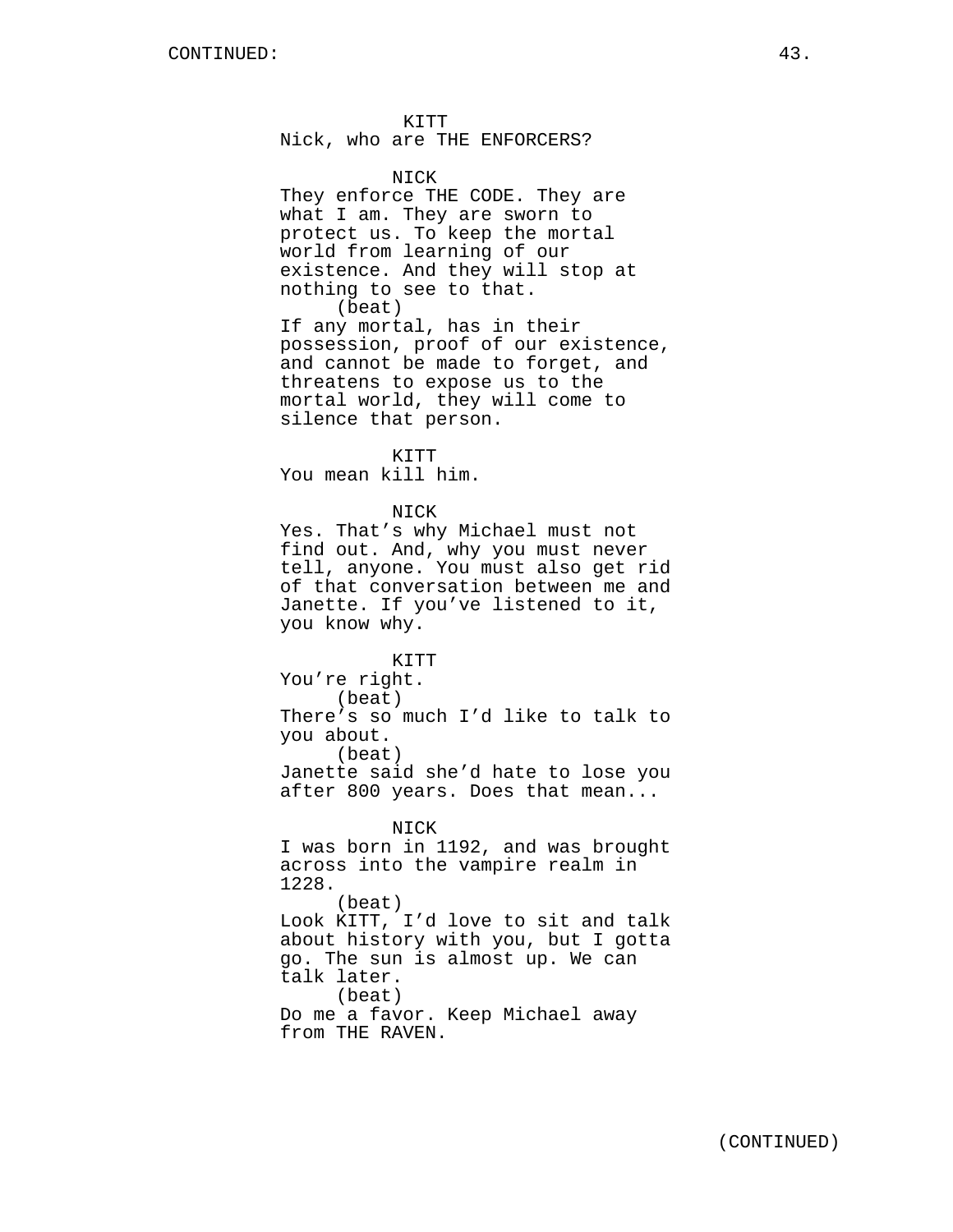KITT
Nick, who are THE ENFORCERS?

NICK
They enforce THE CODE. They are what I am. They are sworn to protect us. To keep the mortal world from learning of our existence. And they will stop at nothing to see to that.
(beat)
If any mortal, has in their possession, proof of our existence, and cannot be made to forget, and threatens to expose us to the mortal world, they will come to silence that person.

KITT
You mean kill him.

NICK
Yes. That's why Michael must not find out. And, why you must never tell, anyone. You must also get rid of that conversation between me and Janette. If you've listened to it, you know why.

KITT
You're right.
(beat)
There's so much I'd like to talk to you about.
(beat)
Janette said she'd hate to lose you after 800 years. Does that mean...

NICK
I was born in 1192, and was brought across into the vampire realm in 1228.
(beat)
Look KITT, I'd love to sit and talk about history with you, but I gotta go. The sun is almost up. We can talk later.
(beat)
Do me a favor. Keep Michael away from THE RAVEN.

(CONTINUED)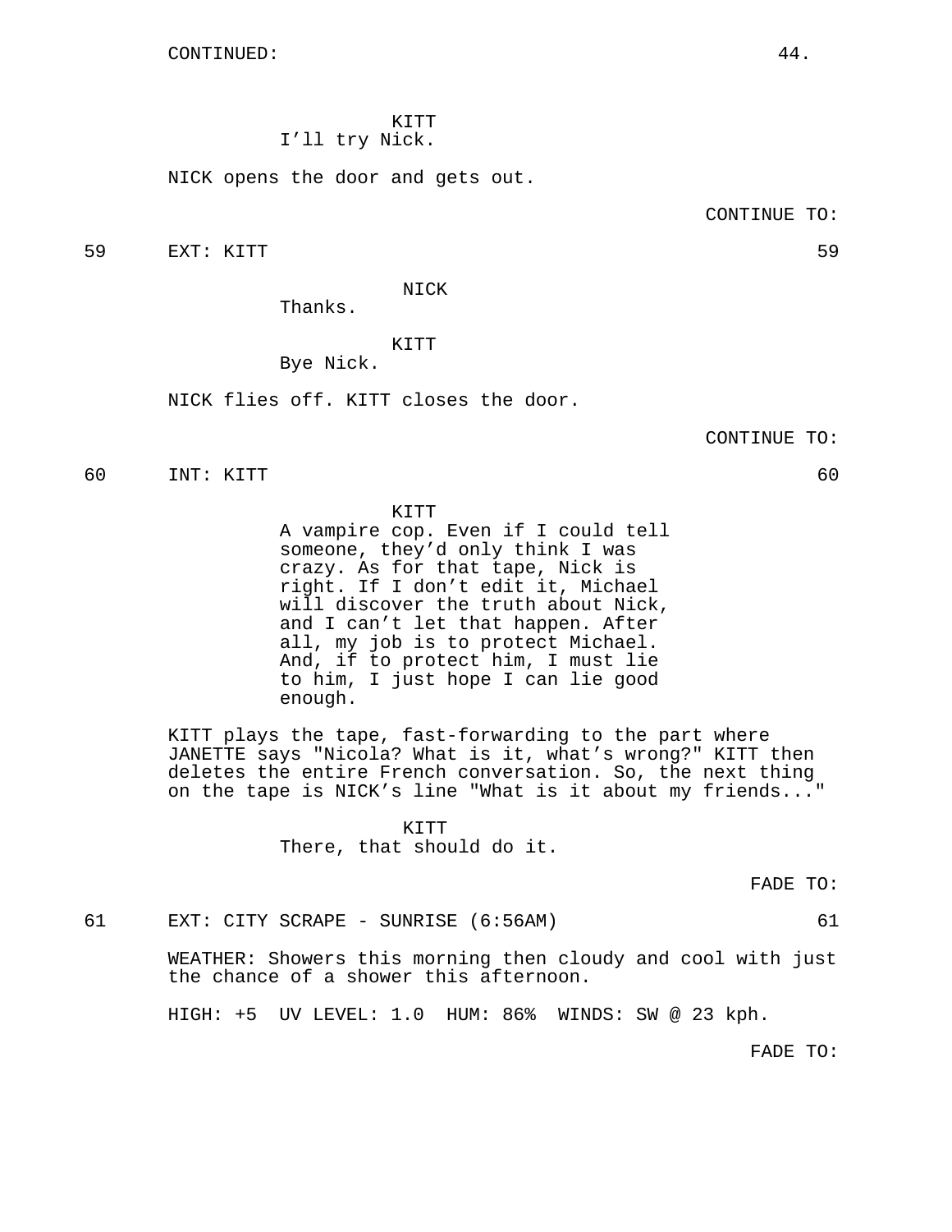CONTINUED:

KITT
I'll try Nick.

NICK opens the door and gets out.

CONTINUE TO:

59 EXT: KITT 59

NICK
Thanks.

KITT
Bye Nick.

NICK flies off. KITT closes the door.

CONTINUE TO:

60 INT: KITT 60

KITT
A vampire cop. Even if I could tell someone, they'd only think I was crazy. As for that tape, Nick is right. If I don't edit it, Michael will discover the truth about Nick, and I can't let that happen. After all, my job is to protect Michael. And, if to protect him, I must lie to him, I just hope I can lie good enough.

KITT plays the tape, fast-forwarding to the part where JANETTE says "Nicola? What is it, what's wrong?" KITT then deletes the entire French conversation. So, the next thing on the tape is NICK's line "What is it about my friends..."

KITT
There, that should do it.

FADE TO:

61 EXT: CITY SCRAPE - SUNRISE (6:56AM) 61

WEATHER: Showers this morning then cloudy and cool with just the chance of a shower this afternoon.

HIGH: +5 UV LEVEL: 1.0 HUM: 86% WINDS: SW @ 23 kph.

FADE TO: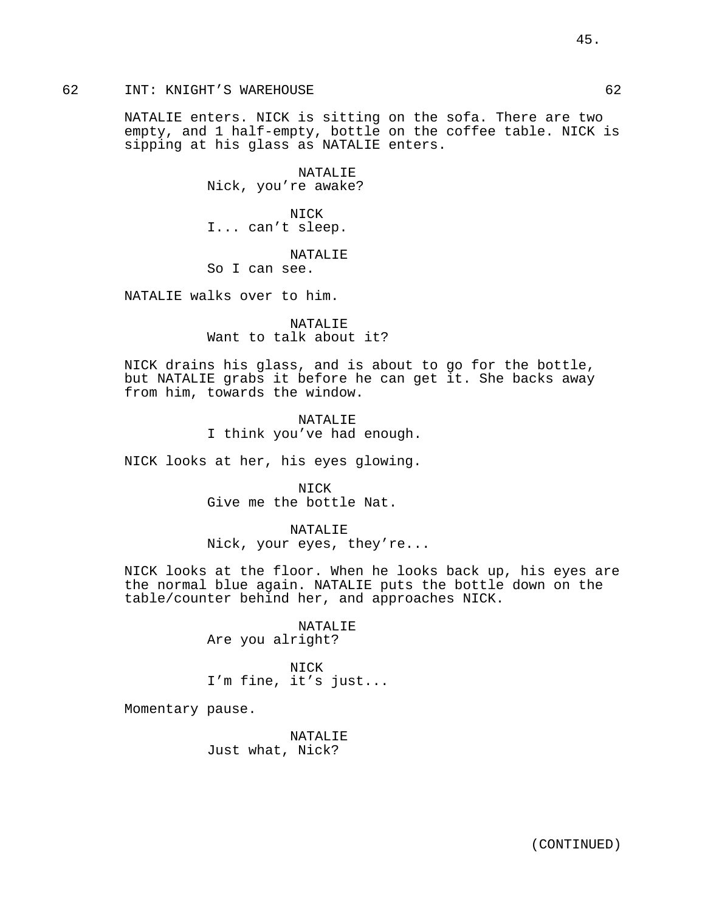62 INT: KNIGHT'S WAREHOUSE 62

NATALIE enters. NICK is sitting on the sofa. There are two empty, and 1 half-empty, bottle on the coffee table. NICK is sipping at his glass as NATALIE enters.

NATALIE
Nick, you're awake?

NICK
I... can't sleep.

NATALIE
So I can see.

NATALIE walks over to him.

NATALIE
Want to talk about it?

NICK drains his glass, and is about to go for the bottle, but NATALIE grabs it before he can get it. She backs away from him, towards the window.

NATALIE
I think you've had enough.

NICK looks at her, his eyes glowing.

NICK
Give me the bottle Nat.

NATALIE
Nick, your eyes, they're...

NICK looks at the floor. When he looks back up, his eyes are the normal blue again. NATALIE puts the bottle down on the table/counter behind her, and approaches NICK.

NATALIE
Are you alright?

NICK
I'm fine, it's just...

Momentary pause.

NATALIE
Just what, Nick?

(CONTINUED)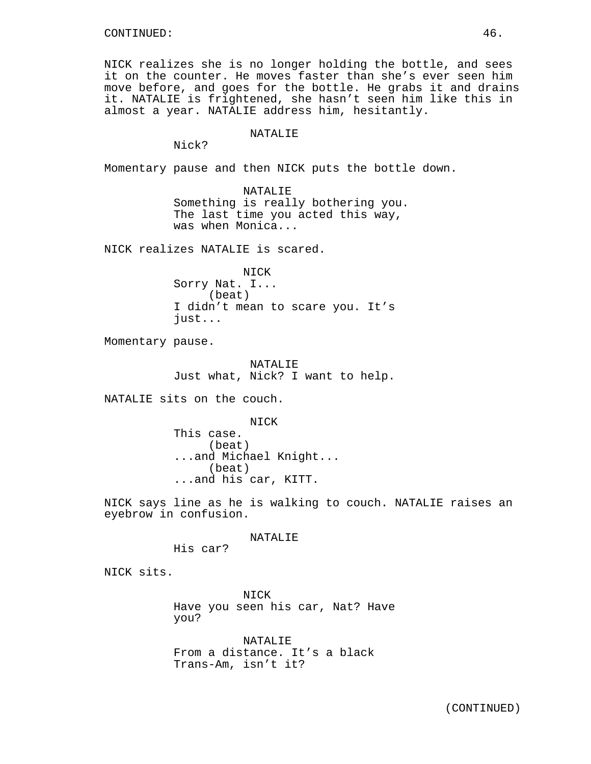CONTINUED:

NICK realizes she is no longer holding the bottle, and sees it on the counter. He moves faster than she's ever seen him move before, and goes for the bottle. He grabs it and drains it. NATALIE is frightened, she hasn't seen him like this in almost a year. NATALIE address him, hesitantly.

NATALIE
Nick?

Momentary pause and then NICK puts the bottle down.

NATALIE
Something is really bothering you. The last time you acted this way, was when Monica...

NICK realizes NATALIE is scared.

NICK
Sorry Nat. I...
(beat)
I didn't mean to scare you. It's just...

Momentary pause.

NATALIE
Just what, Nick? I want to help.

NATALIE sits on the couch.

NICK
This case.
(beat)
...and Michael Knight...
(beat)
...and his car, KITT.

NICK says line as he is walking to couch. NATALIE raises an eyebrow in confusion.

NATALIE
His car?

NICK sits.

NICK
Have you seen his car, Nat? Have you?

NATALIE
From a distance. It's a black Trans-Am, isn't it?

(CONTINUED)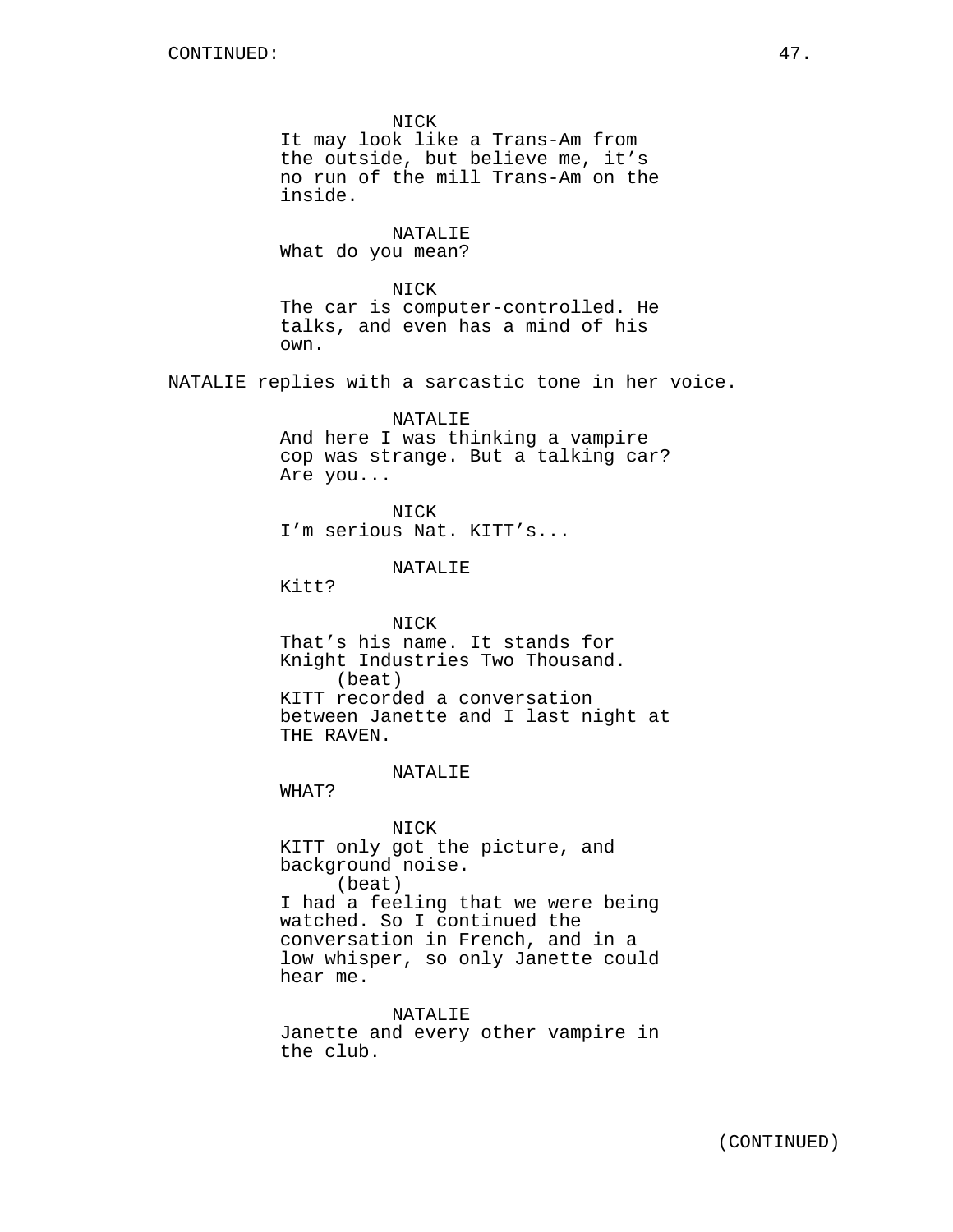CONTINUED:

NICK
It may look like a Trans-Am from the outside, but believe me, it’s no run of the mill Trans-Am on the inside.

NATALIE
What do you mean?

NICK
The car is computer-controlled. He talks, and even has a mind of his own.

NATALIE replies with a sarcastic tone in her voice.

NATALIE
And here I was thinking a vampire cop was strange. But a talking car? Are you...

NICK
I’m serious Nat. KITT’s...

NATALIE
Kitt?

NICK
That’s his name. It stands for Knight Industries Two Thousand.
(beat)
KITT recorded a conversation between Janette and I last night at THE RAVEN.

NATALIE
WHAT?

NICK
KITT only got the picture, and background noise.
(beat)
I had a feeling that we were being watched. So I continued the conversation in French, and in a low whisper, so only Janette could hear me.

NATALIE
Janette and every other vampire in the club.

(CONTINUED)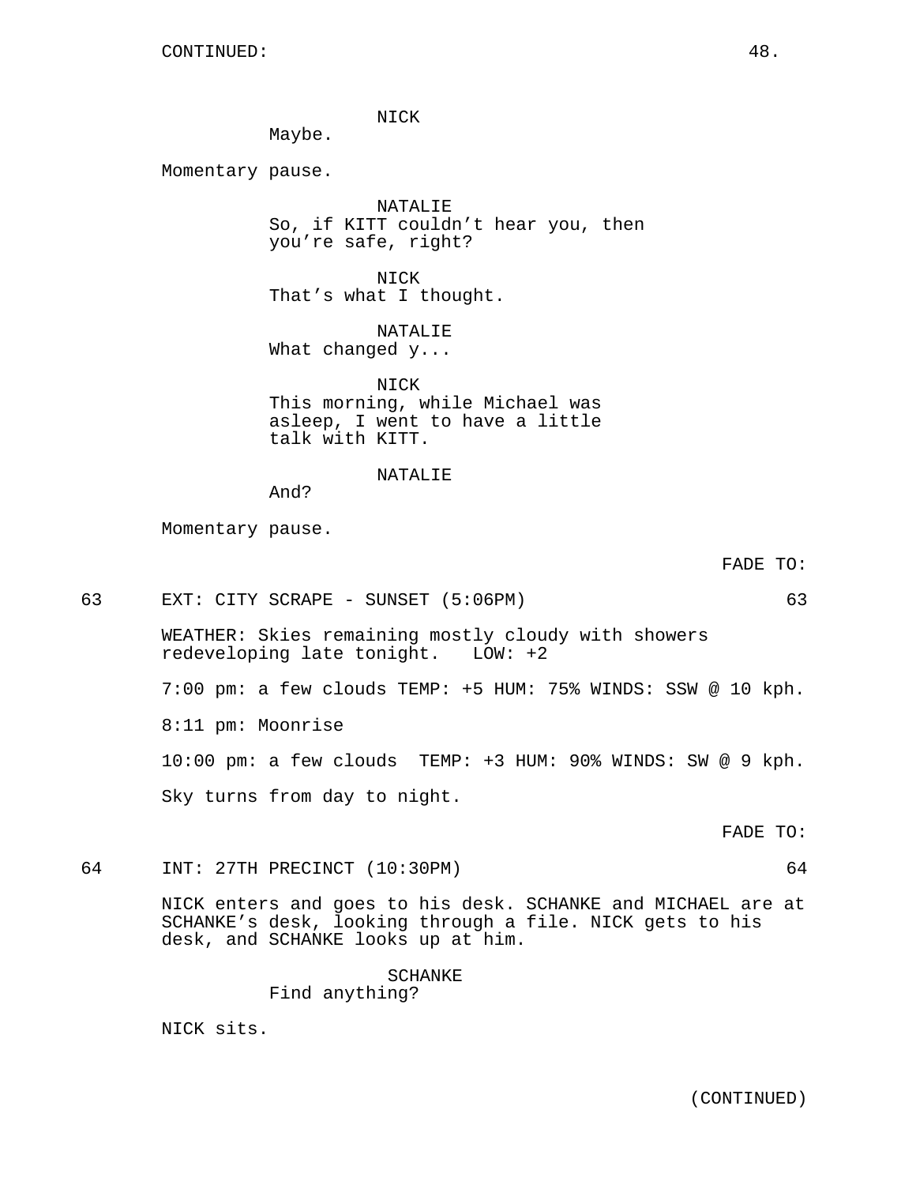CONTINUED:

NICK
Maybe.

Momentary pause.

NATALIE
So, if KITT couldn't hear you, then you're safe, right?

NICK
That's what I thought.

NATALIE
What changed y...

NICK
This morning, while Michael was asleep, I went to have a little talk with KITT.

NATALIE
And?

Momentary pause.

FADE TO:

63 EXT: CITY SCRAPE - SUNSET (5:06PM) 63

WEATHER: Skies remaining mostly cloudy with showers redeveloping late tonight. LOW: +2

7:00 pm: a few clouds TEMP: +5 HUM: 75% WINDS: SSW @ 10 kph.

8:11 pm: Moonrise

10:00 pm: a few clouds TEMP: +3 HUM: 90% WINDS: SW @ 9 kph.

Sky turns from day to night.

FADE TO:

64 INT: 27TH PRECINCT (10:30PM) 64

NICK enters and goes to his desk. SCHANKE and MICHAEL are at SCHANKE's desk, looking through a file. NICK gets to his desk, and SCHANKE looks up at him.

SCHANKE
Find anything?

NICK sits.

(CONTINUED)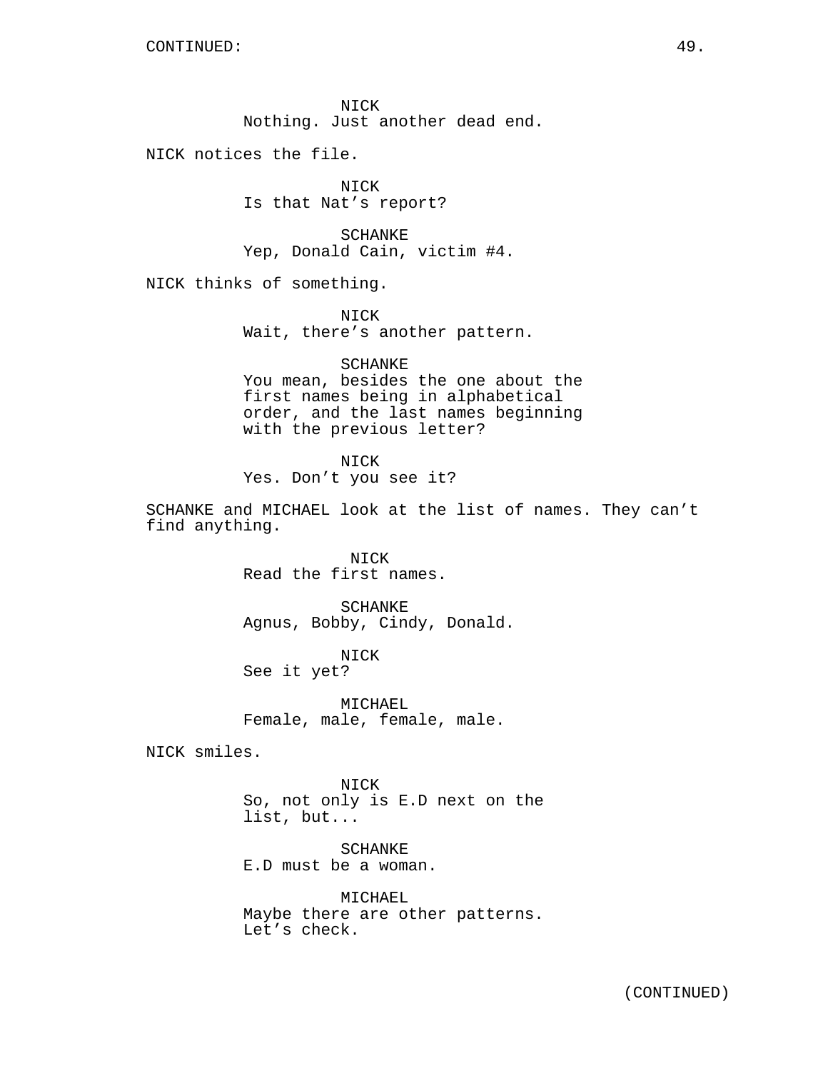NICK
Nothing. Just another dead end.

NICK notices the file.

NICK
Is that Nat's report?

SCHANKE
Yep, Donald Cain, victim #4.

NICK thinks of something.

NICK
Wait, there's another pattern.

SCHANKE
You mean, besides the one about the first names being in alphabetical order, and the last names beginning with the previous letter?

NICK
Yes. Don't you see it?

SCHANKE and MICHAEL look at the list of names. They can't find anything.

NICK
Read the first names.

SCHANKE
Agnus, Bobby, Cindy, Donald.

NICK
See it yet?

MICHAEL
Female, male, female, male.

NICK smiles.

NICK
So, not only is E.D next on the list, but...

SCHANKE
E.D must be a woman.

MICHAEL
Maybe there are other patterns. Let's check.

(CONTINUED)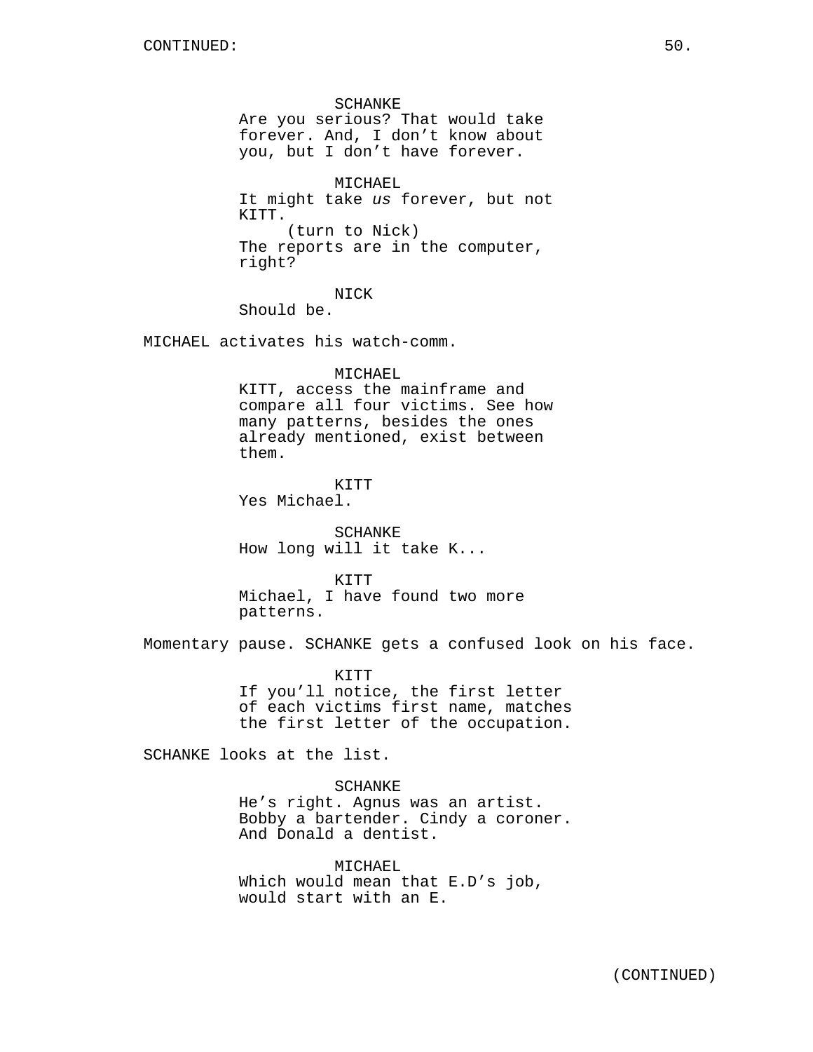SCHANKE
Are you serious? That would take forever. And, I don't know about you, but I don't have forever.

MICHAEL
It might take *us* forever, but not KITT.
(turn to Nick)
The reports are in the computer, right?

NICK
Should be.

MICHAEL activates his watch-comm.

MICHAEL
KITT, access the mainframe and compare all four victims. See how many patterns, besides the ones already mentioned, exist between them.

KITT
Yes Michael.

SCHANKE
How long will it take K...

KITT
Michael, I have found two more patterns.

Momentary pause. SCHANKE gets a confused look on his face.

KITT
If you'll notice, the first letter of each victims first name, matches the first letter of the occupation.

SCHANKE looks at the list.

SCHANKE
He's right. Agnus was an artist. Bobby a bartender. Cindy a coroner. And Donald a dentist.

MICHAEL
Which would mean that E.D's job, would start with an E.

(CONTINUED)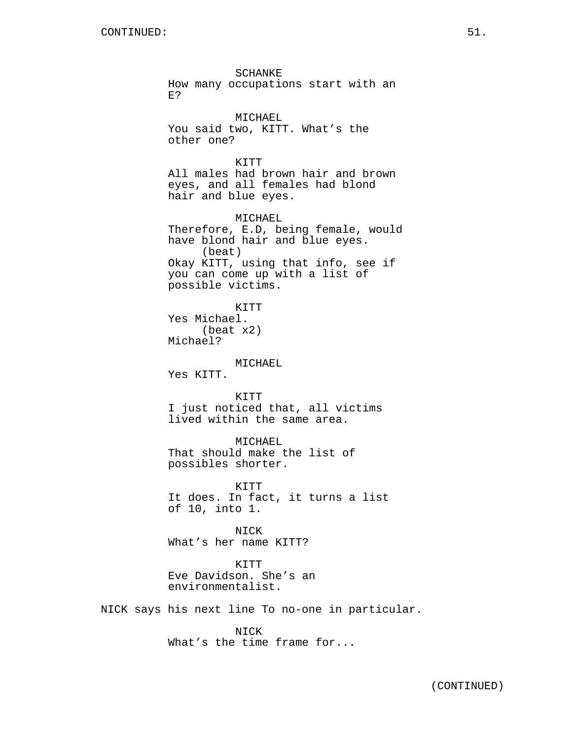SCHANKE
How many occupations start with an E?

MICHAEL
You said two, KITT. What's the other one?

KITT
All males had brown hair and brown eyes, and all females had blond hair and blue eyes.

MICHAEL
Therefore, E.D, being female, would have blond hair and blue eyes.
(beat)
Okay KITT, using that info, see if you can come up with a list of possible victims.

KITT
Yes Michael.
(beat x2)
Michael?

MICHAEL
Yes KITT.

KITT
I just noticed that, all victims lived within the same area.

MICHAEL
That should make the list of possibles shorter.

KITT
It does. In fact, it turns a list of 10, into 1.

NICK
What's her name KITT?

KITT
Eve Davidson. She's an environmentalist.

NICK says his next line To no-one in particular.

NICK
What's the time frame for...

(CONTINUED)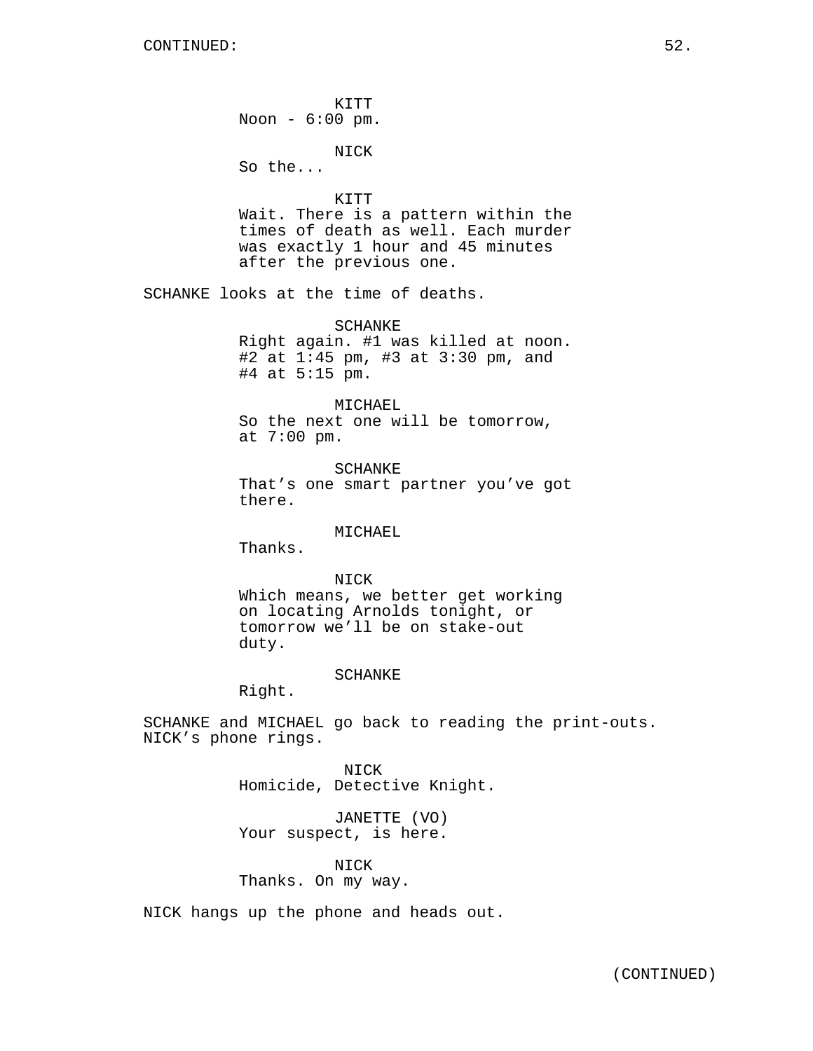CONTINUED:

KITT
Noon - 6:00 pm.

NICK
So the...

KITT
Wait. There is a pattern within the times of death as well. Each murder was exactly 1 hour and 45 minutes after the previous one.

SCHANKE looks at the time of deaths.

SCHANKE
Right again. #1 was killed at noon. #2 at 1:45 pm, #3 at 3:30 pm, and #4 at 5:15 pm.

MICHAEL
So the next one will be tomorrow, at 7:00 pm.

SCHANKE
That's one smart partner you've got there.

MICHAEL
Thanks.

NICK
Which means, we better get working on locating Arnolds tonight, or tomorrow we'll be on stake-out duty.

SCHANKE
Right.

SCHANKE and MICHAEL go back to reading the print-outs. NICK's phone rings.

NICK
Homicide, Detective Knight.

JANETTE (VO)
Your suspect, is here.

NICK
Thanks. On my way.

NICK hangs up the phone and heads out.

(CONTINUED)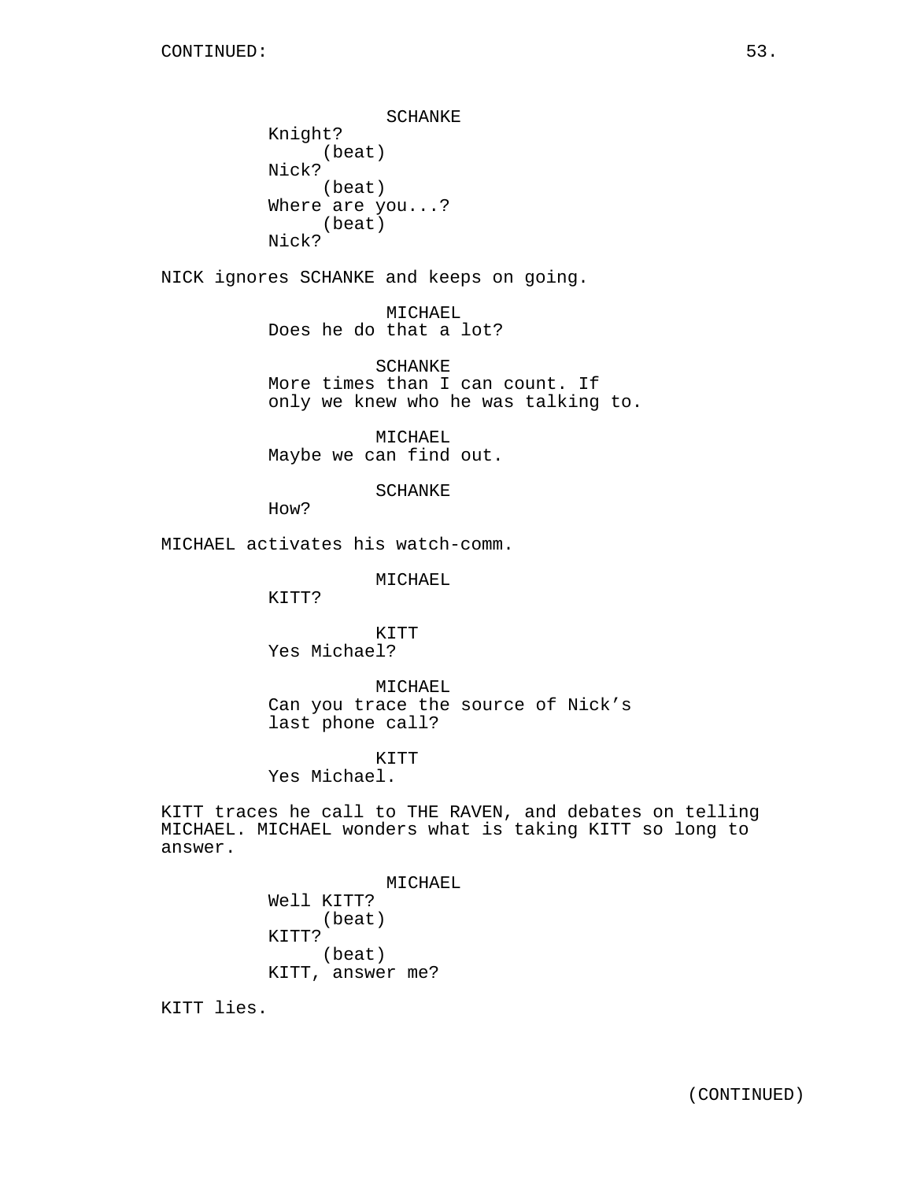CONTINUED:

SCHANKE
Knight?
(beat)
Nick?
(beat)
Where are you...?
(beat)
Nick?

NICK ignores SCHANKE and keeps on going.

MICHAEL
Does he do that a lot?

SCHANKE
More times than I can count. If only we knew who he was talking to.

MICHAEL
Maybe we can find out.

SCHANKE
How?

MICHAEL activates his watch-comm.

MICHAEL
KITT?

KITT
Yes Michael?

MICHAEL
Can you trace the source of Nick's last phone call?

KITT
Yes Michael.

KITT traces he call to THE RAVEN, and debates on telling MICHAEL. MICHAEL wonders what is taking KITT so long to answer.

MICHAEL
Well KITT?
(beat)
KITT?
(beat)
KITT, answer me?

KITT lies.

(CONTINUED)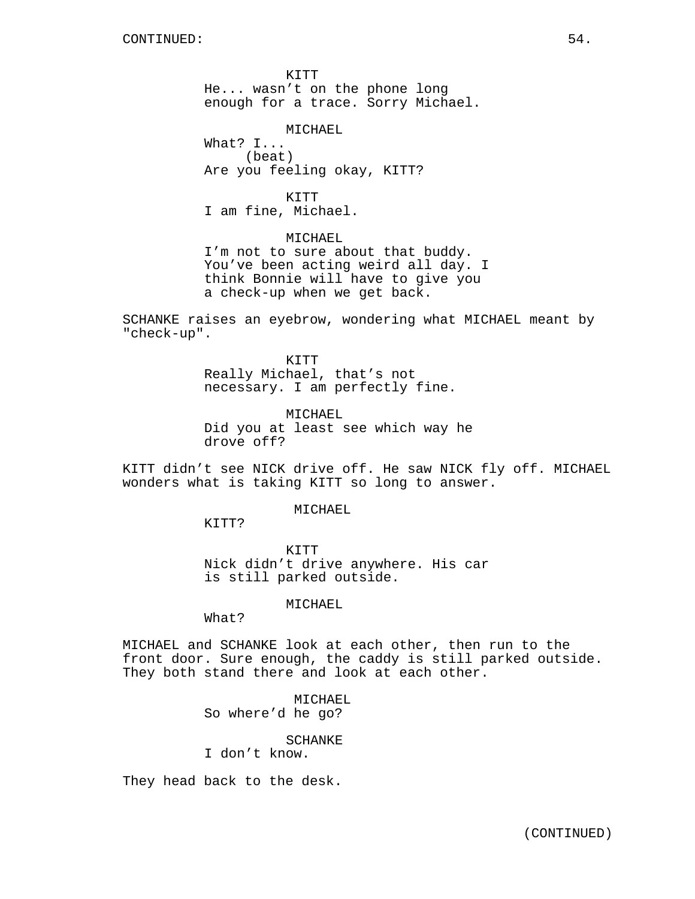CONTINUED:

KITT
He... wasn’t on the phone long enough for a trace. Sorry Michael.

MICHAEL
What? I...
(beat)
Are you feeling okay, KITT?

KITT
I am fine, Michael.

MICHAEL
I’m not to sure about that buddy. You’ve been acting weird all day. I think Bonnie will have to give you a check-up when we get back.

SCHANKE raises an eyebrow, wondering what MICHAEL meant by "check-up".

KITT
Really Michael, that’s not necessary. I am perfectly fine.

MICHAEL
Did you at least see which way he drove off?

KITT didn’t see NICK drive off. He saw NICK fly off. MICHAEL wonders what is taking KITT so long to answer.

MICHAEL
KITT?

KITT
Nick didn’t drive anywhere. His car is still parked outside.

MICHAEL
What?

MICHAEL and SCHANKE look at each other, then run to the front door. Sure enough, the caddy is still parked outside. They both stand there and look at each other.

MICHAEL
So where’d he go?

SCHANKE
I don’t know.

They head back to the desk.

(CONTINUED)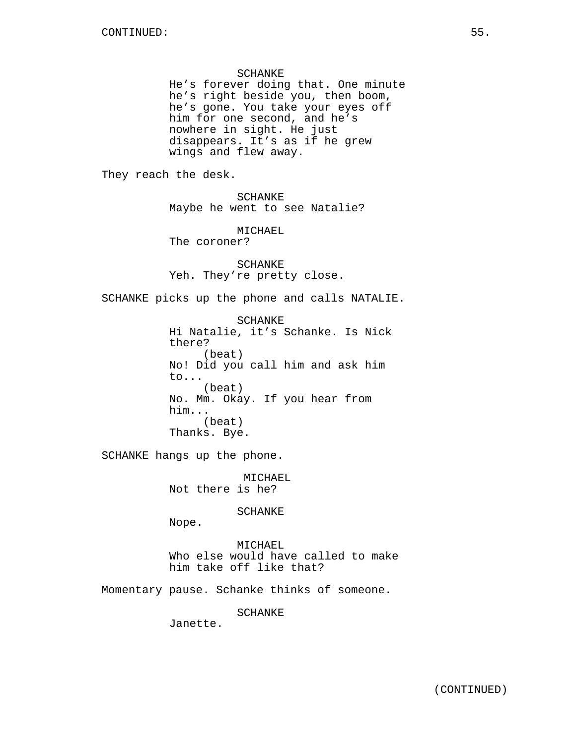SCHANKE
He's forever doing that. One minute he's right beside you, then boom, he's gone. You take your eyes off him for one second, and he's nowhere in sight. He just disappears. It's as if he grew wings and flew away.

They reach the desk.

SCHANKE
Maybe he went to see Natalie?

MICHAEL
The coroner?

SCHANKE
Yeh. They're pretty close.

SCHANKE picks up the phone and calls NATALIE.

SCHANKE
Hi Natalie, it's Schanke. Is Nick there?
(beat)
No! Did you call him and ask him to...
(beat)
No. Mm. Okay. If you hear from him...
(beat)
Thanks. Bye.

SCHANKE hangs up the phone.

MICHAEL
Not there is he?

SCHANKE
Nope.

MICHAEL
Who else would have called to make him take off like that?

Momentary pause. Schanke thinks of someone.

SCHANKE
Janette.

(CONTINUED)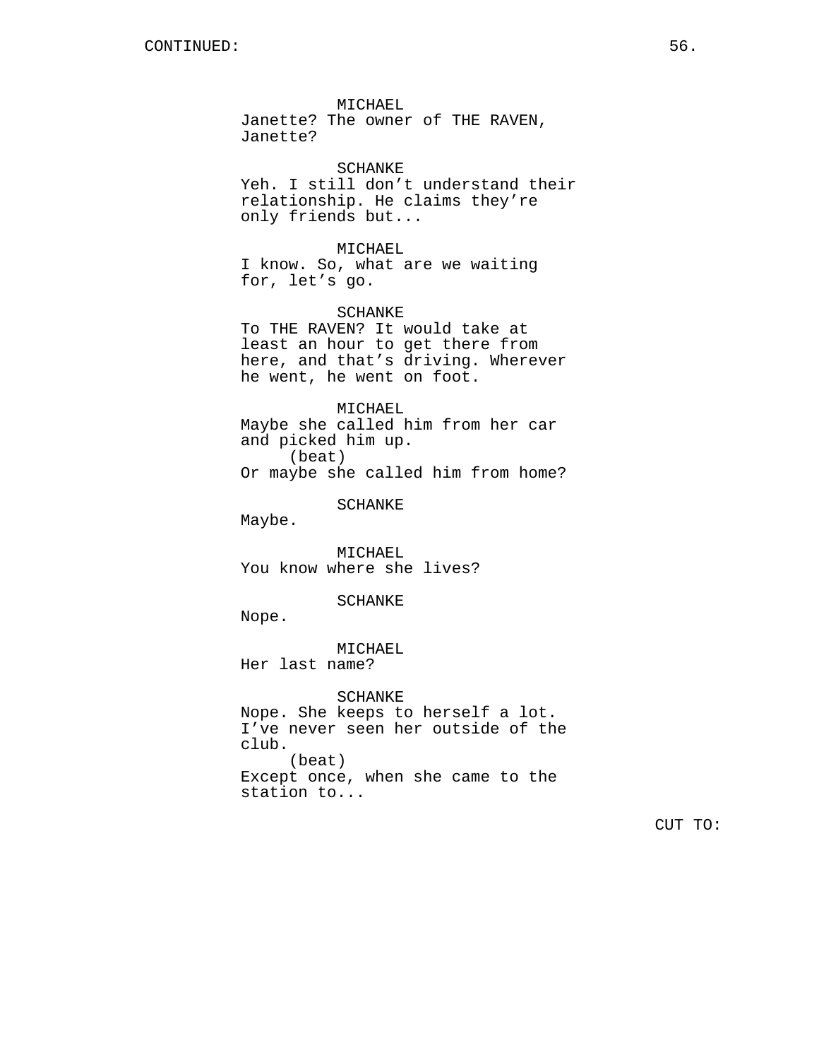MICHAEL
Janette? The owner of THE RAVEN, Janette?

SCHANKE
Yeh. I still don't understand their relationship. He claims they're only friends but...

MICHAEL
I know. So, what are we waiting for, let's go.

SCHANKE
To THE RAVEN? It would take at least an hour to get there from here, and that's driving. Wherever he went, he went on foot.

MICHAEL
Maybe she called him from her car and picked him up.
(beat)
Or maybe she called him from home?

SCHANKE
Maybe.

MICHAEL
You know where she lives?

SCHANKE
Nope.

MICHAEL
Her last name?

SCHANKE
Nope. She keeps to herself a lot. I've never seen her outside of the club.
(beat)
Except once, when she came to the station to...

CUT TO: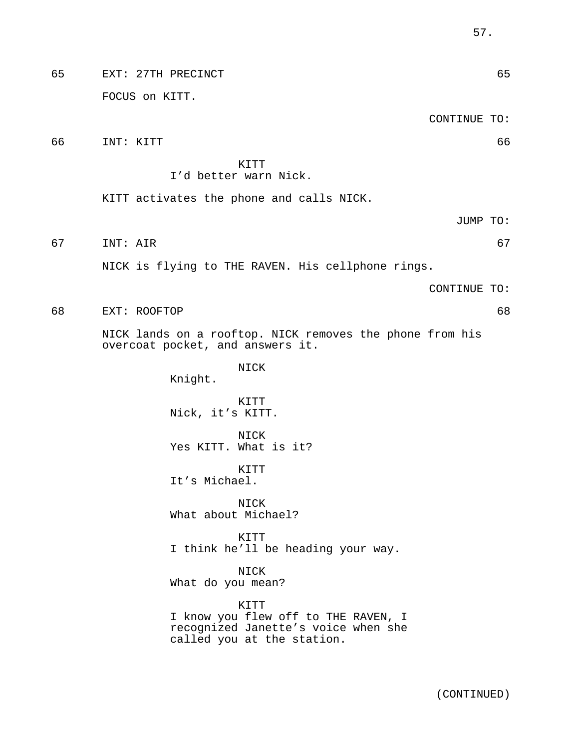65 EXT: 27TH PRECINCT 65

FOCUS on KITT.

CONTINUE TO:

66 INT: KITT 66

KITT
I'd better warn Nick.

KITT activates the phone and calls NICK.

JUMP TO:

67 INT: AIR 67

NICK is flying to THE RAVEN. His cellphone rings.

CONTINUE TO:

68 EXT: ROOFTOP 68

NICK lands on a rooftop. NICK removes the phone from his overcoat pocket, and answers it.

NICK
Knight.

KITT
Nick, it's KITT.

NICK
Yes KITT. What is it?

KITT
It's Michael.

NICK
What about Michael?

KITT
I think he'll be heading your way.

NICK
What do you mean?

KITT
I know you flew off to THE RAVEN, I recognized Janette's voice when she called you at the station.

(CONTINUED)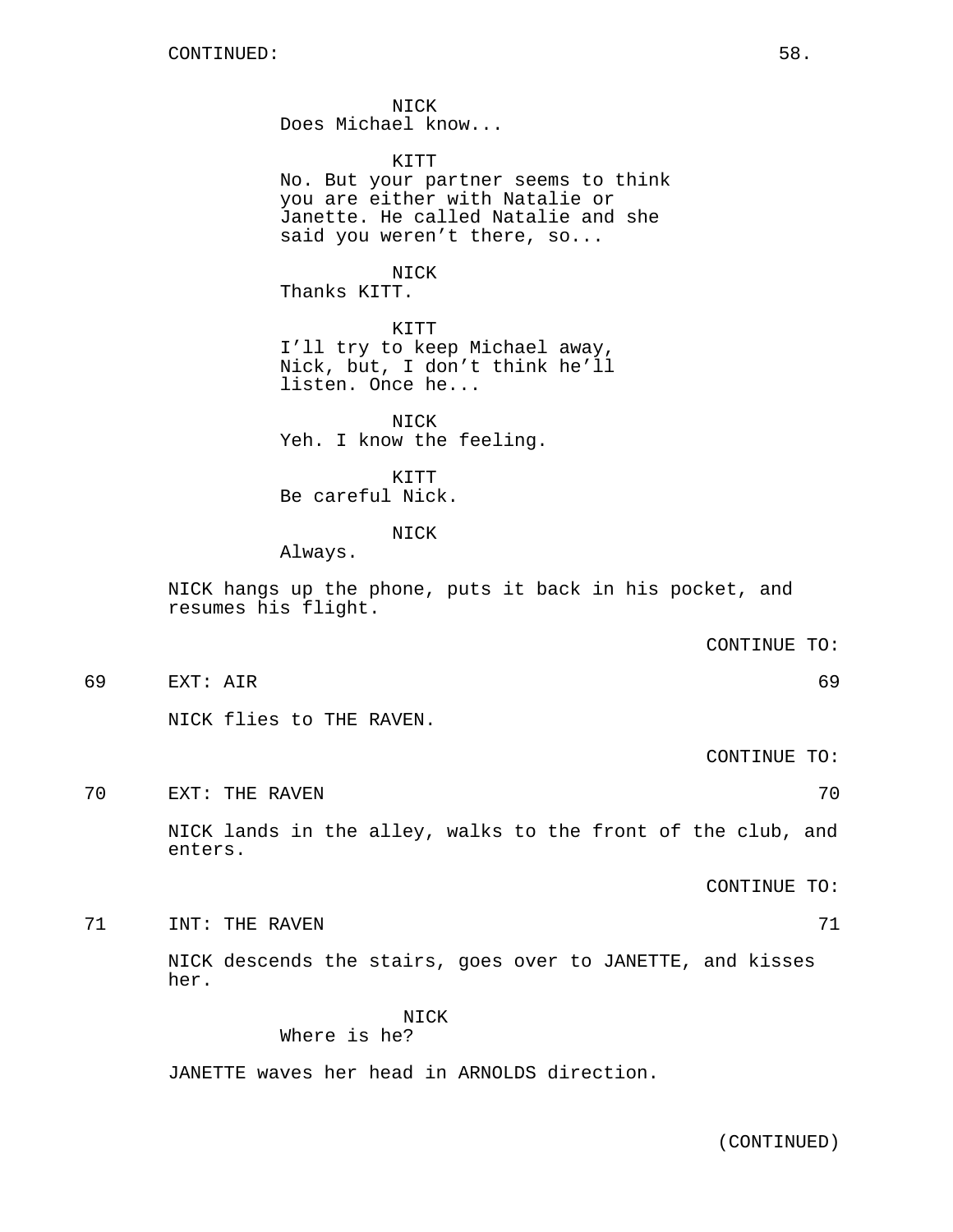CONTINUED:

NICK
Does Michael know...

KITT
No. But your partner seems to think you are either with Natalie or Janette. He called Natalie and she said you weren't there, so...

NICK
Thanks KITT.

KITT
I'll try to keep Michael away, Nick, but, I don't think he'll listen. Once he...

NICK
Yeh. I know the feeling.

KITT
Be careful Nick.

NICK
Always.

NICK hangs up the phone, puts it back in his pocket, and resumes his flight.

CONTINUE TO:

69 EXT: AIR 69

NICK flies to THE RAVEN.

CONTINUE TO:

70 EXT: THE RAVEN 70

NICK lands in the alley, walks to the front of the club, and enters.

CONTINUE TO:

71 INT: THE RAVEN 71

NICK descends the stairs, goes over to JANETTE, and kisses her.

NICK
Where is he?

JANETTE waves her head in ARNOLDS direction.

(CONTINUED)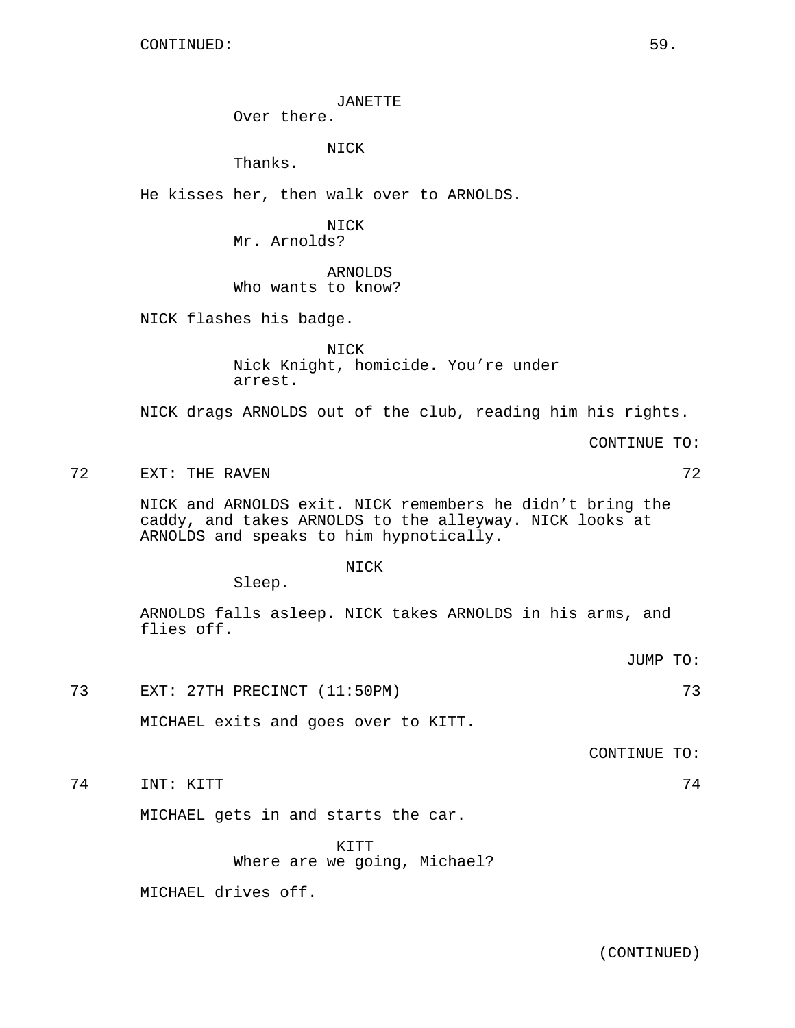JANETTE
Over there.

NICK
Thanks.

He kisses her, then walk over to ARNOLDS.

NICK
Mr. Arnolds?

ARNOLDS
Who wants to know?

NICK flashes his badge.

NICK
Nick Knight, homicide. You’re under arrest.

NICK drags ARNOLDS out of the club, reading him his rights.

CONTINUE TO:

72 EXT: THE RAVEN 72

NICK and ARNOLDS exit. NICK remembers he didn’t bring the caddy, and takes ARNOLDS to the alleyway. NICK looks at ARNOLDS and speaks to him hypnotically.

NICK
Sleep.

ARNOLDS falls asleep. NICK takes ARNOLDS in his arms, and flies off.

JUMP TO:

73 EXT: 27TH PRECINCT (11:50PM) 73

MICHAEL exits and goes over to KITT.

CONTINUE TO:

74 INT: KITT 74

MICHAEL gets in and starts the car.

KITT
Where are we going, Michael?

MICHAEL drives off.

(CONTINUED)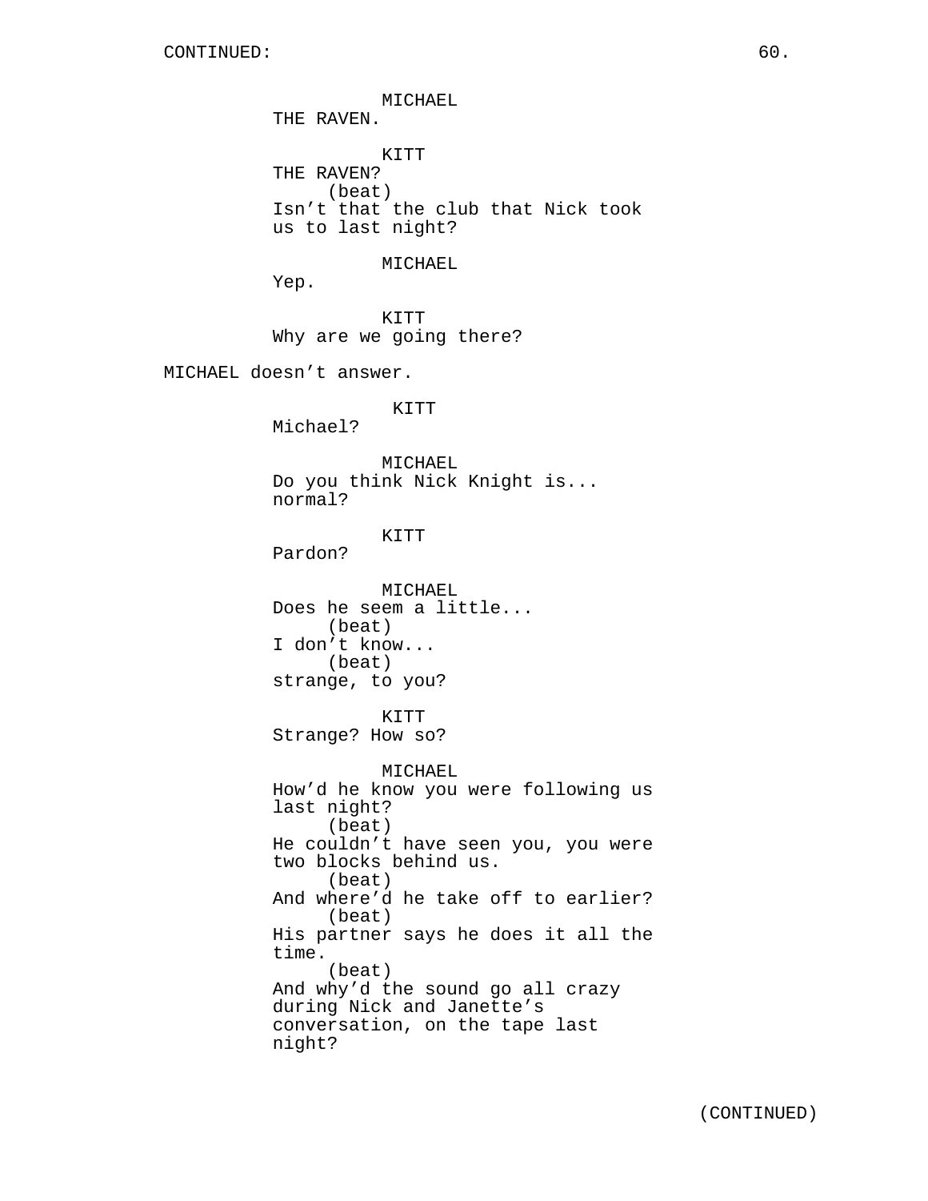CONTINUED:

MICHAEL
THE RAVEN.

KITT
THE RAVEN?
(beat)
Isn't that the club that Nick took us to last night?

MICHAEL
Yep.

KITT
Why are we going there?

MICHAEL doesn't answer.

KITT
Michael?

MICHAEL
Do you think Nick Knight is... normal?

KITT
Pardon?

MICHAEL
Does he seem a little...
(beat)
I don't know...
(beat)
strange, to you?

KITT
Strange? How so?

MICHAEL
How'd he know you were following us last night?
(beat)
He couldn't have seen you, you were two blocks behind us.
(beat)
And where'd he take off to earlier?
(beat)
His partner says he does it all the time.
(beat)
And why'd the sound go all crazy during Nick and Janette's conversation, on the tape last night?

(CONTINUED)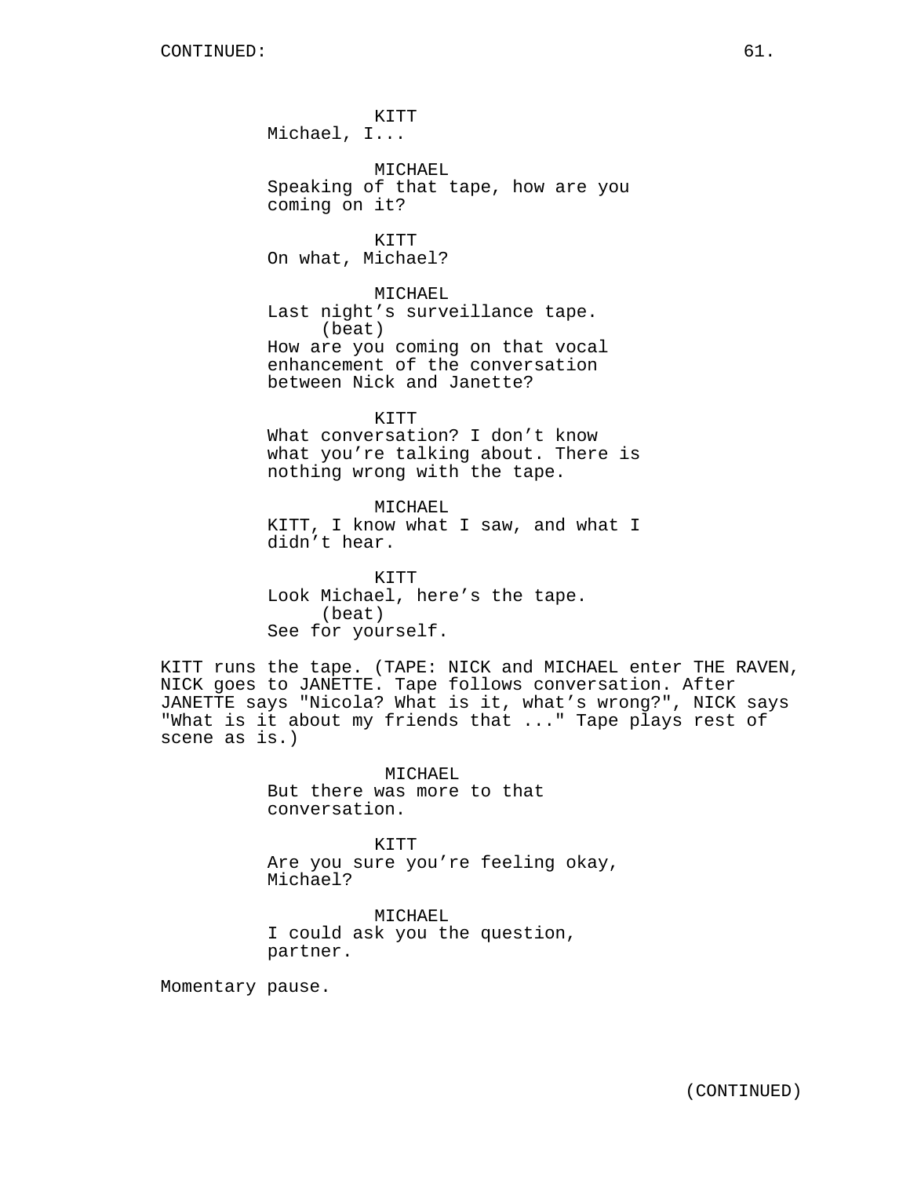KITT
Michael, I...

MICHAEL
Speaking of that tape, how are you coming on it?

KITT
On what, Michael?

MICHAEL
Last night's surveillance tape.
(beat)
How are you coming on that vocal enhancement of the conversation between Nick and Janette?

KITT
What conversation? I don't know what you're talking about. There is nothing wrong with the tape.

MICHAEL
KITT, I know what I saw, and what I didn't hear.

KITT
Look Michael, here's the tape.
(beat)
See for yourself.

KITT runs the tape. (TAPE: NICK and MICHAEL enter THE RAVEN, NICK goes to JANETTE. Tape follows conversation. After JANETTE says "Nicola? What is it, what's wrong?", NICK says "What is it about my friends that ..." Tape plays rest of scene as is.)

MICHAEL
But there was more to that conversation.

KITT
Are you sure you're feeling okay, Michael?

MICHAEL
I could ask you the question, partner.

Momentary pause.

(CONTINUED)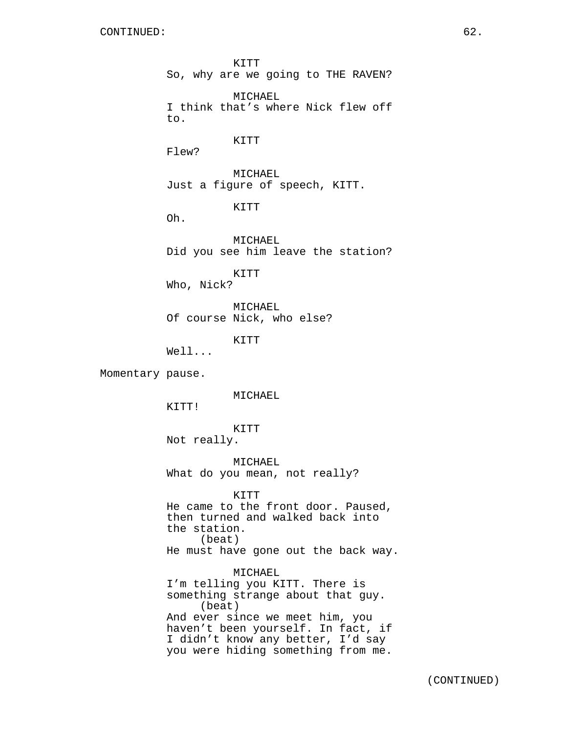CONTINUED:

KITT
So, why are we going to THE RAVEN?

MICHAEL
I think that's where Nick flew off to.

KITT
Flew?

MICHAEL
Just a figure of speech, KITT.

KITT
Oh.

MICHAEL
Did you see him leave the station?

KITT
Who, Nick?

MICHAEL
Of course Nick, who else?

KITT
Well...

Momentary pause.

MICHAEL
KITT!

KITT
Not really.

MICHAEL
What do you mean, not really?

KITT
He came to the front door. Paused, then turned and walked back into the station.
(beat)
He must have gone out the back way.

MICHAEL
I'm telling you KITT. There is something strange about that guy.
(beat)
And ever since we meet him, you haven't been yourself. In fact, if I didn't know any better, I'd say you were hiding something from me.

(CONTINUED)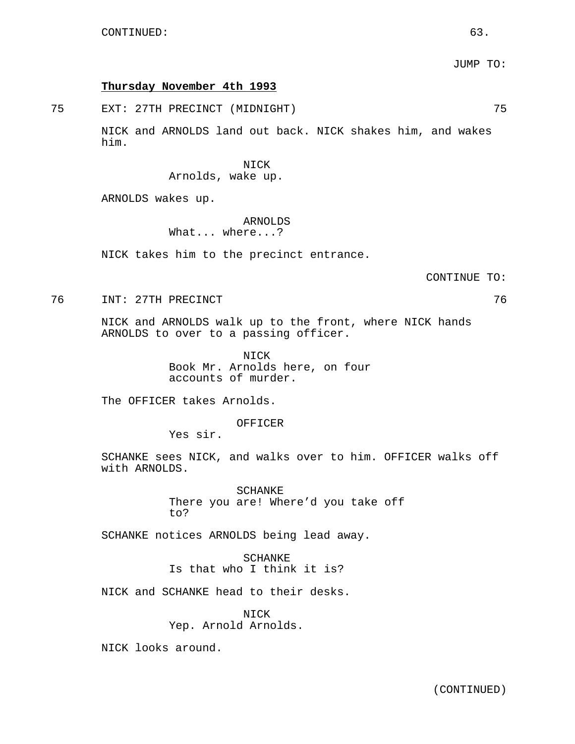CONTINUED:

JUMP TO:

**Thursday November 4th 1993**

75 EXT: 27TH PRECINCT (MIDNIGHT) 75

NICK and ARNOLDS land out back. NICK shakes him, and wakes him.

NICK
Arnolds, wake up.

ARNOLDS wakes up.

ARNOLDS
What... where...?

NICK takes him to the precinct entrance.

CONTINUE TO:

76 INT: 27TH PRECINCT 76

NICK and ARNOLDS walk up to the front, where NICK hands ARNOLDS to over to a passing officer.

NICK
Book Mr. Arnolds here, on four accounts of murder.

The OFFICER takes Arnolds.

OFFICER
Yes sir.

SCHANKE sees NICK, and walks over to him. OFFICER walks off with ARNOLDS.

SCHANKE
There you are! Where'd you take off to?

SCHANKE notices ARNOLDS being lead away.

SCHANKE
Is that who I think it is?

NICK and SCHANKE head to their desks.

NICK
Yep. Arnold Arnolds.

NICK looks around.

(CONTINUED)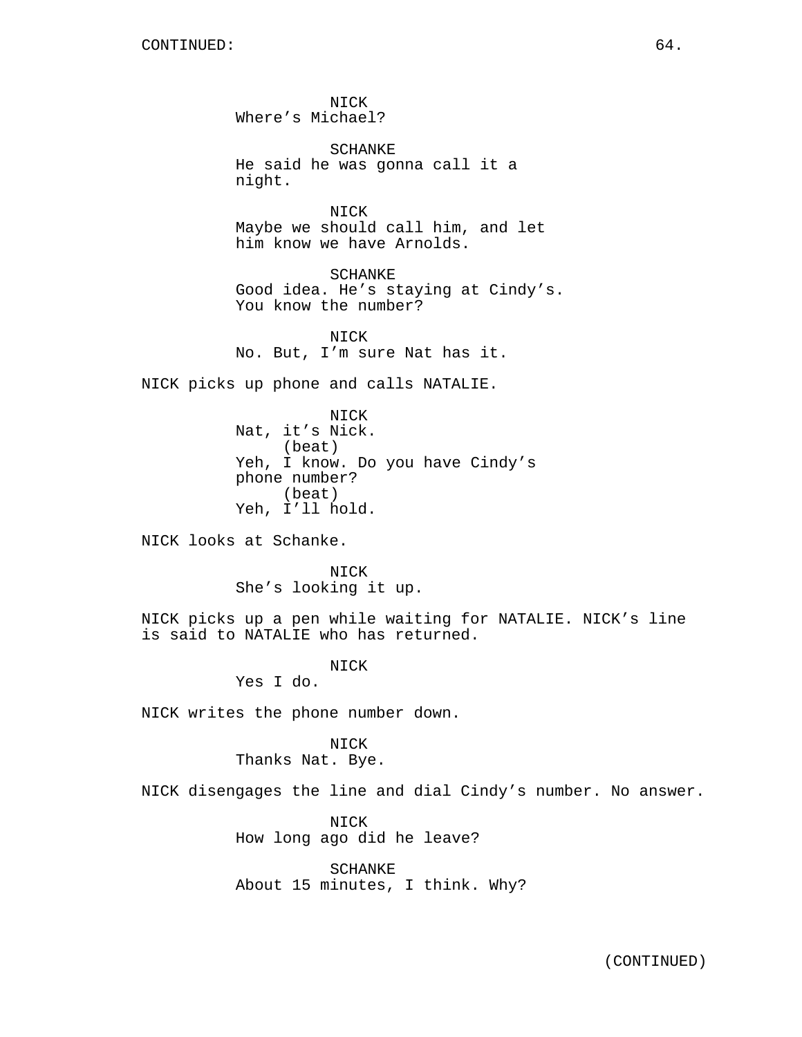CONTINUED:

NICK
Where's Michael?

SCHANKE
He said he was gonna call it a night.

NICK
Maybe we should call him, and let him know we have Arnolds.

SCHANKE
Good idea. He's staying at Cindy's. You know the number?

NICK
No. But, I'm sure Nat has it.

NICK picks up phone and calls NATALIE.

NICK
Nat, it's Nick.
(beat)
Yeh, I know. Do you have Cindy's phone number?
(beat)
Yeh, I'll hold.

NICK looks at Schanke.

NICK
She's looking it up.

NICK picks up a pen while waiting for NATALIE. NICK's line is said to NATALIE who has returned.

NICK
Yes I do.

NICK writes the phone number down.

NICK
Thanks Nat. Bye.

NICK disengages the line and dial Cindy's number. No answer.

NICK
How long ago did he leave?

SCHANKE
About 15 minutes, I think. Why?

(CONTINUED)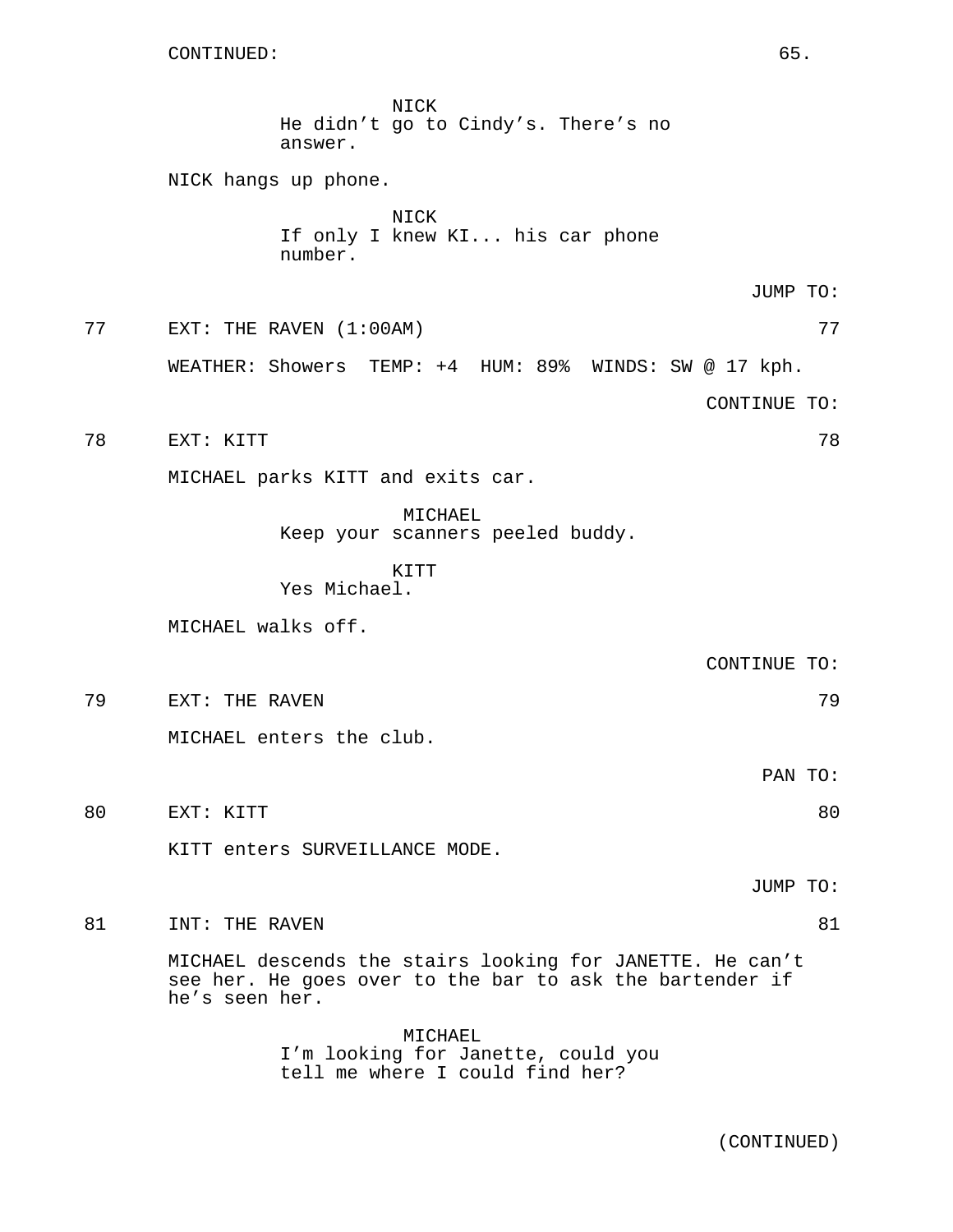CONTINUED:

NICK
He didn't go to Cindy's. There's no answer.

NICK hangs up phone.

NICK
If only I knew KI... his car phone number.

JUMP TO:

77 EXT: THE RAVEN (1:00AM) 77

WEATHER: Showers TEMP: +4 HUM: 89% WINDS: SW @ 17 kph.

CONTINUE TO:

78 EXT: KITT 78

MICHAEL parks KITT and exits car.

MICHAEL
Keep your scanners peeled buddy.

KITT
Yes Michael.

MICHAEL walks off.

CONTINUE TO:

79 EXT: THE RAVEN 79

MICHAEL enters the club.

PAN TO:

80 EXT: KITT 80

KITT enters SURVEILLANCE MODE.

JUMP TO:

81 INT: THE RAVEN 81

MICHAEL descends the stairs looking for JANETTE. He can't see her. He goes over to the bar to ask the bartender if he's seen her.

MICHAEL
I'm looking for Janette, could you tell me where I could find her?

(CONTINUED)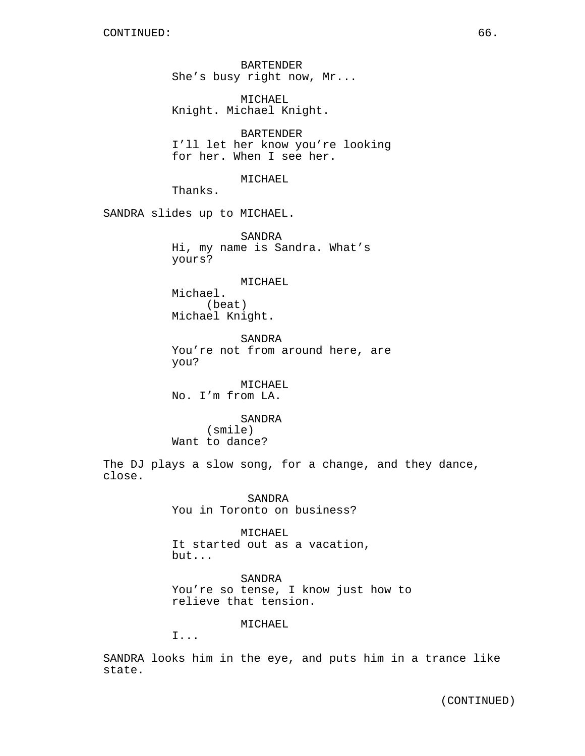CONTINUED:

BARTENDER
She's busy right now, Mr...

MICHAEL
Knight. Michael Knight.

BARTENDER
I'll let her know you're looking for her. When I see her.

MICHAEL
Thanks.

SANDRA slides up to MICHAEL.

SANDRA
Hi, my name is Sandra. What's yours?

MICHAEL
Michael.
(beat)
Michael Knight.

SANDRA
You're not from around here, are you?

MICHAEL
No. I'm from LA.

SANDRA
(smile)
Want to dance?

The DJ plays a slow song, for a change, and they dance, close.

SANDRA
You in Toronto on business?

MICHAEL
It started out as a vacation, but...

SANDRA
You're so tense, I know just how to relieve that tension.

MICHAEL
I...

SANDRA looks him in the eye, and puts him in a trance like state.

(CONTINUED)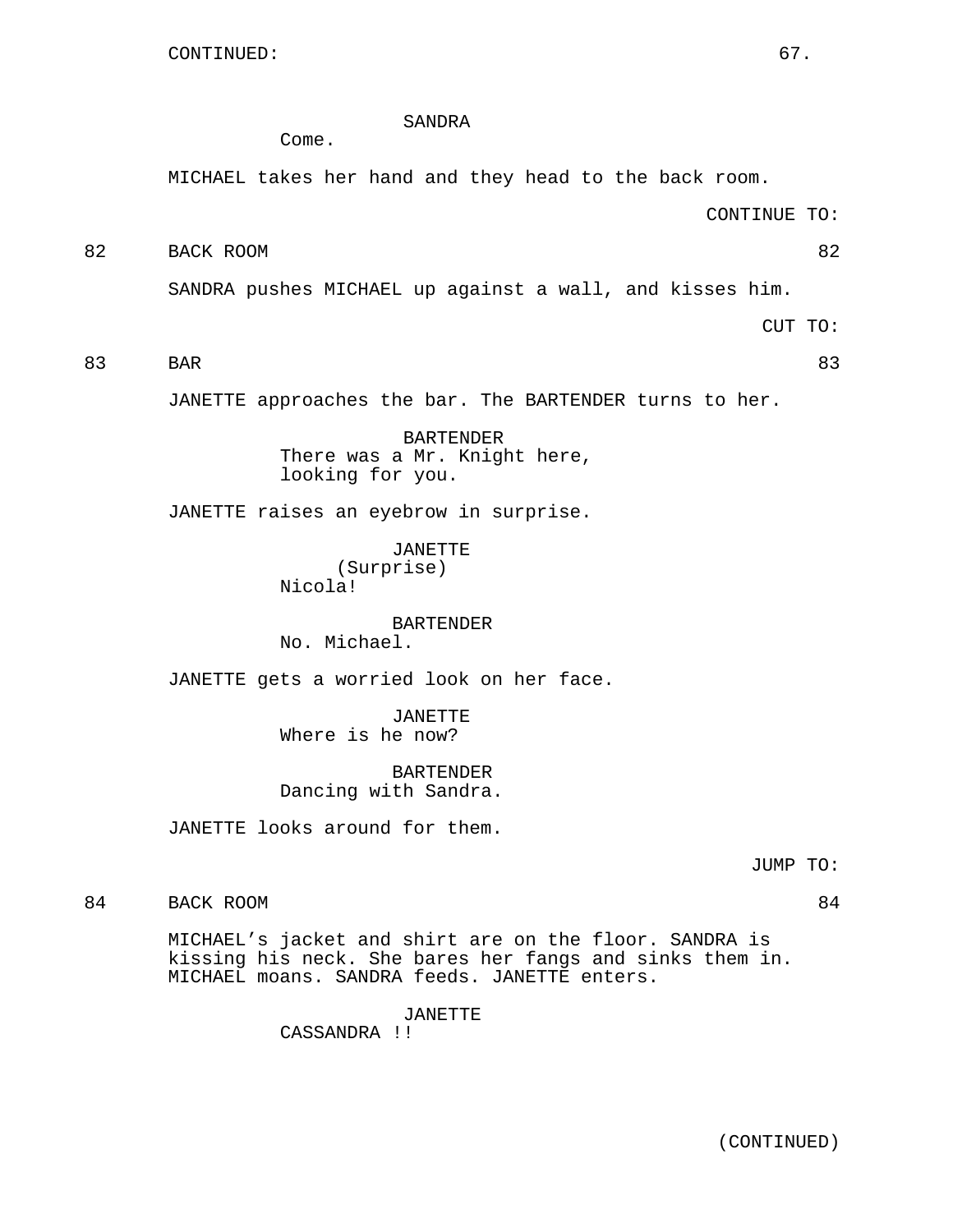CONTINUED:

SANDRA
Come.

MICHAEL takes her hand and they head to the back room.

CONTINUE TO:

82 BACK ROOM 82

SANDRA pushes MICHAEL up against a wall, and kisses him.

CUT TO:

83 BAR 83

JANETTE approaches the bar. The BARTENDER turns to her.

BARTENDER
There was a Mr. Knight here,
looking for you.

JANETTE raises an eyebrow in surprise.

JANETTE
(Surprise)
Nicola!

BARTENDER
No. Michael.

JANETTE gets a worried look on her face.

JANETTE
Where is he now?

BARTENDER
Dancing with Sandra.

JANETTE looks around for them.

JUMP TO:

84 BACK ROOM 84

MICHAEL's jacket and shirt are on the floor. SANDRA is kissing his neck. She bares her fangs and sinks them in. MICHAEL moans. SANDRA feeds. JANETTE enters.

JANETTE
CASSANDRA !!

(CONTINUED)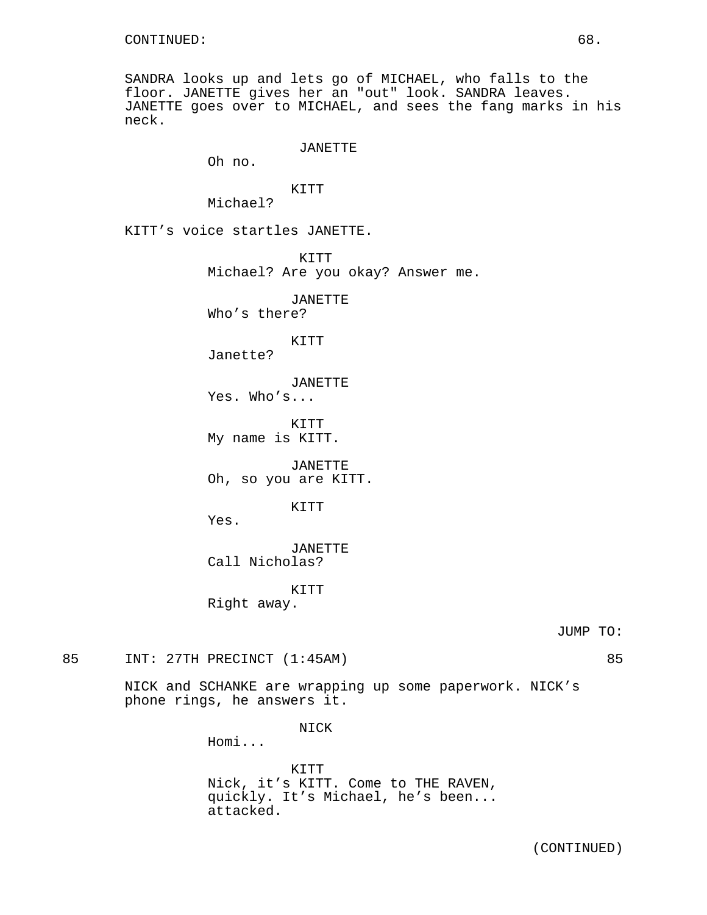CONTINUED:

SANDRA looks up and lets go of MICHAEL, who falls to the floor. JANETTE gives her an "out" look. SANDRA leaves. JANETTE goes over to MICHAEL, and sees the fang marks in his neck.

JANETTE
Oh no.

KITT
Michael?

KITT's voice startles JANETTE.

KITT
Michael? Are you okay? Answer me.

JANETTE
Who's there?

KITT
Janette?

JANETTE
Yes. Who's...

KITT
My name is KITT.

JANETTE
Oh, so you are KITT.

KITT
Yes.

JANETTE
Call Nicholas?

KITT
Right away.

JUMP TO:

85 INT: 27TH PRECINCT (1:45AM) 85

NICK and SCHANKE are wrapping up some paperwork. NICK's phone rings, he answers it.

NICK
Homi...

KITT
Nick, it's KITT. Come to THE RAVEN, quickly. It's Michael, he's been... attacked.

(CONTINUED)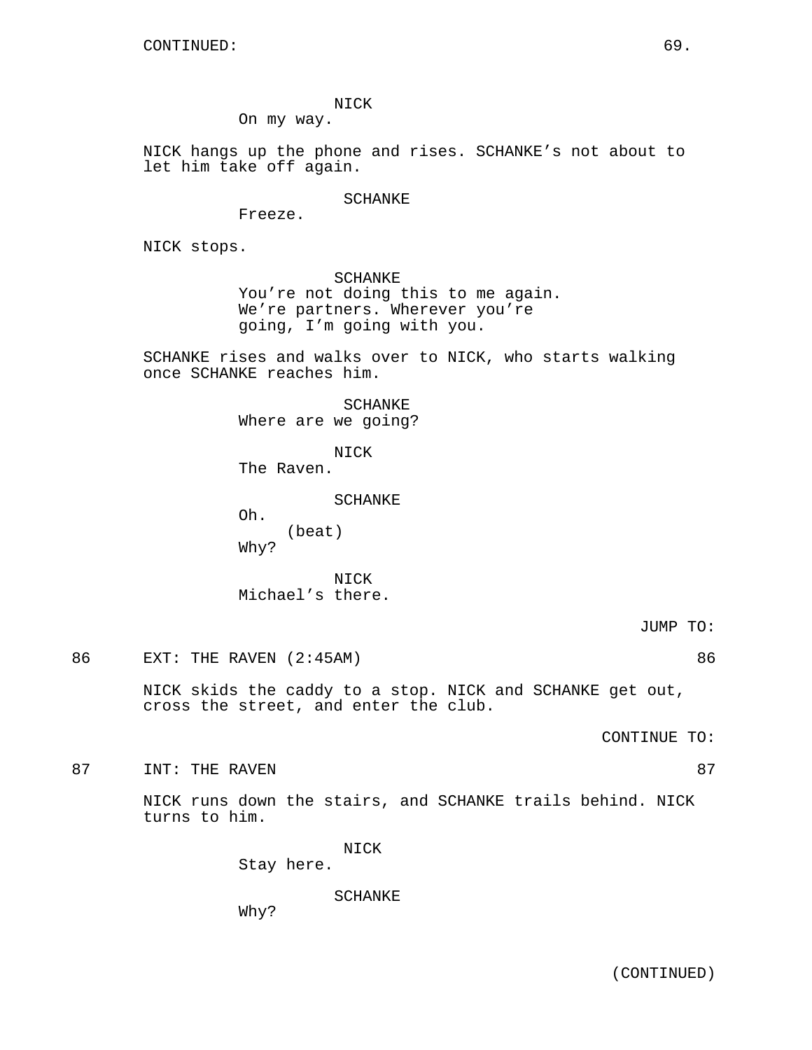CONTINUED:

NICK
On my way.

NICK hangs up the phone and rises. SCHANKE's not about to let him take off again.

SCHANKE
Freeze.

NICK stops.

SCHANKE
You're not doing this to me again. We're partners. Wherever you're going, I'm going with you.

SCHANKE rises and walks over to NICK, who starts walking once SCHANKE reaches him.

SCHANKE
Where are we going?

NICK
The Raven.

SCHANKE
Oh.
(beat)
Why?

NICK
Michael's there.

JUMP TO:

86 EXT: THE RAVEN (2:45AM) 86

NICK skids the caddy to a stop. NICK and SCHANKE get out, cross the street, and enter the club.

CONTINUE TO:

87 INT: THE RAVEN 87

NICK runs down the stairs, and SCHANKE trails behind. NICK turns to him.

NICK
Stay here.

SCHANKE
Why?

(CONTINUED)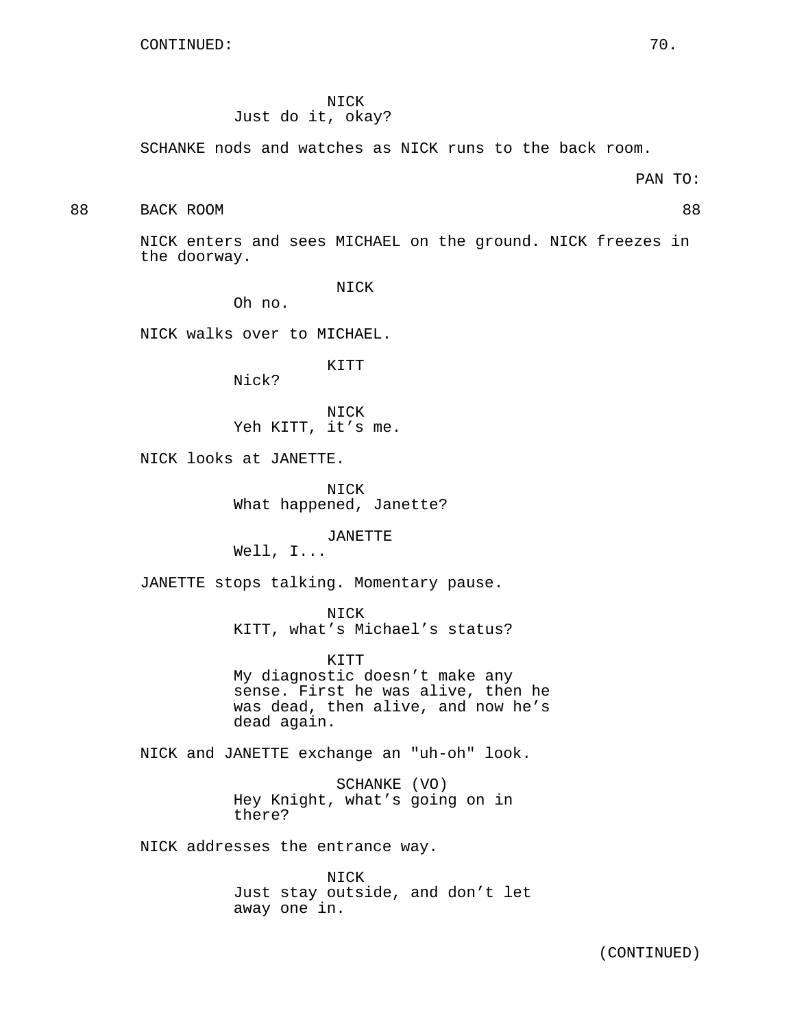CONTINUED:

NICK
Just do it, okay?

SCHANKE nods and watches as NICK runs to the back room.

PAN TO:

88 BACK ROOM 88

NICK enters and sees MICHAEL on the ground. NICK freezes in the doorway.

NICK
Oh no.

NICK walks over to MICHAEL.

KITT
Nick?

NICK
Yeh KITT, it's me.

NICK looks at JANETTE.

NICK
What happened, Janette?

JANETTE
Well, I...

JANETTE stops talking. Momentary pause.

NICK
KITT, what's Michael's status?

KITT
My diagnostic doesn't make any sense. First he was alive, then he was dead, then alive, and now he's dead again.

NICK and JANETTE exchange an "uh-oh" look.

SCHANKE (VO)
Hey Knight, what's going on in there?

NICK addresses the entrance way.

NICK
Just stay outside, and don't let away one in.

(CONTINUED)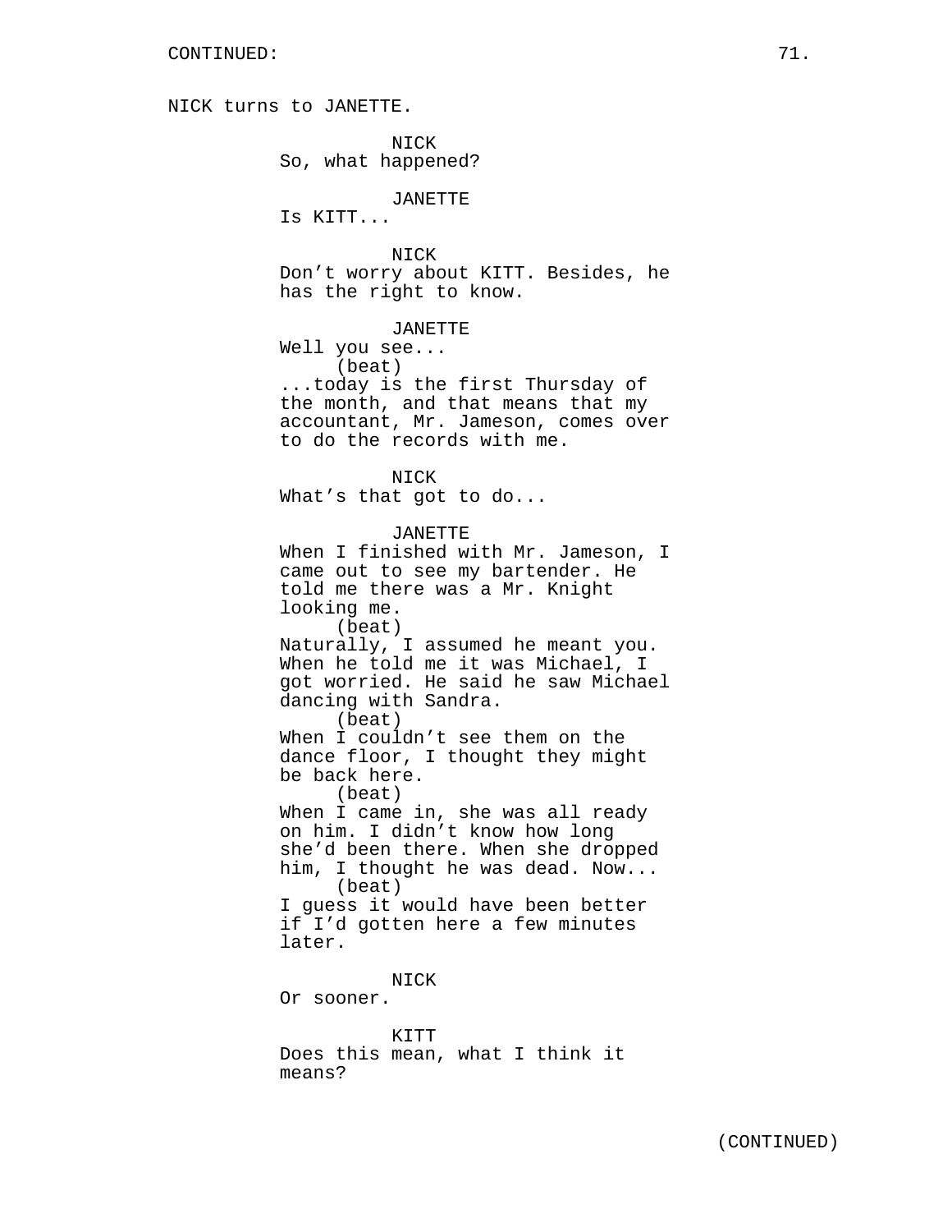CONTINUED:

NICK turns to JANETTE.

NICK
So, what happened?

JANETTE
Is KITT...

NICK
Don't worry about KITT. Besides, he has the right to know.

JANETTE
Well you see...
(beat)
...today is the first Thursday of the month, and that means that my accountant, Mr. Jameson, comes over to do the records with me.

NICK
What's that got to do...

JANETTE
When I finished with Mr. Jameson, I came out to see my bartender. He told me there was a Mr. Knight looking me.
(beat)
Naturally, I assumed he meant you. When he told me it was Michael, I got worried. He said he saw Michael dancing with Sandra.
(beat)
When I couldn't see them on the dance floor, I thought they might be back here.
(beat)
When I came in, she was all ready on him. I didn't know how long she'd been there. When she dropped him, I thought he was dead. Now...
(beat)
I guess it would have been better if I'd gotten here a few minutes later.

NICK
Or sooner.

KITT
Does this mean, what I think it means?

(CONTINUED)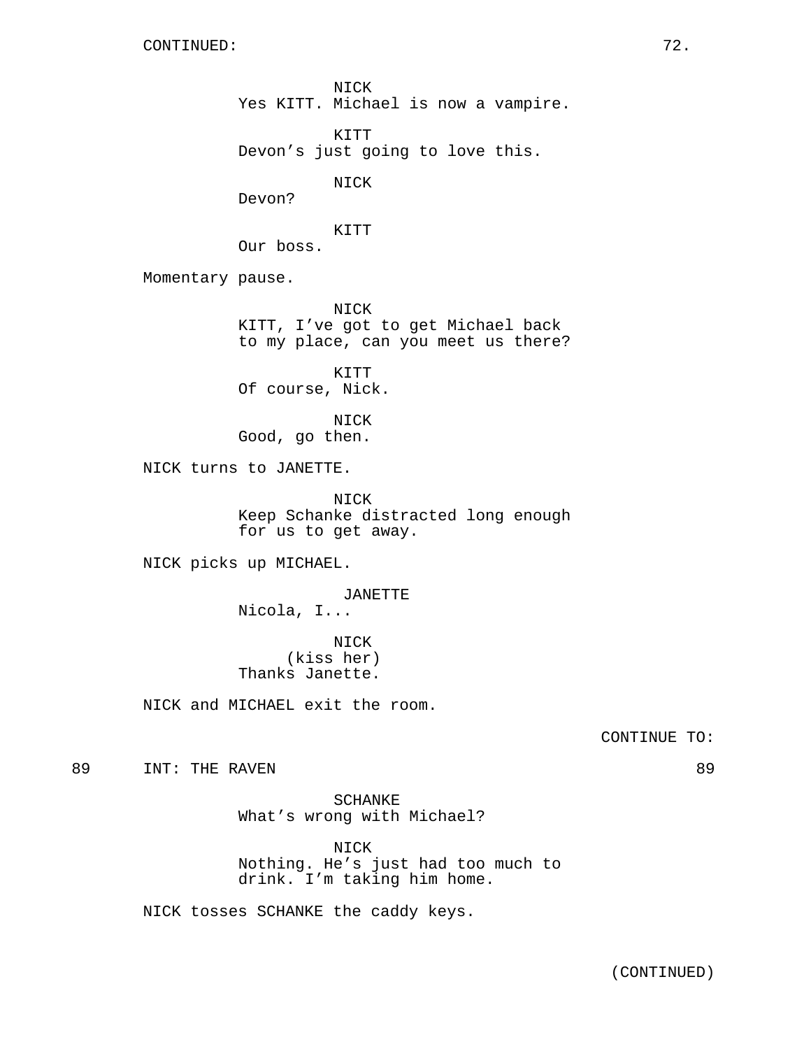CONTINUED:

NICK
Yes KITT. Michael is now a vampire.

KITT
Devon's just going to love this.

NICK
Devon?

KITT
Our boss.

Momentary pause.

NICK
KITT, I've got to get Michael back to my place, can you meet us there?

KITT
Of course, Nick.

NICK
Good, go then.

NICK turns to JANETTE.

NICK
Keep Schanke distracted long enough for us to get away.

NICK picks up MICHAEL.

JANETTE
Nicola, I...

NICK
(kiss her)
Thanks Janette.

NICK and MICHAEL exit the room.

CONTINUE TO:

89 INT: THE RAVEN 89

SCHANKE
What's wrong with Michael?

NICK
Nothing. He's just had too much to drink. I'm taking him home.

NICK tosses SCHANKE the caddy keys.

(CONTINUED)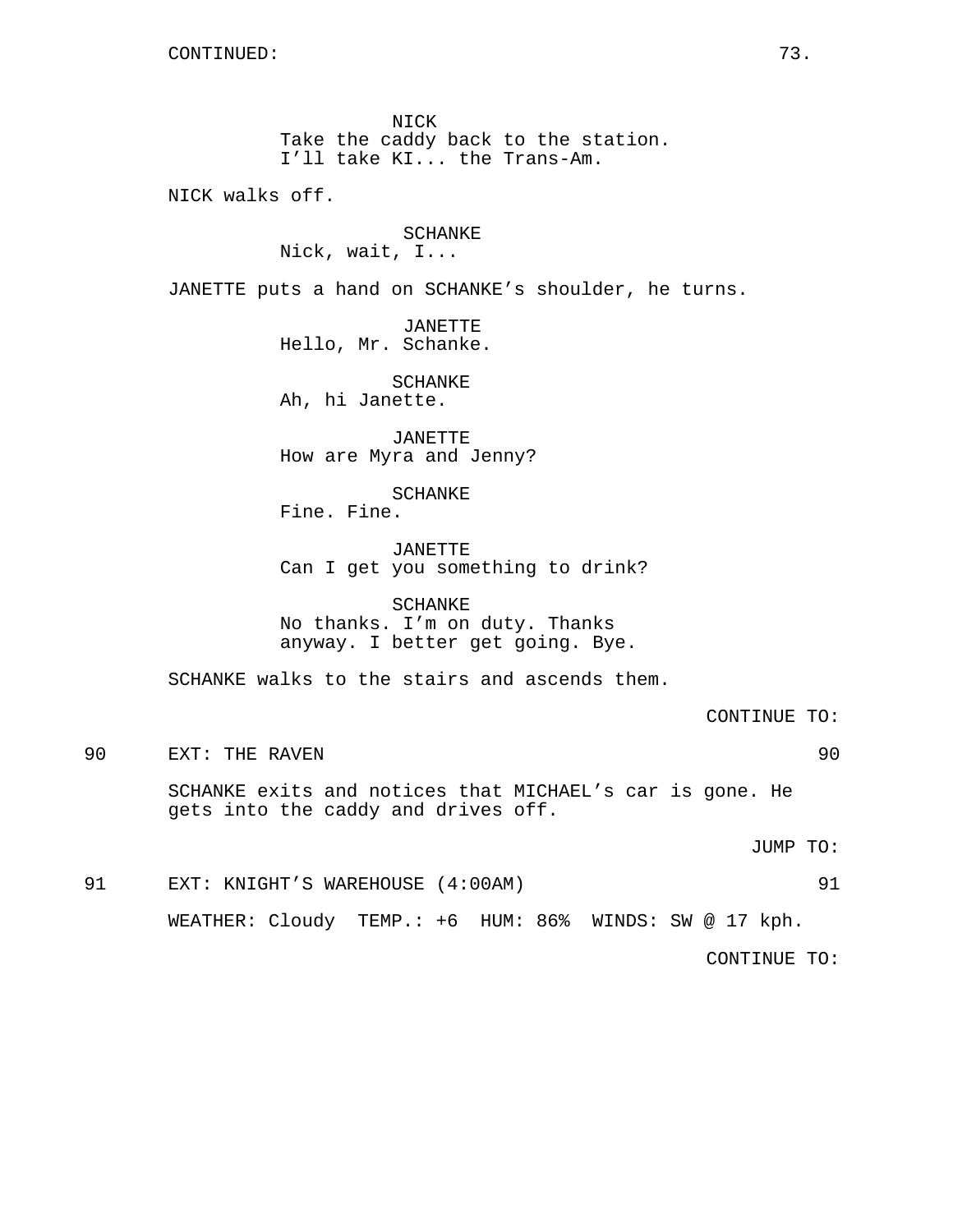CONTINUED:

NICK
Take the caddy back to the station.
I'll take KI... the Trans-Am.

NICK walks off.

SCHANKE
Nick, wait, I...

JANETTE puts a hand on SCHANKE's shoulder, he turns.

JANETTE
Hello, Mr. Schanke.

SCHANKE
Ah, hi Janette.

JANETTE
How are Myra and Jenny?

SCHANKE
Fine. Fine.

JANETTE
Can I get you something to drink?

SCHANKE
No thanks. I'm on duty. Thanks
anyway. I better get going. Bye.

SCHANKE walks to the stairs and ascends them.

CONTINUE TO:

90 EXT: THE RAVEN 90

SCHANKE exits and notices that MICHAEL's car is gone. He gets into the caddy and drives off.

JUMP TO:

91 EXT: KNIGHT'S WAREHOUSE (4:00AM) 91

WEATHER: Cloudy TEMP.: +6 HUM: 86% WINDS: SW @ 17 kph.

CONTINUE TO: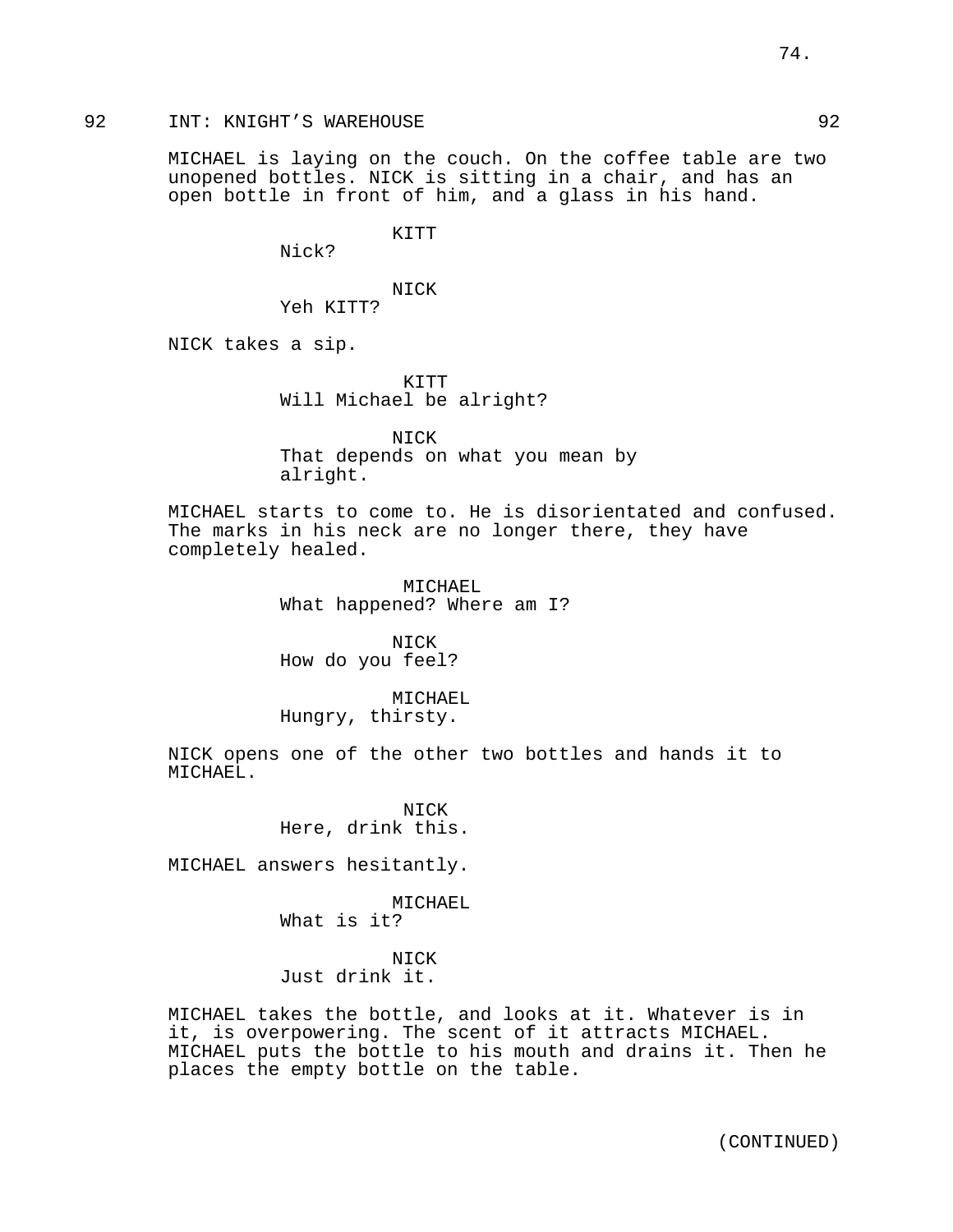92 INT: KNIGHT'S WAREHOUSE 92

MICHAEL is laying on the couch. On the coffee table are two unopened bottles. NICK is sitting in a chair, and has an open bottle in front of him, and a glass in his hand.

KITT
Nick?

NICK
Yeh KITT?

NICK takes a sip.

KITT
Will Michael be alright?

NICK
That depends on what you mean by alright.

MICHAEL starts to come to. He is disorientated and confused. The marks in his neck are no longer there, they have completely healed.

MICHAEL
What happened? Where am I?

NICK
How do you feel?

MICHAEL
Hungry, thirsty.

NICK opens one of the other two bottles and hands it to MICHAEL.

NICK
Here, drink this.

MICHAEL answers hesitantly.

MICHAEL
What is it?

NICK
Just drink it.

MICHAEL takes the bottle, and looks at it. Whatever is in it, is overpowering. The scent of it attracts MICHAEL. MICHAEL puts the bottle to his mouth and drains it. Then he places the empty bottle on the table.

(CONTINUED)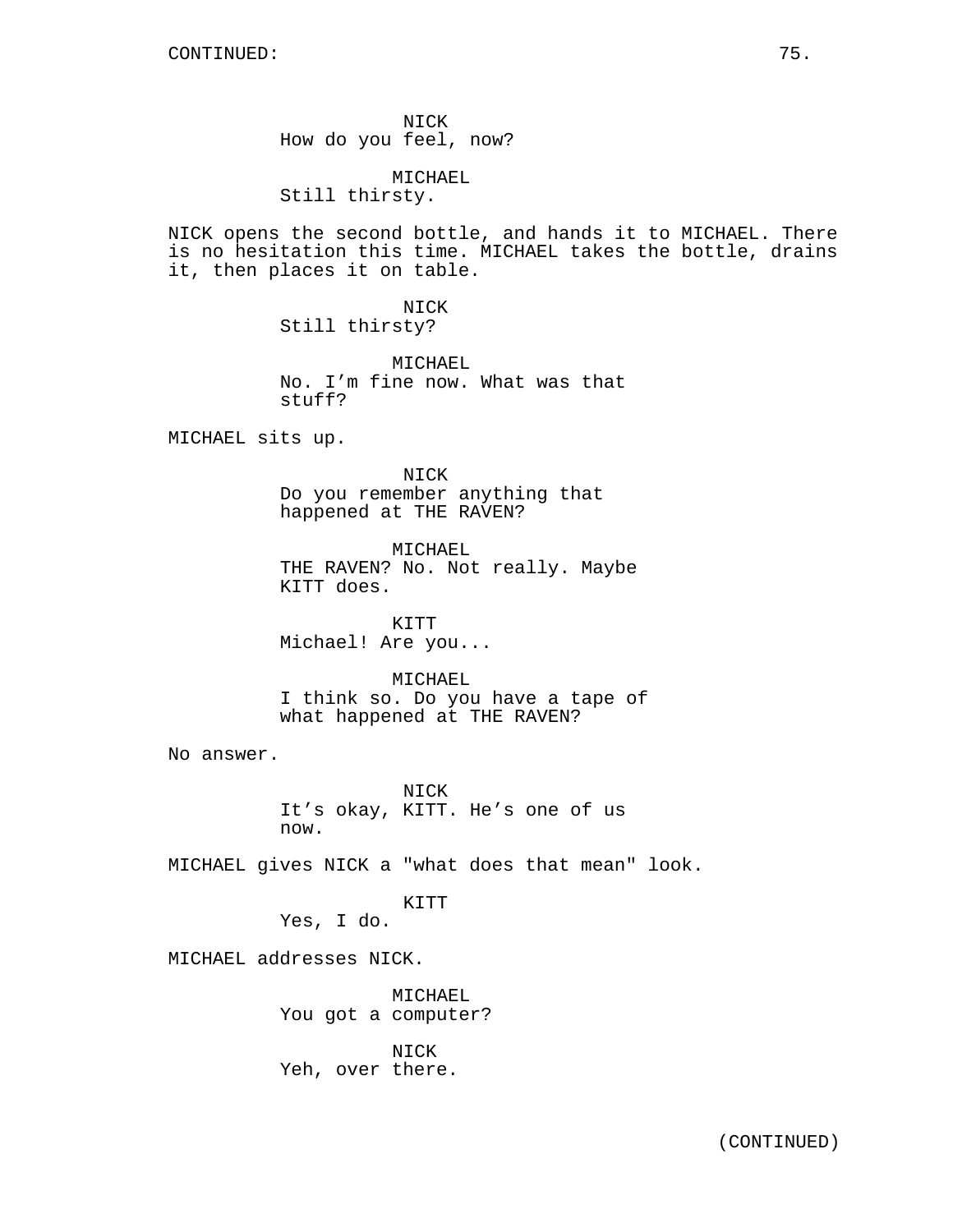NICK
How do you feel, now?

MICHAEL
Still thirsty.

NICK opens the second bottle, and hands it to MICHAEL. There is no hesitation this time. MICHAEL takes the bottle, drains it, then places it on table.

NICK
Still thirsty?

MICHAEL
No. I’m fine now. What was that stuff?

MICHAEL sits up.

NICK
Do you remember anything that happened at THE RAVEN?

MICHAEL
THE RAVEN? No. Not really. Maybe KITT does.

KITT
Michael! Are you...

MICHAEL
I think so. Do you have a tape of what happened at THE RAVEN?

No answer.

NICK
It’s okay, KITT. He’s one of us now.

MICHAEL gives NICK a "what does that mean" look.

KITT
Yes, I do.

MICHAEL addresses NICK.

MICHAEL
You got a computer?

NICK
Yeh, over there.

(CONTINUED)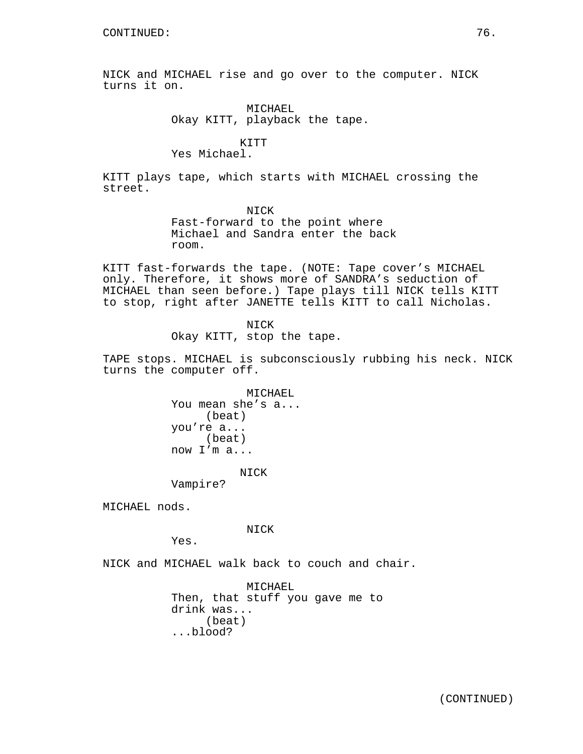NICK and MICHAEL rise and go over to the computer. NICK turns it on.

MICHAEL
Okay KITT, playback the tape.

KITT
Yes Michael.

KITT plays tape, which starts with MICHAEL crossing the street.

NICK
Fast-forward to the point where Michael and Sandra enter the back room.

KITT fast-forwards the tape. (NOTE: Tape cover's MICHAEL only. Therefore, it shows more of SANDRA's seduction of MICHAEL than seen before.) Tape plays till NICK tells KITT to stop, right after JANETTE tells KITT to call Nicholas.

NICK
Okay KITT, stop the tape.

TAPE stops. MICHAEL is subconsciously rubbing his neck. NICK turns the computer off.

MICHAEL
You mean she's a...
(beat)
you're a...
(beat)
now I'm a...

NICK
Vampire?

MICHAEL nods.

NICK
Yes.

NICK and MICHAEL walk back to couch and chair.

MICHAEL
Then, that stuff you gave me to drink was...
(beat)
...blood?

(CONTINUED)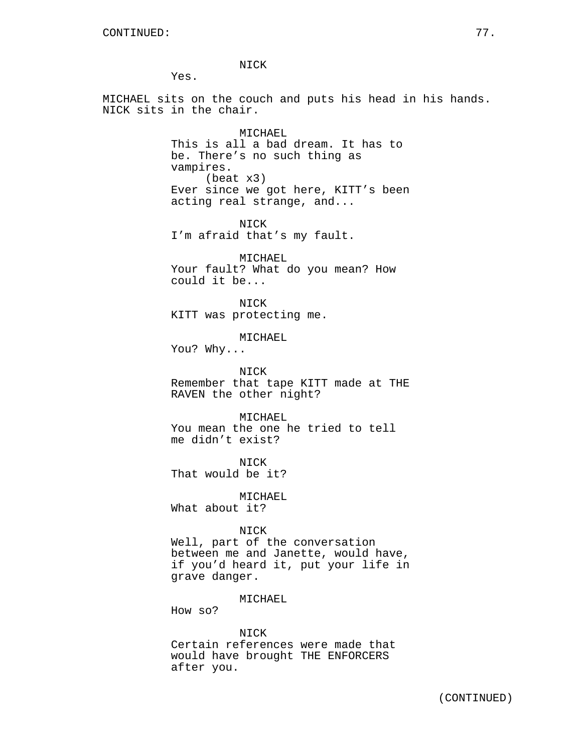NICK

Yes.

MICHAEL sits on the couch and puts his head in his hands. NICK sits in the chair.

MICHAEL

This is all a bad dream. It has to be. There's no such thing as vampires.

(beat x3)

Ever since we got here, KITT's been acting real strange, and...

NICK

I'm afraid that's my fault.

MICHAEL

Your fault? What do you mean? How could it be...

NICK

KITT was protecting me.

MICHAEL

You? Why...

NICK

Remember that tape KITT made at THE RAVEN the other night?

MICHAEL

You mean the one he tried to tell me didn't exist?

NICK

That would be it?

MICHAEL

What about it?

NICK

Well, part of the conversation between me and Janette, would have, if you'd heard it, put your life in grave danger.

MICHAEL

How so?

NICK

Certain references were made that would have brought THE ENFORCERS after you.

(CONTINUED)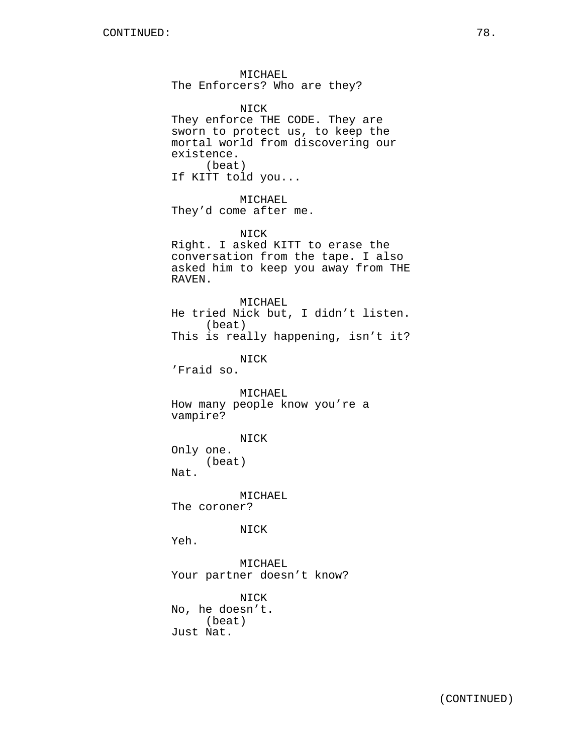MICHAEL
The Enforcers? Who are they?

NICK
They enforce THE CODE. They are sworn to protect us, to keep the mortal world from discovering our existence.
(beat)
If KITT told you...

MICHAEL
They'd come after me.

NICK
Right. I asked KITT to erase the conversation from the tape. I also asked him to keep you away from THE RAVEN.

MICHAEL
He tried Nick but, I didn't listen.
(beat)
This is really happening, isn't it?

NICK
'Fraid so.

MICHAEL
How many people know you're a vampire?

NICK
Only one.
(beat)
Nat.

MICHAEL
The coroner?

NICK
Yeh.

MICHAEL
Your partner doesn't know?

NICK
No, he doesn't.
(beat)
Just Nat.

(CONTINUED)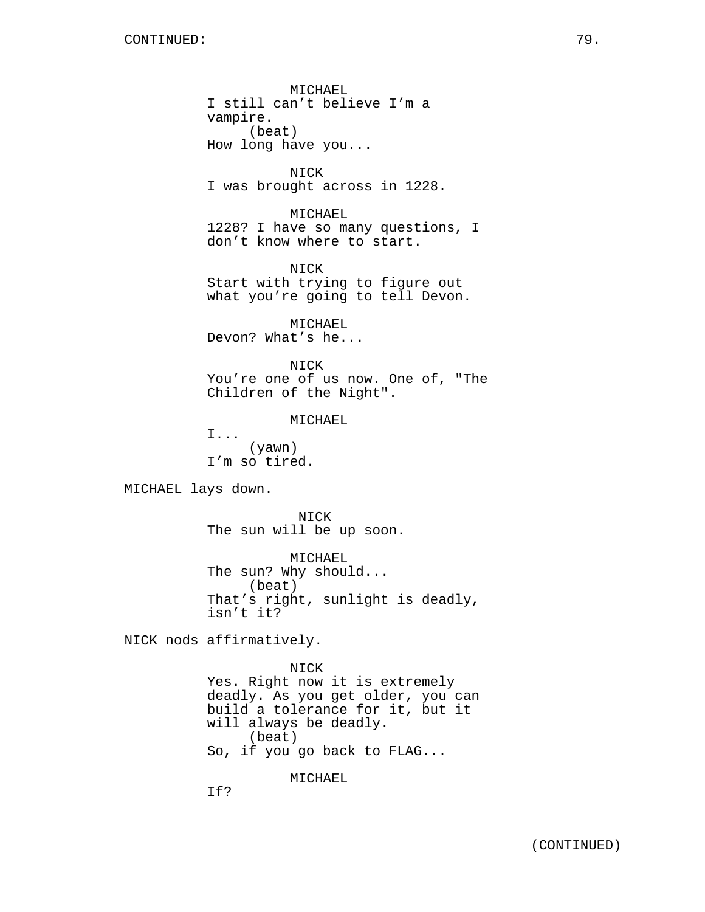CONTINUED:

MICHAEL
I still can't believe I'm a vampire.
(beat)
How long have you...

NICK
I was brought across in 1228.

MICHAEL
1228? I have so many questions, I don't know where to start.

NICK
Start with trying to figure out what you're going to tell Devon.

MICHAEL
Devon? What's he...

NICK
You're one of us now. One of, "The Children of the Night".

MICHAEL
I...
(yawn)
I'm so tired.

MICHAEL lays down.

NICK
The sun will be up soon.

MICHAEL
The sun? Why should...
(beat)
That's right, sunlight is deadly, isn't it?

NICK nods affirmatively.

NICK
Yes. Right now it is extremely deadly. As you get older, you can build a tolerance for it, but it will always be deadly.
(beat)
So, if you go back to FLAG...

MICHAEL
If?

(CONTINUED)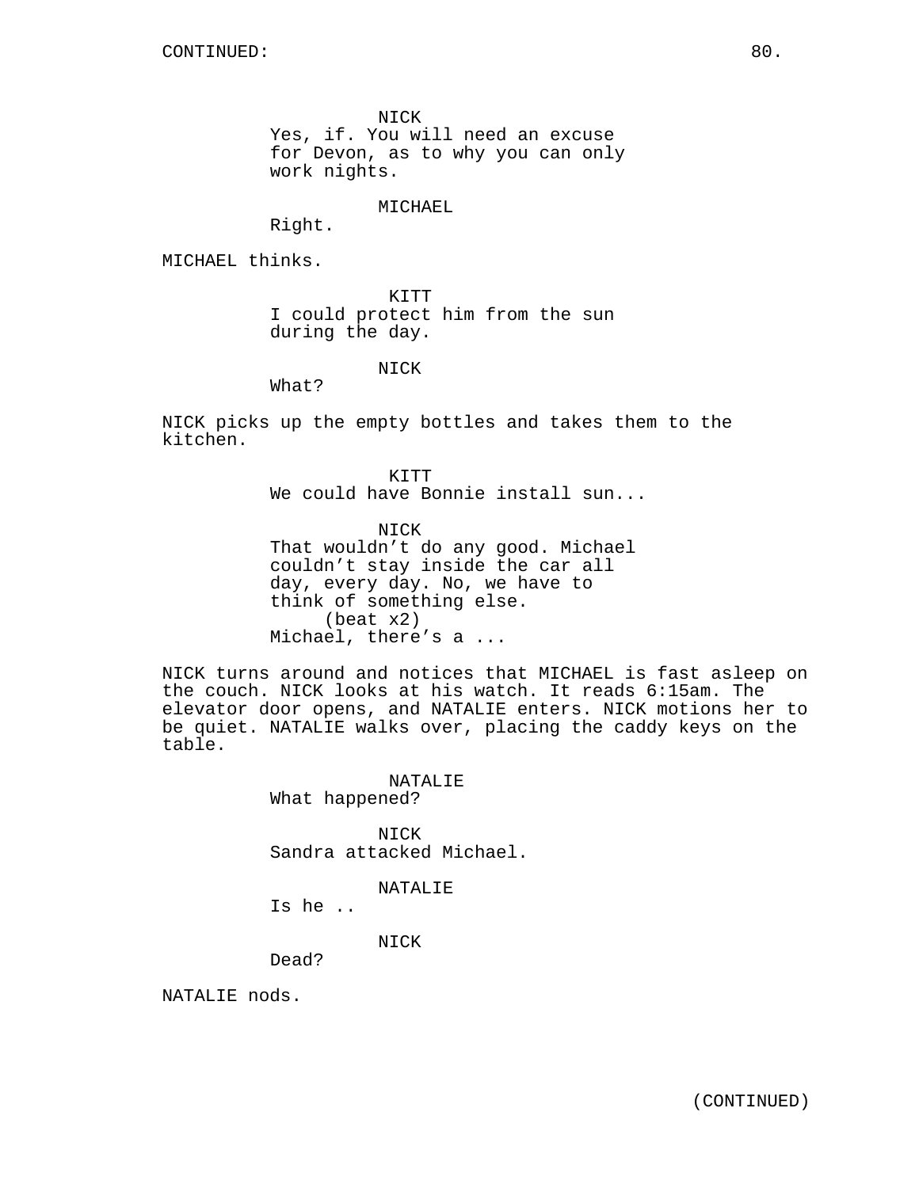NICK
Yes, if. You will need an excuse for Devon, as to why you can only work nights.

MICHAEL
Right.

MICHAEL thinks.

KITT
I could protect him from the sun during the day.

NICK
What?

NICK picks up the empty bottles and takes them to the kitchen.

KITT
We could have Bonnie install sun...

NICK
That wouldn't do any good. Michael couldn't stay inside the car all day, every day. No, we have to think of something else.
(beat x2)
Michael, there's a ...

NICK turns around and notices that MICHAEL is fast asleep on the couch. NICK looks at his watch. It reads 6:15am. The elevator door opens, and NATALIE enters. NICK motions her to be quiet. NATALIE walks over, placing the caddy keys on the table.

NATALIE
What happened?

NICK
Sandra attacked Michael.

NATALIE
Is he ..

NICK
Dead?

NATALIE nods.

(CONTINUED)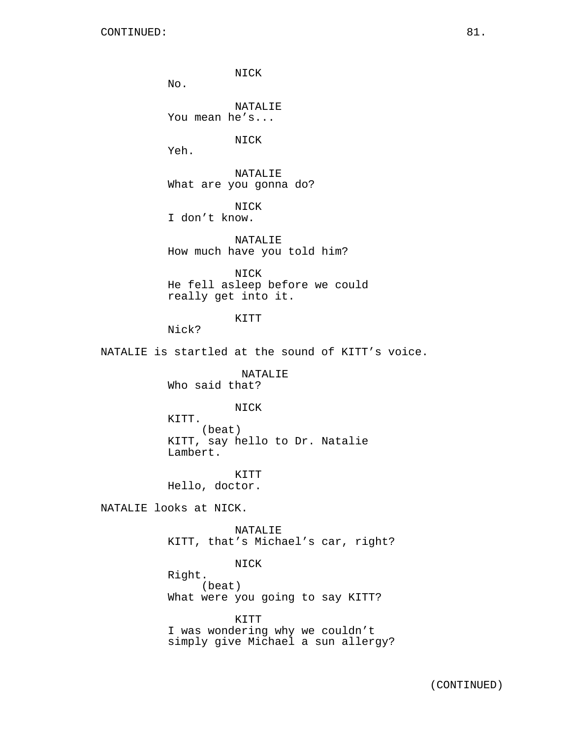NICK
No.

NATALIE
You mean he's...

NICK
Yeh.

NATALIE
What are you gonna do?

NICK
I don't know.

NATALIE
How much have you told him?

NICK
He fell asleep before we could really get into it.

KITT
Nick?

NATALIE is startled at the sound of KITT's voice.

NATALIE
Who said that?

NICK
KITT.
(beat)
KITT, say hello to Dr. Natalie Lambert.

KITT
Hello, doctor.

NATALIE looks at NICK.

NATALIE
KITT, that's Michael's car, right?

NICK
Right.
(beat)
What were you going to say KITT?

KITT
I was wondering why we couldn't simply give Michael a sun allergy?

(CONTINUED)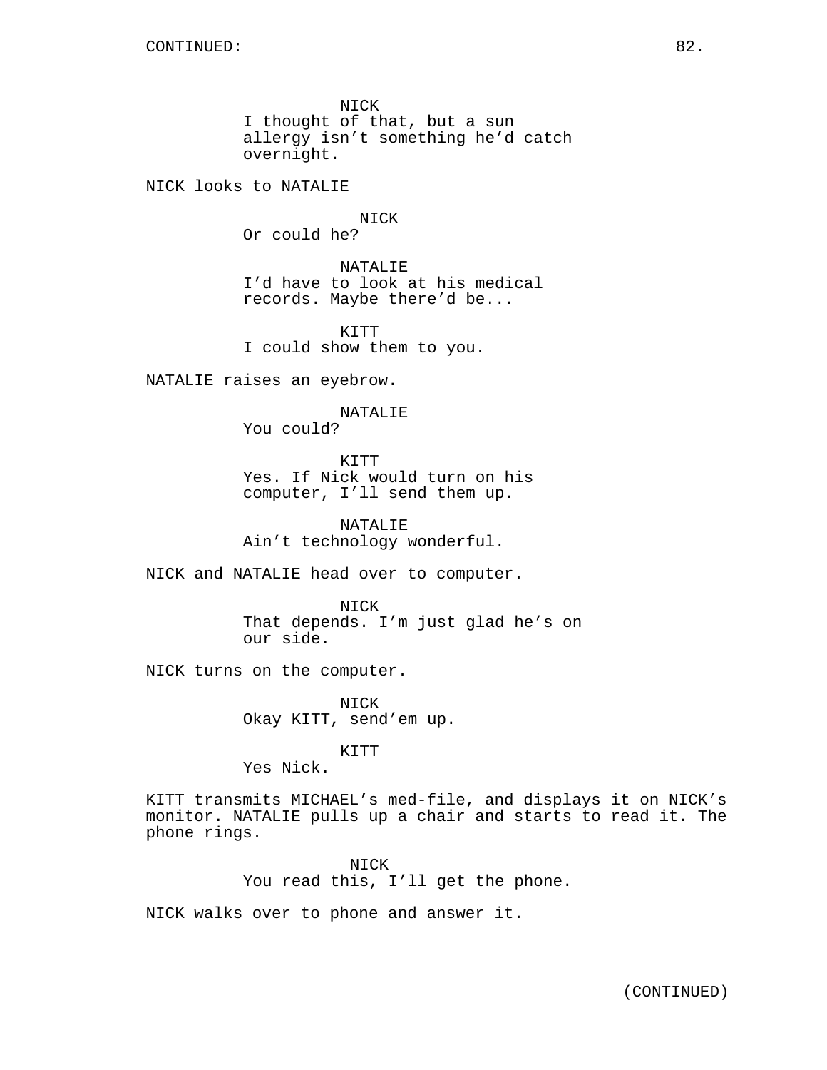CONTINUED:

NICK
I thought of that, but a sun allergy isn't something he'd catch overnight.

NICK looks to NATALIE

NICK
Or could he?

NATALIE
I'd have to look at his medical records. Maybe there'd be...

KITT
I could show them to you.

NATALIE raises an eyebrow.

NATALIE
You could?

KITT
Yes. If Nick would turn on his computer, I'll send them up.

NATALIE
Ain't technology wonderful.

NICK and NATALIE head over to computer.

NICK
That depends. I'm just glad he's on our side.

NICK turns on the computer.

NICK
Okay KITT, send'em up.

KITT
Yes Nick.

KITT transmits MICHAEL's med-file, and displays it on NICK's monitor. NATALIE pulls up a chair and starts to read it. The phone rings.

NICK
You read this, I'll get the phone.

NICK walks over to phone and answer it.

(CONTINUED)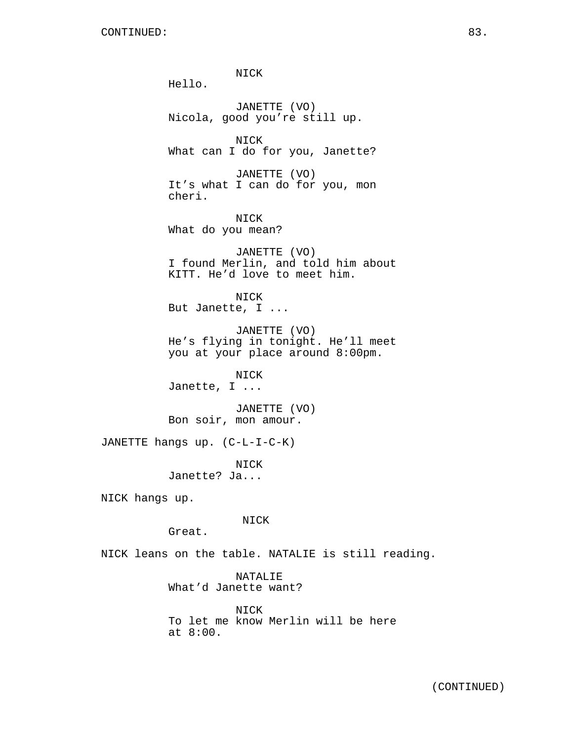CONTINUED:

NICK
Hello.

JANETTE (VO)
Nicola, good you're still up.

NICK
What can I do for you, Janette?

JANETTE (VO)
It's what I can do for you, mon cheri.

NICK
What do you mean?

JANETTE (VO)
I found Merlin, and told him about KITT. He'd love to meet him.

NICK
But Janette, I ...

JANETTE (VO)
He's flying in tonight. He'll meet you at your place around 8:00pm.

NICK
Janette, I ...

JANETTE (VO)
Bon soir, mon amour.

JANETTE hangs up. (C-L-I-C-K)

NICK
Janette? Ja...

NICK hangs up.

NICK
Great.

NICK leans on the table. NATALIE is still reading.

NATALIE
What'd Janette want?

NICK
To let me know Merlin will be here at 8:00.

(CONTINUED)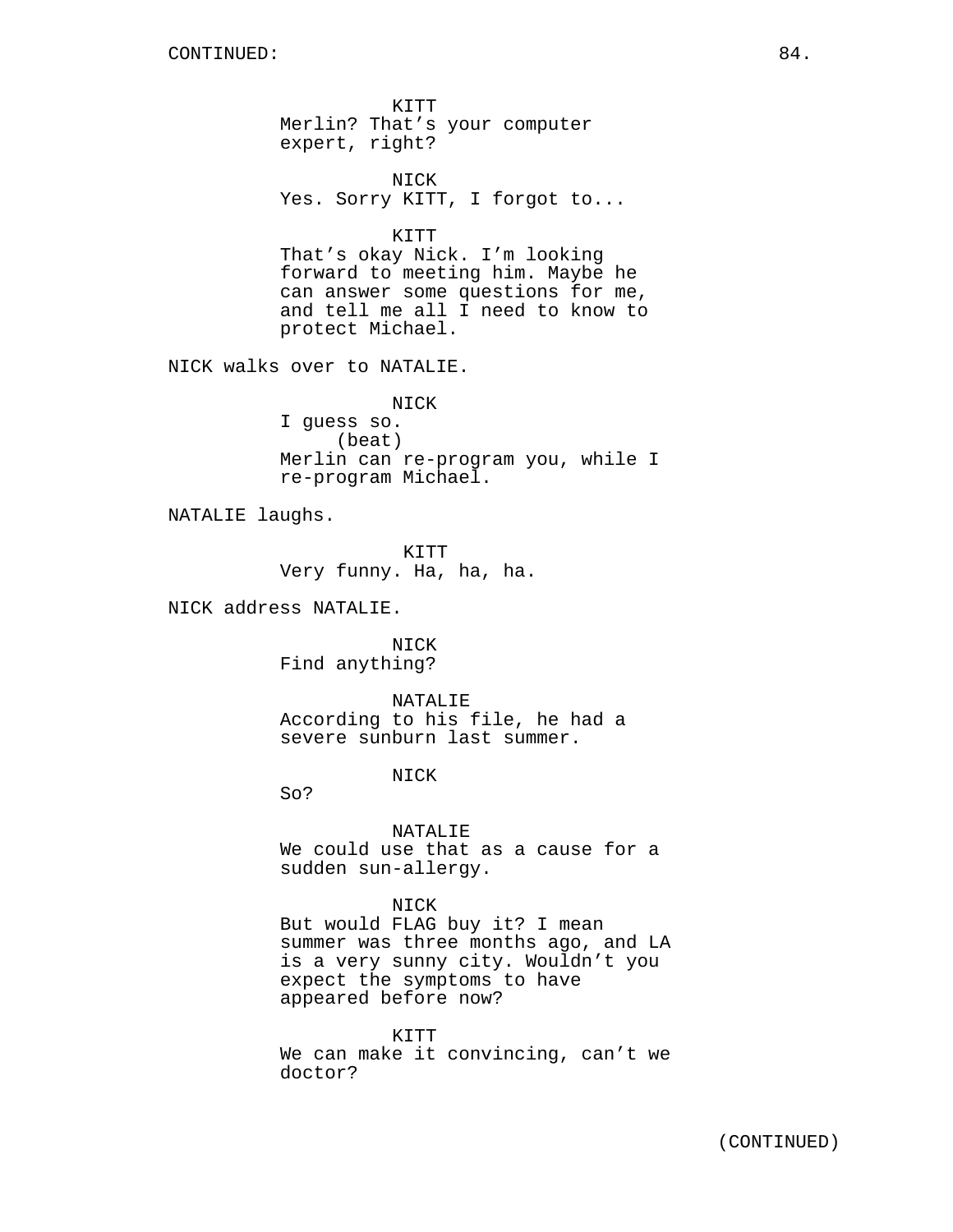CONTINUED:

KITT
Merlin? That’s your computer expert, right?

NICK
Yes. Sorry KITT, I forgot to...

KITT
That’s okay Nick. I’m looking forward to meeting him. Maybe he can answer some questions for me, and tell me all I need to know to protect Michael.

NICK walks over to NATALIE.

NICK
I guess so.
(beat)
Merlin can re-program you, while I re-program Michael.

NATALIE laughs.

KITT
Very funny. Ha, ha, ha.

NICK address NATALIE.

NICK
Find anything?

NATALIE
According to his file, he had a severe sunburn last summer.

NICK
So?

NATALIE
We could use that as a cause for a sudden sun-allergy.

NICK
But would FLAG buy it? I mean summer was three months ago, and LA is a very sunny city. Wouldn’t you expect the symptoms to have appeared before now?

KITT
We can make it convincing, can’t we doctor?

(CONTINUED)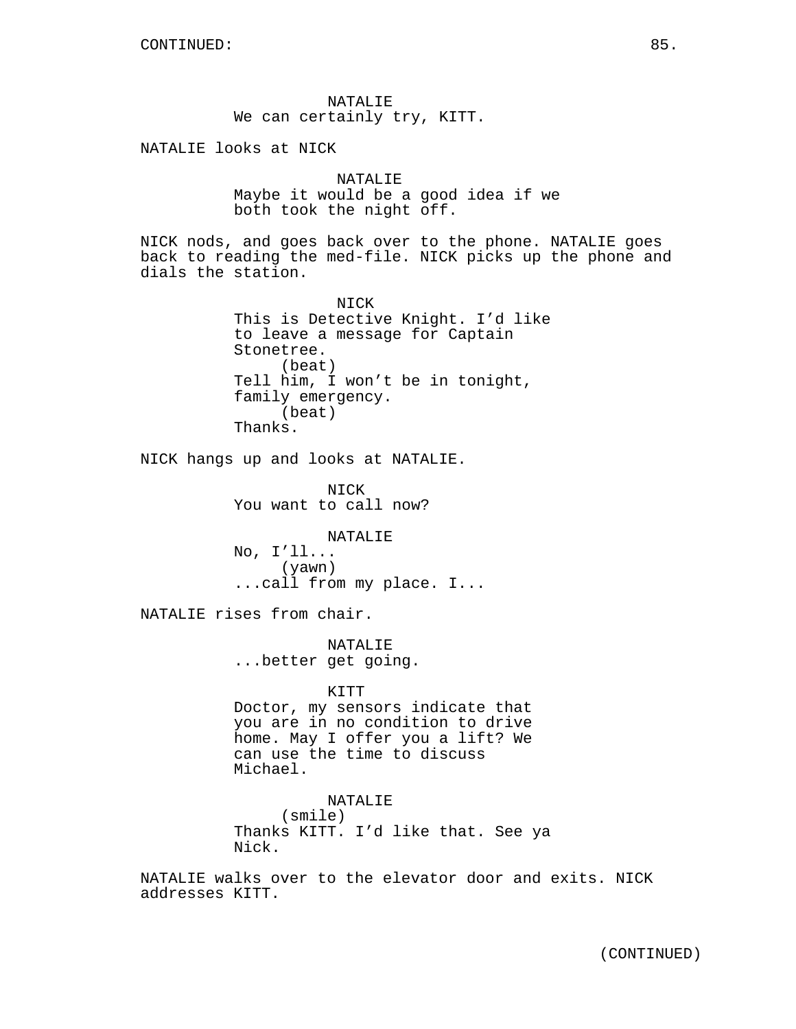CONTINUED:

NATALIE
We can certainly try, KITT.

NATALIE looks at NICK

NATALIE
Maybe it would be a good idea if we both took the night off.

NICK nods, and goes back over to the phone. NATALIE goes back to reading the med-file. NICK picks up the phone and dials the station.

NICK
This is Detective Knight. I'd like to leave a message for Captain Stonetree.
(beat)
Tell him, I won't be in tonight, family emergency.
(beat)
Thanks.

NICK hangs up and looks at NATALIE.

NICK
You want to call now?

NATALIE
No, I'll...
(yawn)
...call from my place. I...

NATALIE rises from chair.

NATALIE
...better get going.

KITT
Doctor, my sensors indicate that you are in no condition to drive home. May I offer you a lift? We can use the time to discuss Michael.

NATALIE
(smile)
Thanks KITT. I'd like that. See ya Nick.

NATALIE walks over to the elevator door and exits. NICK addresses KITT.

(CONTINUED)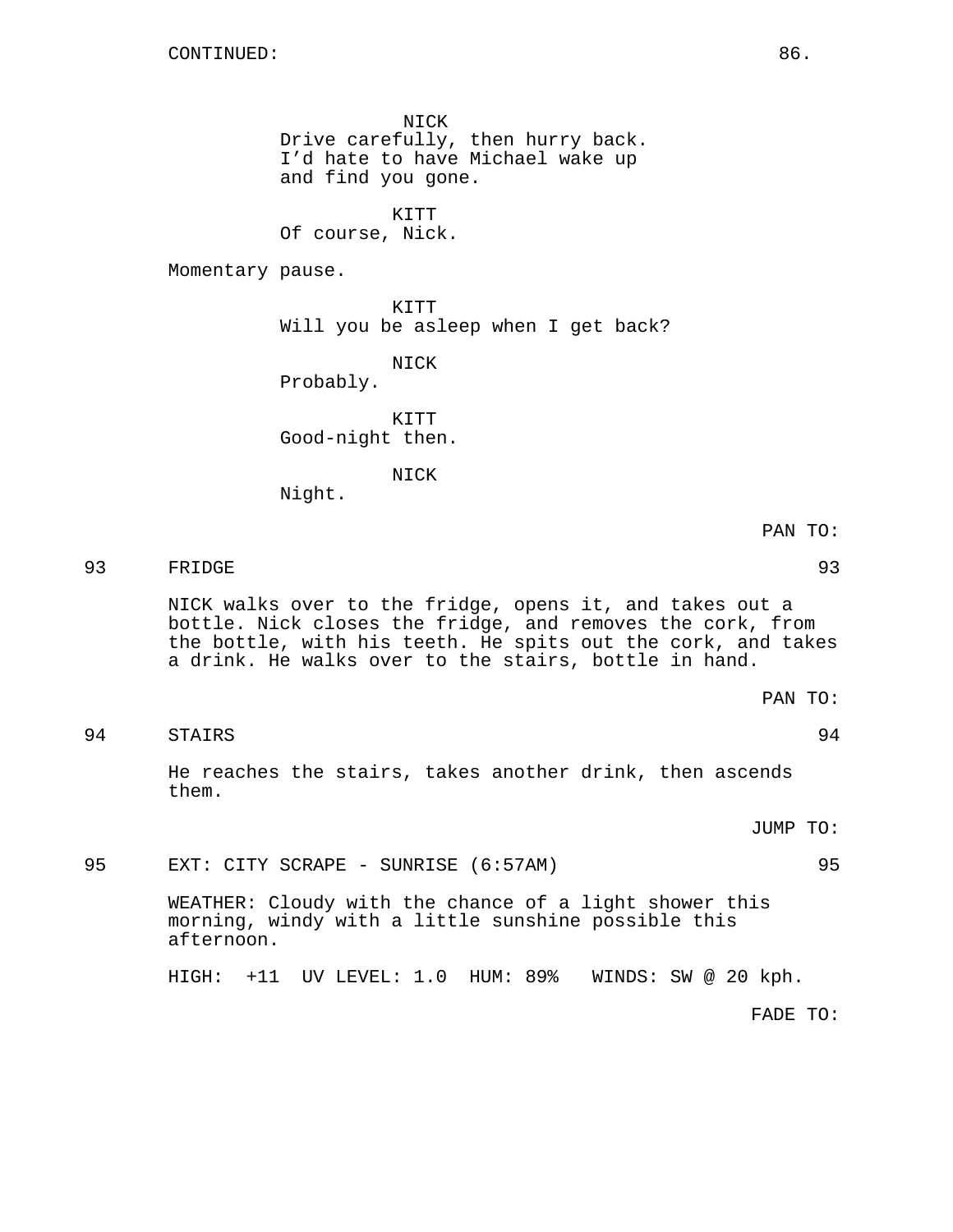CONTINUED:

NICK
Drive carefully, then hurry back. I'd hate to have Michael wake up and find you gone.

KITT
Of course, Nick.

Momentary pause.

KITT
Will you be asleep when I get back?

NICK
Probably.

KITT
Good-night then.

NICK
Night.

PAN TO:

93 FRIDGE 93

NICK walks over to the fridge, opens it, and takes out a bottle. Nick closes the fridge, and removes the cork, from the bottle, with his teeth. He spits out the cork, and takes a drink. He walks over to the stairs, bottle in hand.

PAN TO:

94 STAIRS 94

He reaches the stairs, takes another drink, then ascends them.

JUMP TO:

95 EXT: CITY SCRAPE - SUNRISE (6:57AM) 95

WEATHER: Cloudy with the chance of a light shower this morning, windy with a little sunshine possible this afternoon.

HIGH: +11 UV LEVEL: 1.0 HUM: 89% WINDS: SW @ 20 kph.

FADE TO: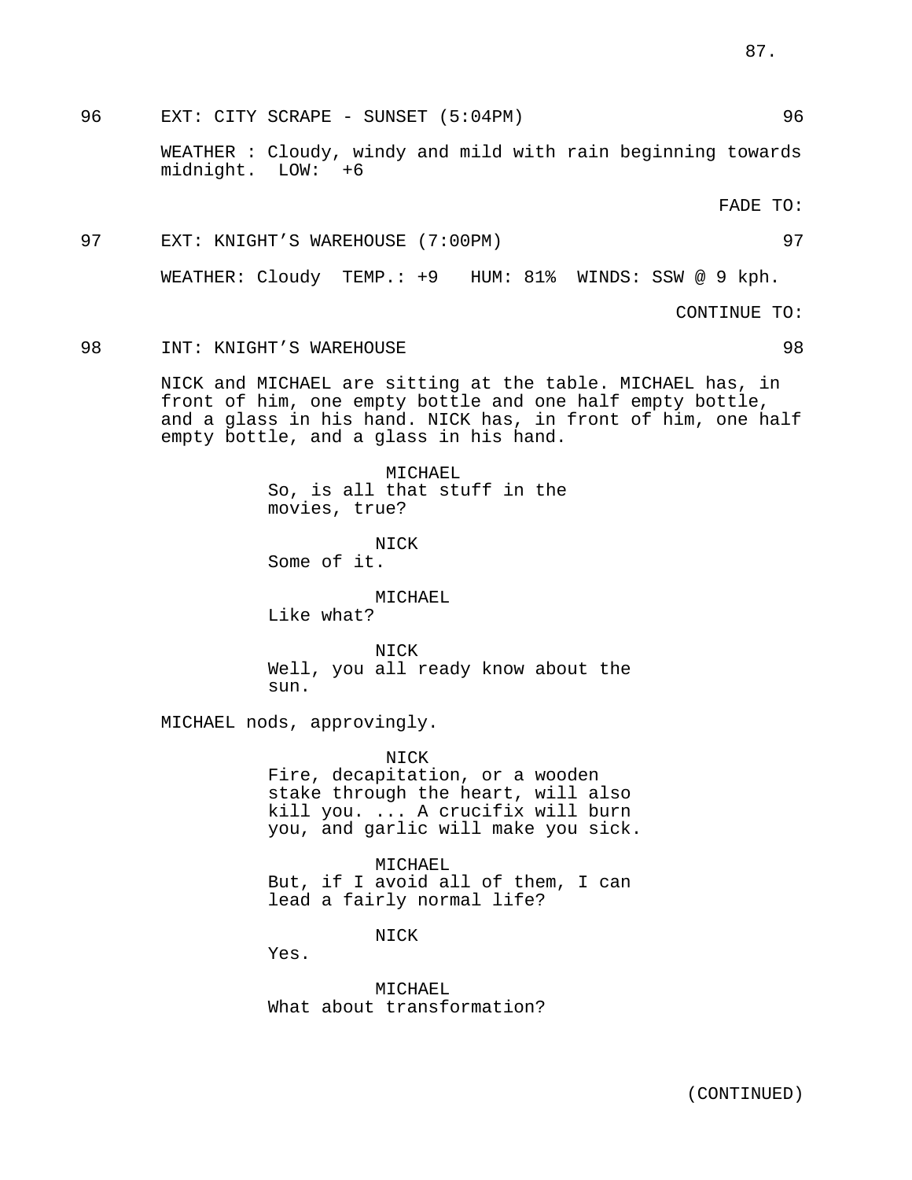96 EXT: CITY SCRAPE - SUNSET (5:04PM) 96

WEATHER : Cloudy, windy and mild with rain beginning towards midnight. LOW: +6

FADE TO:

97 EXT: KNIGHT'S WAREHOUSE (7:00PM) 97

WEATHER: Cloudy TEMP.: +9 HUM: 81% WINDS: SSW @ 9 kph.

CONTINUE TO:

98 INT: KNIGHT'S WAREHOUSE 98

NICK and MICHAEL are sitting at the table. MICHAEL has, in front of him, one empty bottle and one half empty bottle, and a glass in his hand. NICK has, in front of him, one half empty bottle, and a glass in his hand.

MICHAEL
So, is all that stuff in the movies, true?

NICK
Some of it.

MICHAEL
Like what?

NICK
Well, you all ready know about the sun.

MICHAEL nods, approvingly.

NICK
Fire, decapitation, or a wooden stake through the heart, will also kill you. ... A crucifix will burn you, and garlic will make you sick.

MICHAEL
But, if I avoid all of them, I can lead a fairly normal life?

NICK
Yes.

MICHAEL
What about transformation?

(CONTINUED)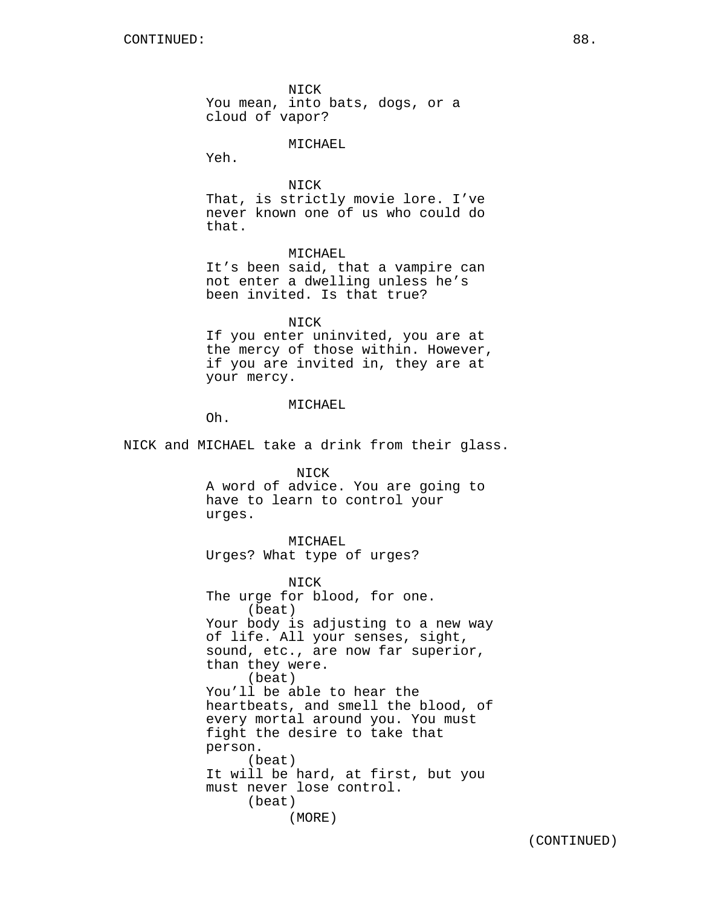CONTINUED:

NICK
You mean, into bats, dogs, or a cloud of vapor?

MICHAEL
Yeh.

NICK
That, is strictly movie lore. I've never known one of us who could do that.

MICHAEL
It's been said, that a vampire can not enter a dwelling unless he's been invited. Is that true?

NICK
If you enter uninvited, you are at the mercy of those within. However, if you are invited in, they are at your mercy.

MICHAEL
Oh.

NICK and MICHAEL take a drink from their glass.

NICK
A word of advice. You are going to have to learn to control your urges.

MICHAEL
Urges? What type of urges?

NICK
The urge for blood, for one.
(beat)
Your body is adjusting to a new way of life. All your senses, sight, sound, etc., are now far superior, than they were.
(beat)
You'll be able to hear the heartbeats, and smell the blood, of every mortal around you. You must fight the desire to take that person.
(beat)
It will be hard, at first, but you must never lose control.
(beat)
(MORE)

(CONTINUED)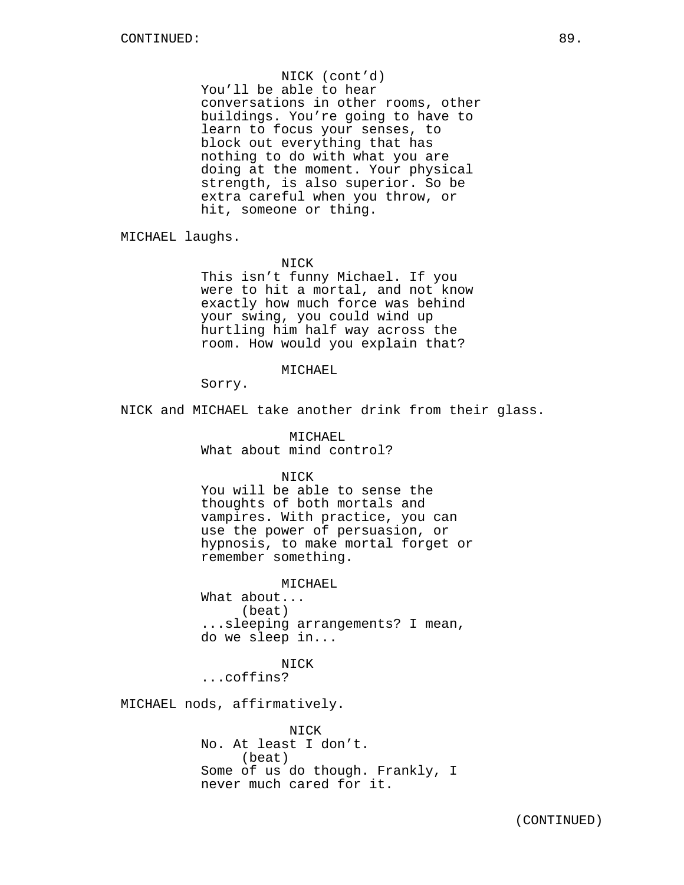NICK (cont'd)
You'll be able to hear conversations in other rooms, other buildings. You're going to have to learn to focus your senses, to block out everything that has nothing to do with what you are doing at the moment. Your physical strength, is also superior. So be extra careful when you throw, or hit, someone or thing.

MICHAEL laughs.

NICK
This isn't funny Michael. If you were to hit a mortal, and not know exactly how much force was behind your swing, you could wind up hurtling him half way across the room. How would you explain that?

MICHAEL
Sorry.

NICK and MICHAEL take another drink from their glass.

MICHAEL
What about mind control?

NICK
You will be able to sense the thoughts of both mortals and vampires. With practice, you can use the power of persuasion, or hypnosis, to make mortal forget or remember something.

MICHAEL
What about...
(beat)
...sleeping arrangements? I mean, do we sleep in...

NICK
...coffins?

MICHAEL nods, affirmatively.

NICK
No. At least I don't.
(beat)
Some of us do though. Frankly, I never much cared for it.

(CONTINUED)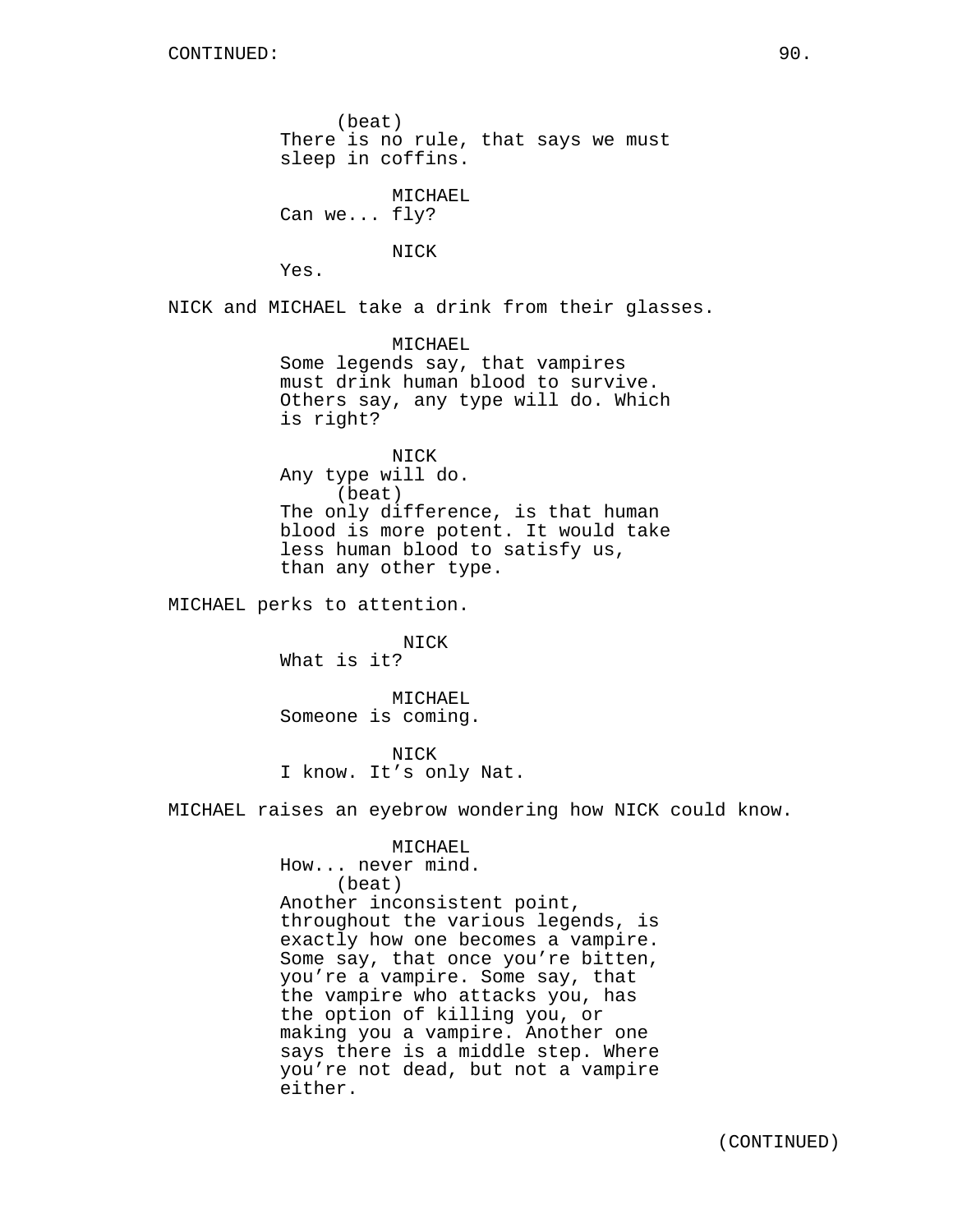(beat)
There is no rule, that says we must sleep in coffins.

MICHAEL
Can we... fly?

NICK
Yes.

NICK and MICHAEL take a drink from their glasses.

MICHAEL
Some legends say, that vampires must drink human blood to survive. Others say, any type will do. Which is right?

NICK
Any type will do.
(beat)
The only difference, is that human blood is more potent. It would take less human blood to satisfy us, than any other type.

MICHAEL perks to attention.

NICK
What is it?

MICHAEL
Someone is coming.

NICK
I know. It's only Nat.

MICHAEL raises an eyebrow wondering how NICK could know.

MICHAEL
How... never mind.
(beat)
Another inconsistent point, throughout the various legends, is exactly how one becomes a vampire. Some say, that once you're bitten, you're a vampire. Some say, that the vampire who attacks you, has the option of killing you, or making you a vampire. Another one says there is a middle step. Where you're not dead, but not a vampire either.

(CONTINUED)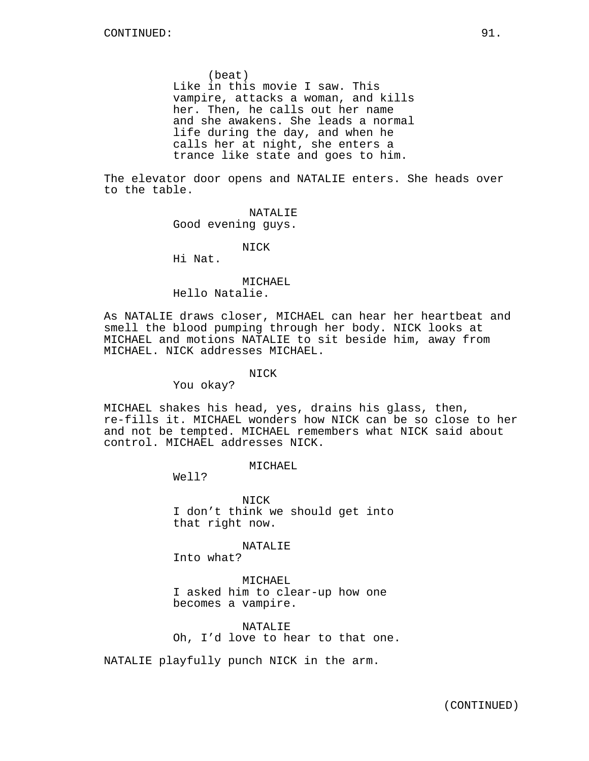(beat)
Like in this movie I saw. This vampire, attacks a woman, and kills her. Then, he calls out her name and she awakens. She leads a normal life during the day, and when he calls her at night, she enters a trance like state and goes to him.

The elevator door opens and NATALIE enters. She heads over to the table.

NATALIE
Good evening guys.

NICK
Hi Nat.

MICHAEL
Hello Natalie.

As NATALIE draws closer, MICHAEL can hear her heartbeat and smell the blood pumping through her body. NICK looks at MICHAEL and motions NATALIE to sit beside him, away from MICHAEL. NICK addresses MICHAEL.

NICK
You okay?

MICHAEL shakes his head, yes, drains his glass, then, re-fills it. MICHAEL wonders how NICK can be so close to her and not be tempted. MICHAEL remembers what NICK said about control. MICHAEL addresses NICK.

MICHAEL
Well?

NICK
I don't think we should get into that right now.

NATALIE
Into what?

MICHAEL
I asked him to clear-up how one becomes a vampire.

NATALIE
Oh, I'd love to hear to that one.

NATALIE playfully punch NICK in the arm.

(CONTINUED)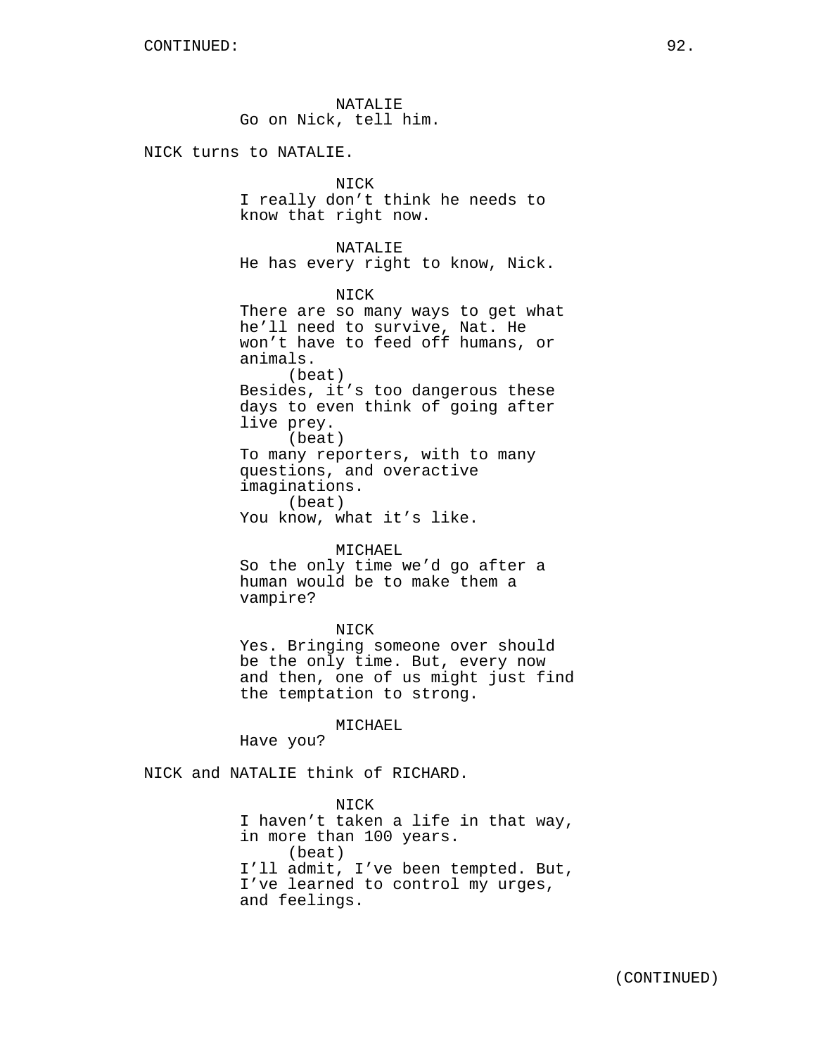NATALIE
Go on Nick, tell him.

NICK turns to NATALIE.

NICK
I really don't think he needs to know that right now.

NATALIE
He has every right to know, Nick.

NICK
There are so many ways to get what he'll need to survive, Nat. He won't have to feed off humans, or animals.
(beat)
Besides, it's too dangerous these days to even think of going after live prey.
(beat)
To many reporters, with to many questions, and overactive imaginations.
(beat)
You know, what it's like.

MICHAEL
So the only time we'd go after a human would be to make them a vampire?

NICK
Yes. Bringing someone over should be the only time. But, every now and then, one of us might just find the temptation to strong.

MICHAEL
Have you?

NICK and NATALIE think of RICHARD.

NICK
I haven't taken a life in that way, in more than 100 years.
(beat)
I'll admit, I've been tempted. But, I've learned to control my urges, and feelings.

(CONTINUED)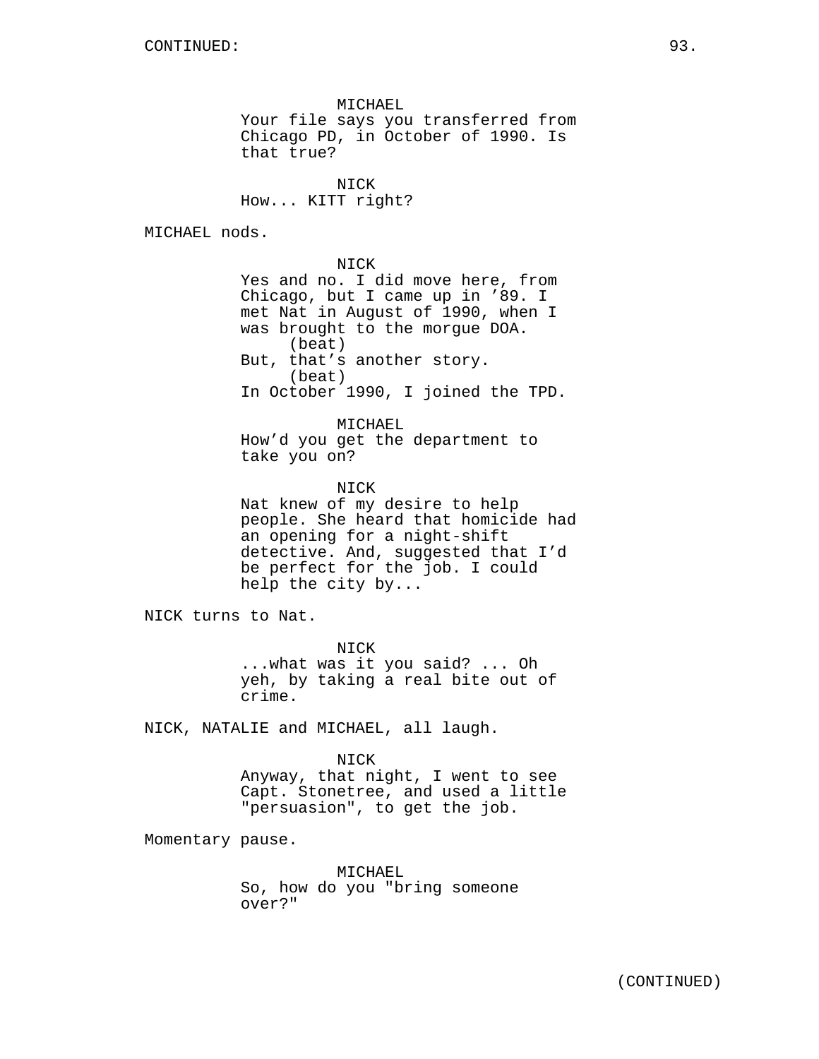CONTINUED:

MICHAEL
Your file says you transferred from Chicago PD, in October of 1990. Is that true?

NICK
How... KITT right?

MICHAEL nods.

NICK
Yes and no. I did move here, from Chicago, but I came up in ’89. I met Nat in August of 1990, when I was brought to the morgue DOA.
(beat)
But, that’s another story.
(beat)
In October 1990, I joined the TPD.

MICHAEL
How’d you get the department to take you on?

NICK
Nat knew of my desire to help people. She heard that homicide had an opening for a night-shift detective. And, suggested that I’d be perfect for the job. I could help the city by...

NICK turns to Nat.

NICK
...what was it you said? ... Oh yeh, by taking a real bite out of crime.

NICK, NATALIE and MICHAEL, all laugh.

NICK
Anyway, that night, I went to see Capt. Stonetree, and used a little "persuasion", to get the job.

Momentary pause.

MICHAEL
So, how do you "bring someone over?"

(CONTINUED)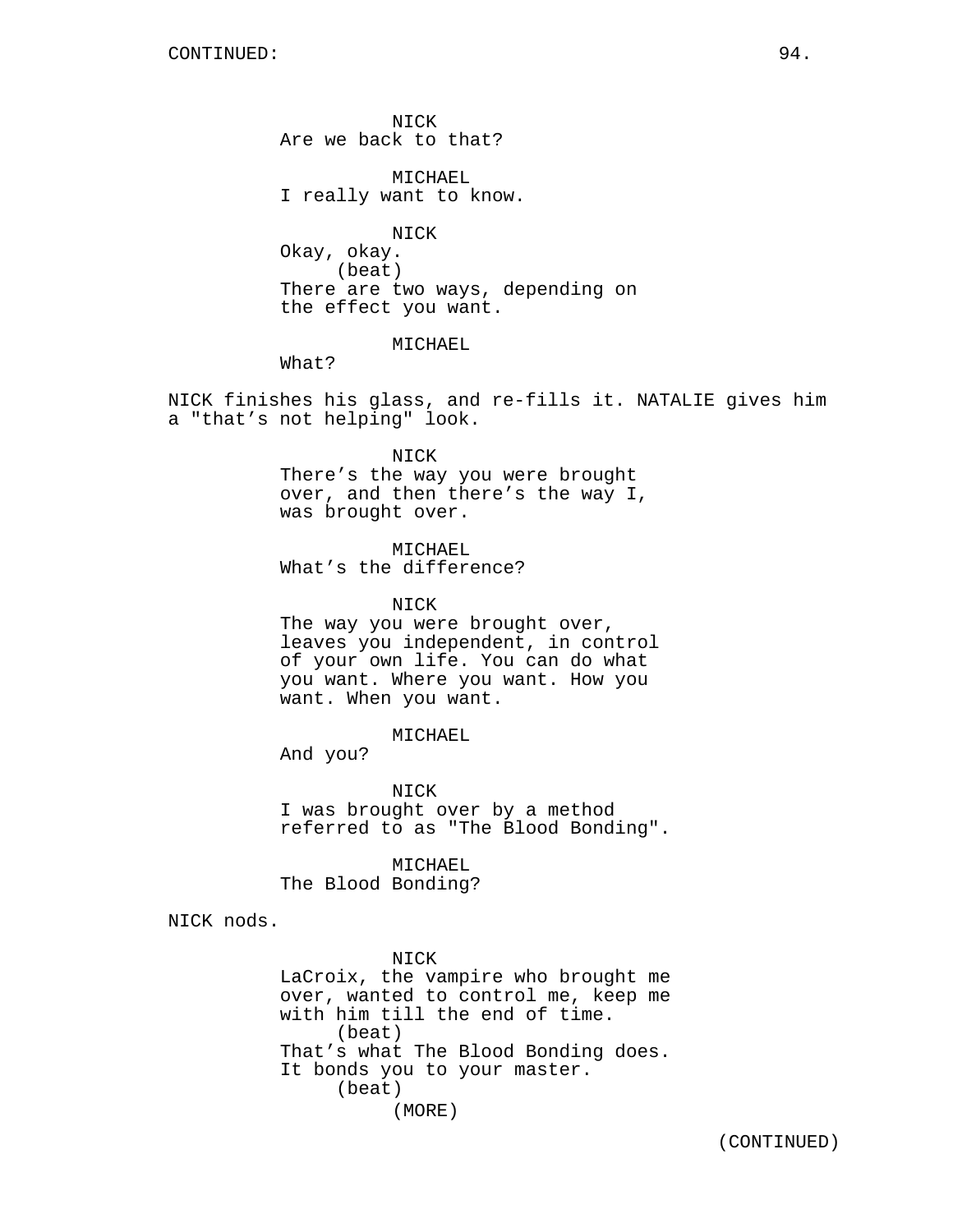NICK
Are we back to that?

MICHAEL
I really want to know.

NICK
Okay, okay.
(beat)
There are two ways, depending on the effect you want.

MICHAEL
What?

NICK finishes his glass, and re-fills it. NATALIE gives him a "that's not helping" look.

NICK
There's the way you were brought over, and then there's the way I, was brought over.

MICHAEL
What's the difference?

NICK
The way you were brought over, leaves you independent, in control of your own life. You can do what you want. Where you want. How you want. When you want.

MICHAEL
And you?

NICK
I was brought over by a method referred to as "The Blood Bonding".

MICHAEL
The Blood Bonding?

NICK nods.

NICK
LaCroix, the vampire who brought me over, wanted to control me, keep me with him till the end of time.
(beat)
That's what The Blood Bonding does. It bonds you to your master.
(beat)
(MORE)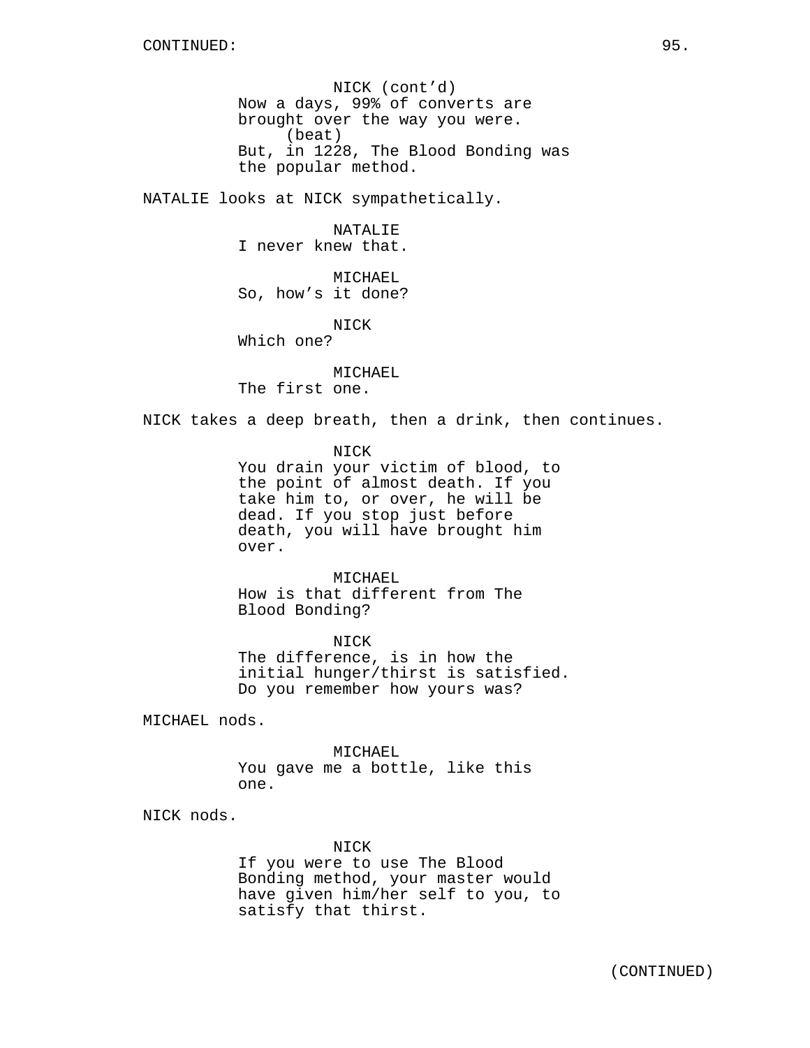NICK (cont'd)
Now a days, 99% of converts are brought over the way you were.
(beat)
But, in 1228, The Blood Bonding was the popular method.

NATALIE looks at NICK sympathetically.

NATALIE
I never knew that.

MICHAEL
So, how's it done?

NICK
Which one?

MICHAEL
The first one.

NICK takes a deep breath, then a drink, then continues.

NICK
You drain your victim of blood, to the point of almost death. If you take him to, or over, he will be dead. If you stop just before death, you will have brought him over.

MICHAEL
How is that different from The Blood Bonding?

NICK
The difference, is in how the initial hunger/thirst is satisfied. Do you remember how yours was?

MICHAEL nods.

MICHAEL
You gave me a bottle, like this one.

NICK nods.

NICK
If you were to use The Blood Bonding method, your master would have given him/her self to you, to satisfy that thirst.

(CONTINUED)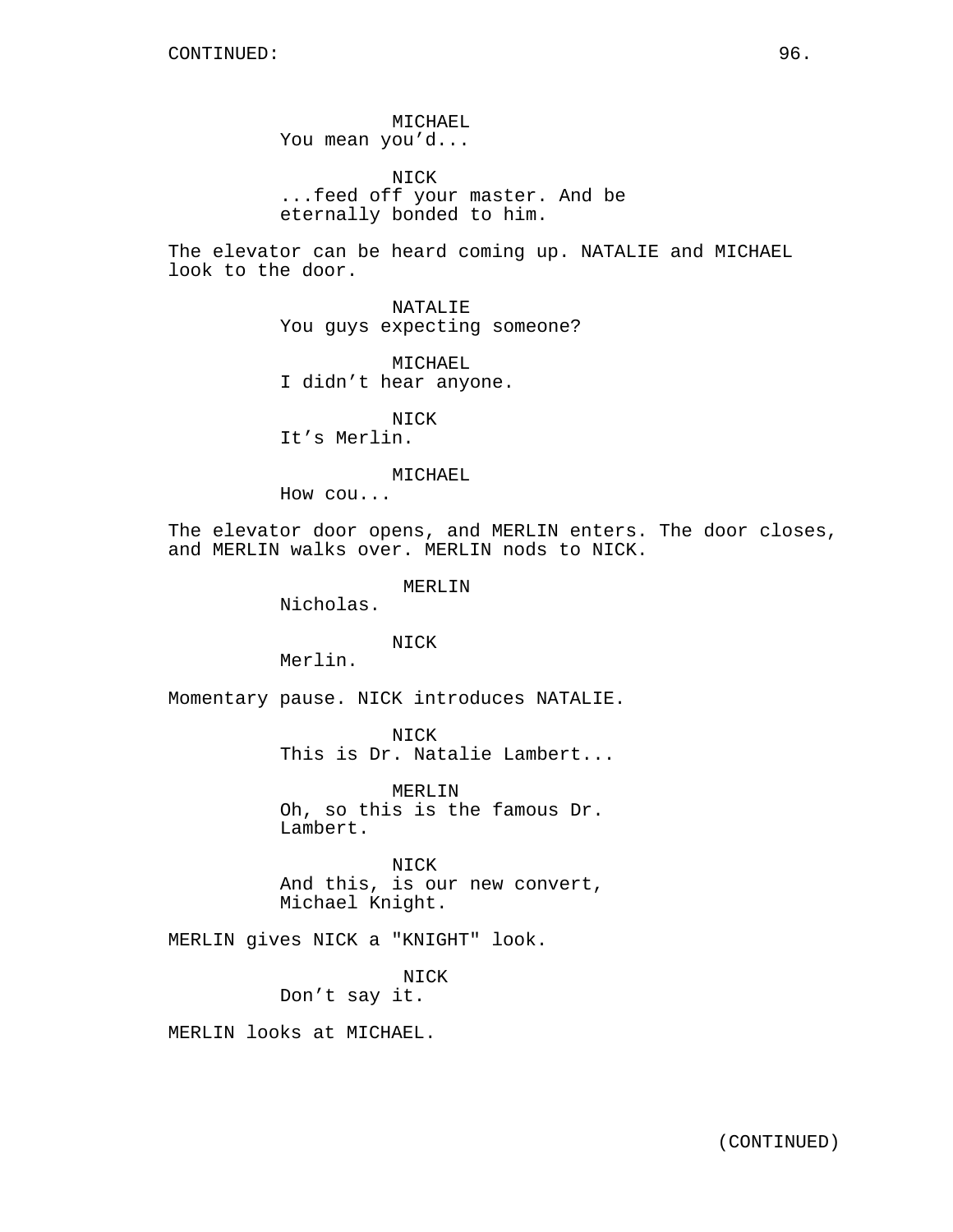CONTINUED:

MICHAEL
You mean you'd...

NICK
...feed off your master. And be
eternally bonded to him.

The elevator can be heard coming up. NATALIE and MICHAEL look to the door.

NATALIE
You guys expecting someone?

MICHAEL
I didn't hear anyone.

NICK
It's Merlin.

MICHAEL
How cou...

The elevator door opens, and MERLIN enters. The door closes, and MERLIN walks over. MERLIN nods to NICK.

MERLIN
Nicholas.

NICK
Merlin.

Momentary pause. NICK introduces NATALIE.

NICK
This is Dr. Natalie Lambert...

MERLIN
Oh, so this is the famous Dr.
Lambert.

NICK
And this, is our new convert,
Michael Knight.

MERLIN gives NICK a "KNIGHT" look.

NICK
Don't say it.

MERLIN looks at MICHAEL.

(CONTINUED)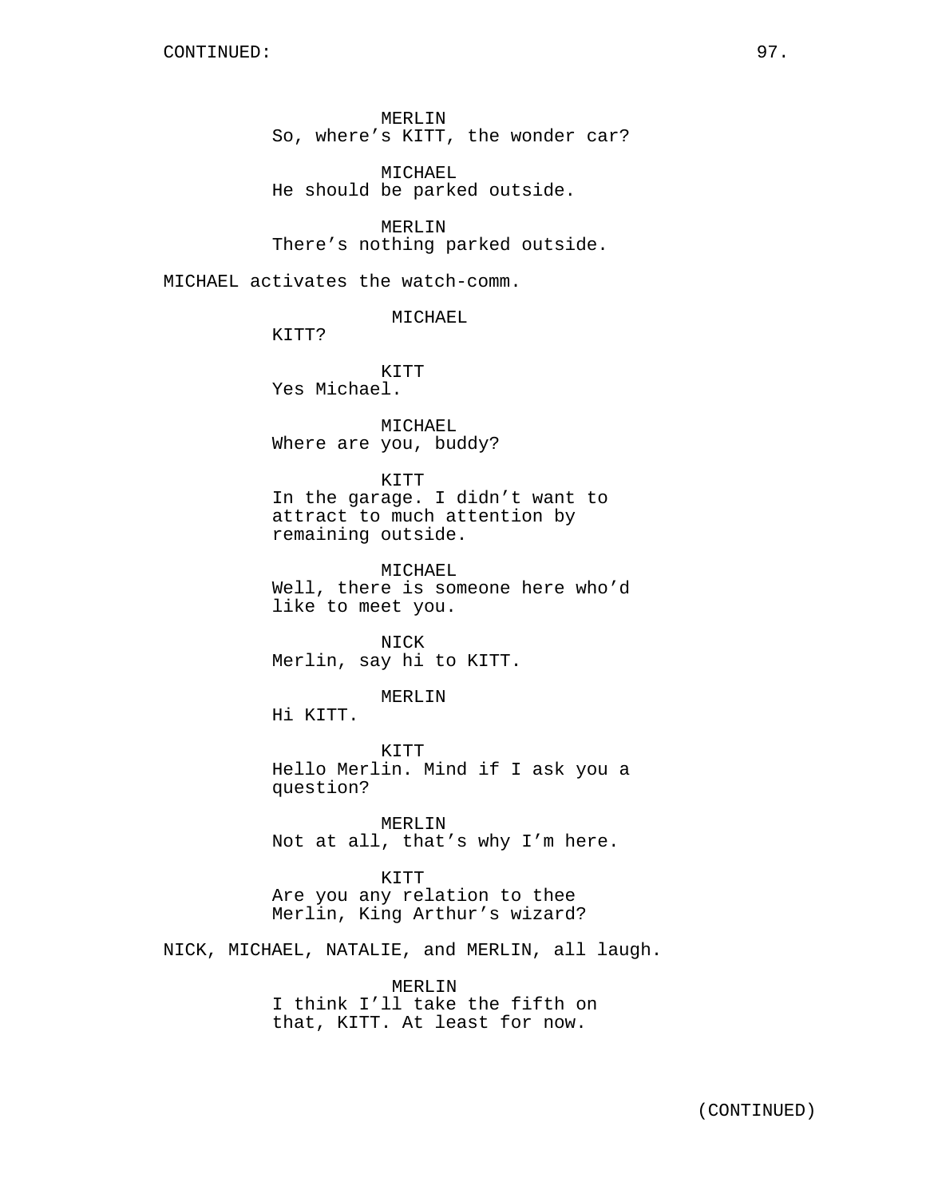CONTINUED:

MERLIN
So, where's KITT, the wonder car?

MICHAEL
He should be parked outside.

MERLIN
There's nothing parked outside.

MICHAEL activates the watch-comm.

MICHAEL
KITT?

KITT
Yes Michael.

MICHAEL
Where are you, buddy?

KITT
In the garage. I didn't want to attract to much attention by remaining outside.

MICHAEL
Well, there is someone here who'd like to meet you.

NICK
Merlin, say hi to KITT.

MERLIN
Hi KITT.

KITT
Hello Merlin. Mind if I ask you a question?

MERLIN
Not at all, that's why I'm here.

KITT
Are you any relation to thee Merlin, King Arthur's wizard?

NICK, MICHAEL, NATALIE, and MERLIN, all laugh.

MERLIN
I think I'll take the fifth on that, KITT. At least for now.

(CONTINUED)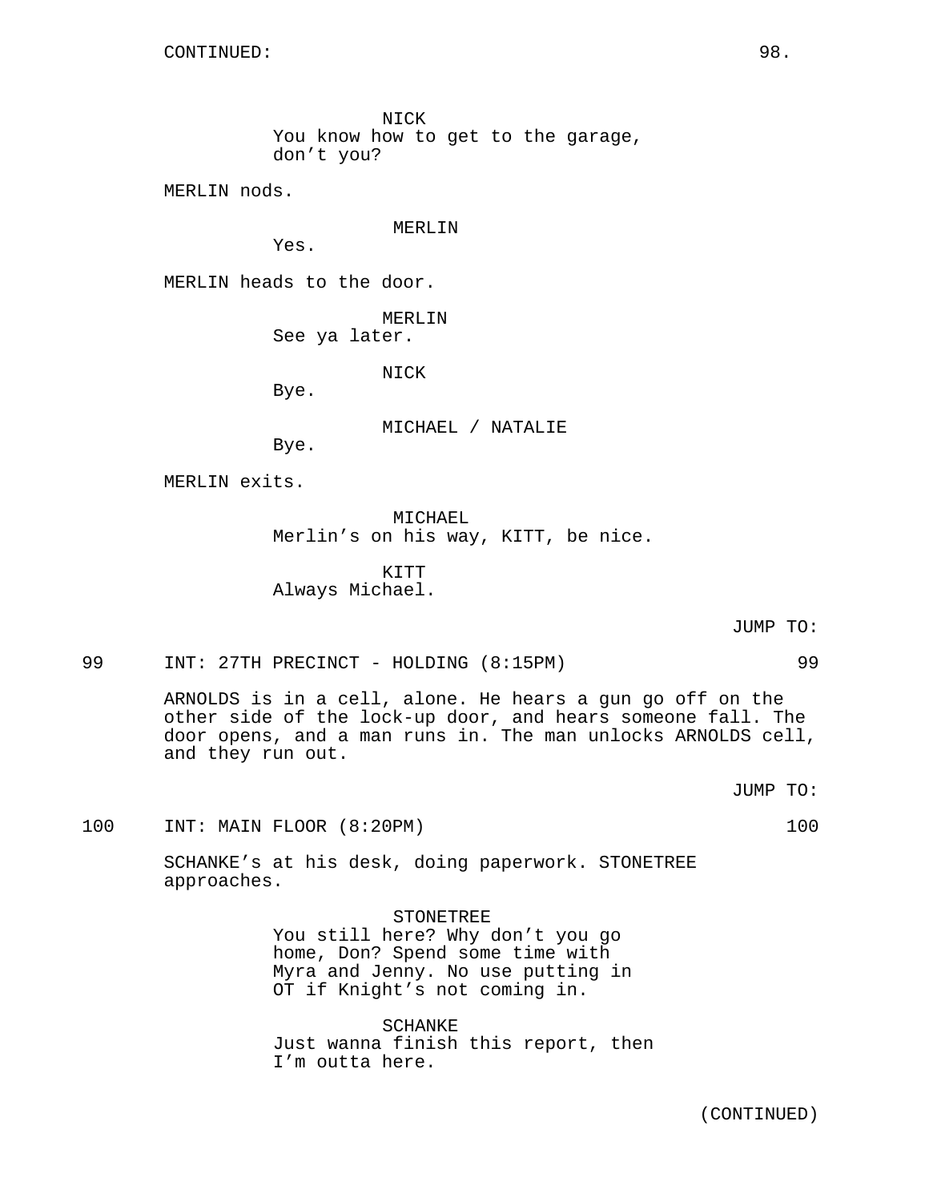CONTINUED:

NICK
You know how to get to the garage, don't you?

MERLIN nods.

MERLIN
Yes.

MERLIN heads to the door.

MERLIN
See ya later.

NICK
Bye.

MICHAEL / NATALIE
Bye.

MERLIN exits.

MICHAEL
Merlin's on his way, KITT, be nice.

KITT
Always Michael.

JUMP TO:

99 INT: 27TH PRECINCT - HOLDING (8:15PM) 99

ARNOLDS is in a cell, alone. He hears a gun go off on the other side of the lock-up door, and hears someone fall. The door opens, and a man runs in. The man unlocks ARNOLDS cell, and they run out.

JUMP TO:

100 INT: MAIN FLOOR (8:20PM) 100

SCHANKE's at his desk, doing paperwork. STONETREE approaches.

STONETREE
You still here? Why don't you go home, Don? Spend some time with Myra and Jenny. No use putting in OT if Knight's not coming in.

SCHANKE
Just wanna finish this report, then I'm outta here.

(CONTINUED)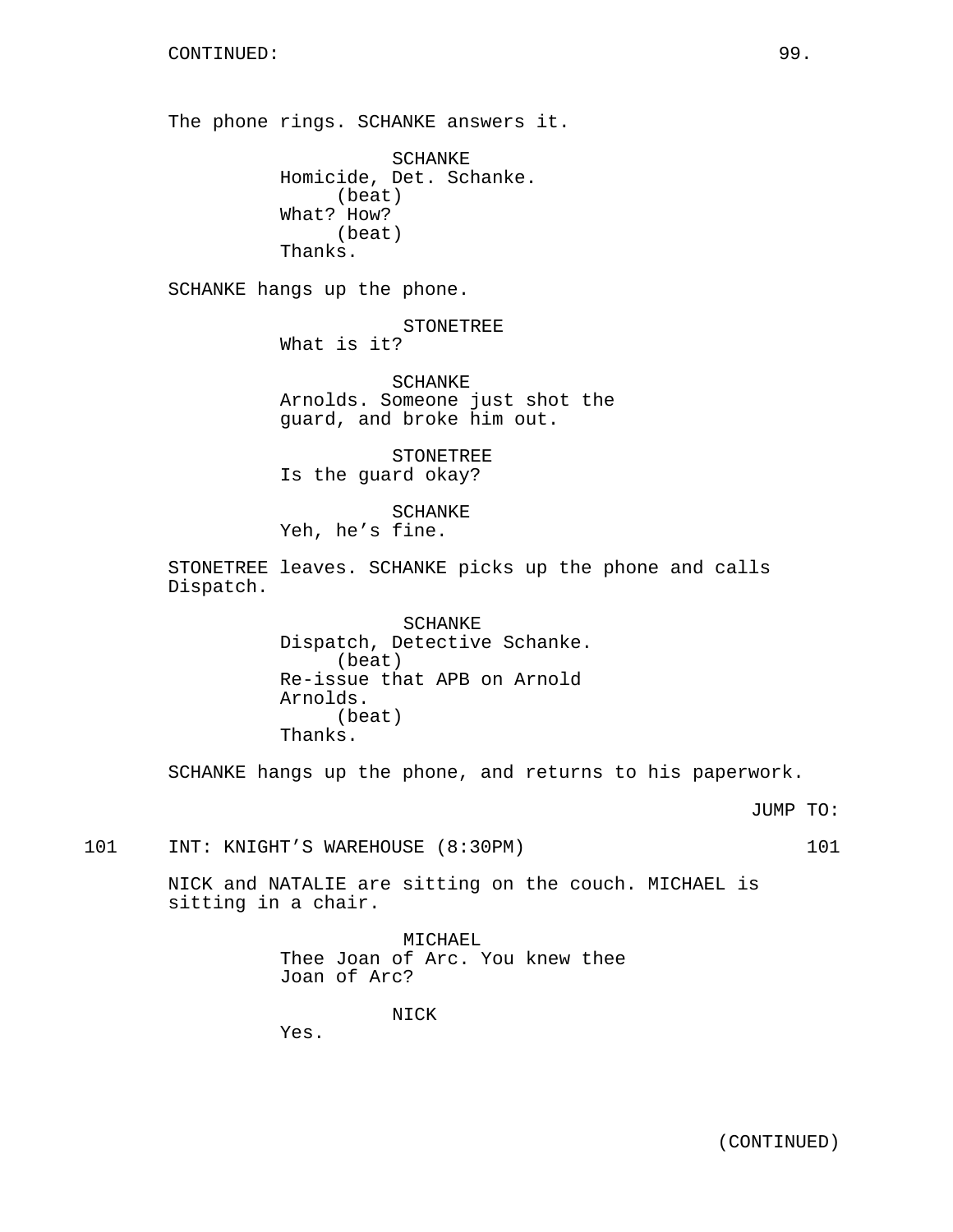CONTINUED:

The phone rings. SCHANKE answers it.

SCHANKE
Homicide, Det. Schanke.
(beat)
What? How?
(beat)
Thanks.

SCHANKE hangs up the phone.

STONETREE
What is it?

SCHANKE
Arnolds. Someone just shot the guard, and broke him out.

STONETREE
Is the guard okay?

SCHANKE
Yeh, he's fine.

STONETREE leaves. SCHANKE picks up the phone and calls Dispatch.

SCHANKE
Dispatch, Detective Schanke.
(beat)
Re-issue that APB on Arnold Arnolds.
(beat)
Thanks.

SCHANKE hangs up the phone, and returns to his paperwork.

JUMP TO:

101 INT: KNIGHT'S WAREHOUSE (8:30PM) 101

NICK and NATALIE are sitting on the couch. MICHAEL is sitting in a chair.

MICHAEL
Thee Joan of Arc. You knew thee Joan of Arc?

NICK
Yes.

(CONTINUED)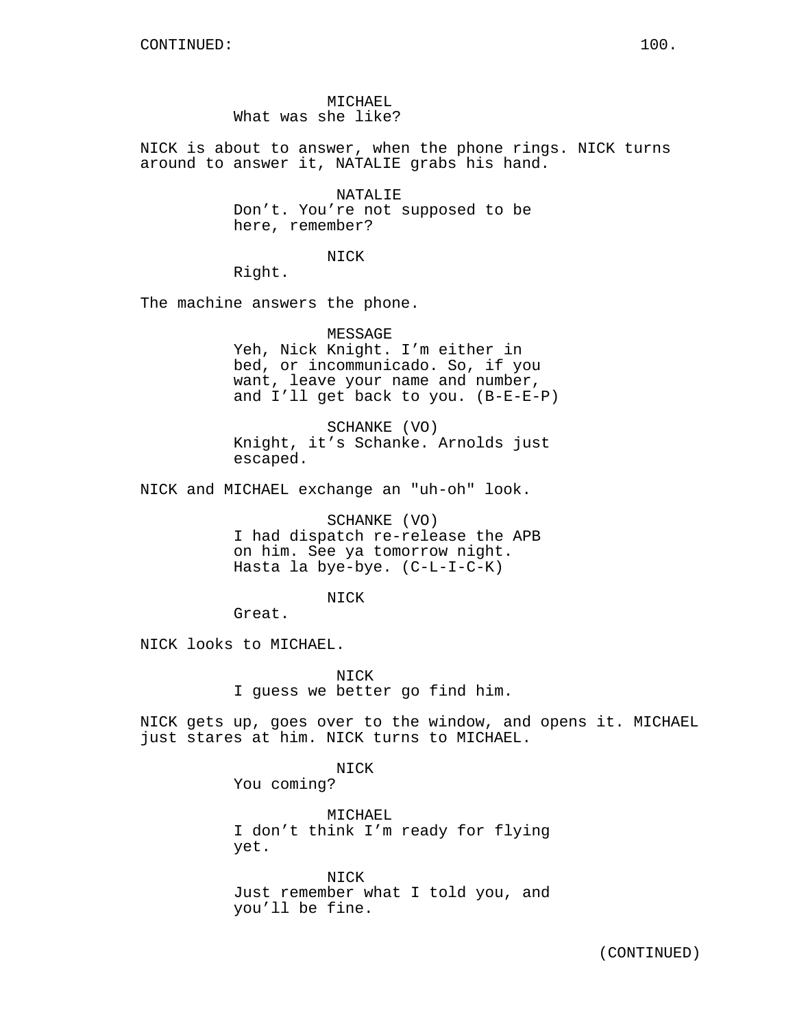MICHAEL
What was she like?

NICK is about to answer, when the phone rings. NICK turns around to answer it, NATALIE grabs his hand.

NATALIE
Don't. You're not supposed to be here, remember?

NICK
Right.

The machine answers the phone.

MESSAGE
Yeh, Nick Knight. I'm either in bed, or incommunicado. So, if you want, leave your name and number, and I'll get back to you. (B-E-E-P)

SCHANKE (VO)
Knight, it's Schanke. Arnolds just escaped.

NICK and MICHAEL exchange an "uh-oh" look.

SCHANKE (VO)
I had dispatch re-release the APB on him. See ya tomorrow night. Hasta la bye-bye. (C-L-I-C-K)

NICK
Great.

NICK looks to MICHAEL.

NICK
I guess we better go find him.

NICK gets up, goes over to the window, and opens it. MICHAEL just stares at him. NICK turns to MICHAEL.

NICK
You coming?

MICHAEL
I don't think I'm ready for flying yet.

NICK
Just remember what I told you, and you'll be fine.

(CONTINUED)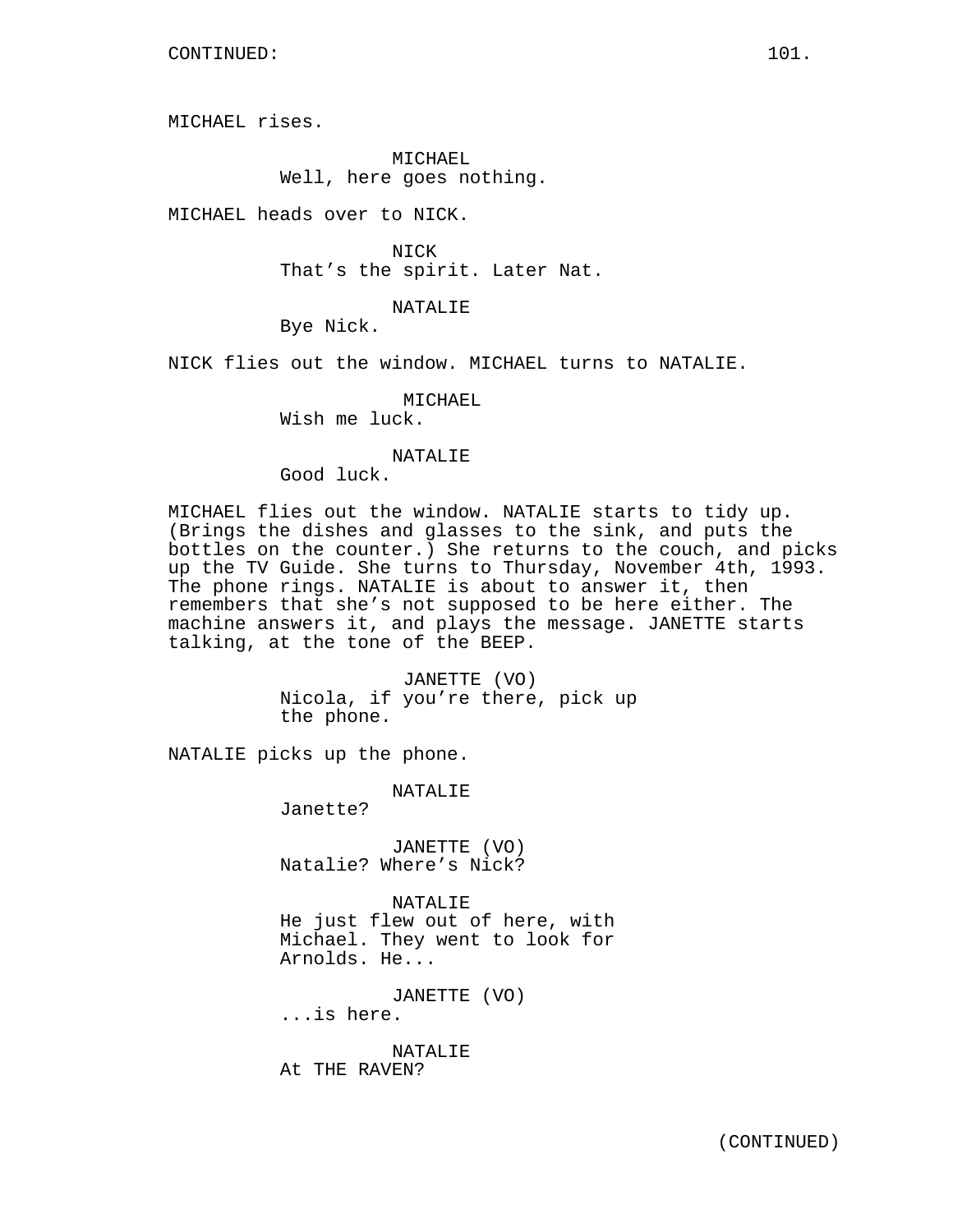MICHAEL rises.

MICHAEL
Well, here goes nothing.

MICHAEL heads over to NICK.

NICK
That's the spirit. Later Nat.

NATALIE
Bye Nick.

NICK flies out the window. MICHAEL turns to NATALIE.

MICHAEL
Wish me luck.

NATALIE
Good luck.

MICHAEL flies out the window. NATALIE starts to tidy up. (Brings the dishes and glasses to the sink, and puts the bottles on the counter.) She returns to the couch, and picks up the TV Guide. She turns to Thursday, November 4th, 1993. The phone rings. NATALIE is about to answer it, then remembers that she's not supposed to be here either. The machine answers it, and plays the message. JANETTE starts talking, at the tone of the BEEP.

JANETTE (VO)
Nicola, if you're there, pick up the phone.

NATALIE picks up the phone.

NATALIE
Janette?

JANETTE (VO)
Natalie? Where's Nick?

NATALIE
He just flew out of here, with Michael. They went to look for Arnolds. He...

JANETTE (VO)
...is here.

NATALIE
At THE RAVEN?

(CONTINUED)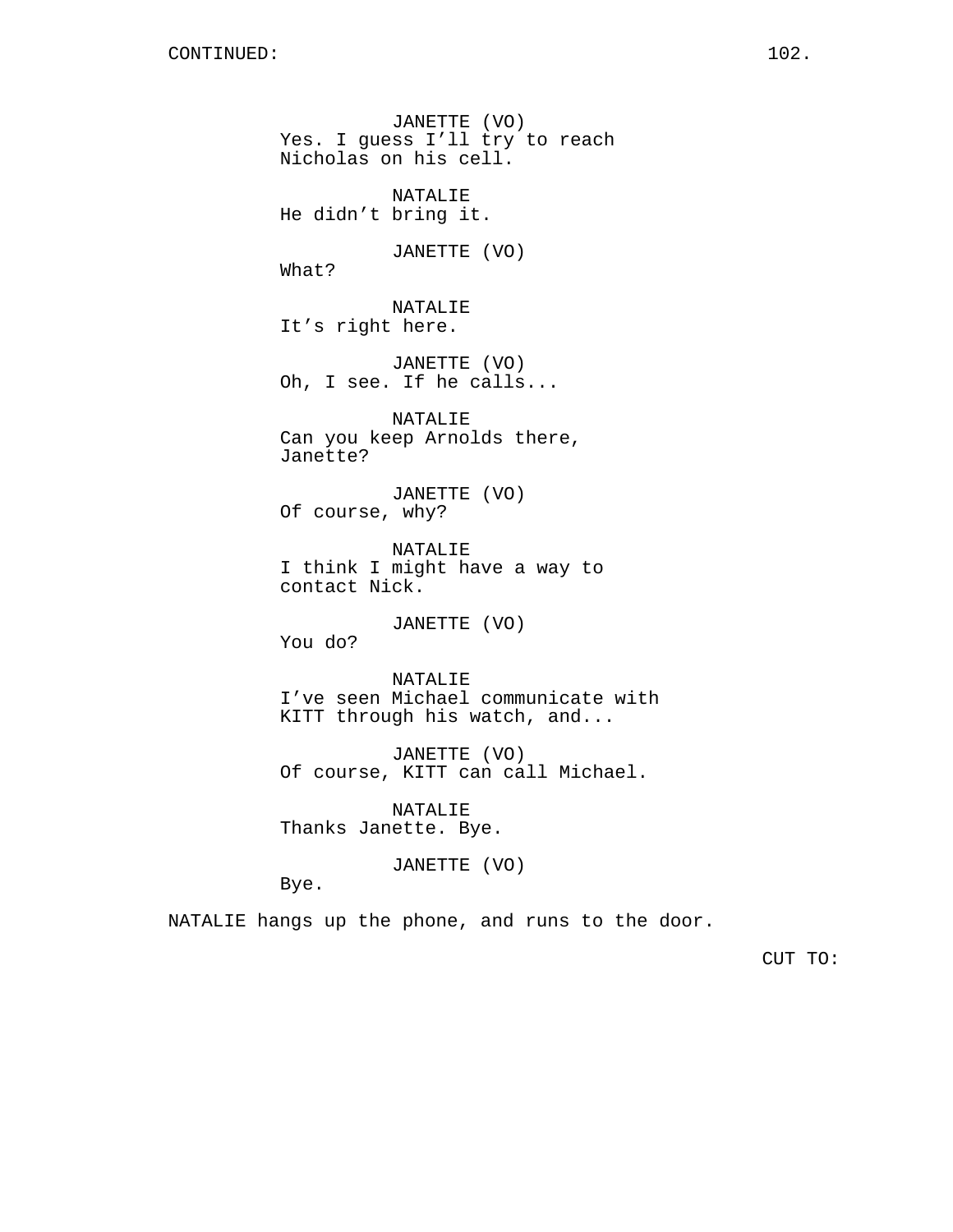JANETTE (VO)
Yes. I guess I'll try to reach Nicholas on his cell.

NATALIE
He didn't bring it.

JANETTE (VO)
What?

NATALIE
It's right here.

JANETTE (VO)
Oh, I see. If he calls...

NATALIE
Can you keep Arnolds there, Janette?

JANETTE (VO)
Of course, why?

NATALIE
I think I might have a way to contact Nick.

JANETTE (VO)
You do?

NATALIE
I've seen Michael communicate with KITT through his watch, and...

JANETTE (VO)
Of course, KITT can call Michael.

NATALIE
Thanks Janette. Bye.

JANETTE (VO)
Bye.

NATALIE hangs up the phone, and runs to the door.

CUT TO: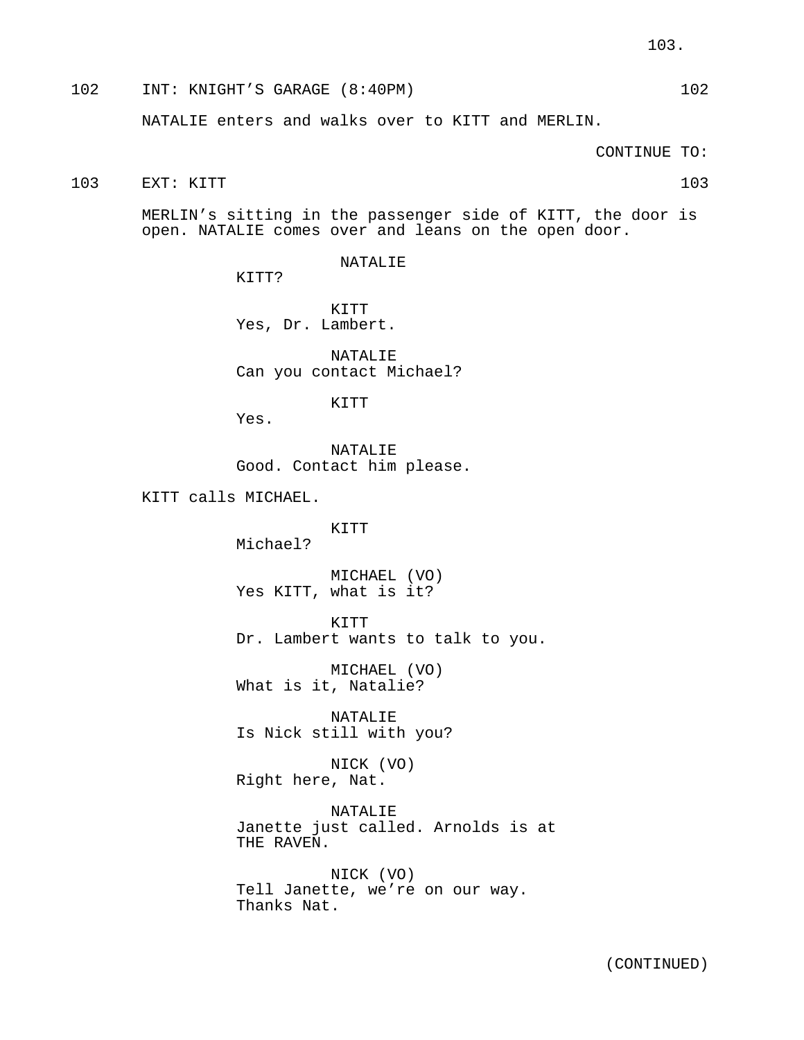102 INT: KNIGHT'S GARAGE (8:40PM) 102

NATALIE enters and walks over to KITT and MERLIN.

CONTINUE TO:

103 EXT: KITT 103

MERLIN's sitting in the passenger side of KITT, the door is open. NATALIE comes over and leans on the open door.

NATALIE
KITT?

KITT
Yes, Dr. Lambert.

NATALIE
Can you contact Michael?

KITT
Yes.

NATALIE
Good. Contact him please.

KITT calls MICHAEL.

KITT
Michael?

MICHAEL (VO)
Yes KITT, what is it?

KITT
Dr. Lambert wants to talk to you.

MICHAEL (VO)
What is it, Natalie?

NATALIE
Is Nick still with you?

NICK (VO)
Right here, Nat.

NATALIE
Janette just called. Arnolds is at THE RAVEN.

NICK (VO)
Tell Janette, we're on our way. Thanks Nat.

(CONTINUED)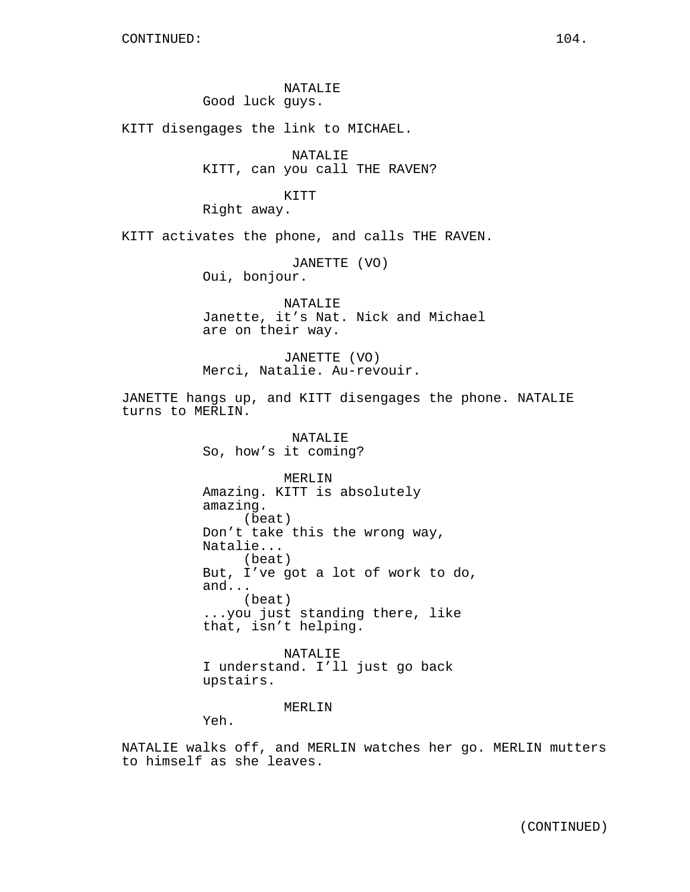CONTINUED:

NATALIE
Good luck guys.

KITT disengages the link to MICHAEL.

NATALIE
KITT, can you call THE RAVEN?

KITT
Right away.

KITT activates the phone, and calls THE RAVEN.

JANETTE (VO)
Oui, bonjour.

NATALIE
Janette, it’s Nat. Nick and Michael are on their way.

JANETTE (VO)
Merci, Natalie. Au-revouir.

JANETTE hangs up, and KITT disengages the phone. NATALIE turns to MERLIN.

NATALIE
So, how’s it coming?

MERLIN
Amazing. KITT is absolutely amazing.
(beat)
Don’t take this the wrong way, Natalie...
(beat)
But, I’ve got a lot of work to do, and...
(beat)
...you just standing there, like that, isn’t helping.

NATALIE
I understand. I’ll just go back upstairs.

MERLIN
Yeh.

NATALIE walks off, and MERLIN watches her go. MERLIN mutters to himself as she leaves.

(CONTINUED)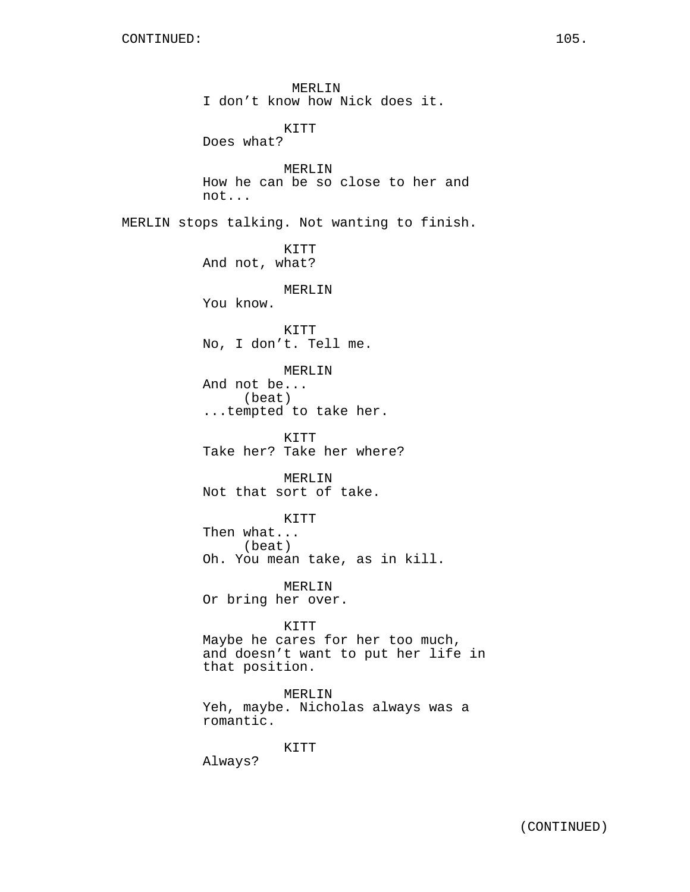MERLIN
I don't know how Nick does it.

KITT
Does what?

MERLIN
How he can be so close to her and not...

MERLIN stops talking. Not wanting to finish.

KITT
And not, what?

MERLIN
You know.

KITT
No, I don't. Tell me.

MERLIN
And not be...
(beat)
...tempted to take her.

KITT
Take her? Take her where?

MERLIN
Not that sort of take.

KITT
Then what...
(beat)
Oh. You mean take, as in kill.

MERLIN
Or bring her over.

KITT
Maybe he cares for her too much, and doesn't want to put her life in that position.

MERLIN
Yeh, maybe. Nicholas always was a romantic.

KITT
Always?

(CONTINUED)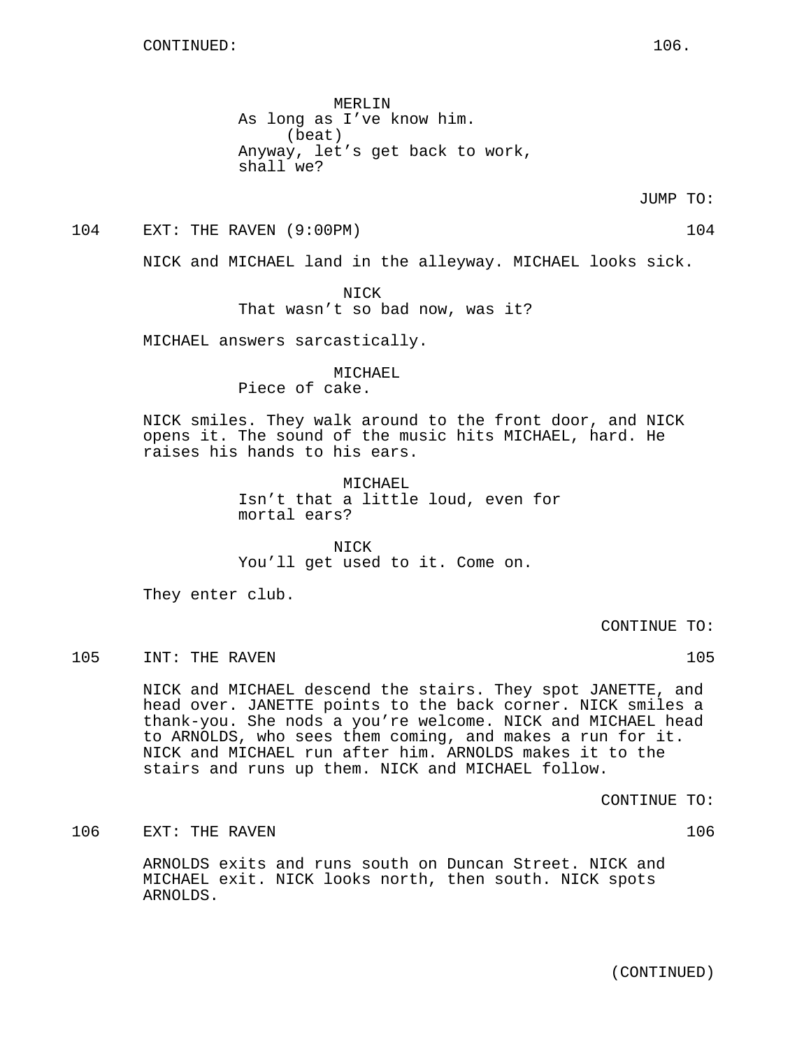MERLIN
As long as I've know him.
(beat)
Anyway, let's get back to work, shall we?

JUMP TO:

104 EXT: THE RAVEN (9:00PM) 104

NICK and MICHAEL land in the alleyway. MICHAEL looks sick.

NICK
That wasn't so bad now, was it?

MICHAEL answers sarcastically.

MICHAEL
Piece of cake.

NICK smiles. They walk around to the front door, and NICK opens it. The sound of the music hits MICHAEL, hard. He raises his hands to his ears.

MICHAEL
Isn't that a little loud, even for mortal ears?

NICK
You'll get used to it. Come on.

They enter club.

CONTINUE TO:

105 INT: THE RAVEN 105

NICK and MICHAEL descend the stairs. They spot JANETTE, and head over. JANETTE points to the back corner. NICK smiles a thank-you. She nods a you're welcome. NICK and MICHAEL head to ARNOLDS, who sees them coming, and makes a run for it. NICK and MICHAEL run after him. ARNOLDS makes it to the stairs and runs up them. NICK and MICHAEL follow.

CONTINUE TO:

106 EXT: THE RAVEN 106

ARNOLDS exits and runs south on Duncan Street. NICK and MICHAEL exit. NICK looks north, then south. NICK spots ARNOLDS.

(CONTINUED)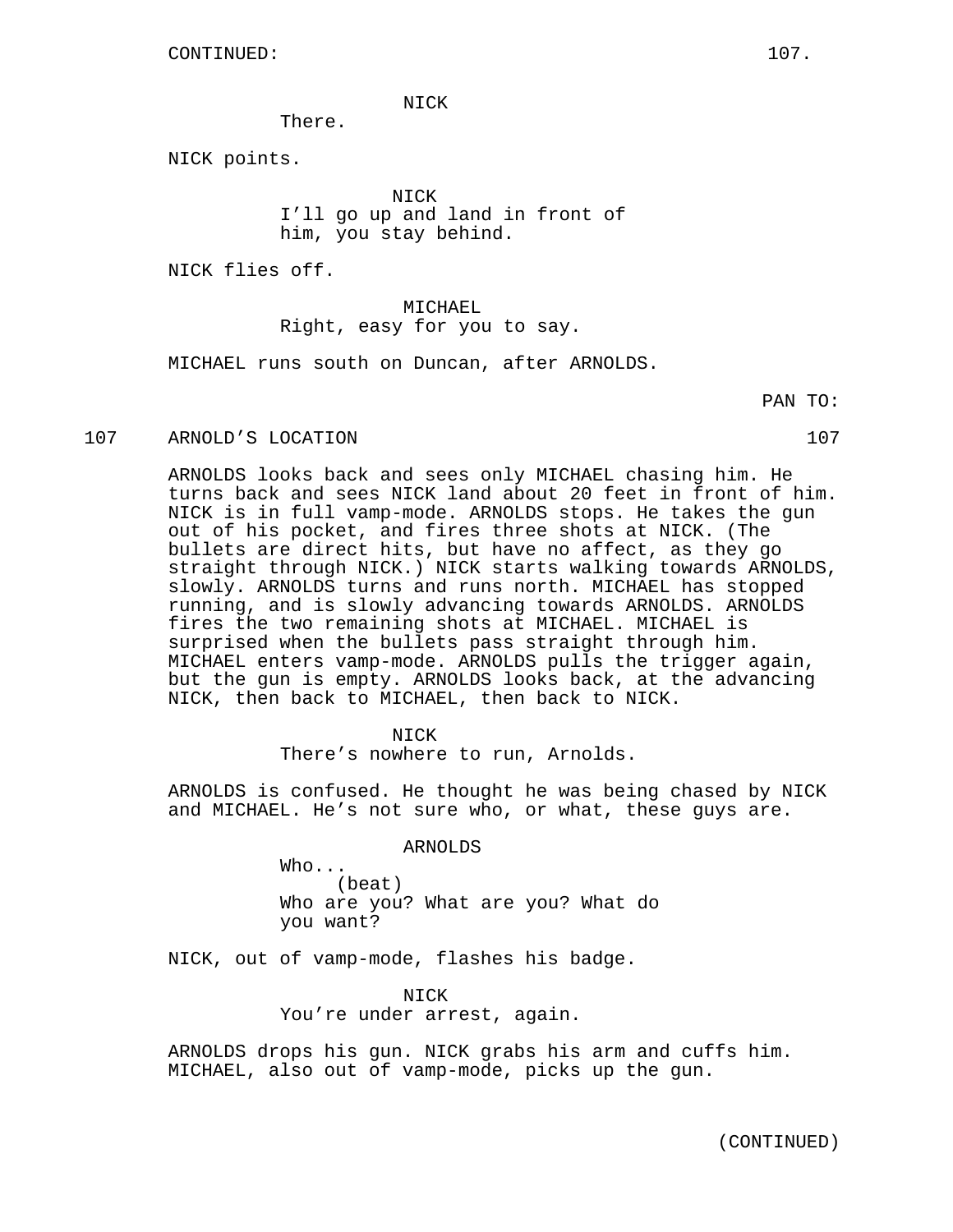CONTINUED:

NICK
There.

NICK points.

NICK
I'll go up and land in front of him, you stay behind.

NICK flies off.

MICHAEL
Right, easy for you to say.

MICHAEL runs south on Duncan, after ARNOLDS.

PAN TO:

107 ARNOLD'S LOCATION 107

ARNOLDS looks back and sees only MICHAEL chasing him. He turns back and sees NICK land about 20 feet in front of him. NICK is in full vamp-mode. ARNOLDS stops. He takes the gun out of his pocket, and fires three shots at NICK. (The bullets are direct hits, but have no affect, as they go straight through NICK.) NICK starts walking towards ARNOLDS, slowly. ARNOLDS turns and runs north. MICHAEL has stopped running, and is slowly advancing towards ARNOLDS. ARNOLDS fires the two remaining shots at MICHAEL. MICHAEL is surprised when the bullets pass straight through him. MICHAEL enters vamp-mode. ARNOLDS pulls the trigger again, but the gun is empty. ARNOLDS looks back, at the advancing NICK, then back to MICHAEL, then back to NICK.

NICK
There's nowhere to run, Arnolds.

ARNOLDS is confused. He thought he was being chased by NICK and MICHAEL. He's not sure who, or what, these guys are.

ARNOLDS
Who...
(beat)
Who are you? What are you? What do you want?

NICK, out of vamp-mode, flashes his badge.

NICK
You're under arrest, again.

ARNOLDS drops his gun. NICK grabs his arm and cuffs him. MICHAEL, also out of vamp-mode, picks up the gun.

(CONTINUED)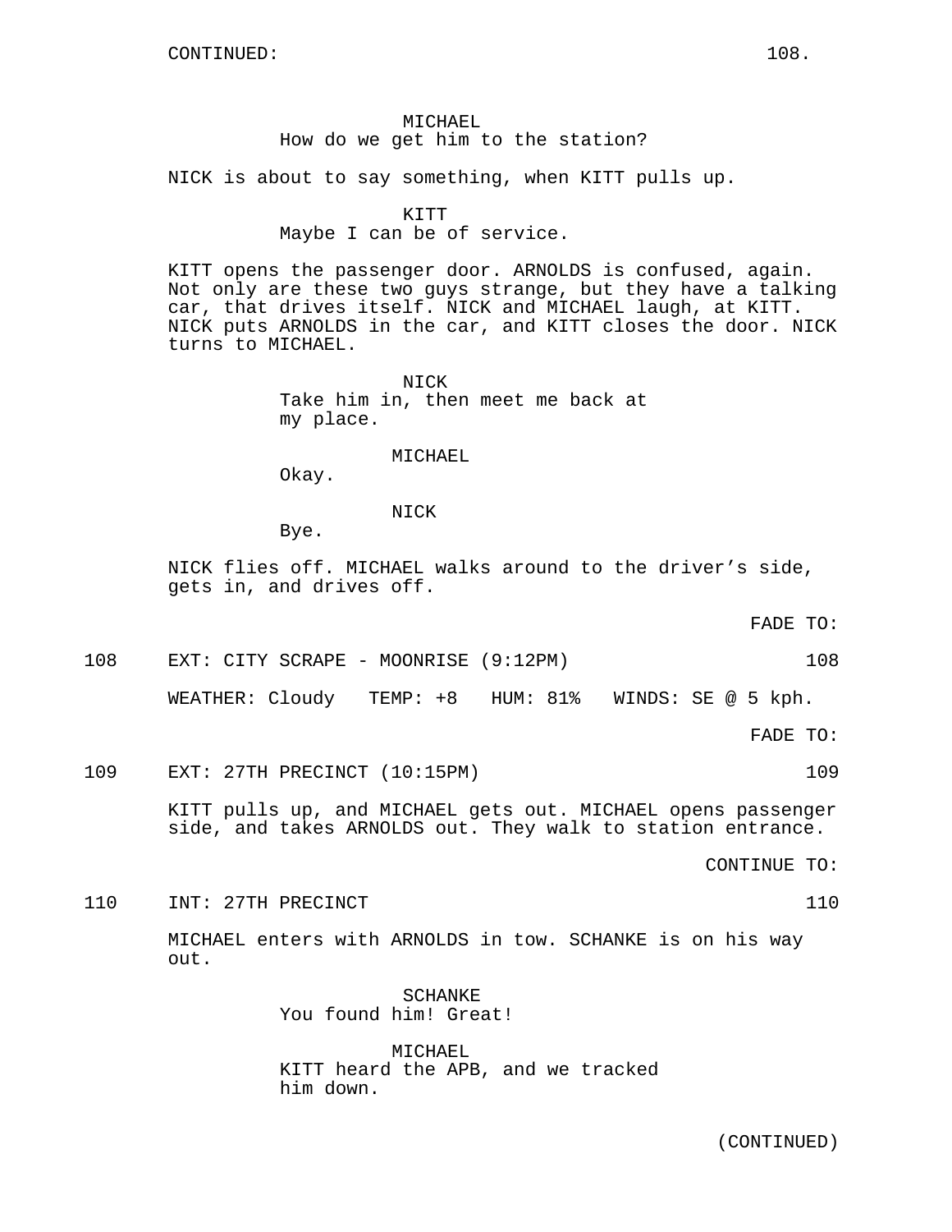MICHAEL
How do we get him to the station?

NICK is about to say something, when KITT pulls up.

KITT
Maybe I can be of service.

KITT opens the passenger door. ARNOLDS is confused, again. Not only are these two guys strange, but they have a talking car, that drives itself. NICK and MICHAEL laugh, at KITT. NICK puts ARNOLDS in the car, and KITT closes the door. NICK turns to MICHAEL.

NICK
Take him in, then meet me back at my place.

MICHAEL
Okay.

NICK
Bye.

NICK flies off. MICHAEL walks around to the driver's side, gets in, and drives off.

FADE TO:

108 EXT: CITY SCRAPE - MOONRISE (9:12PM) 108

WEATHER: Cloudy TEMP: +8 HUM: 81% WINDS: SE @ 5 kph.

FADE TO:

109 EXT: 27TH PRECINCT (10:15PM) 109

KITT pulls up, and MICHAEL gets out. MICHAEL opens passenger side, and takes ARNOLDS out. They walk to station entrance.

CONTINUE TO:

110 INT: 27TH PRECINCT 110

MICHAEL enters with ARNOLDS in tow. SCHANKE is on his way out.

SCHANKE
You found him! Great!

MICHAEL
KITT heard the APB, and we tracked him down.

(CONTINUED)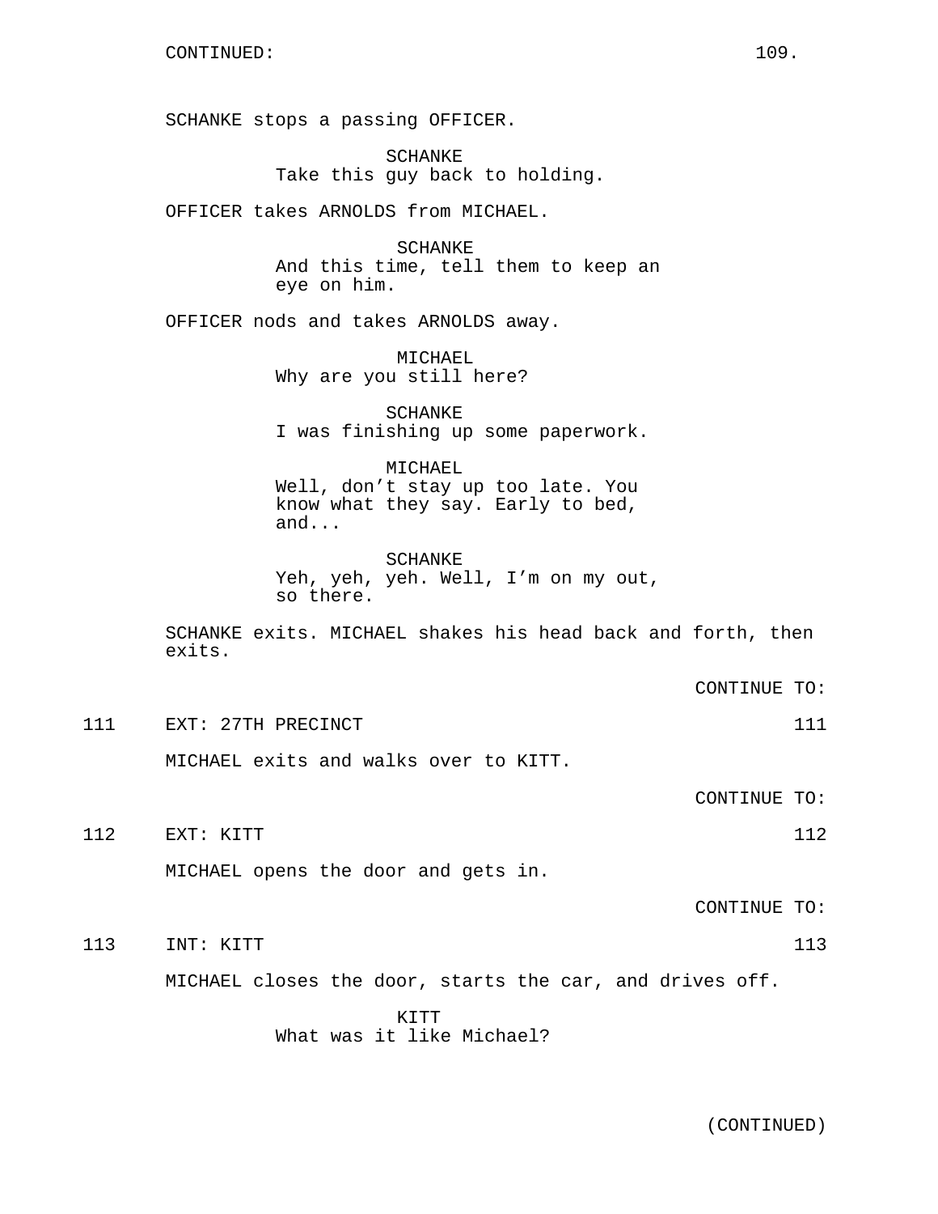CONTINUED:

SCHANKE stops a passing OFFICER.

SCHANKE
Take this guy back to holding.

OFFICER takes ARNOLDS from MICHAEL.

SCHANKE
And this time, tell them to keep an eye on him.

OFFICER nods and takes ARNOLDS away.

MICHAEL
Why are you still here?

SCHANKE
I was finishing up some paperwork.

MICHAEL
Well, don't stay up too late. You know what they say. Early to bed, and...

SCHANKE
Yeh, yeh, yeh. Well, I'm on my out, so there.

SCHANKE exits. MICHAEL shakes his head back and forth, then exits.

CONTINUE TO:

111 EXT: 27TH PRECINCT 111

MICHAEL exits and walks over to KITT.

CONTINUE TO:

112 EXT: KITT 112

MICHAEL opens the door and gets in.

CONTINUE TO:

113 INT: KITT 113

MICHAEL closes the door, starts the car, and drives off.

KITT
What was it like Michael?

(CONTINUED)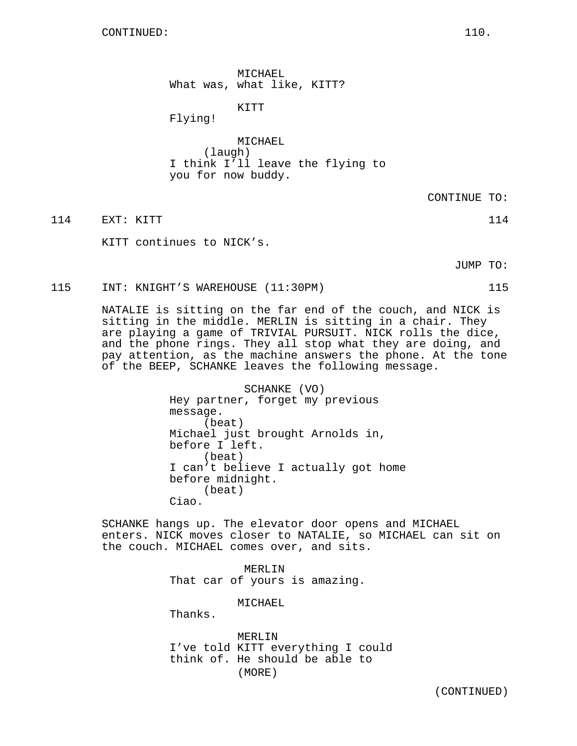CONTINUED:

MICHAEL
What was, what like, KITT?

KITT
Flying!

MICHAEL
(laugh)
I think I'll leave the flying to you for now buddy.

CONTINUE TO:

114 EXT: KITT 114

KITT continues to NICK's.

JUMP TO:

115 INT: KNIGHT'S WAREHOUSE (11:30PM) 115

NATALIE is sitting on the far end of the couch, and NICK is sitting in the middle. MERLIN is sitting in a chair. They are playing a game of TRIVIAL PURSUIT. NICK rolls the dice, and the phone rings. They all stop what they are doing, and pay attention, as the machine answers the phone. At the tone of the BEEP, SCHANKE leaves the following message.

SCHANKE (VO)
Hey partner, forget my previous message.
(beat)
Michael just brought Arnolds in, before I left.
(beat)
I can't believe I actually got home before midnight.
(beat)
Ciao.

SCHANKE hangs up. The elevator door opens and MICHAEL enters. NICK moves closer to NATALIE, so MICHAEL can sit on the couch. MICHAEL comes over, and sits.

MERLIN
That car of yours is amazing.

MICHAEL
Thanks.

MERLIN
I've told KITT everything I could think of. He should be able to
(MORE)

(CONTINUED)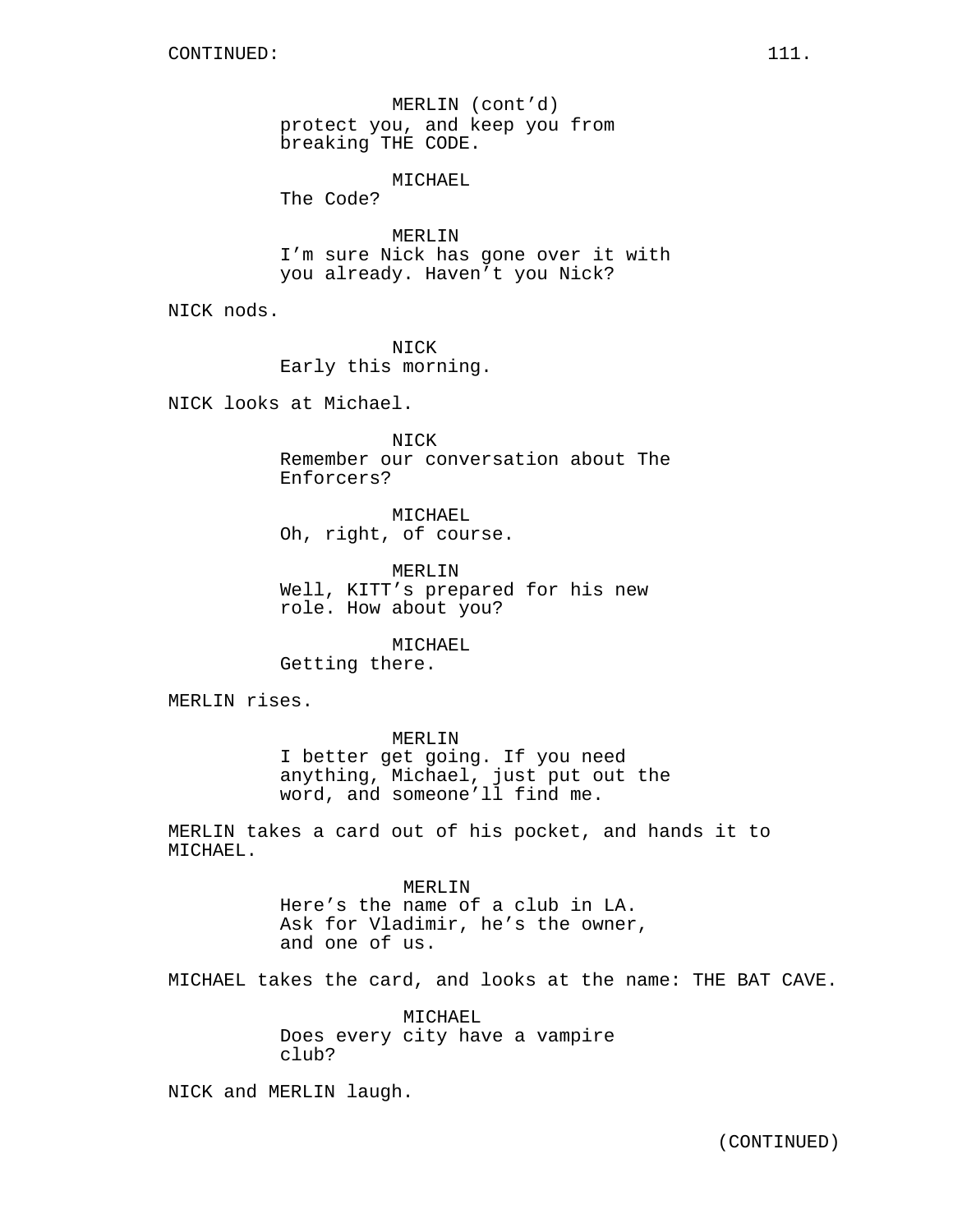MERLIN (cont'd)
protect you, and keep you from breaking THE CODE.

MICHAEL
The Code?

MERLIN
I'm sure Nick has gone over it with you already. Haven't you Nick?

NICK nods.

NICK
Early this morning.

NICK looks at Michael.

NICK
Remember our conversation about The Enforcers?

MICHAEL
Oh, right, of course.

MERLIN
Well, KITT's prepared for his new role. How about you?

MICHAEL
Getting there.

MERLIN rises.

MERLIN
I better get going. If you need anything, Michael, just put out the word, and someone'll find me.

MERLIN takes a card out of his pocket, and hands it to MICHAEL.

MERLIN
Here's the name of a club in LA. Ask for Vladimir, he's the owner, and one of us.

MICHAEL takes the card, and looks at the name: THE BAT CAVE.

MICHAEL
Does every city have a vampire club?

NICK and MERLIN laugh.

(CONTINUED)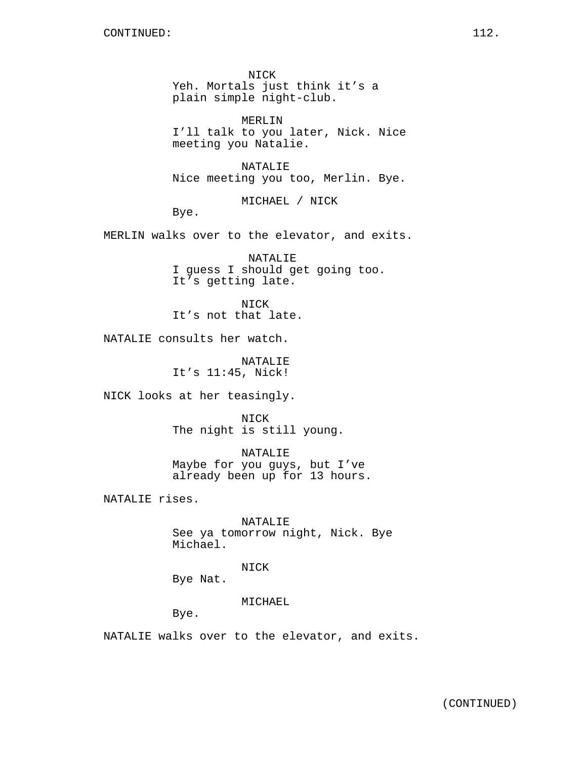NICK
Yeh. Mortals just think it's a plain simple night-club.

MERLIN
I'll talk to you later, Nick. Nice meeting you Natalie.

NATALIE
Nice meeting you too, Merlin. Bye.

MICHAEL / NICK
Bye.

MERLIN walks over to the elevator, and exits.

NATALIE
I guess I should get going too. It's getting late.

NICK
It's not that late.

NATALIE consults her watch.

NATALIE
It's 11:45, Nick!

NICK looks at her teasingly.

NICK
The night is still young.

NATALIE
Maybe for you guys, but I've already been up for 13 hours.

NATALIE rises.

NATALIE
See ya tomorrow night, Nick. Bye Michael.

NICK
Bye Nat.

MICHAEL
Bye.

NATALIE walks over to the elevator, and exits.

(CONTINUED)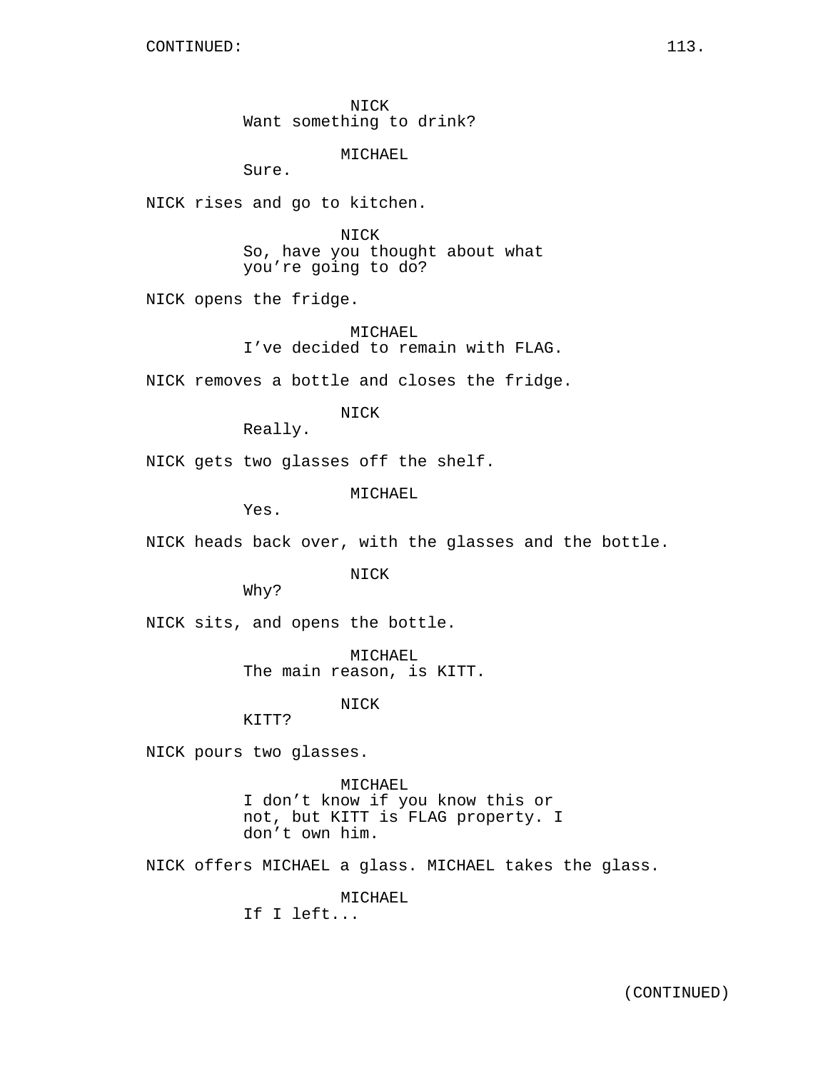NICK
Want something to drink?

MICHAEL
Sure.

NICK rises and go to kitchen.

NICK
So, have you thought about what you're going to do?

NICK opens the fridge.

MICHAEL
I've decided to remain with FLAG.

NICK removes a bottle and closes the fridge.

NICK
Really.

NICK gets two glasses off the shelf.

MICHAEL
Yes.

NICK heads back over, with the glasses and the bottle.

NICK
Why?

NICK sits, and opens the bottle.

MICHAEL
The main reason, is KITT.

NICK
KITT?

NICK pours two glasses.

MICHAEL
I don't know if you know this or not, but KITT is FLAG property. I don't own him.

NICK offers MICHAEL a glass. MICHAEL takes the glass.

MICHAEL
If I left...

(CONTINUED)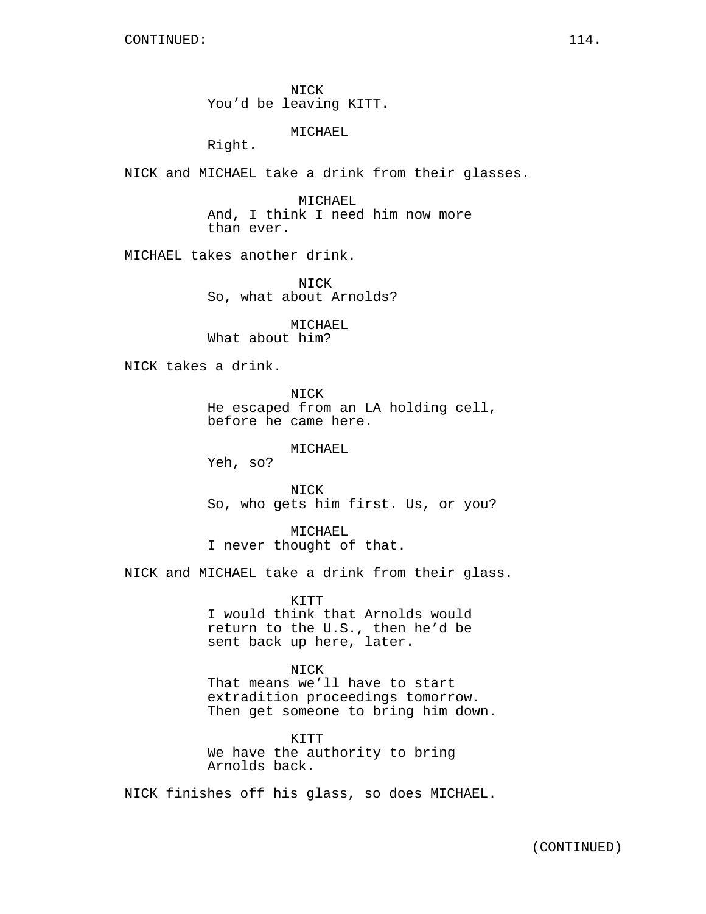CONTINUED:

NICK
You'd be leaving KITT.

MICHAEL
Right.

NICK and MICHAEL take a drink from their glasses.

MICHAEL
And, I think I need him now more than ever.

MICHAEL takes another drink.

NICK
So, what about Arnolds?

MICHAEL
What about him?

NICK takes a drink.

NICK
He escaped from an LA holding cell, before he came here.

MICHAEL
Yeh, so?

NICK
So, who gets him first. Us, or you?

MICHAEL
I never thought of that.

NICK and MICHAEL take a drink from their glass.

KITT
I would think that Arnolds would return to the U.S., then he'd be sent back up here, later.

NICK
That means we'll have to start extradition proceedings tomorrow. Then get someone to bring him down.

KITT
We have the authority to bring Arnolds back.

NICK finishes off his glass, so does MICHAEL.

(CONTINUED)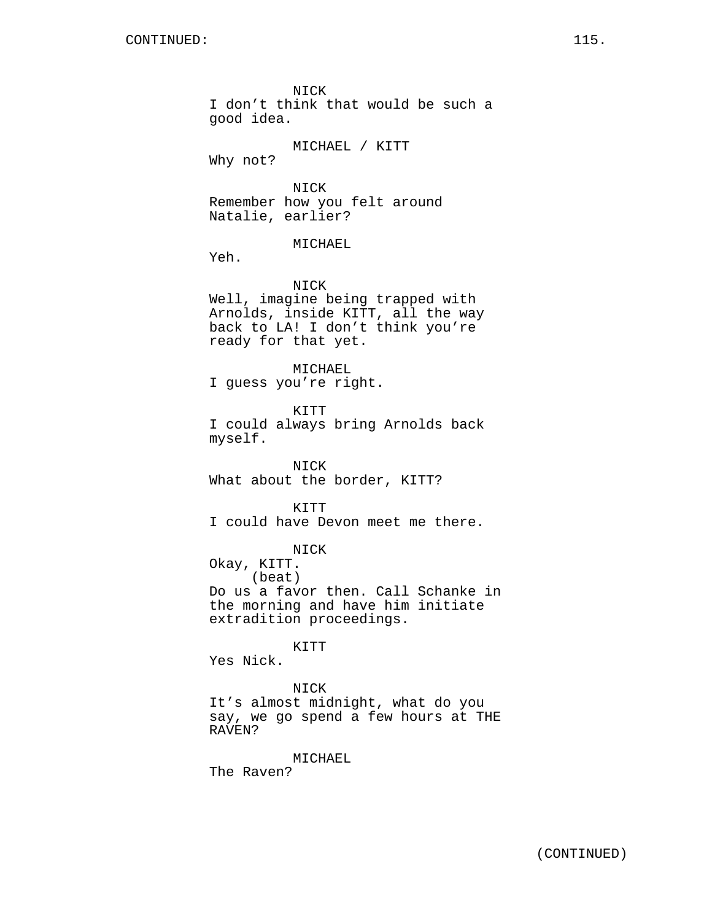NICK
I don't think that would be such a good idea.

MICHAEL / KITT
Why not?

NICK
Remember how you felt around Natalie, earlier?

MICHAEL
Yeh.

NICK
Well, imagine being trapped with Arnolds, inside KITT, all the way back to LA! I don't think you're ready for that yet.

MICHAEL
I guess you're right.

KITT
I could always bring Arnolds back myself.

NICK
What about the border, KITT?

KITT
I could have Devon meet me there.

NICK
Okay, KITT.
(beat)
Do us a favor then. Call Schanke in the morning and have him initiate extradition proceedings.

KITT
Yes Nick.

NICK
It's almost midnight, what do you say, we go spend a few hours at THE RAVEN?

MICHAEL
The Raven?

(CONTINUED)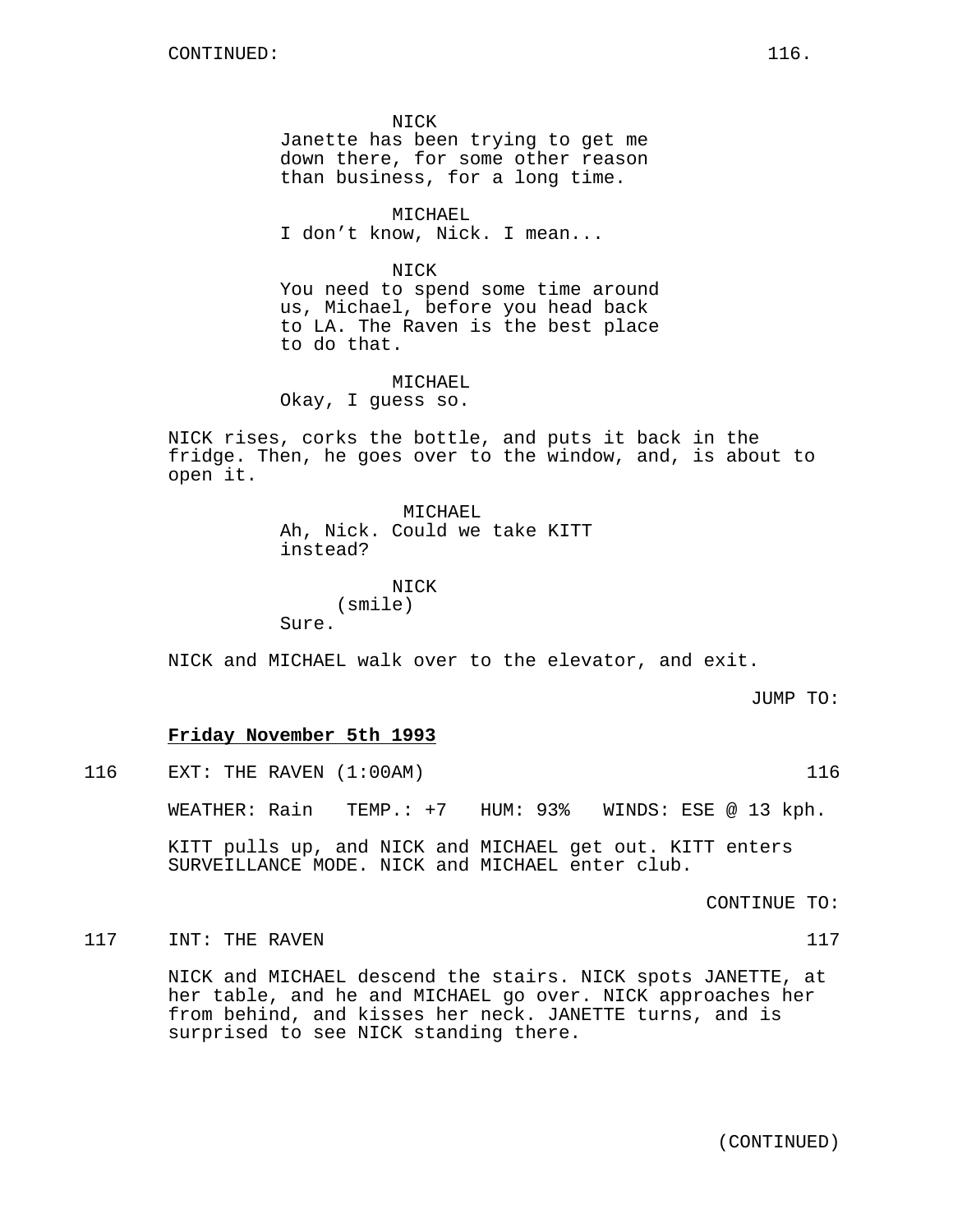NICK
Janette has been trying to get me down there, for some other reason than business, for a long time.

MICHAEL
I don't know, Nick. I mean...

NICK
You need to spend some time around us, Michael, before you head back to LA. The Raven is the best place to do that.

MICHAEL
Okay, I guess so.

NICK rises, corks the bottle, and puts it back in the fridge. Then, he goes over to the window, and, is about to open it.

MICHAEL
Ah, Nick. Could we take KITT instead?

NICK
(smile)
Sure.

NICK and MICHAEL walk over to the elevator, and exit.

JUMP TO:

**Friday November 5th 1993**

116 EXT: THE RAVEN (1:00AM) 116

WEATHER: Rain TEMP.: +7 HUM: 93% WINDS: ESE @ 13 kph.

KITT pulls up, and NICK and MICHAEL get out. KITT enters SURVEILLANCE MODE. NICK and MICHAEL enter club.

CONTINUE TO:

117 INT: THE RAVEN 117

NICK and MICHAEL descend the stairs. NICK spots JANETTE, at her table, and he and MICHAEL go over. NICK approaches her from behind, and kisses her neck. JANETTE turns, and is surprised to see NICK standing there.

(CONTINUED)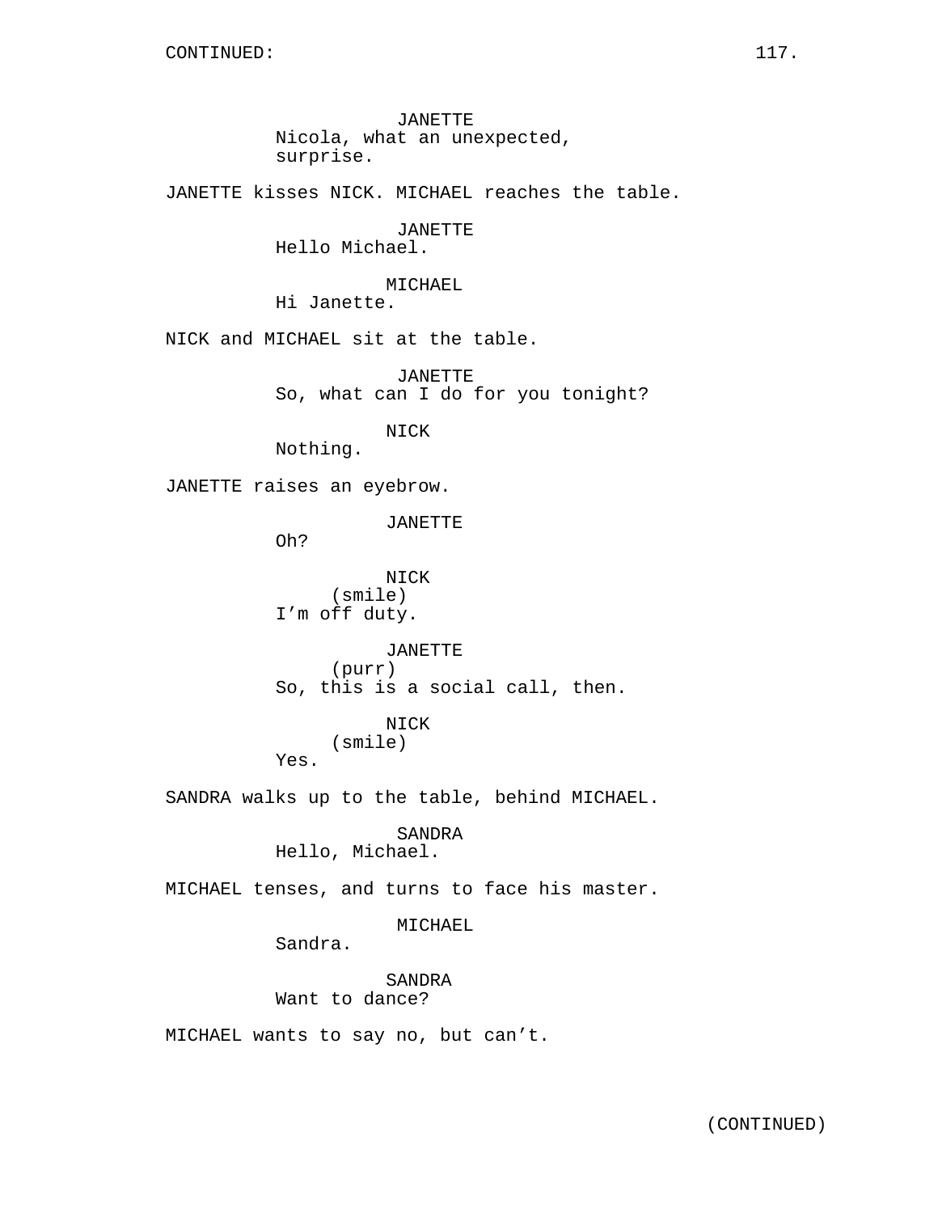CONTINUED:

JANETTE
Nicola, what an unexpected, surprise.

JANETTE kisses NICK. MICHAEL reaches the table.

JANETTE
Hello Michael.

MICHAEL
Hi Janette.

NICK and MICHAEL sit at the table.

JANETTE
So, what can I do for you tonight?

NICK
Nothing.

JANETTE raises an eyebrow.

JANETTE
Oh?

NICK
(smile)
I'm off duty.

JANETTE
(purr)
So, this is a social call, then.

NICK
(smile)
Yes.

SANDRA walks up to the table, behind MICHAEL.

SANDRA
Hello, Michael.

MICHAEL tenses, and turns to face his master.

MICHAEL
Sandra.

SANDRA
Want to dance?

MICHAEL wants to say no, but can't.

(CONTINUED)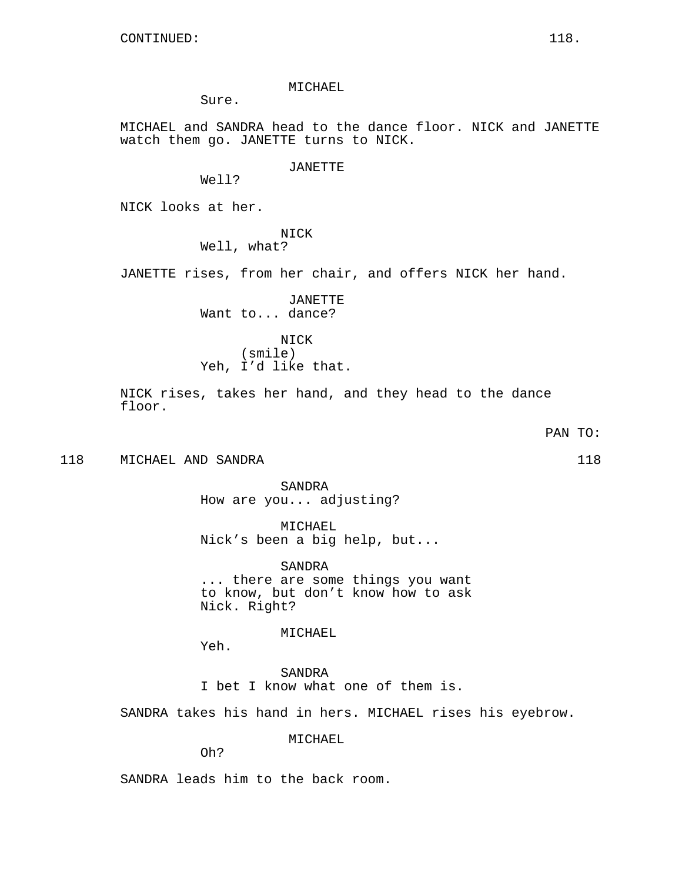MICHAEL
Sure.

MICHAEL and SANDRA head to the dance floor. NICK and JANETTE watch them go. JANETTE turns to NICK.

JANETTE
Well?

NICK looks at her.

NICK
Well, what?

JANETTE rises, from her chair, and offers NICK her hand.

JANETTE
Want to... dance?

NICK
(smile)
Yeh, I'd like that.

NICK rises, takes her hand, and they head to the dance floor.

PAN TO:

118 MICHAEL AND SANDRA 118

SANDRA
How are you... adjusting?

MICHAEL
Nick's been a big help, but...

SANDRA
... there are some things you want to know, but don't know how to ask Nick. Right?

MICHAEL
Yeh.

SANDRA
I bet I know what one of them is.

SANDRA takes his hand in hers. MICHAEL rises his eyebrow.

MICHAEL
Oh?

SANDRA leads him to the back room.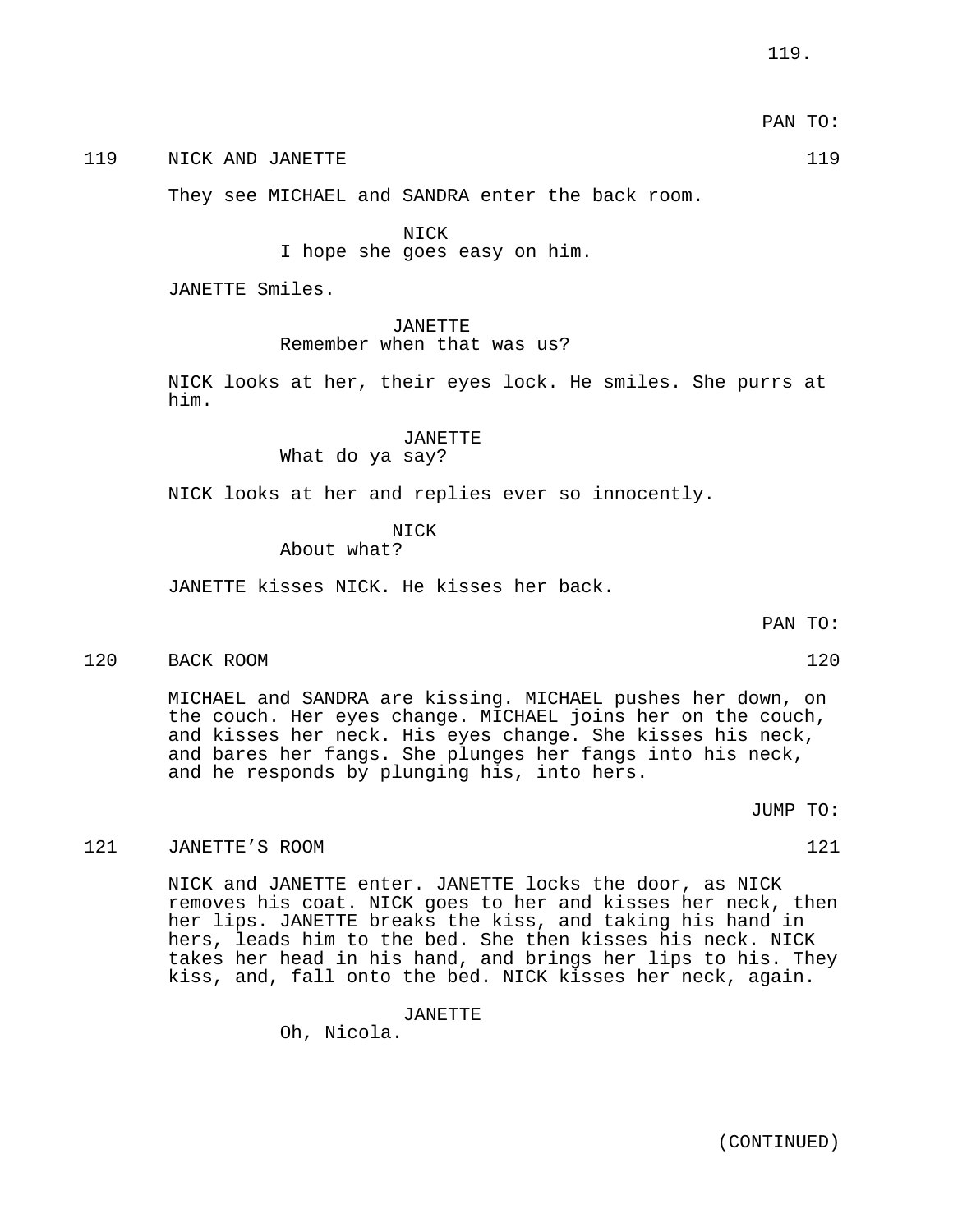PAN TO:

119 NICK AND JANETTE 119

They see MICHAEL and SANDRA enter the back room.

NICK
I hope she goes easy on him.

JANETTE Smiles.

JANETTE
Remember when that was us?

NICK looks at her, their eyes lock. He smiles. She purrs at him.

JANETTE
What do ya say?

NICK looks at her and replies ever so innocently.

NICK
About what?

JANETTE kisses NICK. He kisses her back.

PAN TO:

120 BACK ROOM 120

MICHAEL and SANDRA are kissing. MICHAEL pushes her down, on the couch. Her eyes change. MICHAEL joins her on the couch, and kisses her neck. His eyes change. She kisses his neck, and bares her fangs. She plunges her fangs into his neck, and he responds by plunging his, into hers.

JUMP TO:

121 JANETTE'S ROOM 121

NICK and JANETTE enter. JANETTE locks the door, as NICK removes his coat. NICK goes to her and kisses her neck, then her lips. JANETTE breaks the kiss, and taking his hand in hers, leads him to the bed. She then kisses his neck. NICK takes her head in his hand, and brings her lips to his. They kiss, and, fall onto the bed. NICK kisses her neck, again.

JANETTE
Oh, Nicola.

(CONTINUED)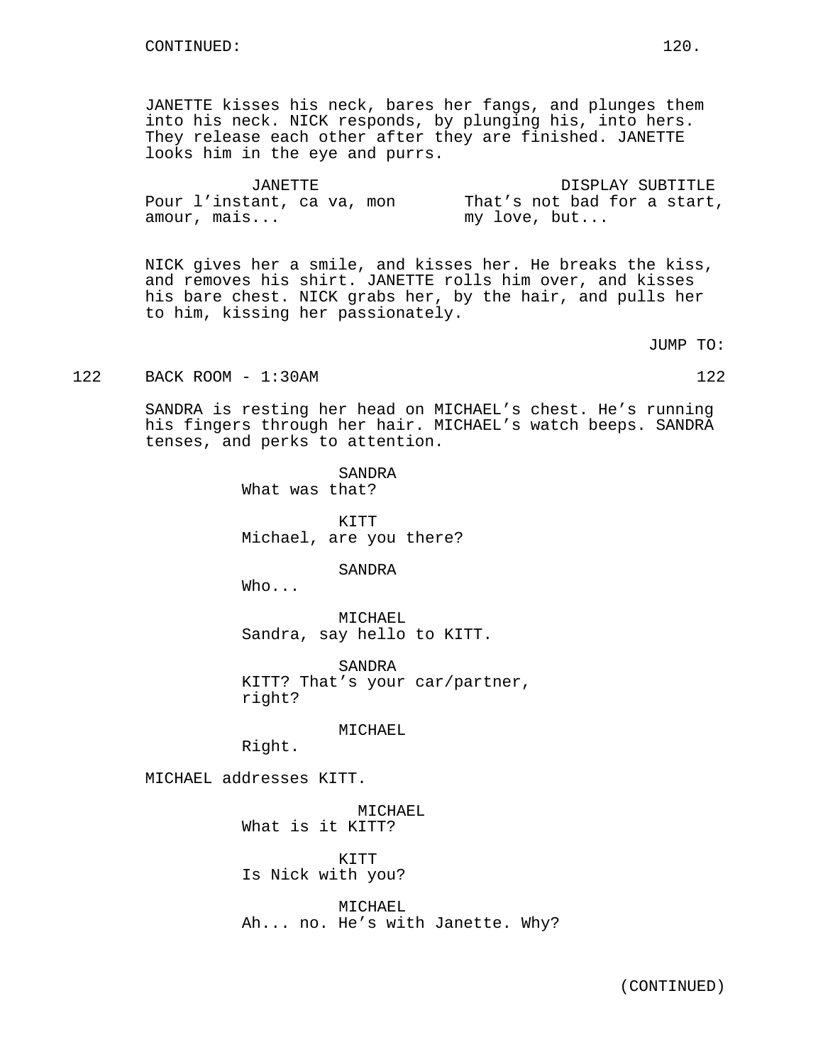CONTINUED:

JANETTE kisses his neck, bares her fangs, and plunges them into his neck. NICK responds, by plunging his, into hers. They release each other after they are finished. JANETTE looks him in the eye and purrs.

| JANETTE | DISPLAY SUBTITLE |
|---|---|
| Pour l'instant, ca va, mon amour, mais... | That's not bad for a start, my love, but... |

NICK gives her a smile, and kisses her. He breaks the kiss, and removes his shirt. JANETTE rolls him over, and kisses his bare chest. NICK grabs her, by the hair, and pulls her to him, kissing her passionately.

JUMP TO:

122 BACK ROOM - 1:30AM 122

SANDRA is resting her head on MICHAEL's chest. He's running his fingers through her hair. MICHAEL's watch beeps. SANDRA tenses, and perks to attention.

SANDRA
What was that?

KITT
Michael, are you there?

SANDRA
Who...

MICHAEL
Sandra, say hello to KITT.

SANDRA
KITT? That's your car/partner, right?

MICHAEL
Right.

MICHAEL addresses KITT.

MICHAEL
What is it KITT?

KITT
Is Nick with you?

MICHAEL
Ah... no. He's with Janette. Why?

(CONTINUED)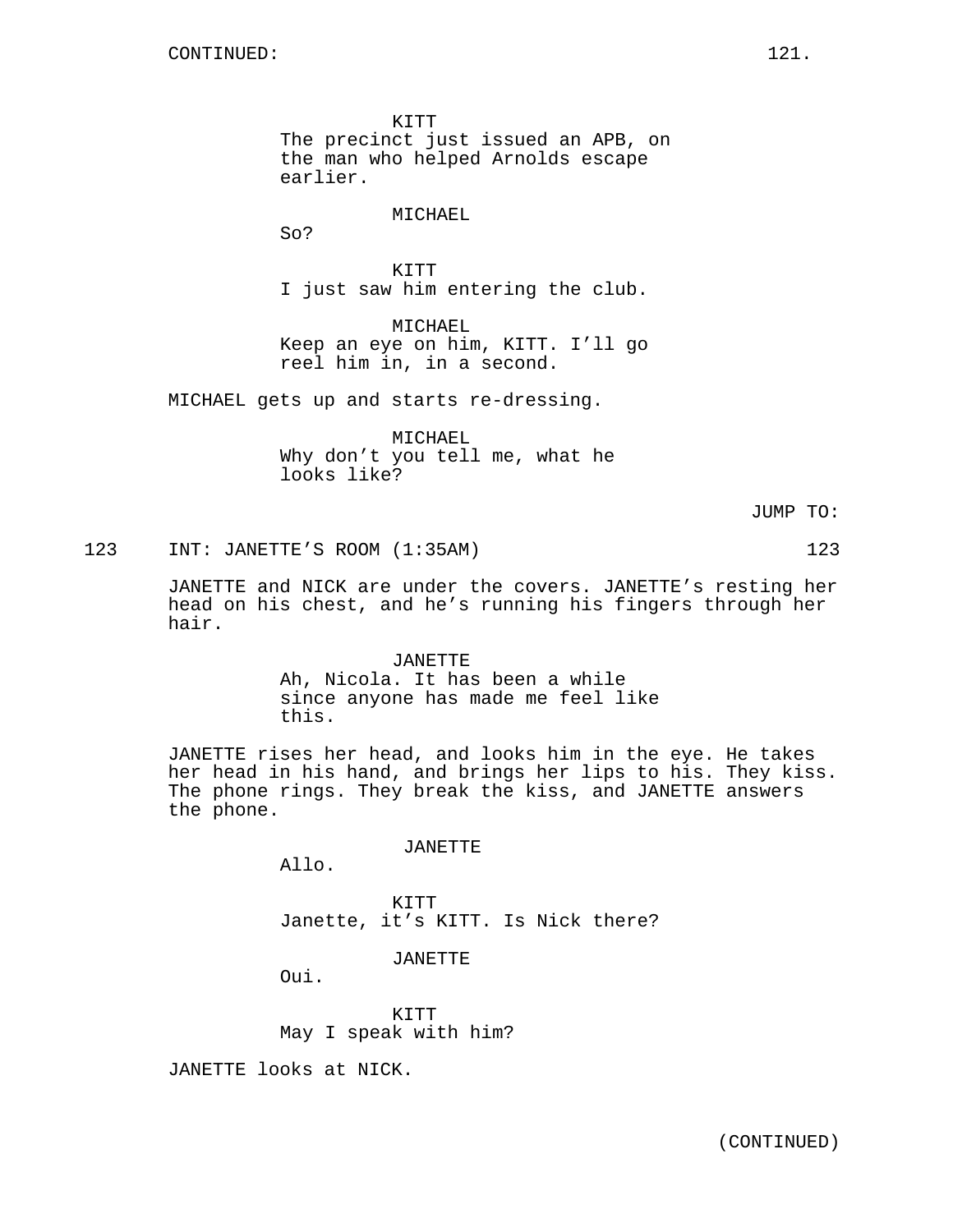CONTINUED:

KITT
The precinct just issued an APB, on the man who helped Arnolds escape earlier.

MICHAEL
So?

KITT
I just saw him entering the club.

MICHAEL
Keep an eye on him, KITT. I'll go reel him in, in a second.

MICHAEL gets up and starts re-dressing.

MICHAEL
Why don't you tell me, what he looks like?

JUMP TO:

123 INT: JANETTE'S ROOM (1:35AM) 123

JANETTE and NICK are under the covers. JANETTE's resting her head on his chest, and he's running his fingers through her hair.

JANETTE
Ah, Nicola. It has been a while since anyone has made me feel like this.

JANETTE rises her head, and looks him in the eye. He takes her head in his hand, and brings her lips to his. They kiss. The phone rings. They break the kiss, and JANETTE answers the phone.

JANETTE
Allo.

KITT
Janette, it's KITT. Is Nick there?

JANETTE
Oui.

KITT
May I speak with him?

JANETTE looks at NICK.

(CONTINUED)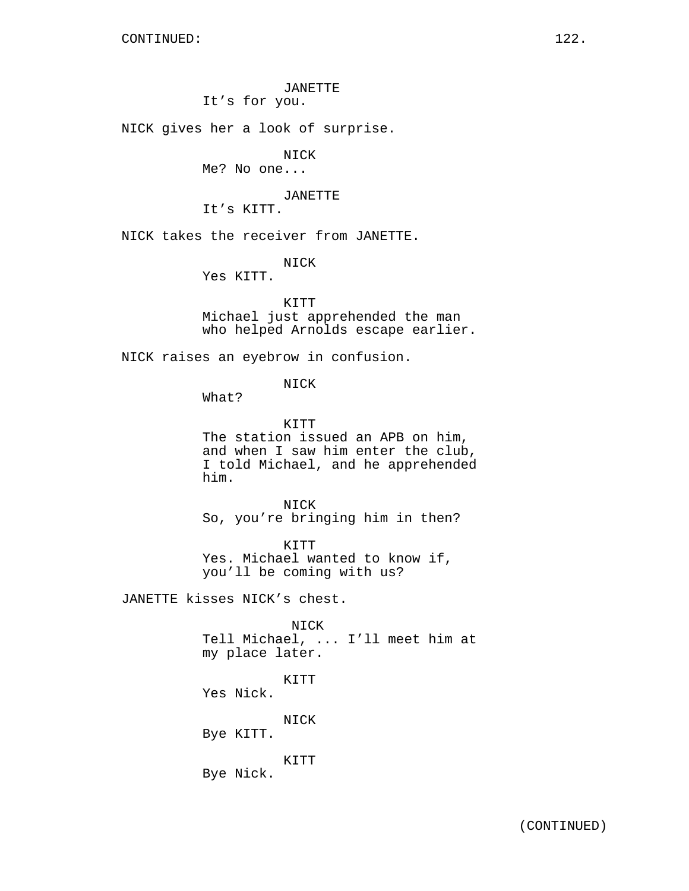CONTINUED:

JANETTE
It's for you.

NICK gives her a look of surprise.

NICK
Me? No one...

JANETTE
It's KITT.

NICK takes the receiver from JANETTE.

NICK
Yes KITT.

KITT
Michael just apprehended the man who helped Arnolds escape earlier.

NICK raises an eyebrow in confusion.

NICK
What?

KITT
The station issued an APB on him, and when I saw him enter the club, I told Michael, and he apprehended him.

NICK
So, you're bringing him in then?

KITT
Yes. Michael wanted to know if, you'll be coming with us?

JANETTE kisses NICK's chest.

NICK
Tell Michael, ... I'll meet him at my place later.

KITT
Yes Nick.

NICK
Bye KITT.

KITT
Bye Nick.

(CONTINUED)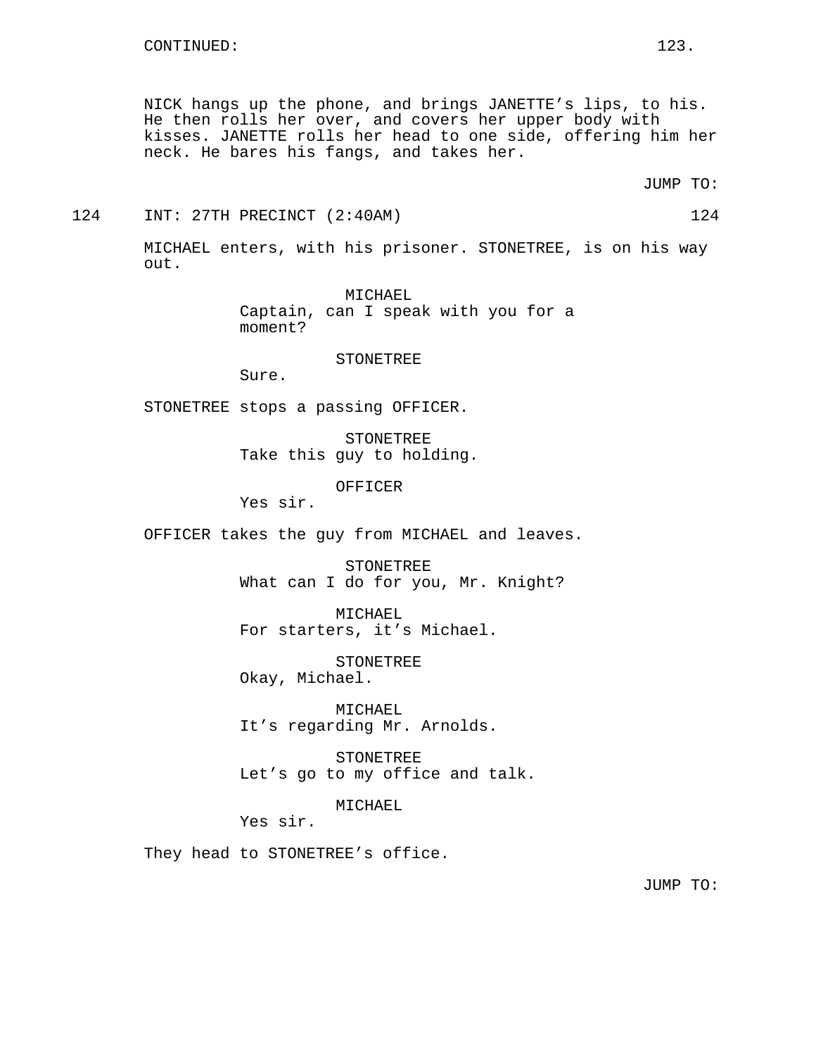CONTINUED:

NICK hangs up the phone, and brings JANETTE's lips, to his. He then rolls her over, and covers her upper body with kisses. JANETTE rolls her head to one side, offering him her neck. He bares his fangs, and takes her.

JUMP TO:

124 INT: 27TH PRECINCT (2:40AM) 124

MICHAEL enters, with his prisoner. STONETREE, is on his way out.

MICHAEL
Captain, can I speak with you for a moment?

STONETREE
Sure.

STONETREE stops a passing OFFICER.

STONETREE
Take this guy to holding.

OFFICER
Yes sir.

OFFICER takes the guy from MICHAEL and leaves.

STONETREE
What can I do for you, Mr. Knight?

MICHAEL
For starters, it's Michael.

STONETREE
Okay, Michael.

MICHAEL
It's regarding Mr. Arnolds.

STONETREE
Let's go to my office and talk.

MICHAEL
Yes sir.

They head to STONETREE's office.

JUMP TO: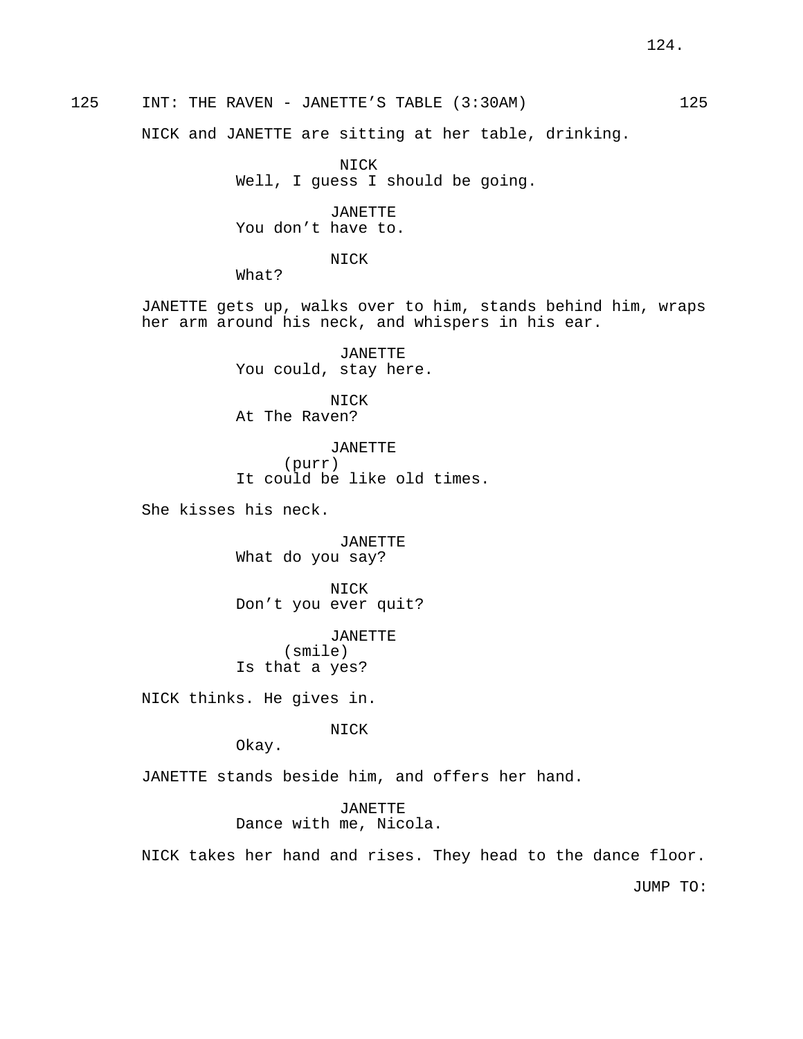125 INT: THE RAVEN - JANETTE'S TABLE (3:30AM) 125

NICK and JANETTE are sitting at her table, drinking.

NICK
Well, I guess I should be going.

JANETTE
You don't have to.

NICK
What?

JANETTE gets up, walks over to him, stands behind him, wraps her arm around his neck, and whispers in his ear.

JANETTE
You could, stay here.

NICK
At The Raven?

JANETTE
(purr)
It could be like old times.

She kisses his neck.

JANETTE
What do you say?

NICK
Don't you ever quit?

JANETTE
(smile)
Is that a yes?

NICK thinks. He gives in.

NICK
Okay.

JANETTE stands beside him, and offers her hand.

JANETTE
Dance with me, Nicola.

NICK takes her hand and rises. They head to the dance floor.

JUMP TO: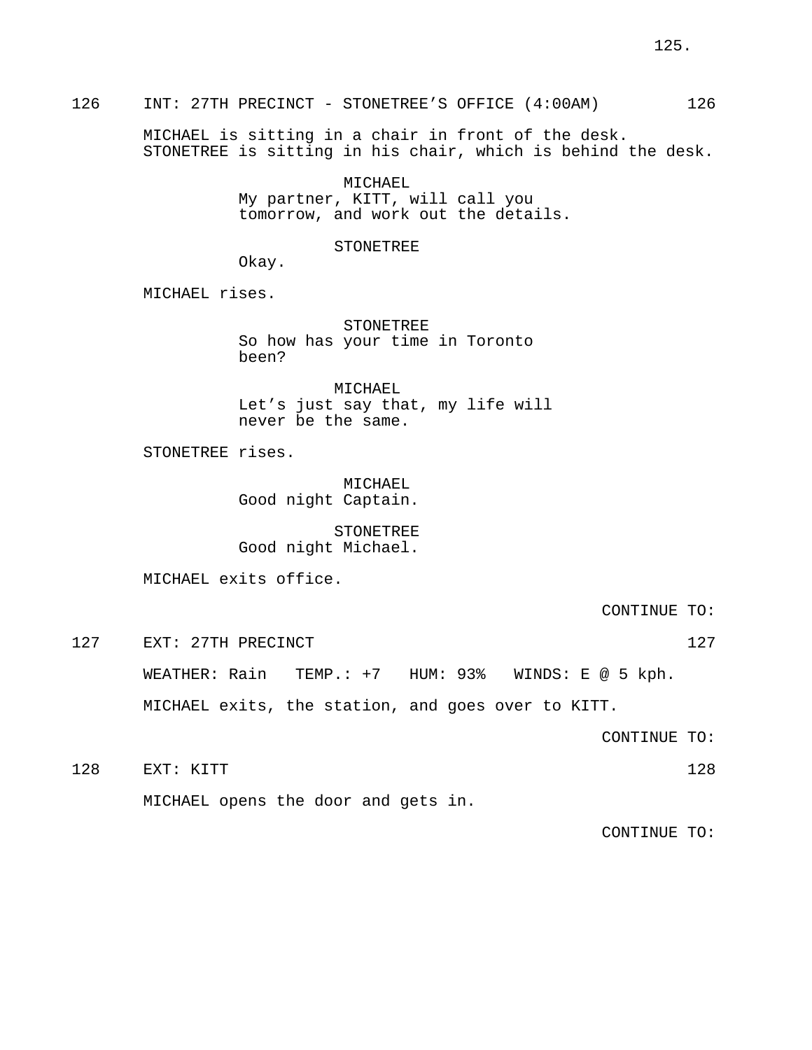126 INT: 27TH PRECINCT - STONETREE'S OFFICE (4:00AM) 126

MICHAEL is sitting in a chair in front of the desk. STONETREE is sitting in his chair, which is behind the desk.

MICHAEL
My partner, KITT, will call you tomorrow, and work out the details.

STONETREE
Okay.

MICHAEL rises.

STONETREE
So how has your time in Toronto been?

MICHAEL
Let's just say that, my life will never be the same.

STONETREE rises.

MICHAEL
Good night Captain.

STONETREE
Good night Michael.

MICHAEL exits office.

CONTINUE TO:

127 EXT: 27TH PRECINCT 127

WEATHER: Rain TEMP.: +7 HUM: 93% WINDS: E @ 5 kph.

MICHAEL exits, the station, and goes over to KITT.

CONTINUE TO:

128 EXT: KITT 128

MICHAEL opens the door and gets in.

CONTINUE TO: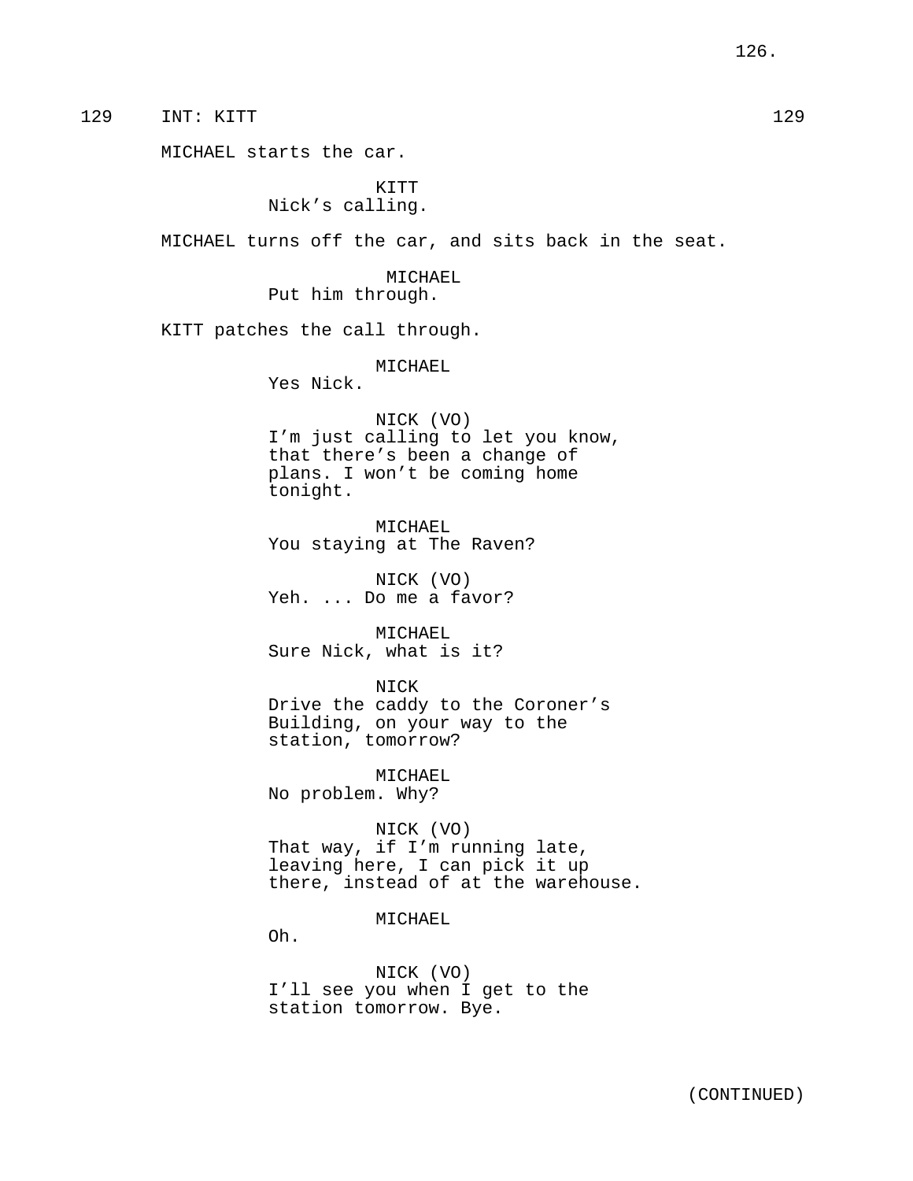129 INT: KITT 129

MICHAEL starts the car.

KITT
Nick's calling.

MICHAEL turns off the car, and sits back in the seat.

MICHAEL
Put him through.

KITT patches the call through.

MICHAEL
Yes Nick.

NICK (VO)
I'm just calling to let you know, that there's been a change of plans. I won't be coming home tonight.

MICHAEL
You staying at The Raven?

NICK (VO)
Yeh. ... Do me a favor?

MICHAEL
Sure Nick, what is it?

NICK
Drive the caddy to the Coroner's Building, on your way to the station, tomorrow?

MICHAEL
No problem. Why?

NICK (VO)
That way, if I'm running late, leaving here, I can pick it up there, instead of at the warehouse.

MICHAEL
Oh.

NICK (VO)
I'll see you when I get to the station tomorrow. Bye.

(CONTINUED)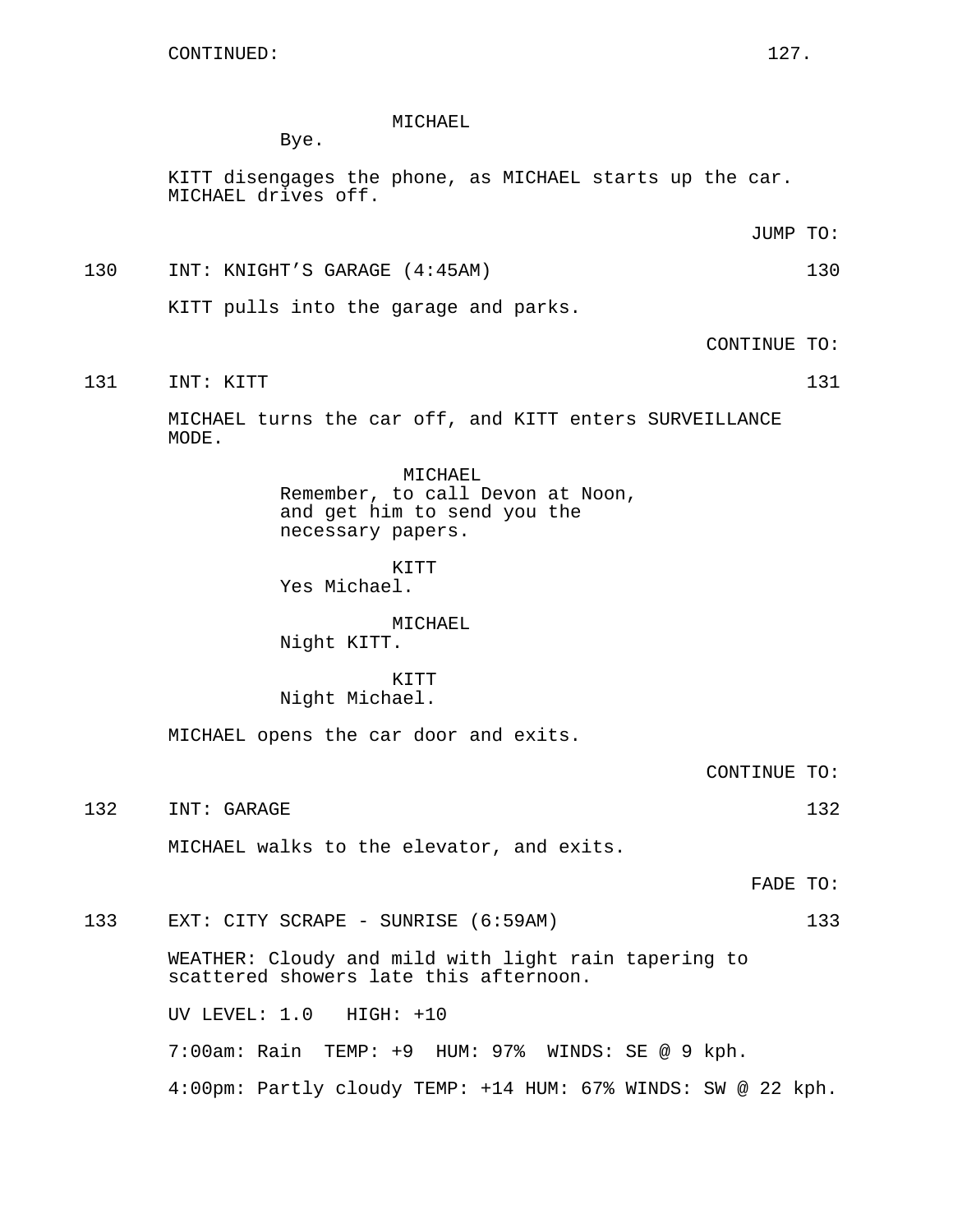CONTINUED:

MICHAEL
Bye.

KITT disengages the phone, as MICHAEL starts up the car. MICHAEL drives off.

JUMP TO:

130 INT: KNIGHT'S GARAGE (4:45AM) 130

KITT pulls into the garage and parks.

CONTINUE TO:

131 INT: KITT 131

MICHAEL turns the car off, and KITT enters SURVEILLANCE MODE.

MICHAEL
Remember, to call Devon at Noon, and get him to send you the necessary papers.

KITT
Yes Michael.

MICHAEL
Night KITT.

KITT
Night Michael.

MICHAEL opens the car door and exits.

CONTINUE TO:

132 INT: GARAGE 132

MICHAEL walks to the elevator, and exits.

FADE TO:

133 EXT: CITY SCRAPE - SUNRISE (6:59AM) 133

WEATHER: Cloudy and mild with light rain tapering to scattered showers late this afternoon.

UV LEVEL: 1.0   HIGH: +10

7:00am: Rain  TEMP: +9  HUM: 97%  WINDS: SE @ 9 kph.

4:00pm: Partly cloudy TEMP: +14 HUM: 67% WINDS: SW @ 22 kph.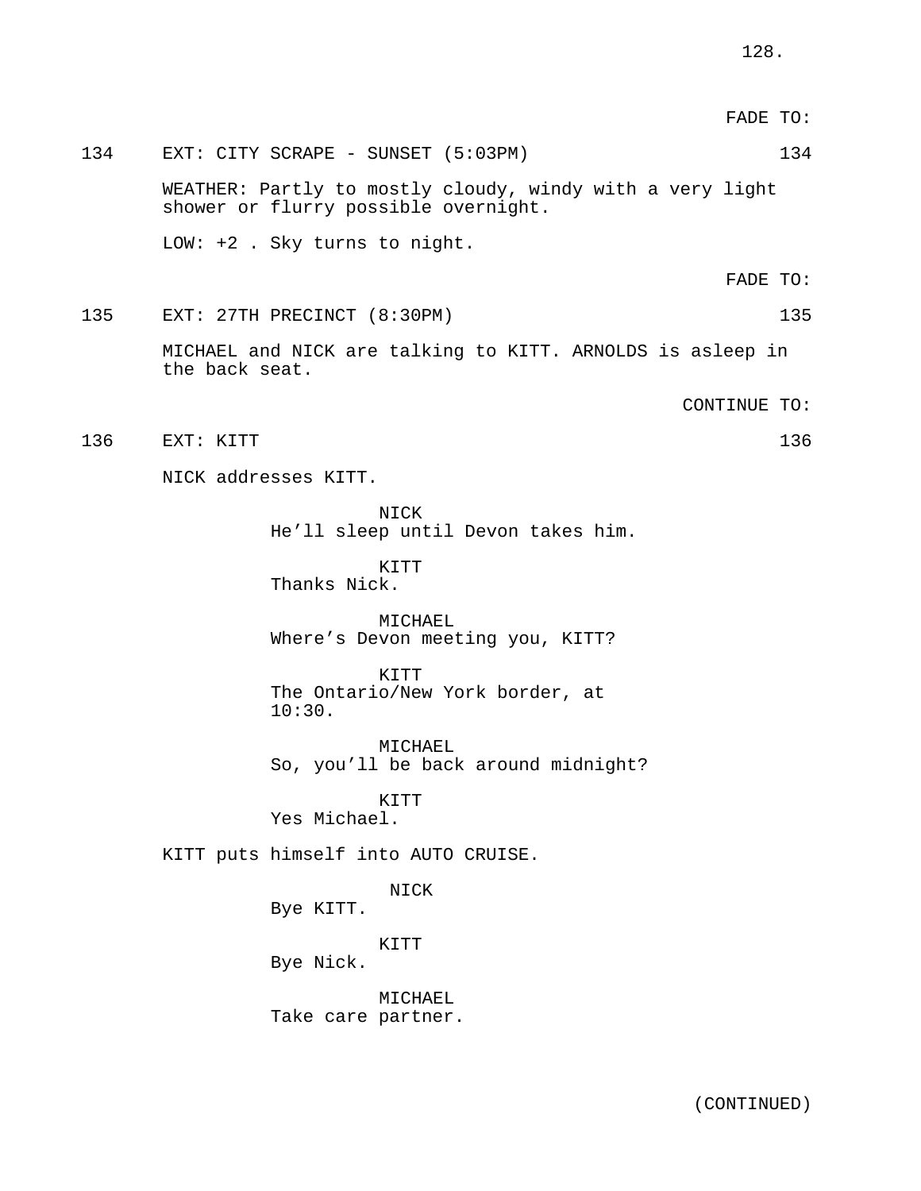FADE TO:

134 EXT: CITY SCRAPE - SUNSET (5:03PM) 134

WEATHER: Partly to mostly cloudy, windy with a very light shower or flurry possible overnight.

LOW: +2 . Sky turns to night.

FADE TO:

135 EXT: 27TH PRECINCT (8:30PM) 135

MICHAEL and NICK are talking to KITT. ARNOLDS is asleep in the back seat.

CONTINUE TO:

136 EXT: KITT 136

NICK addresses KITT.

NICK
He'll sleep until Devon takes him.

KITT
Thanks Nick.

MICHAEL
Where's Devon meeting you, KITT?

KITT
The Ontario/New York border, at 10:30.

MICHAEL
So, you'll be back around midnight?

KITT
Yes Michael.

KITT puts himself into AUTO CRUISE.

NICK
Bye KITT.

KITT
Bye Nick.

MICHAEL
Take care partner.

(CONTINUED)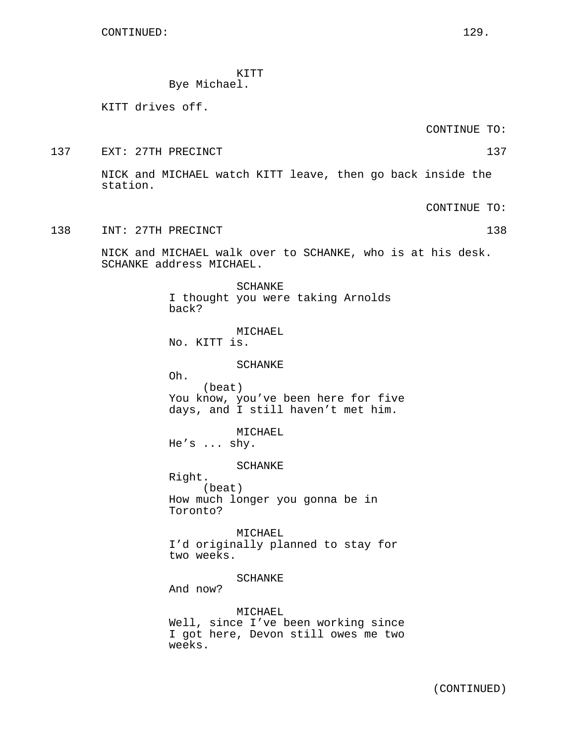CONTINUED:

KITT
Bye Michael.

KITT drives off.

CONTINUE TO:

137 EXT: 27TH PRECINCT 137

NICK and MICHAEL watch KITT leave, then go back inside the station.

CONTINUE TO:

138 INT: 27TH PRECINCT 138

NICK and MICHAEL walk over to SCHANKE, who is at his desk. SCHANKE address MICHAEL.

SCHANKE
I thought you were taking Arnolds back?

MICHAEL
No. KITT is.

SCHANKE
Oh.
(beat)
You know, you've been here for five days, and I still haven't met him.

MICHAEL
He's ... shy.

SCHANKE
Right.
(beat)
How much longer you gonna be in Toronto?

MICHAEL
I'd originally planned to stay for two weeks.

SCHANKE
And now?

MICHAEL
Well, since I've been working since I got here, Devon still owes me two weeks.

(CONTINUED)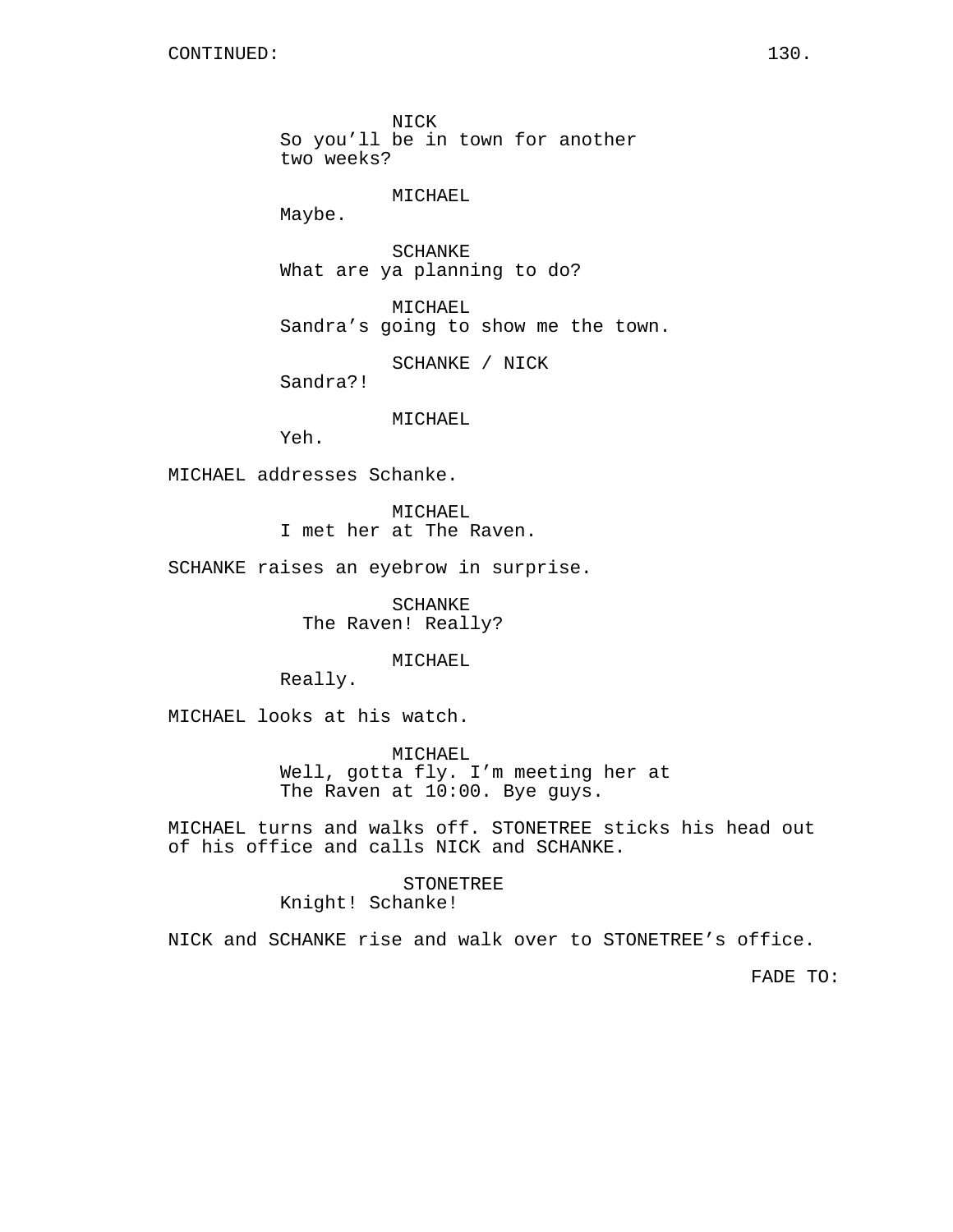CONTINUED:

NICK
So you'll be in town for another two weeks?

MICHAEL
Maybe.

SCHANKE
What are ya planning to do?

MICHAEL
Sandra's going to show me the town.

SCHANKE / NICK
Sandra?!

MICHAEL
Yeh.

MICHAEL addresses Schanke.

MICHAEL
I met her at The Raven.

SCHANKE raises an eyebrow in surprise.

SCHANKE
The Raven! Really?

MICHAEL
Really.

MICHAEL looks at his watch.

MICHAEL
Well, gotta fly. I'm meeting her at The Raven at 10:00. Bye guys.

MICHAEL turns and walks off. STONETREE sticks his head out of his office and calls NICK and SCHANKE.

STONETREE
Knight! Schanke!

NICK and SCHANKE rise and walk over to STONETREE's office.

FADE TO: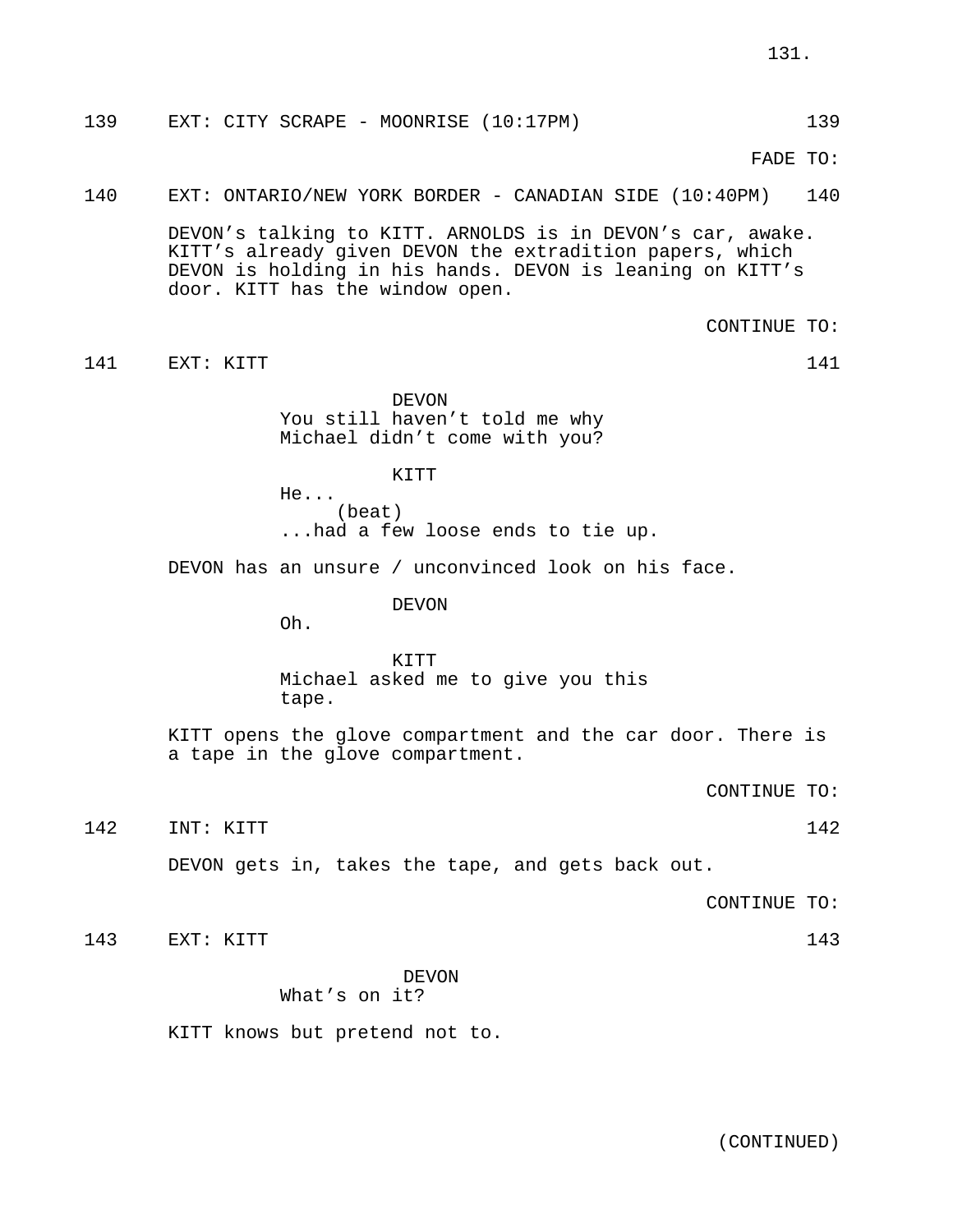139 EXT: CITY SCRAPE - MOONRISE (10:17PM) 139

FADE TO:

140 EXT: ONTARIO/NEW YORK BORDER - CANADIAN SIDE (10:40PM) 140

DEVON's talking to KITT. ARNOLDS is in DEVON's car, awake. KITT's already given DEVON the extradition papers, which DEVON is holding in his hands. DEVON is leaning on KITT's door. KITT has the window open.

CONTINUE TO:

141 EXT: KITT 141

DEVON
You still haven't told me why Michael didn't come with you?

KITT
He...
(beat)
...had a few loose ends to tie up.

DEVON has an unsure / unconvinced look on his face.

DEVON
Oh.

KITT
Michael asked me to give you this tape.

KITT opens the glove compartment and the car door. There is a tape in the glove compartment.

CONTINUE TO:

142 INT: KITT 142

DEVON gets in, takes the tape, and gets back out.

CONTINUE TO:

143 EXT: KITT 143

DEVON
What's on it?

KITT knows but pretend not to.

(CONTINUED)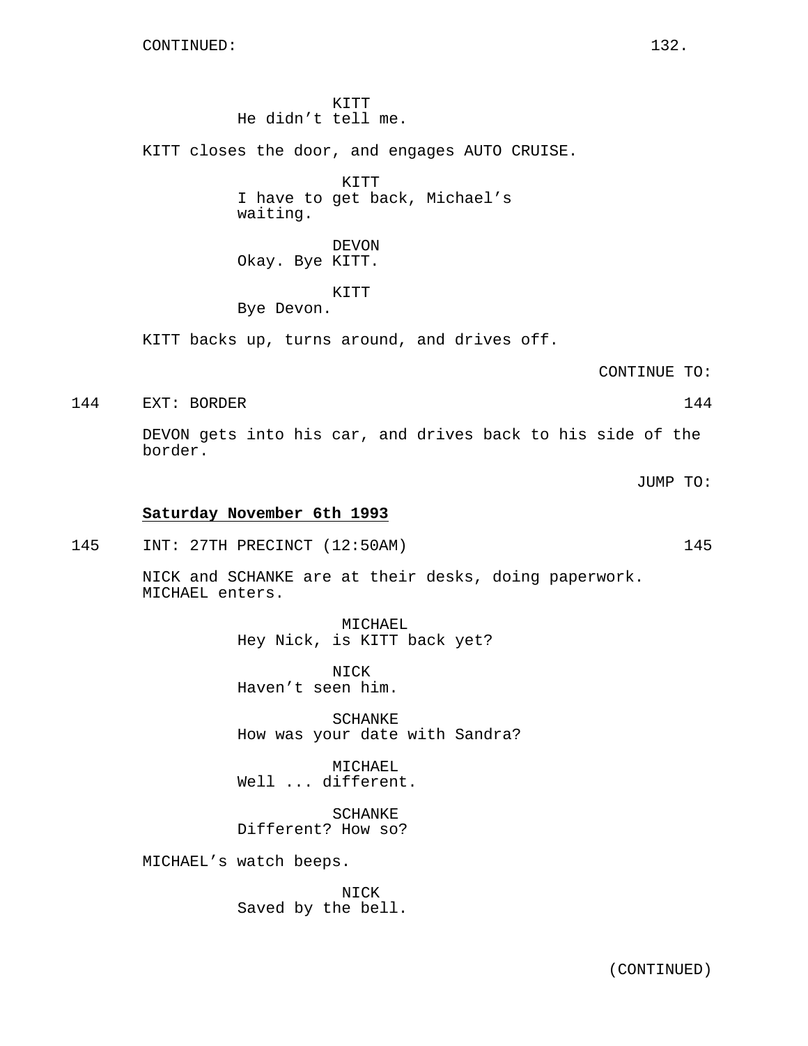KITT
He didn't tell me.

KITT closes the door, and engages AUTO CRUISE.

KITT
I have to get back, Michael's waiting.

DEVON
Okay. Bye KITT.

KITT
Bye Devon.

KITT backs up, turns around, and drives off.

CONTINUE TO:

144 EXT: BORDER 144

DEVON gets into his car, and drives back to his side of the border.

JUMP TO:

**<u>Saturday November 6th 1993</u>**

145 INT: 27TH PRECINCT (12:50AM) 145

NICK and SCHANKE are at their desks, doing paperwork. MICHAEL enters.

MICHAEL
Hey Nick, is KITT back yet?

NICK
Haven't seen him.

SCHANKE
How was your date with Sandra?

MICHAEL
Well ... different.

SCHANKE
Different? How so?

MICHAEL's watch beeps.

NICK
Saved by the bell.

(CONTINUED)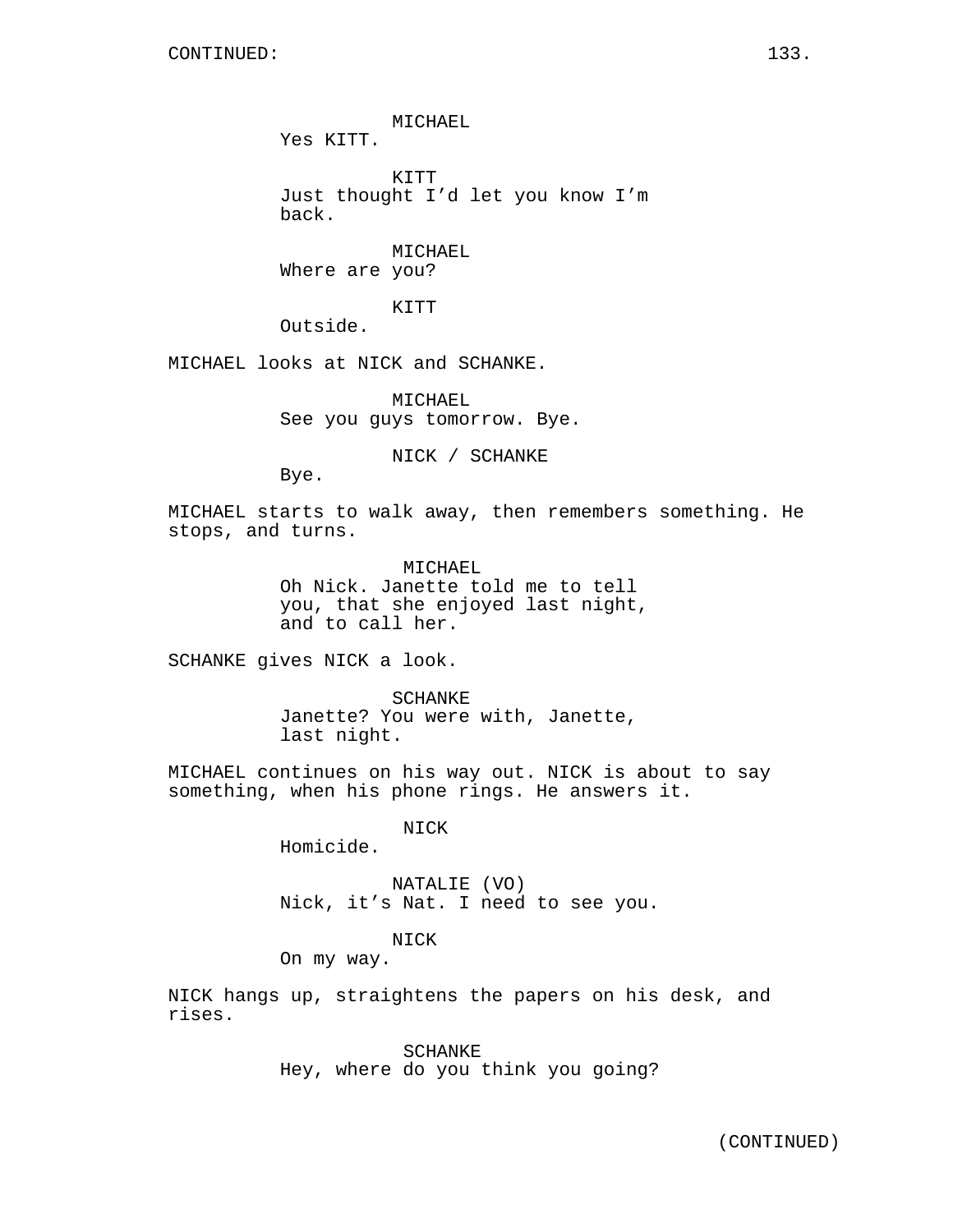MICHAEL
Yes KITT.

KITT
Just thought I'd let you know I'm back.

MICHAEL
Where are you?

KITT
Outside.

MICHAEL looks at NICK and SCHANKE.

MICHAEL
See you guys tomorrow. Bye.

NICK / SCHANKE
Bye.

MICHAEL starts to walk away, then remembers something. He stops, and turns.

MICHAEL
Oh Nick. Janette told me to tell you, that she enjoyed last night, and to call her.

SCHANKE gives NICK a look.

SCHANKE
Janette? You were with, Janette, last night.

MICHAEL continues on his way out. NICK is about to say something, when his phone rings. He answers it.

NICK
Homicide.

NATALIE (VO)
Nick, it's Nat. I need to see you.

NICK
On my way.

NICK hangs up, straightens the papers on his desk, and rises.

SCHANKE
Hey, where do you think you going?

(CONTINUED)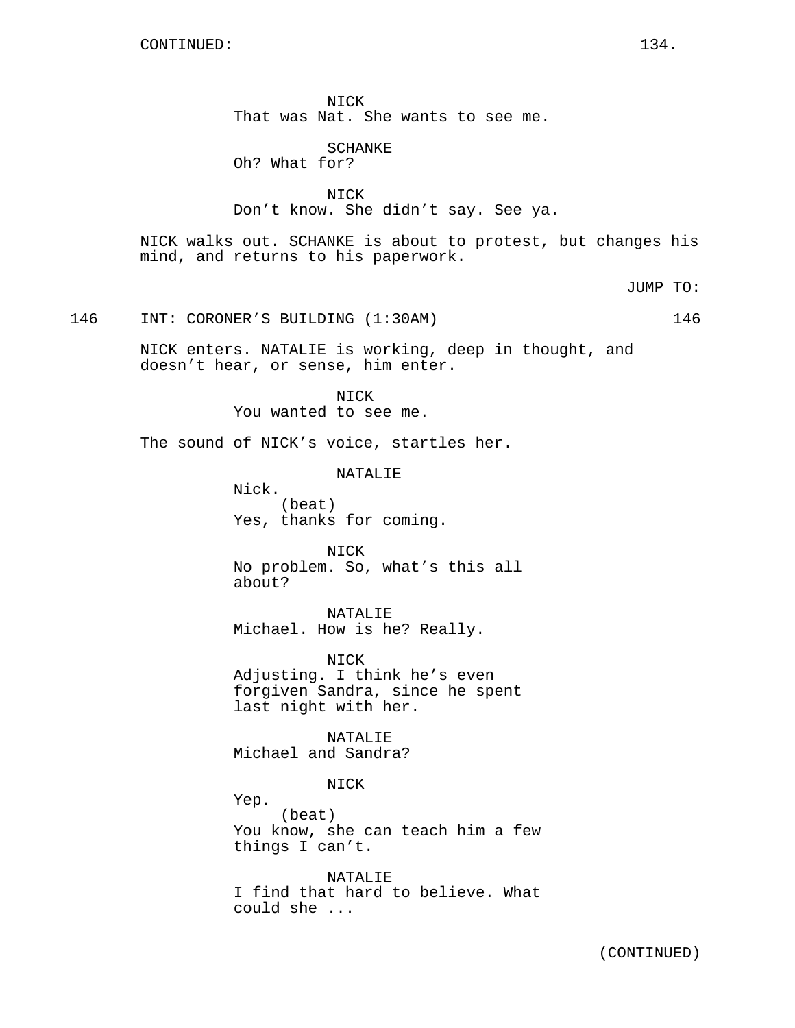CONTINUED:

NICK
That was Nat. She wants to see me.

SCHANKE
Oh? What for?

NICK
Don't know. She didn't say. See ya.

NICK walks out. SCHANKE is about to protest, but changes his mind, and returns to his paperwork.

JUMP TO:

146 INT: CORONER'S BUILDING (1:30AM) 146

NICK enters. NATALIE is working, deep in thought, and doesn't hear, or sense, him enter.

NICK
You wanted to see me.

The sound of NICK's voice, startles her.

NATALIE
Nick.
(beat)
Yes, thanks for coming.

NICK
No problem. So, what's this all about?

NATALIE
Michael. How is he? Really.

NICK
Adjusting. I think he's even forgiven Sandra, since he spent last night with her.

NATALIE
Michael and Sandra?

NICK
Yep.
(beat)
You know, she can teach him a few things I can't.

NATALIE
I find that hard to believe. What could she ...

(CONTINUED)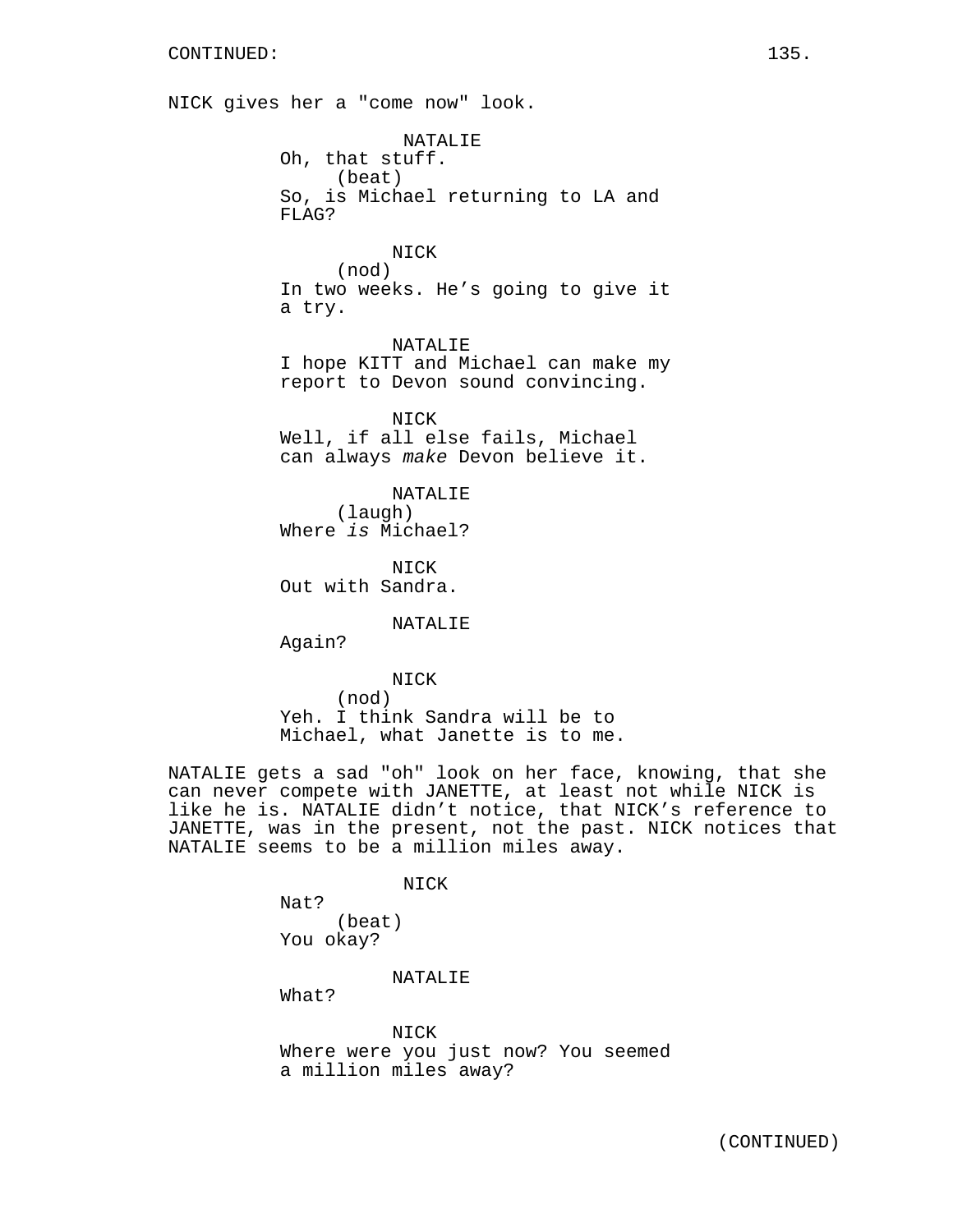CONTINUED:

NICK gives her a "come now" look.

NATALIE
Oh, that stuff.
(beat)
So, is Michael returning to LA and FLAG?

NICK
(nod)
In two weeks. He's going to give it a try.

NATALIE
I hope KITT and Michael can make my report to Devon sound convincing.

NICK
Well, if all else fails, Michael can always *make* Devon believe it.

NATALIE
(laugh)
Where *is* Michael?

NICK
Out with Sandra.

NATALIE
Again?

NICK
(nod)
Yeh. I think Sandra will be to Michael, what Janette is to me.

NATALIE gets a sad "oh" look on her face, knowing, that she can never compete with JANETTE, at least not while NICK is like he is. NATALIE didn't notice, that NICK's reference to JANETTE, was in the present, not the past. NICK notices that NATALIE seems to be a million miles away.

NICK
Nat?
(beat)
You okay?

NATALIE
What?

NICK
Where were you just now? You seemed a million miles away?

(CONTINUED)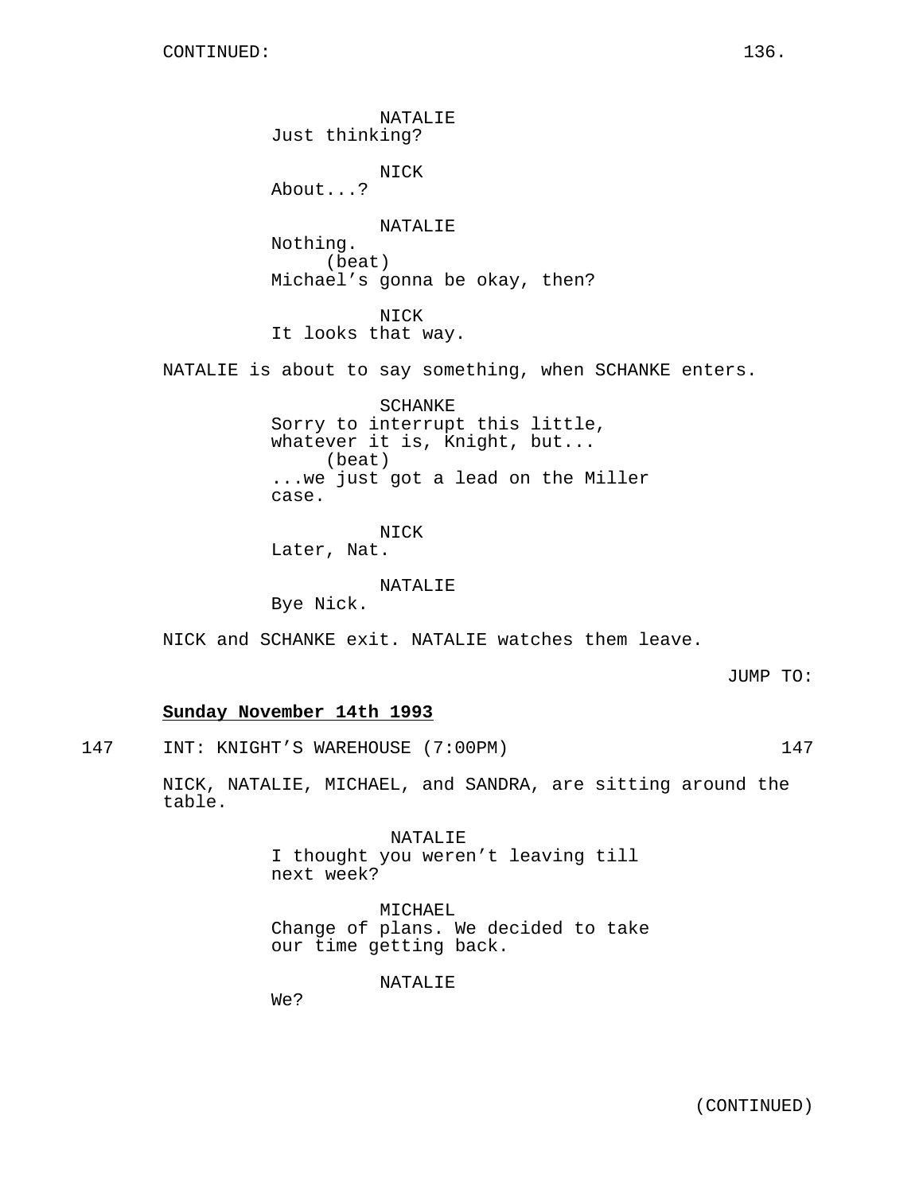CONTINUED:

NATALIE
Just thinking?

NICK
About...?

NATALIE
Nothing.
(beat)
Michael's gonna be okay, then?

NICK
It looks that way.

NATALIE is about to say something, when SCHANKE enters.

SCHANKE
Sorry to interrupt this little, whatever it is, Knight, but...
(beat)
...we just got a lead on the Miller case.

NICK
Later, Nat.

NATALIE
Bye Nick.

NICK and SCHANKE exit. NATALIE watches them leave.

JUMP TO:

**Sunday November 14th 1993**

147 INT: KNIGHT'S WAREHOUSE (7:00PM) 147

NICK, NATALIE, MICHAEL, and SANDRA, are sitting around the table.

NATALIE
I thought you weren't leaving till next week?

MICHAEL
Change of plans. We decided to take our time getting back.

NATALIE
We?

(CONTINUED)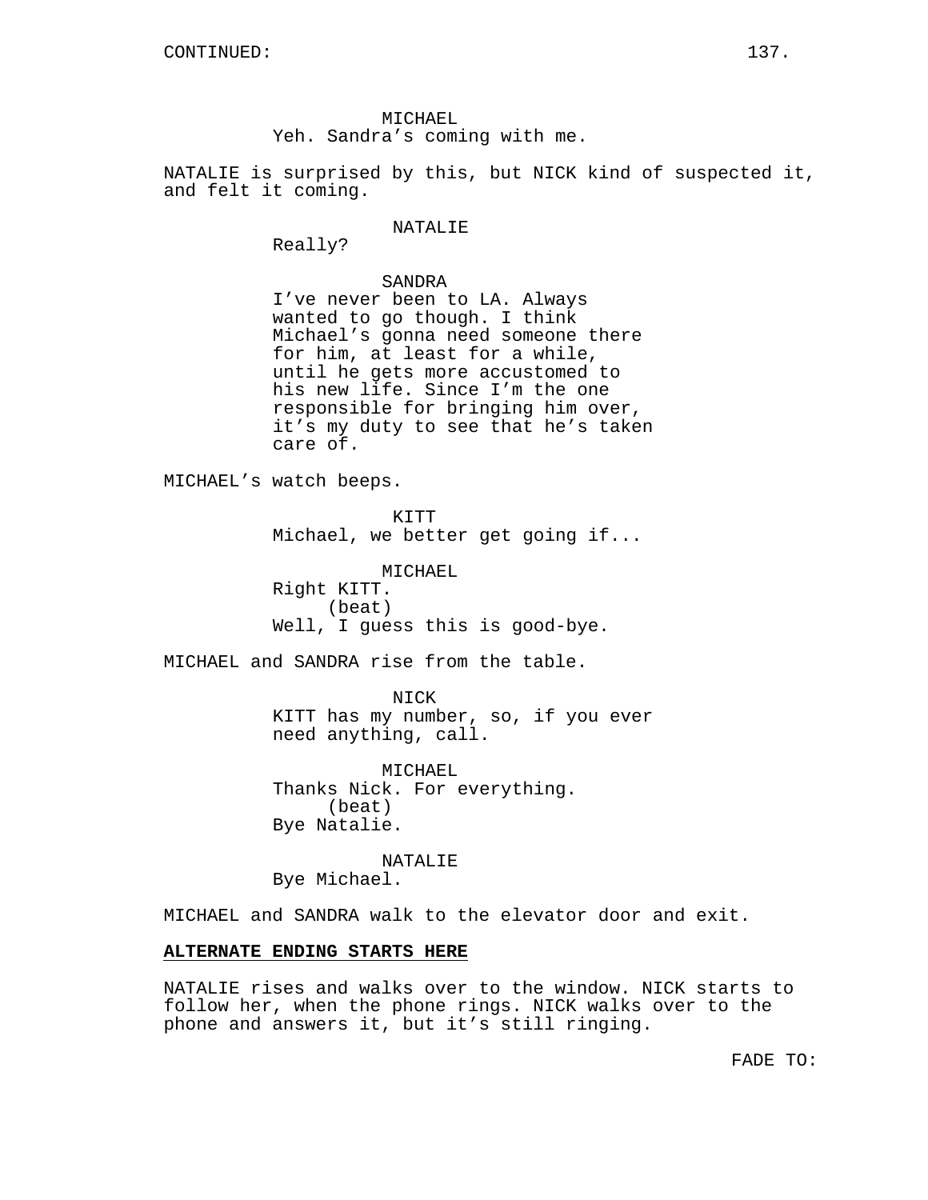CONTINUED:

MICHAEL
Yeh. Sandra's coming with me.

NATALIE is surprised by this, but NICK kind of suspected it, and felt it coming.

NATALIE
Really?

SANDRA
I've never been to LA. Always wanted to go though. I think Michael's gonna need someone there for him, at least for a while, until he gets more accustomed to his new life. Since I'm the one responsible for bringing him over, it's my duty to see that he's taken care of.

MICHAEL's watch beeps.

KITT
Michael, we better get going if...

MICHAEL
Right KITT.
(beat)
Well, I guess this is good-bye.

MICHAEL and SANDRA rise from the table.

NICK
KITT has my number, so, if you ever need anything, call.

MICHAEL
Thanks Nick. For everything.
(beat)
Bye Natalie.

NATALIE
Bye Michael.

MICHAEL and SANDRA walk to the elevator door and exit.

**ALTERNATE ENDING STARTS HERE**

NATALIE rises and walks over to the window. NICK starts to follow her, when the phone rings. NICK walks over to the phone and answers it, but it's still ringing.

FADE TO: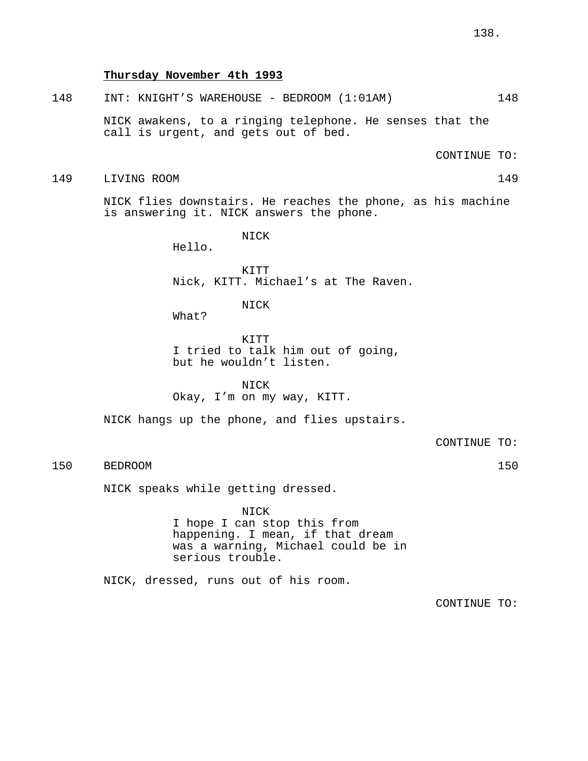**Thursday November 4th 1993**

148 INT: KNIGHT'S WAREHOUSE - BEDROOM (1:01AM) 148

NICK awakens, to a ringing telephone. He senses that the call is urgent, and gets out of bed.

CONTINUE TO:

149 LIVING ROOM 149

NICK flies downstairs. He reaches the phone, as his machine is answering it. NICK answers the phone.

NICK
Hello.

KITT
Nick, KITT. Michael's at The Raven.

NICK
What?

KITT
I tried to talk him out of going, but he wouldn't listen.

NICK
Okay, I'm on my way, KITT.

NICK hangs up the phone, and flies upstairs.

CONTINUE TO:

150 BEDROOM 150

NICK speaks while getting dressed.

NICK
I hope I can stop this from happening. I mean, if that dream was a warning, Michael could be in serious trouble.

NICK, dressed, runs out of his room.

CONTINUE TO: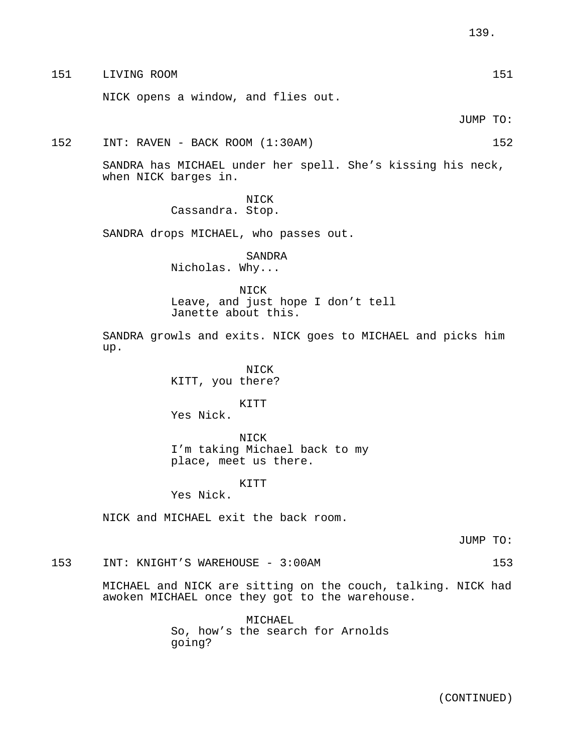151 LIVING ROOM 151

NICK opens a window, and flies out.

JUMP TO:

152 INT: RAVEN - BACK ROOM (1:30AM) 152

SANDRA has MICHAEL under her spell. She's kissing his neck, when NICK barges in.

NICK
Cassandra. Stop.

SANDRA drops MICHAEL, who passes out.

SANDRA
Nicholas. Why...

NICK
Leave, and just hope I don't tell Janette about this.

SANDRA growls and exits. NICK goes to MICHAEL and picks him up.

NICK
KITT, you there?

KITT
Yes Nick.

NICK
I'm taking Michael back to my place, meet us there.

KITT
Yes Nick.

NICK and MICHAEL exit the back room.

JUMP TO:

153 INT: KNIGHT'S WAREHOUSE - 3:00AM 153

MICHAEL and NICK are sitting on the couch, talking. NICK had awoken MICHAEL once they got to the warehouse.

MICHAEL
So, how's the search for Arnolds going?

(CONTINUED)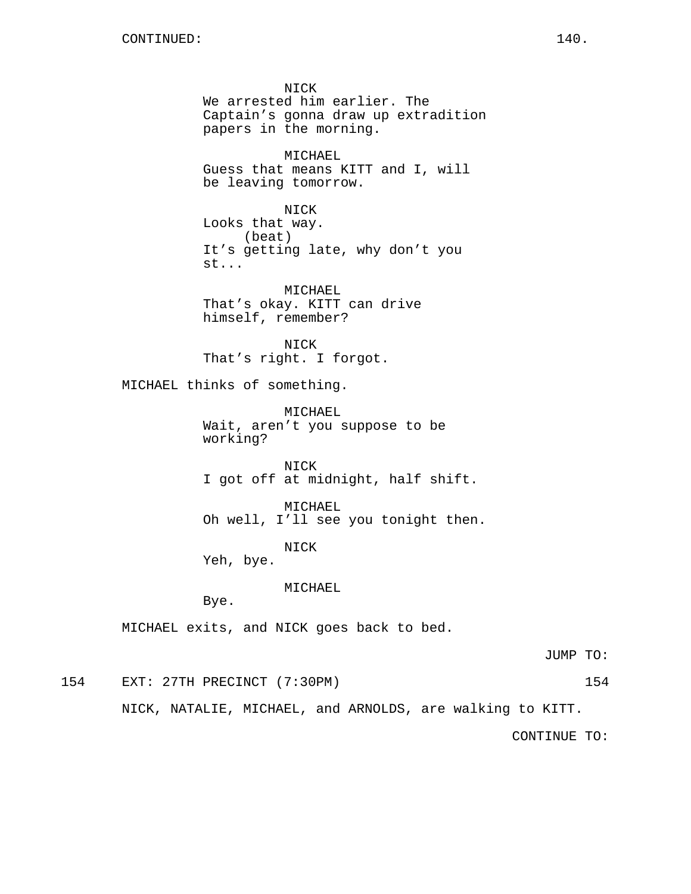CONTINUED:

NICK
We arrested him earlier. The Captain's gonna draw up extradition papers in the morning.

MICHAEL
Guess that means KITT and I, will be leaving tomorrow.

NICK
Looks that way.
(beat)
It's getting late, why don't you st...

MICHAEL
That's okay. KITT can drive himself, remember?

NICK
That's right. I forgot.

MICHAEL thinks of something.

MICHAEL
Wait, aren't you suppose to be working?

NICK
I got off at midnight, half shift.

MICHAEL
Oh well, I'll see you tonight then.

NICK
Yeh, bye.

MICHAEL
Bye.

MICHAEL exits, and NICK goes back to bed.

JUMP TO:

154 EXT: 27TH PRECINCT (7:30PM) 154

NICK, NATALIE, MICHAEL, and ARNOLDS, are walking to KITT.

CONTINUE TO: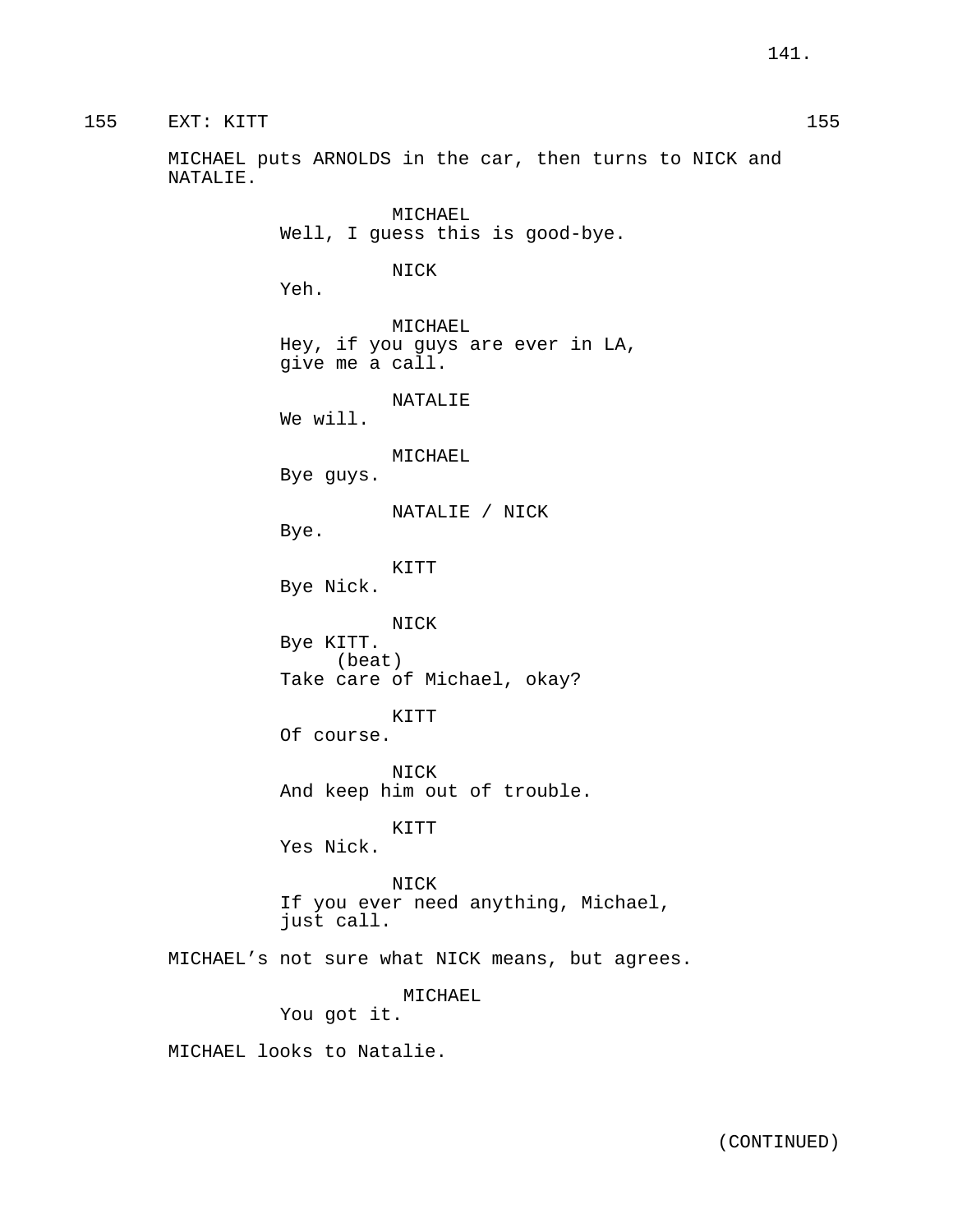155 EXT: KITT 155

MICHAEL puts ARNOLDS in the car, then turns to NICK and NATALIE.

MICHAEL
Well, I guess this is good-bye.

NICK
Yeh.

MICHAEL
Hey, if you guys are ever in LA, give me a call.

NATALIE
We will.

MICHAEL
Bye guys.

NATALIE / NICK
Bye.

KITT
Bye Nick.

NICK
Bye KITT.
(beat)
Take care of Michael, okay?

KITT
Of course.

NICK
And keep him out of trouble.

KITT
Yes Nick.

NICK
If you ever need anything, Michael, just call.

MICHAEL's not sure what NICK means, but agrees.

MICHAEL
You got it.

MICHAEL looks to Natalie.

(CONTINUED)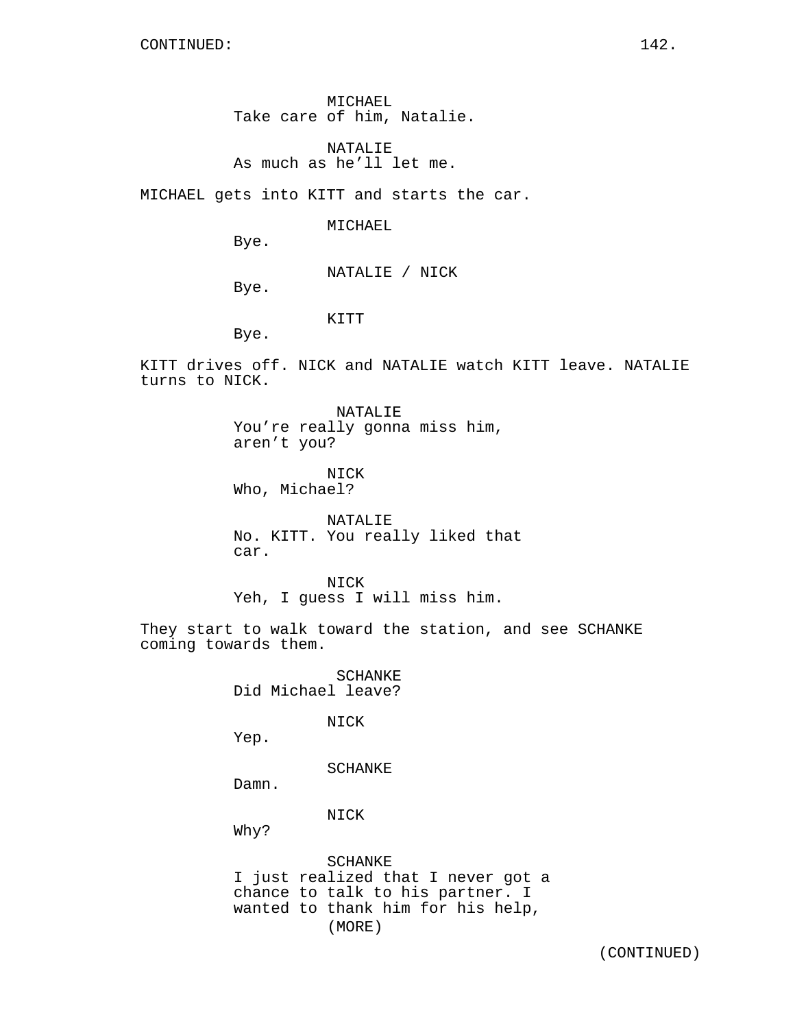MICHAEL
Take care of him, Natalie.

NATALIE
As much as he'll let me.

MICHAEL gets into KITT and starts the car.

MICHAEL
Bye.

NATALIE / NICK
Bye.

KITT
Bye.

KITT drives off. NICK and NATALIE watch KITT leave. NATALIE turns to NICK.

NATALIE
You're really gonna miss him, aren't you?

NICK
Who, Michael?

NATALIE
No. KITT. You really liked that car.

NICK
Yeh, I guess I will miss him.

They start to walk toward the station, and see SCHANKE coming towards them.

SCHANKE
Did Michael leave?

NICK
Yep.

SCHANKE
Damn.

NICK
Why?

SCHANKE
I just realized that I never got a chance to talk to his partner. I wanted to thank him for his help,
(MORE)

(CONTINUED)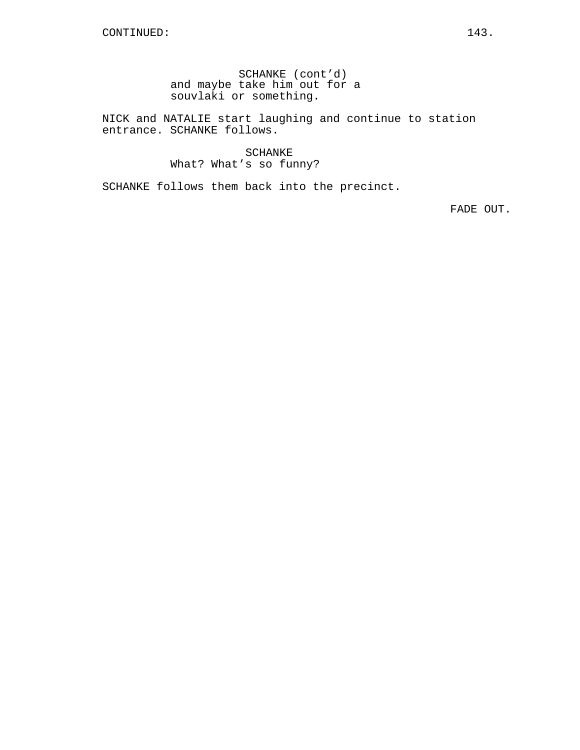CONTINUED:

SCHANKE (cont'd)
and maybe take him out for a souvlaki or something.

NICK and NATALIE start laughing and continue to station entrance. SCHANKE follows.

SCHANKE
What? What's so funny?

SCHANKE follows them back into the precinct.

FADE OUT.